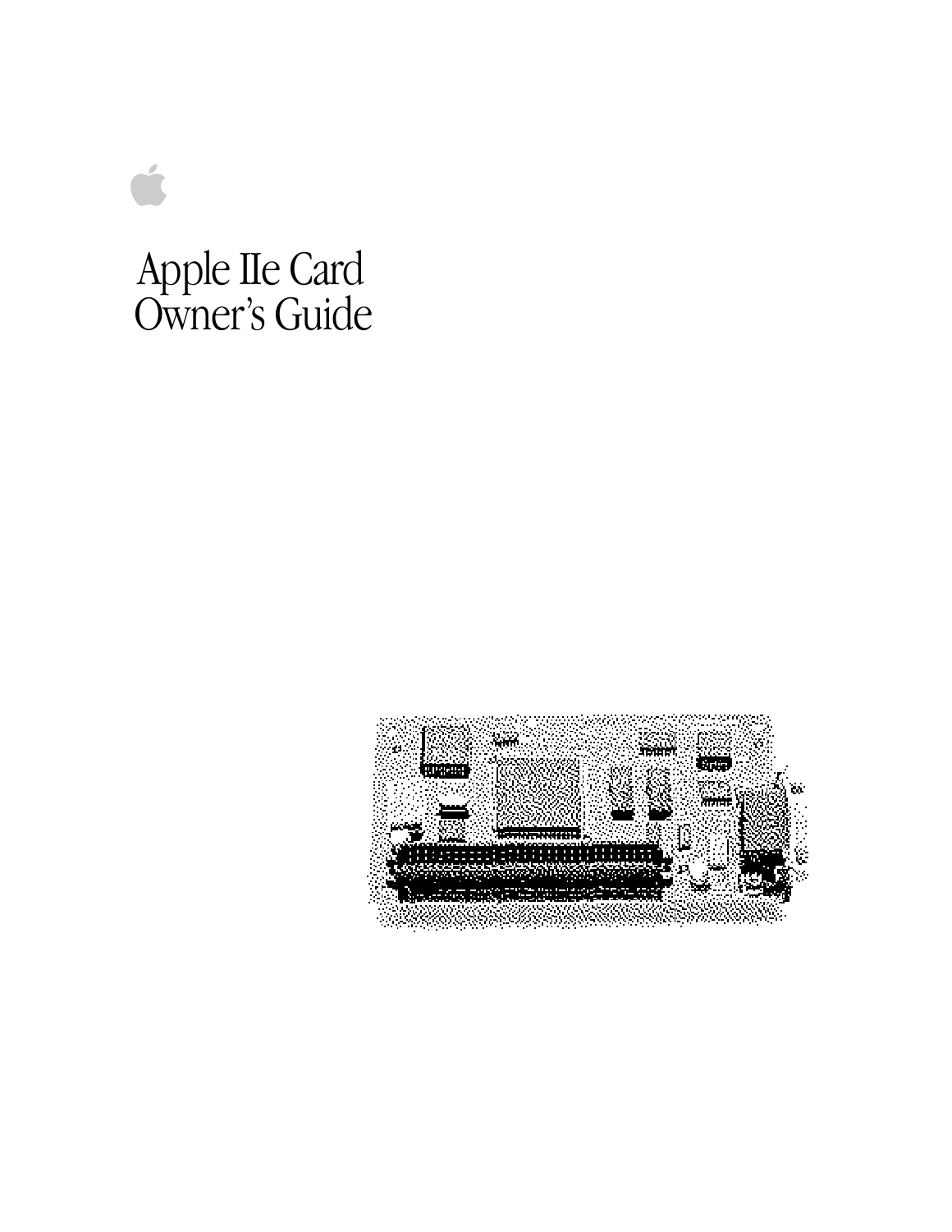# Apple IIe Card Owner's Guide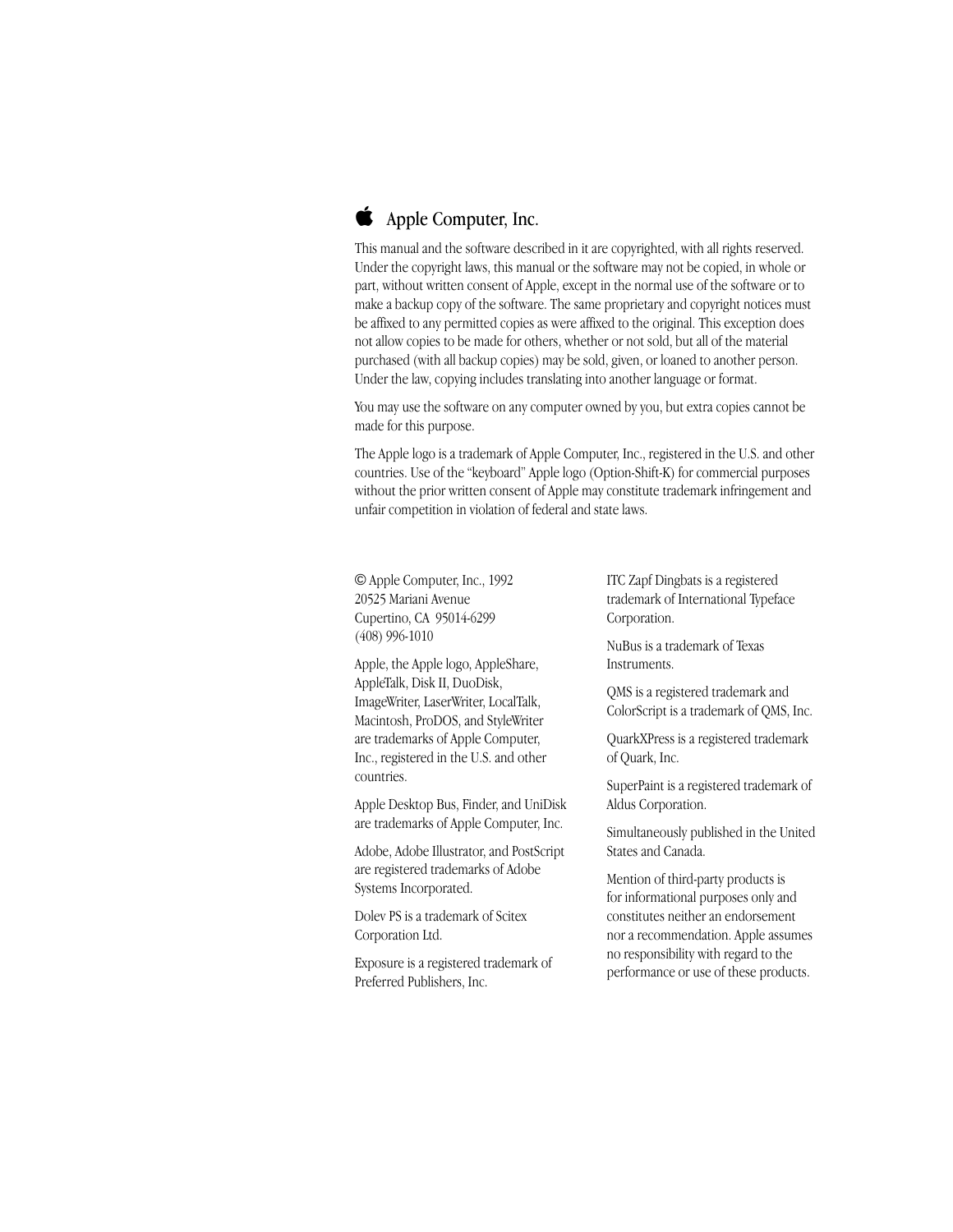#  Apple Computer, Inc.

This manual and the software described in it are copyrighted, with all rights reserved. Under the copyright laws, this manual or the software may not be copied, in whole or part, without written consent of Apple, except in the normal use of the software or to make a backup copy of the software. The same proprietary and copyright notices must be affixed to any permitted copies as were affixed to the original. This exception does not allow copies to be made for others, whether or not sold, but all of the material purchased (with all backup copies) may be sold, given, or loaned to another person. Under the law, copying includes translating into another language or format.

You may use the software on any computer owned by you, but extra copies cannot be made for this purpose.

The Apple logo is a trademark of Apple Computer, Inc., registered in the U.S. and other countries. Use of the "keyboard" Apple logo (Option-Shift-K) for commercial purposes without the prior written consent of Apple may constitute trademark infringement and unfair competition in violation of federal and state laws.

© Apple Computer, Inc., 1992
20525 Mariani Avenue
Cupertino, CA 95014-6299
(408) 996-1010

Apple, the Apple logo, AppleShare, AppleTalk, Disk II, DuoDisk, ImageWriter, LaserWriter, LocalTalk, Macintosh, ProDOS, and StyleWriter are trademarks of Apple Computer, Inc., registered in the U.S. and other countries.

Apple Desktop Bus, Finder, and UniDisk are trademarks of Apple Computer, Inc.

Adobe, Adobe Illustrator, and PostScript are registered trademarks of Adobe Systems Incorporated.

Dolev PS is a trademark of Scitex Corporation Ltd.

Exposure is a registered trademark of Preferred Publishers, Inc.

ITC Zapf Dingbats is a registered trademark of International Typeface Corporation.

NuBus is a trademark of Texas Instruments.

QMS is a registered trademark and ColorScript is a trademark of QMS, Inc.

QuarkXPress is a registered trademark of Quark, Inc.

SuperPaint is a registered trademark of Aldus Corporation.

Simultaneously published in the United States and Canada.

Mention of third-party products is for informational purposes only and constitutes neither an endorsement nor a recommendation. Apple assumes no responsibility with regard to the performance or use of these products.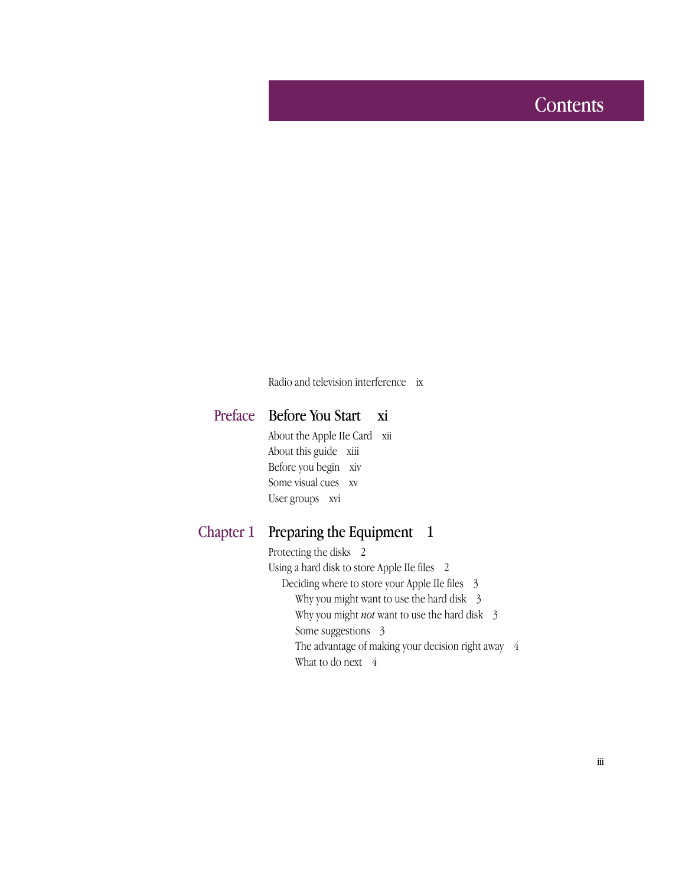# Contents

Radio and television interference  ix

## Preface  Before You Start  xi

About the Apple IIe Card  xii
About this guide  xiii
Before you begin  xiv
Some visual cues  xv
User groups  xvi

## Chapter 1  Preparing the Equipment  1

Protecting the disks  2
Using a hard disk to store Apple IIe files  2
  Deciding where to store your Apple IIe files  3
    Why you might want to use the hard disk  3
    Why you might *not* want to use the hard disk  3
    Some suggestions  3
    The advantage of making your decision right away  4
    What to do next  4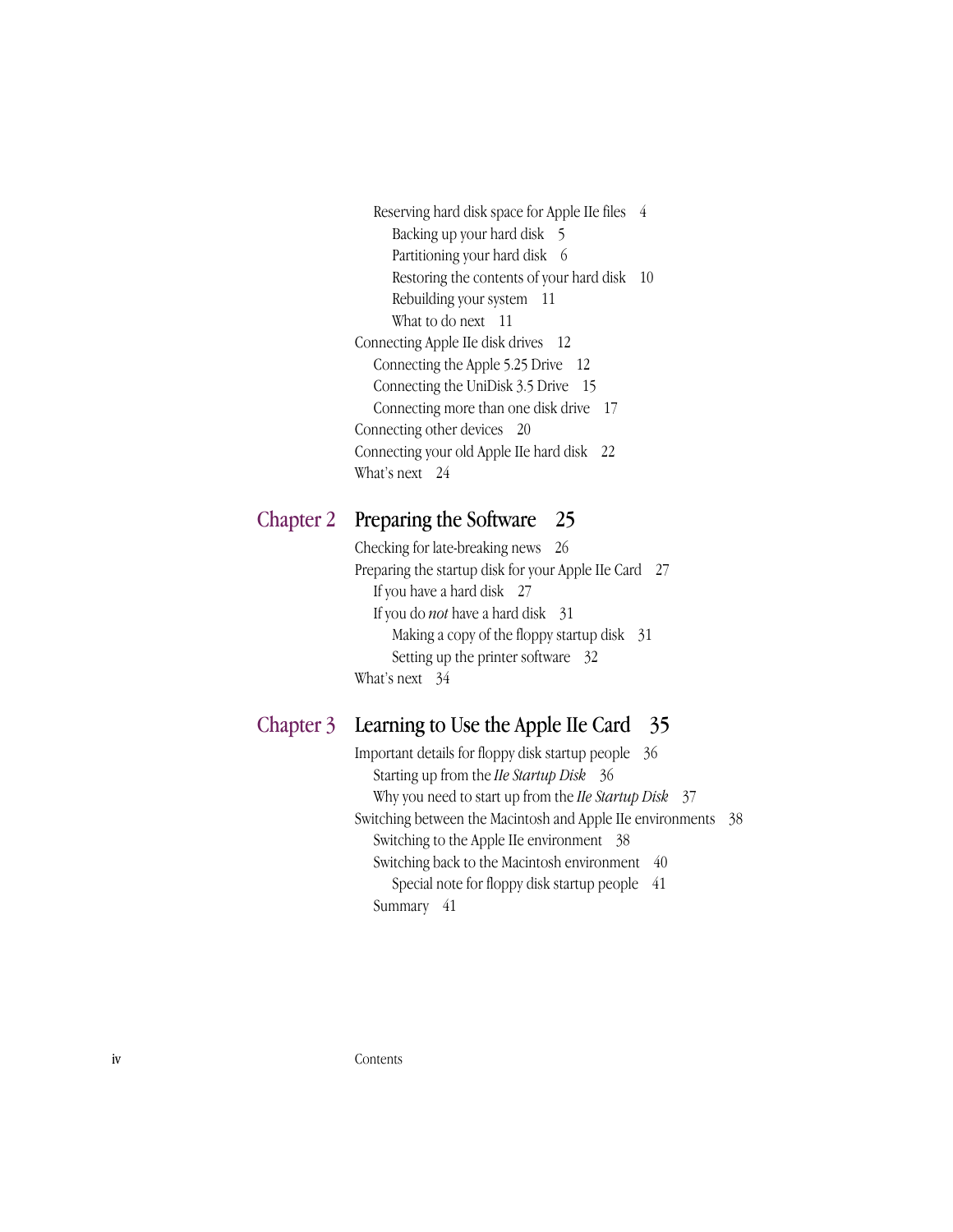- Reserving hard disk space for Apple IIe files 4
  - Backing up your hard disk 5
  - Partitioning your hard disk 6
  - Restoring the contents of your hard disk 10
  - Rebuilding your system 11
  - What to do next 11

Connecting Apple IIe disk drives 12

- Connecting the Apple 5.25 Drive 12
- Connecting the UniDisk 3.5 Drive 15
- Connecting more than one disk drive 17

Connecting other devices 20

Connecting your old Apple IIe hard disk 22

What's next 24

## Chapter 2 Preparing the Software 25

Checking for late-breaking news 26

Preparing the startup disk for your Apple IIe Card 27

- If you have a hard disk 27
- If you do *not* have a hard disk 31
  - Making a copy of the floppy startup disk 31
  - Setting up the printer software 32

What's next 34

## Chapter 3 Learning to Use the Apple IIe Card 35

Important details for floppy disk startup people 36

- Starting up from the *IIe Startup Disk* 36
- Why you need to start up from the *IIe Startup Disk* 37

Switching between the Macintosh and Apple IIe environments 38

- Switching to the Apple IIe environment 38
- Switching back to the Macintosh environment 40
  - Special note for floppy disk startup people 41
- Summary 41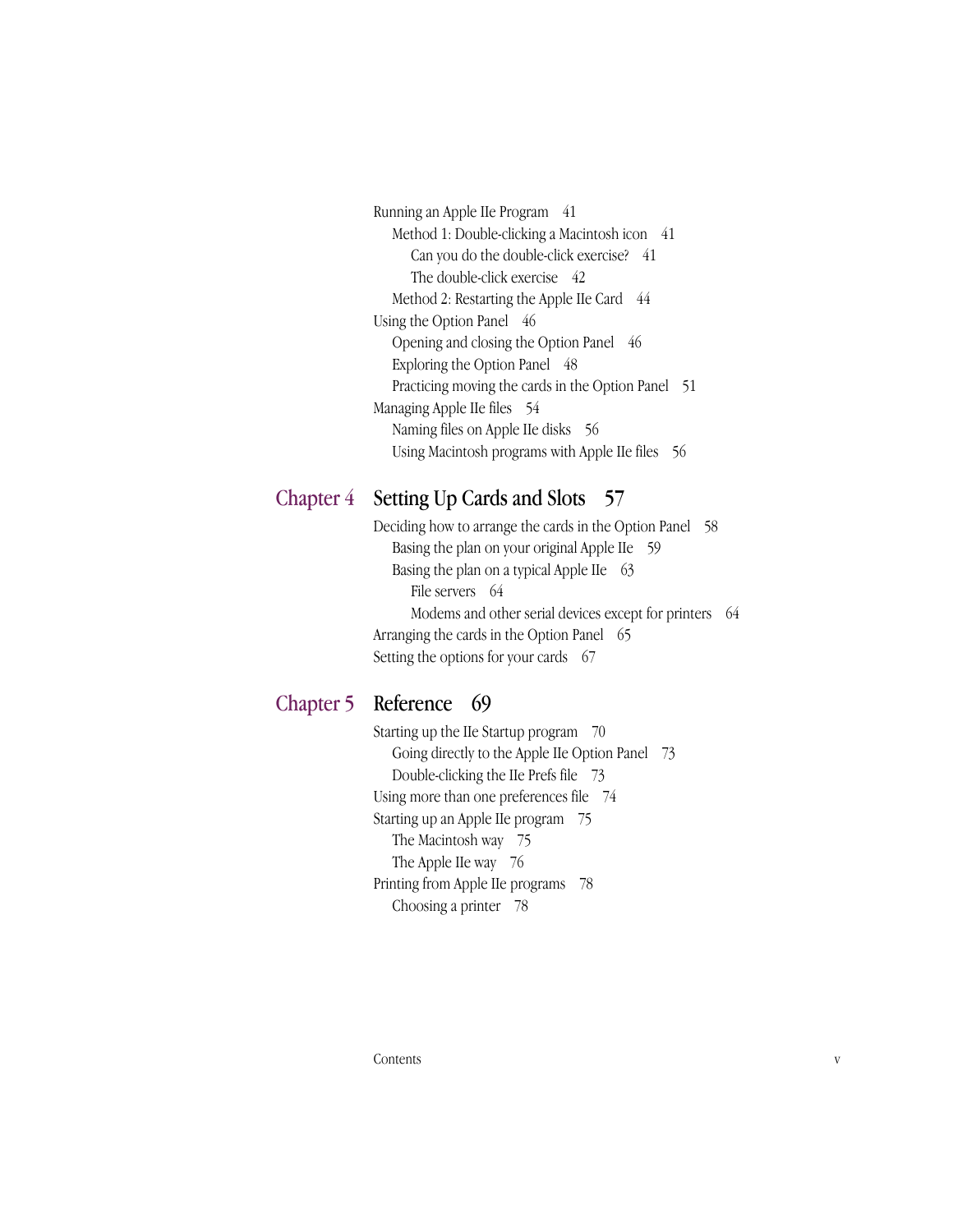Running an Apple IIe Program 41

- Method 1: Double-clicking a Macintosh icon 41
  - Can you do the double-click exercise? 41
  - The double-click exercise 42
- Method 2: Restarting the Apple IIe Card 44

Using the Option Panel 46

- Opening and closing the Option Panel 46
- Exploring the Option Panel 48
- Practicing moving the cards in the Option Panel 51

Managing Apple IIe files 54

- Naming files on Apple IIe disks 56
- Using Macintosh programs with Apple IIe files 56

## Chapter 4 Setting Up Cards and Slots 57

Deciding how to arrange the cards in the Option Panel 58

- Basing the plan on your original Apple IIe 59
- Basing the plan on a typical Apple IIe 63
  - File servers 64
  - Modems and other serial devices except for printers 64

Arranging the cards in the Option Panel 65

Setting the options for your cards 67

## Chapter 5 Reference 69

Starting up the IIe Startup program 70

- Going directly to the Apple IIe Option Panel 73
- Double-clicking the IIe Prefs file 73

Using more than one preferences file 74

Starting up an Apple IIe program 75

- The Macintosh way 75
- The Apple IIe way 76

Printing from Apple IIe programs 78

- Choosing a printer 78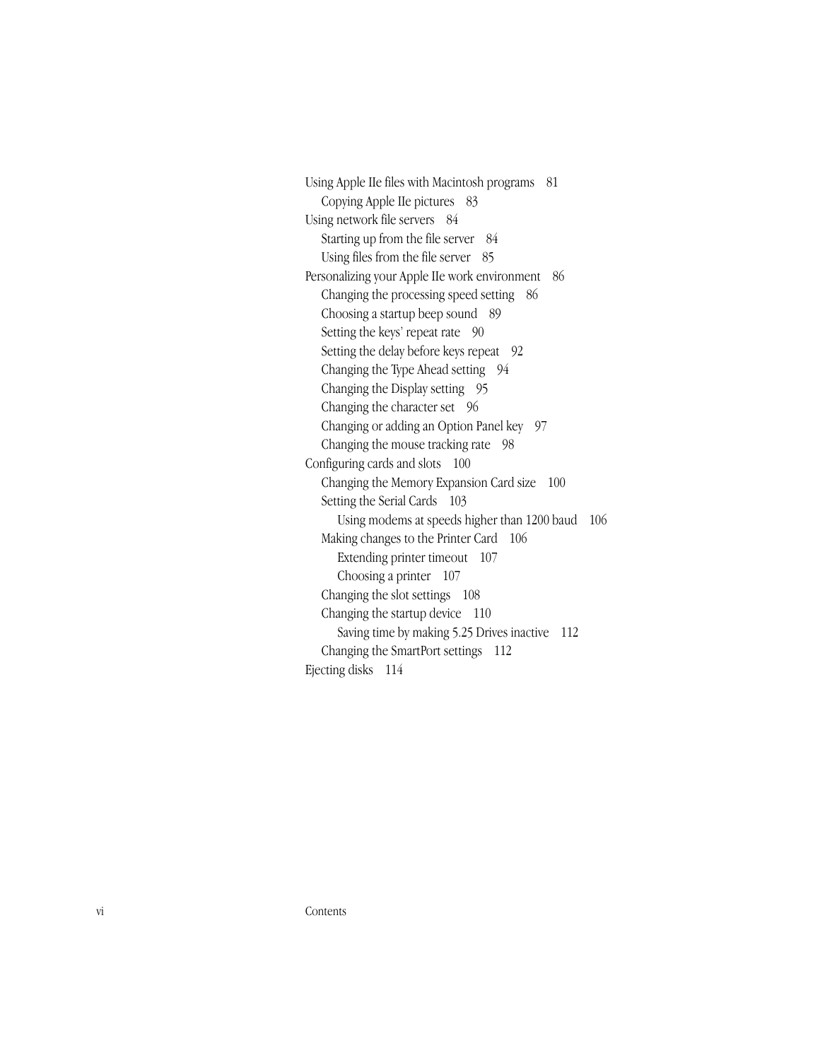Using Apple IIe files with Macintosh programs 81
- Copying Apple IIe pictures 83

Using network file servers 84
- Starting up from the file server 84
- Using files from the file server 85

Personalizing your Apple IIe work environment 86
- Changing the processing speed setting 86
- Choosing a startup beep sound 89
- Setting the keys' repeat rate 90
- Setting the delay before keys repeat 92
- Changing the Type Ahead setting 94
- Changing the Display setting 95
- Changing the character set 96
- Changing or adding an Option Panel key 97
- Changing the mouse tracking rate 98

Configuring cards and slots 100
- Changing the Memory Expansion Card size 100
- Setting the Serial Cards 103
  - Using modems at speeds higher than 1200 baud 106
- Making changes to the Printer Card 106
  - Extending printer timeout 107
  - Choosing a printer 107
- Changing the slot settings 108
- Changing the startup device 110
  - Saving time by making 5.25 Drives inactive 112
- Changing the SmartPort settings 112

Ejecting disks 114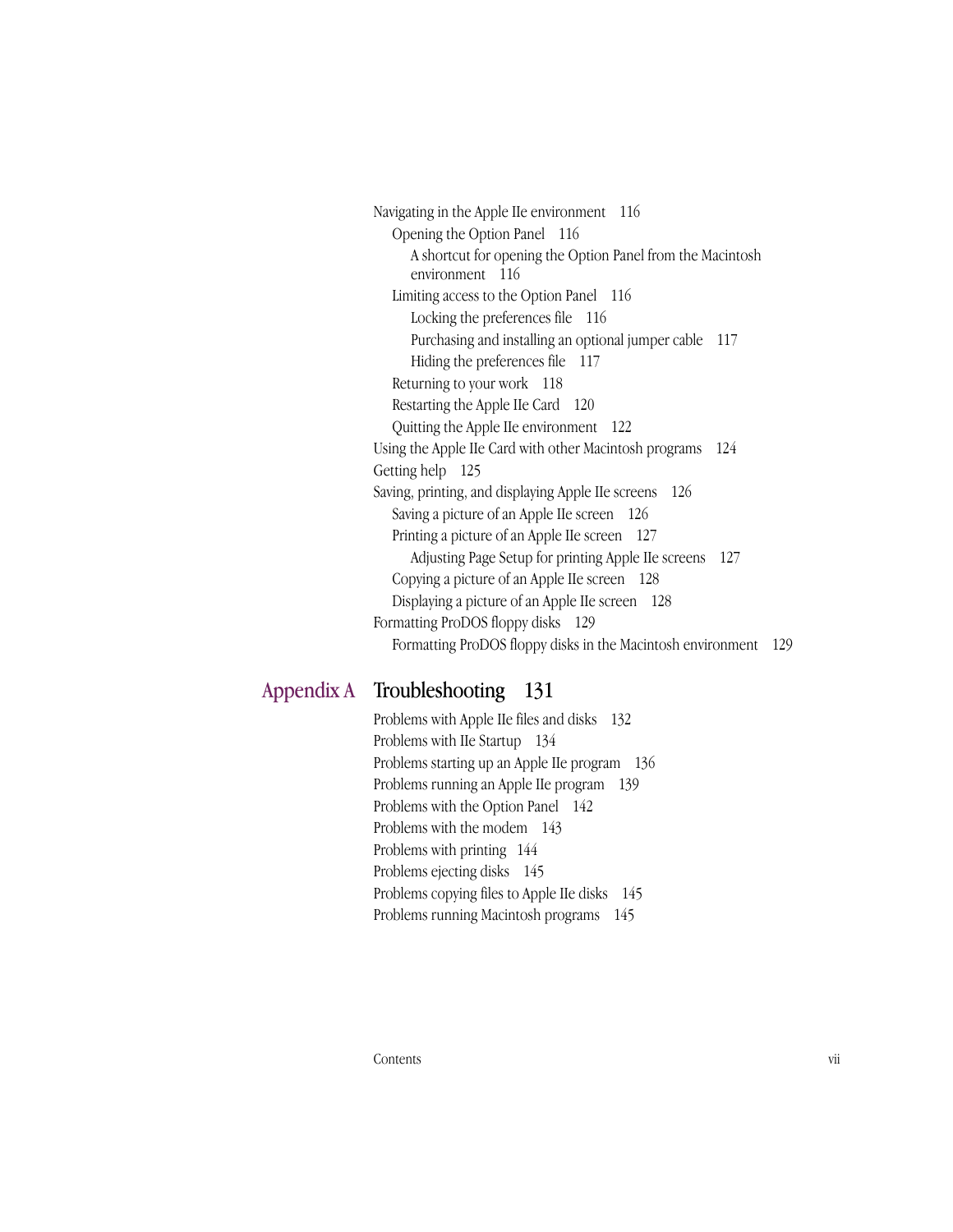Navigating in the Apple IIe environment 116

- Opening the Option Panel 116
  - A shortcut for opening the Option Panel from the Macintosh environment 116
- Limiting access to the Option Panel 116
  - Locking the preferences file 116
  - Purchasing and installing an optional jumper cable 117
  - Hiding the preferences file 117
- Returning to your work 118
- Restarting the Apple IIe Card 120
- Quitting the Apple IIe environment 122

Using the Apple IIe Card with other Macintosh programs 124

Getting help 125

Saving, printing, and displaying Apple IIe screens 126

- Saving a picture of an Apple IIe screen 126
- Printing a picture of an Apple IIe screen 127
  - Adjusting Page Setup for printing Apple IIe screens 127
- Copying a picture of an Apple IIe screen 128
- Displaying a picture of an Apple IIe screen 128

Formatting ProDOS floppy disks 129

- Formatting ProDOS floppy disks in the Macintosh environment 129

## Appendix A Troubleshooting 131

Problems with Apple IIe files and disks 132

Problems with IIe Startup 134

Problems starting up an Apple IIe program 136

Problems running an Apple IIe program 139

Problems with the Option Panel 142

Problems with the modem 143

Problems with printing 144

Problems ejecting disks 145

Problems copying files to Apple IIe disks 145

Problems running Macintosh programs 145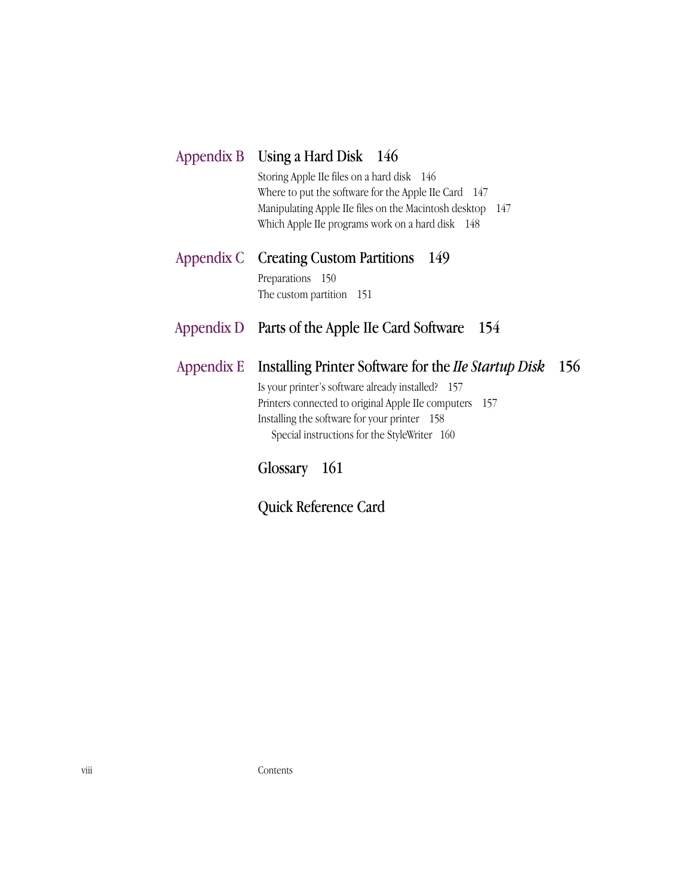## Appendix B Using a Hard Disk 146

Storing Apple IIe files on a hard disk 146
Where to put the software for the Apple IIe Card 147
Manipulating Apple IIe files on the Macintosh desktop 147
Which Apple IIe programs work on a hard disk 148

## Appendix C Creating Custom Partitions 149

Preparations 150
The custom partition 151

## Appendix D Parts of the Apple IIe Card Software 154

## Appendix E Installing Printer Software for the *IIe Startup Disk* 156

Is your printer's software already installed? 157
Printers connected to original Apple IIe computers 157
Installing the software for your printer 158
  Special instructions for the StyleWriter 160

## Glossary 161

## Quick Reference Card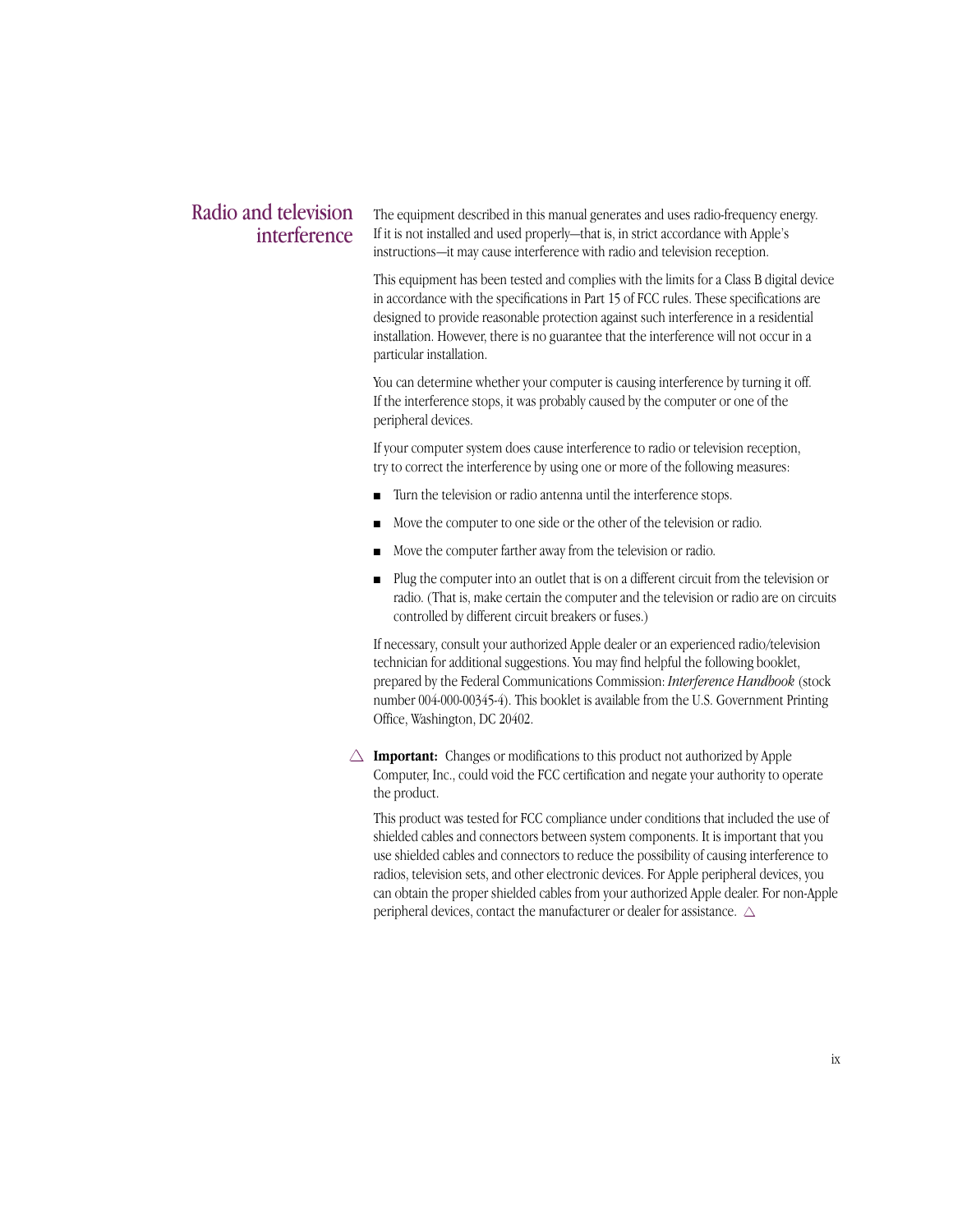## Radio and television interference

The equipment described in this manual generates and uses radio-frequency energy. If it is not installed and used properly—that is, in strict accordance with Apple's instructions—it may cause interference with radio and television reception.

This equipment has been tested and complies with the limits for a Class B digital device in accordance with the specifications in Part 15 of FCC rules. These specifications are designed to provide reasonable protection against such interference in a residential installation. However, there is no guarantee that the interference will not occur in a particular installation.

You can determine whether your computer is causing interference by turning it off. If the interference stops, it was probably caused by the computer or one of the peripheral devices.

If your computer system does cause interference to radio or television reception, try to correct the interference by using one or more of the following measures:

- Turn the television or radio antenna until the interference stops.
- Move the computer to one side or the other of the television or radio.
- Move the computer farther away from the television or radio.
- Plug the computer into an outlet that is on a different circuit from the television or radio. (That is, make certain the computer and the television or radio are on circuits controlled by different circuit breakers or fuses.)

If necessary, consult your authorized Apple dealer or an experienced radio/television technician for additional suggestions. You may find helpful the following booklet, prepared by the Federal Communications Commission: *Interference Handbook* (stock number 004-000-00345-4). This booklet is available from the U.S. Government Printing Office, Washington, DC 20402.

△ **Important:** Changes or modifications to this product not authorized by Apple Computer, Inc., could void the FCC certification and negate your authority to operate the product.

This product was tested for FCC compliance under conditions that included the use of shielded cables and connectors between system components. It is important that you use shielded cables and connectors to reduce the possibility of causing interference to radios, television sets, and other electronic devices. For Apple peripheral devices, you can obtain the proper shielded cables from your authorized Apple dealer. For non-Apple peripheral devices, contact the manufacturer or dealer for assistance. △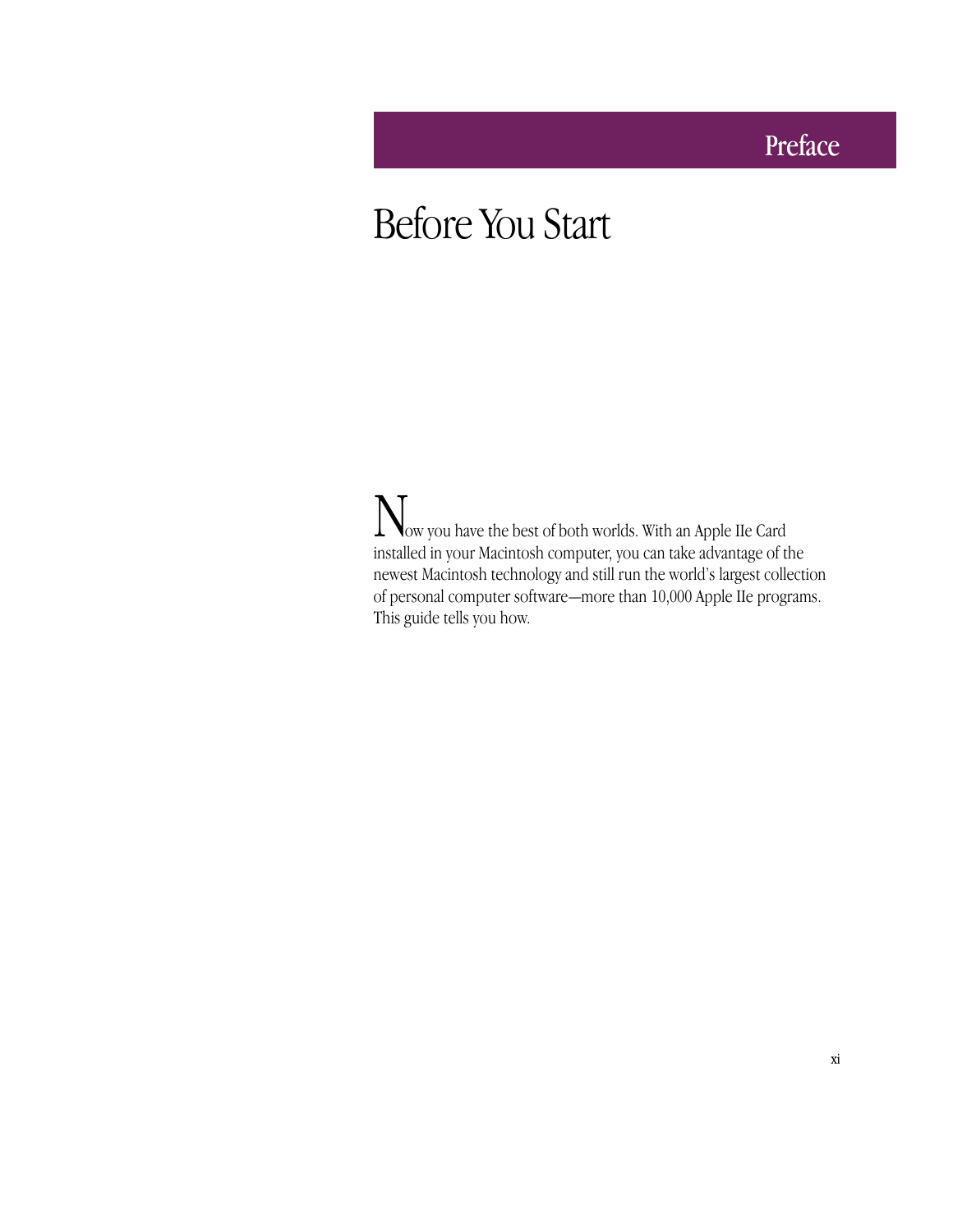Preface

# Before You Start

Now you have the best of both worlds. With an Apple IIe Card installed in your Macintosh computer, you can take advantage of the newest Macintosh technology and still run the world's largest collection of personal computer software—more than 10,000 Apple IIe programs. This guide tells you how.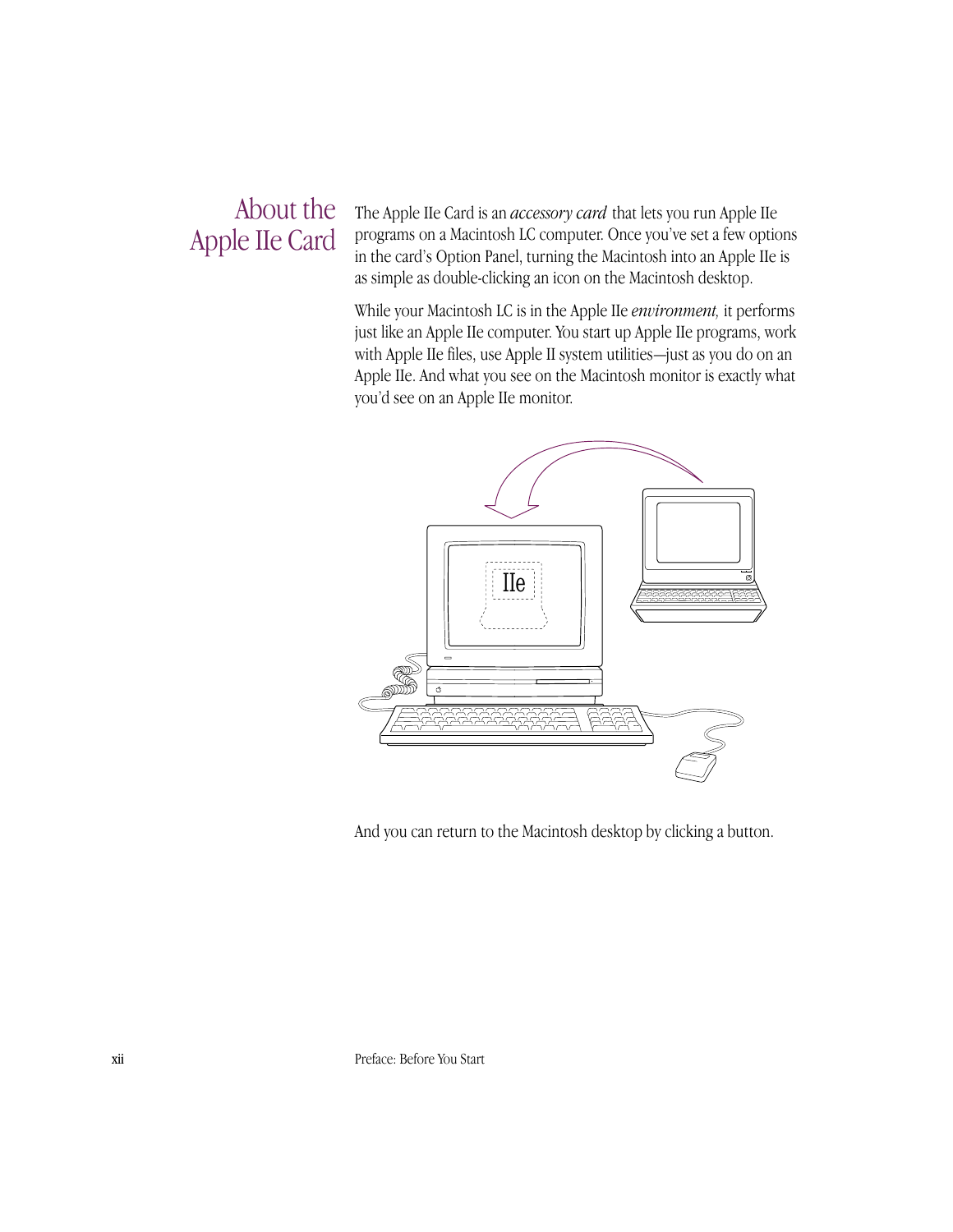## About the Apple IIe Card

The Apple IIe Card is an *accessory card* that lets you run Apple IIe programs on a Macintosh LC computer. Once you've set a few options in the card's Option Panel, turning the Macintosh into an Apple IIe is as simple as double-clicking an icon on the Macintosh desktop.

While your Macintosh LC is in the Apple IIe *environment,* it performs just like an Apple IIe computer. You start up Apple IIe programs, work with Apple IIe files, use Apple II system utilities—just as you do on an Apple IIe. And what you see on the Macintosh monitor is exactly what you'd see on an Apple IIe monitor.

And you can return to the Macintosh desktop by clicking a button.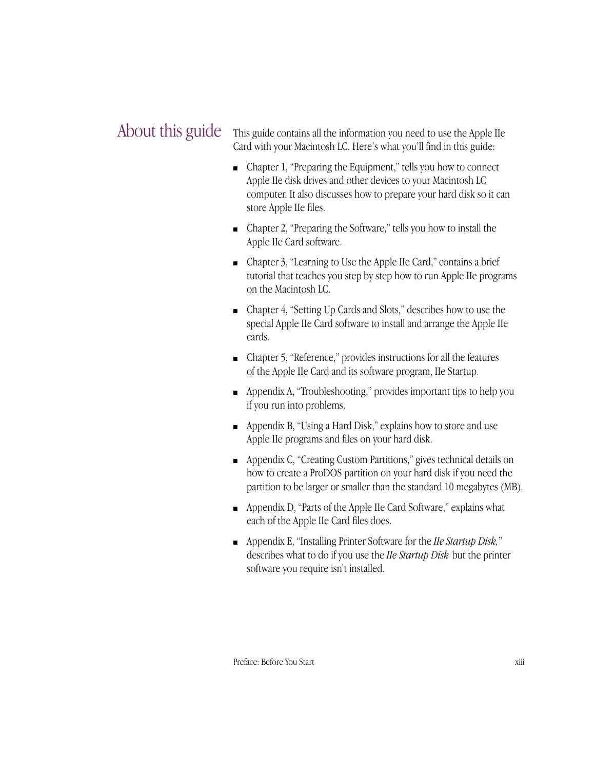## About this guide

This guide contains all the information you need to use the Apple IIe Card with your Macintosh LC. Here's what you'll find in this guide:

- Chapter 1, "Preparing the Equipment," tells you how to connect Apple IIe disk drives and other devices to your Macintosh LC computer. It also discusses how to prepare your hard disk so it can store Apple IIe files.
- Chapter 2, "Preparing the Software," tells you how to install the Apple IIe Card software.
- Chapter 3, "Learning to Use the Apple IIe Card," contains a brief tutorial that teaches you step by step how to run Apple IIe programs on the Macintosh LC.
- Chapter 4, "Setting Up Cards and Slots," describes how to use the special Apple IIe Card software to install and arrange the Apple IIe cards.
- Chapter 5, "Reference," provides instructions for all the features of the Apple IIe Card and its software program, IIe Startup.
- Appendix A, "Troubleshooting," provides important tips to help you if you run into problems.
- Appendix B, "Using a Hard Disk," explains how to store and use Apple IIe programs and files on your hard disk.
- Appendix C, "Creating Custom Partitions," gives technical details on how to create a ProDOS partition on your hard disk if you need the partition to be larger or smaller than the standard 10 megabytes (MB).
- Appendix D, "Parts of the Apple IIe Card Software," explains what each of the Apple IIe Card files does.
- Appendix E, "Installing Printer Software for the *IIe Startup Disk,*" describes what to do if you use the *IIe Startup Disk* but the printer software you require isn't installed.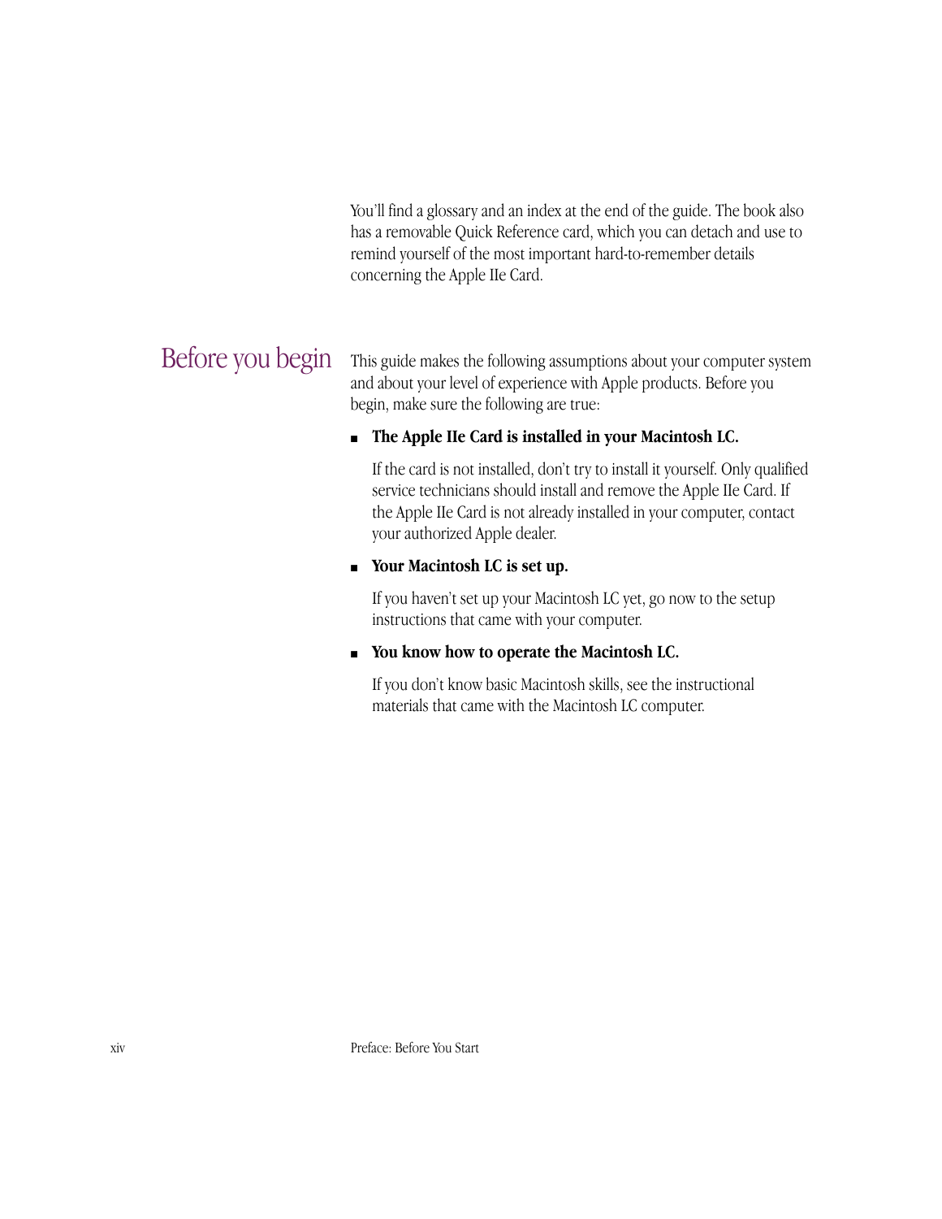You'll find a glossary and an index at the end of the guide. The book also has a removable Quick Reference card, which you can detach and use to remind yourself of the most important hard-to-remember details concerning the Apple IIe Card.

## Before you begin

This guide makes the following assumptions about your computer system and about your level of experience with Apple products. Before you begin, make sure the following are true:

- **The Apple IIe Card is installed in your Macintosh LC.**

  If the card is not installed, don't try to install it yourself. Only qualified service technicians should install and remove the Apple IIe Card. If the Apple IIe Card is not already installed in your computer, contact your authorized Apple dealer.

- **Your Macintosh LC is set up.**

  If you haven't set up your Macintosh LC yet, go now to the setup instructions that came with your computer.

- **You know how to operate the Macintosh LC.**

  If you don't know basic Macintosh skills, see the instructional materials that came with the Macintosh LC computer.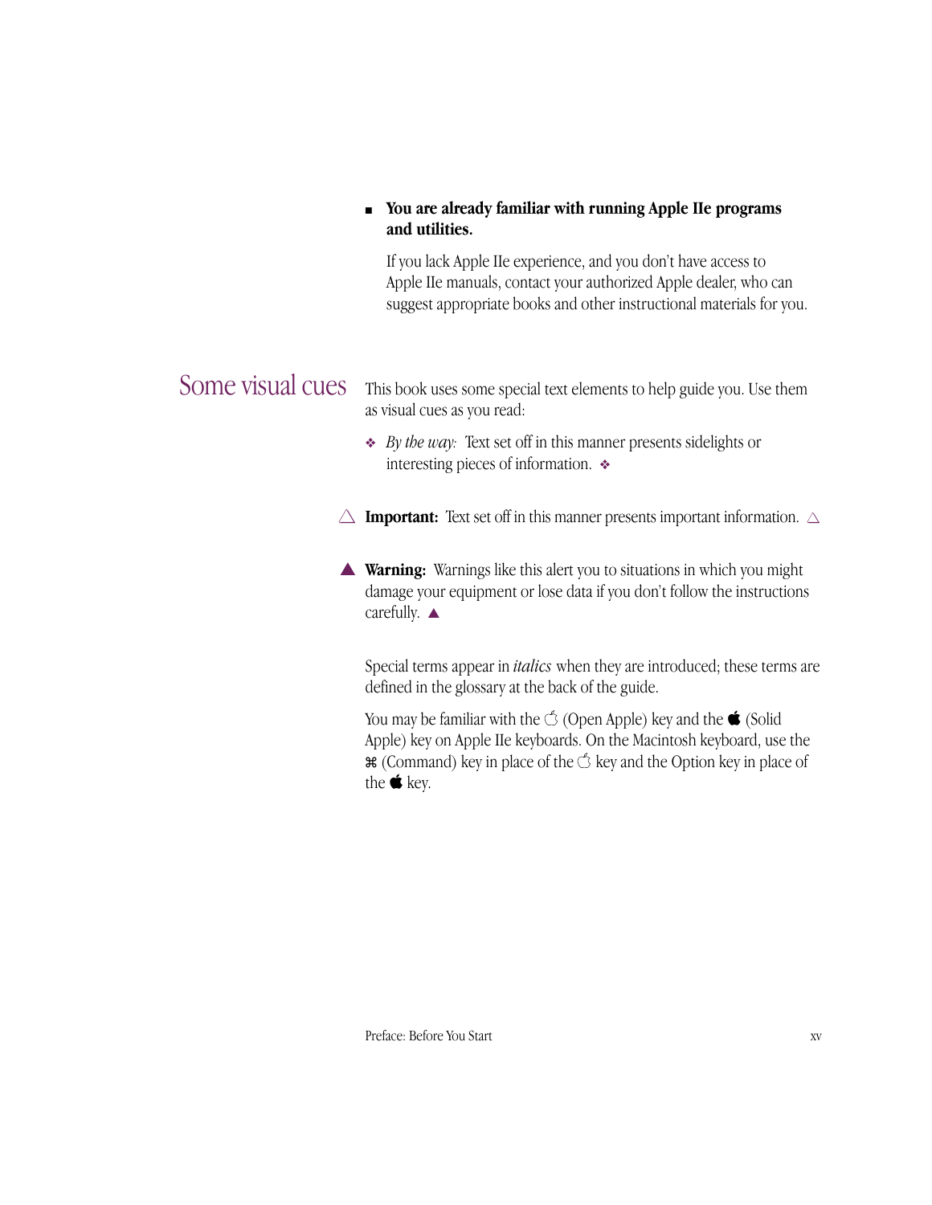- **You are already familiar with running Apple IIe programs and utilities.**

  If you lack Apple IIe experience, and you don't have access to Apple IIe manuals, contact your authorized Apple dealer, who can suggest appropriate books and other instructional materials for you.

## Some visual cues

This book uses some special text elements to help guide you. Use them as visual cues as you read:

❖ *By the way:* Text set off in this manner presents sidelights or interesting pieces of information. ❖

△ **Important:** Text set off in this manner presents important information. △

▲ **Warning:** Warnings like this alert you to situations in which you might damage your equipment or lose data if you don't follow the instructions carefully. ▲

Special terms appear in *italics* when they are introduced; these terms are defined in the glossary at the back of the guide.

You may be familiar with the  (Open Apple) key and the  (Solid Apple) key on Apple IIe keyboards. On the Macintosh keyboard, use the ⌘ (Command) key in place of the  key and the Option key in place of the  key.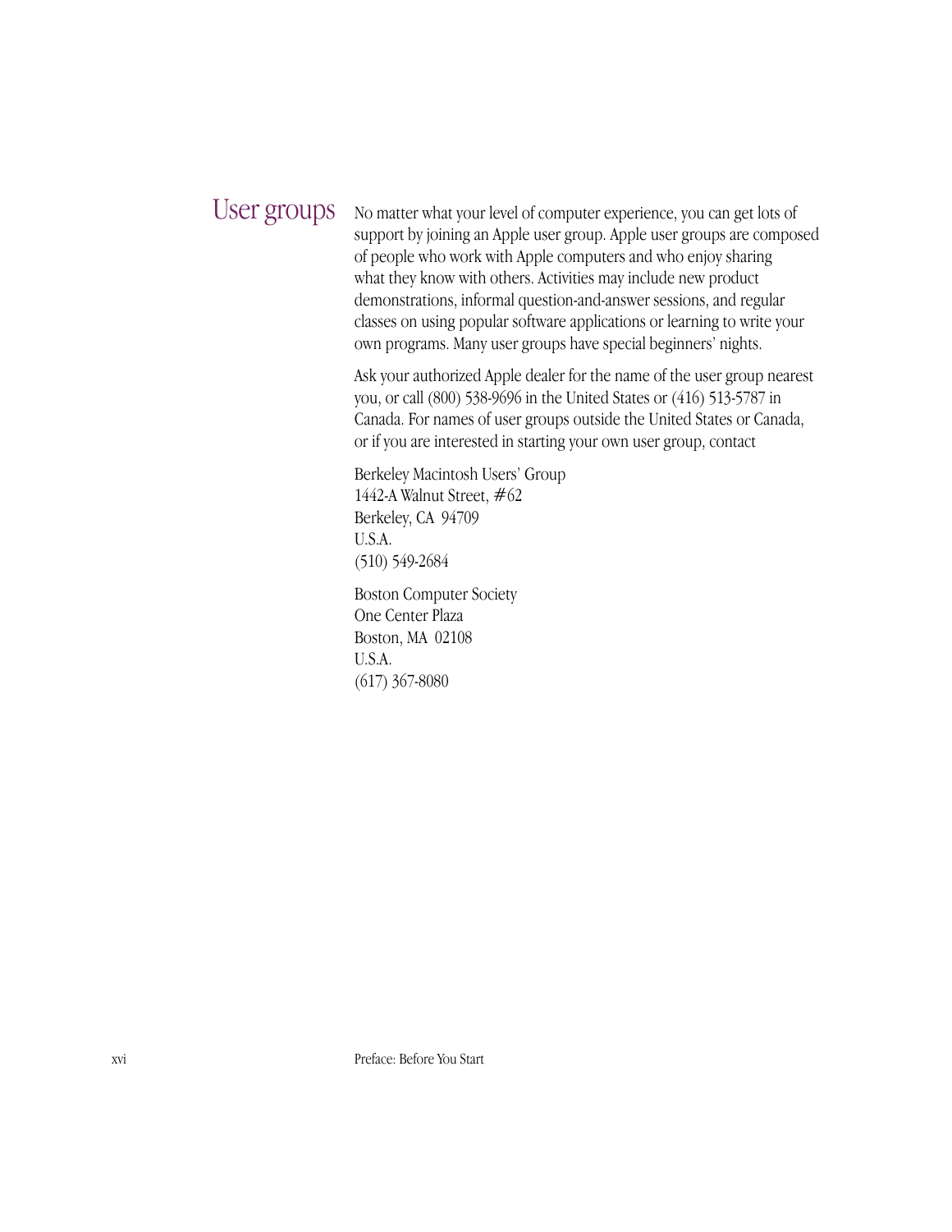## User groups

No matter what your level of computer experience, you can get lots of support by joining an Apple user group. Apple user groups are composed of people who work with Apple computers and who enjoy sharing what they know with others. Activities may include new product demonstrations, informal question-and-answer sessions, and regular classes on using popular software applications or learning to write your own programs. Many user groups have special beginners' nights.

Ask your authorized Apple dealer for the name of the user group nearest you, or call (800) 538-9696 in the United States or (416) 513-5787 in Canada. For names of user groups outside the United States or Canada, or if you are interested in starting your own user group, contact

Berkeley Macintosh Users' Group  
1442-A Walnut Street, #62  
Berkeley, CA 94709  
U.S.A.  
(510) 549-2684

Boston Computer Society  
One Center Plaza  
Boston, MA 02108  
U.S.A.  
(617) 367-8080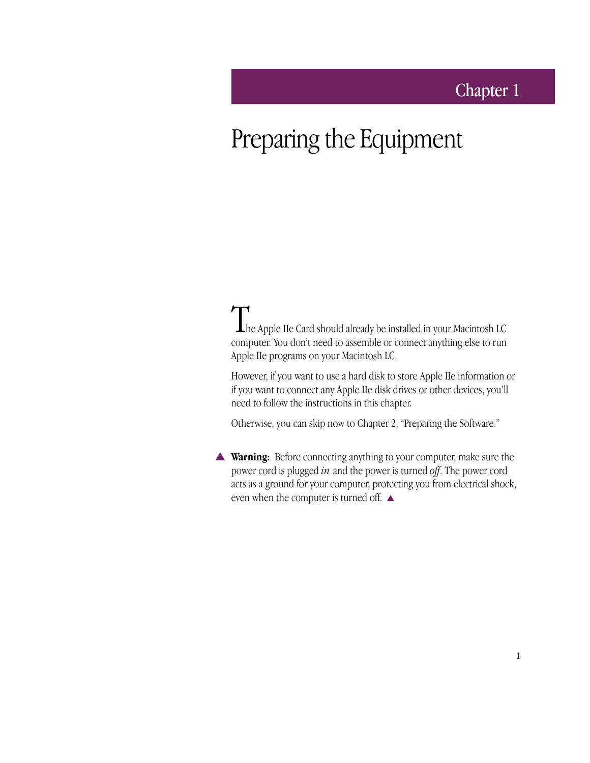Chapter 1

# Preparing the Equipment

The Apple IIe Card should already be installed in your Macintosh LC computer. You don't need to assemble or connect anything else to run Apple IIe programs on your Macintosh LC.

However, if you want to use a hard disk to store Apple IIe information or if you want to connect any Apple IIe disk drives or other devices, you'll need to follow the instructions in this chapter.

Otherwise, you can skip now to Chapter 2, "Preparing the Software."

▲ **Warning:** Before connecting anything to your computer, make sure the power cord is plugged *in* and the power is turned *off*. The power cord acts as a ground for your computer, protecting you from electrical shock, even when the computer is turned off. ▲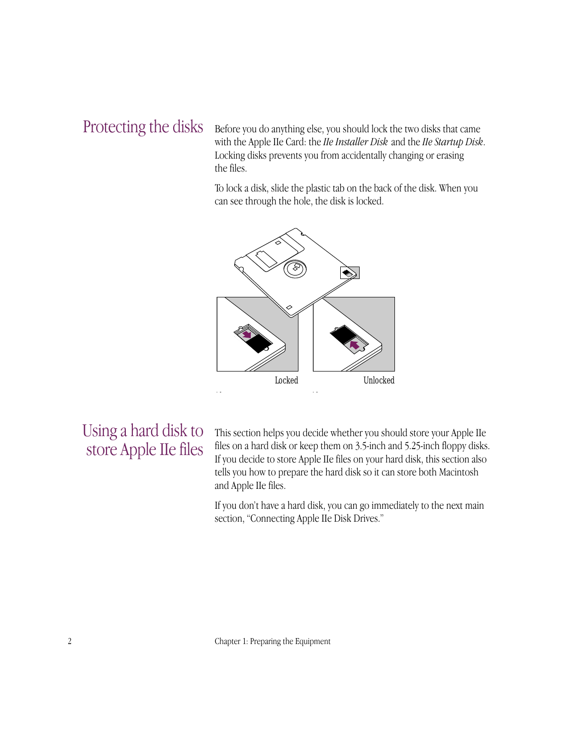## Protecting the disks

Before you do anything else, you should lock the two disks that came with the Apple IIe Card: the *IIe Installer Disk* and the *IIe Startup Disk*. Locking disks prevents you from accidentally changing or erasing the files.

To lock a disk, slide the plastic tab on the back of the disk. When you can see through the hole, the disk is locked.

Locked

Unlocked

## Using a hard disk to store Apple IIe files

This section helps you decide whether you should store your Apple IIe files on a hard disk or keep them on 3.5-inch and 5.25-inch floppy disks. If you decide to store Apple IIe files on your hard disk, this section also tells you how to prepare the hard disk so it can store both Macintosh and Apple IIe files.

If you don't have a hard disk, you can go immediately to the next main section, "Connecting Apple IIe Disk Drives."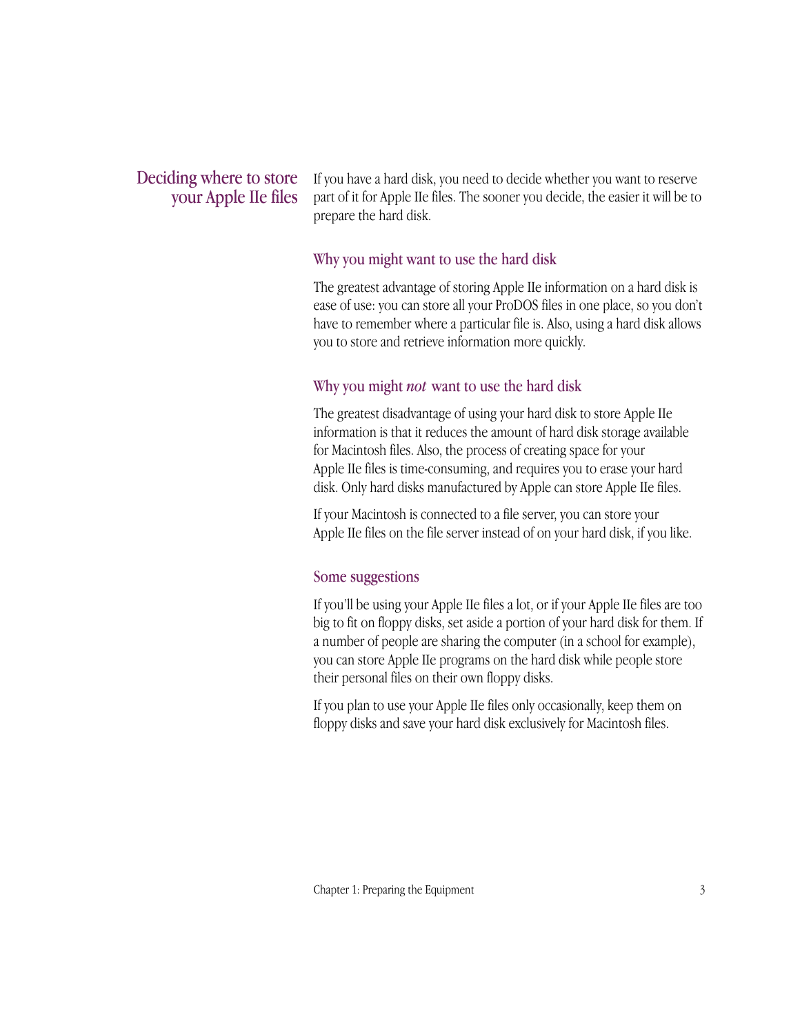## Deciding where to store your Apple IIe files

If you have a hard disk, you need to decide whether you want to reserve part of it for Apple IIe files. The sooner you decide, the easier it will be to prepare the hard disk.

### Why you might want to use the hard disk

The greatest advantage of storing Apple IIe information on a hard disk is ease of use: you can store all your ProDOS files in one place, so you don't have to remember where a particular file is. Also, using a hard disk allows you to store and retrieve information more quickly.

### Why you might *not* want to use the hard disk

The greatest disadvantage of using your hard disk to store Apple IIe information is that it reduces the amount of hard disk storage available for Macintosh files. Also, the process of creating space for your Apple IIe files is time-consuming, and requires you to erase your hard disk. Only hard disks manufactured by Apple can store Apple IIe files.

If your Macintosh is connected to a file server, you can store your Apple IIe files on the file server instead of on your hard disk, if you like.

### Some suggestions

If you'll be using your Apple IIe files a lot, or if your Apple IIe files are too big to fit on floppy disks, set aside a portion of your hard disk for them. If a number of people are sharing the computer (in a school for example), you can store Apple IIe programs on the hard disk while people store their personal files on their own floppy disks.

If you plan to use your Apple IIe files only occasionally, keep them on floppy disks and save your hard disk exclusively for Macintosh files.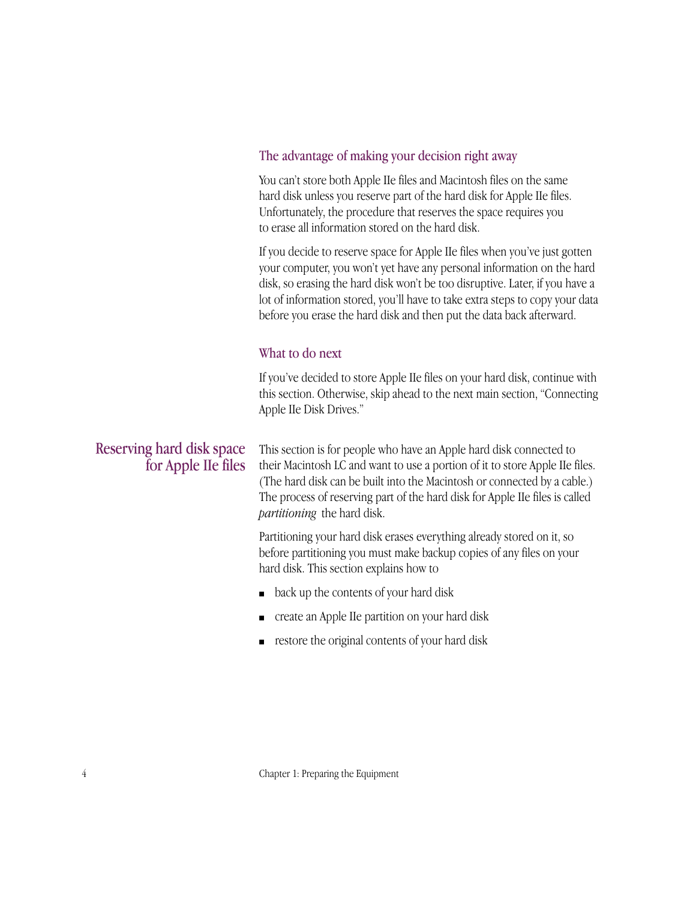### The advantage of making your decision right away

You can't store both Apple IIe files and Macintosh files on the same hard disk unless you reserve part of the hard disk for Apple IIe files. Unfortunately, the procedure that reserves the space requires you to erase all information stored on the hard disk.

If you decide to reserve space for Apple IIe files when you've just gotten your computer, you won't yet have any personal information on the hard disk, so erasing the hard disk won't be too disruptive. Later, if you have a lot of information stored, you'll have to take extra steps to copy your data before you erase the hard disk and then put the data back afterward.

### What to do next

If you've decided to store Apple IIe files on your hard disk, continue with this section. Otherwise, skip ahead to the next main section, "Connecting Apple IIe Disk Drives."

## Reserving hard disk space for Apple IIe files

This section is for people who have an Apple hard disk connected to their Macintosh LC and want to use a portion of it to store Apple IIe files. (The hard disk can be built into the Macintosh or connected by a cable.) The process of reserving part of the hard disk for Apple IIe files is called *partitioning* the hard disk.

Partitioning your hard disk erases everything already stored on it, so before partitioning you must make backup copies of any files on your hard disk. This section explains how to

- back up the contents of your hard disk
- create an Apple IIe partition on your hard disk
- restore the original contents of your hard disk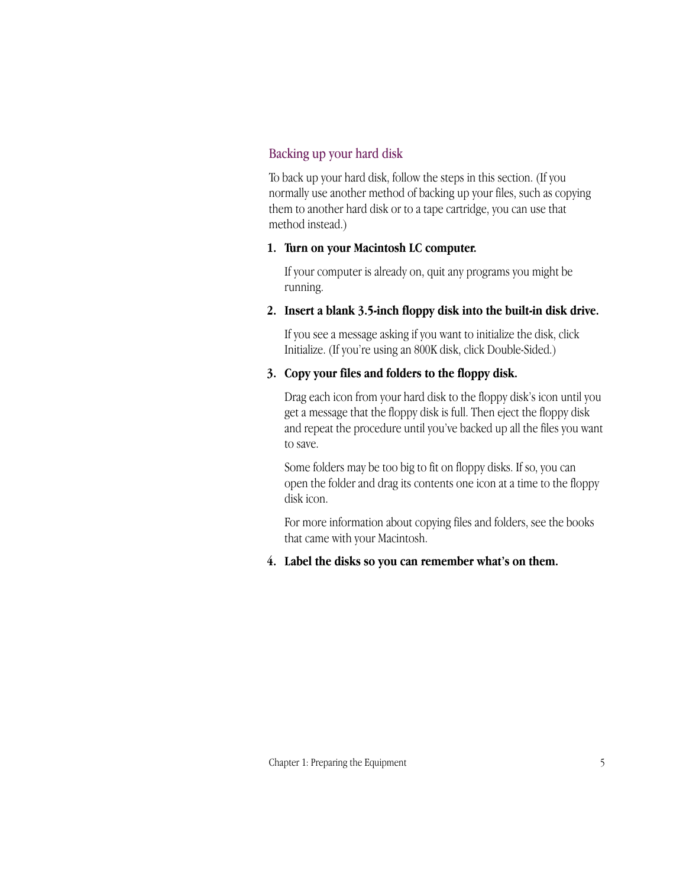## Backing up your hard disk

To back up your hard disk, follow the steps in this section. (If you normally use another method of backing up your files, such as copying them to another hard disk or to a tape cartridge, you can use that method instead.)

1. **Turn on your Macintosh LC computer.**

   If your computer is already on, quit any programs you might be running.

2. **Insert a blank 3.5-inch floppy disk into the built-in disk drive.**

   If you see a message asking if you want to initialize the disk, click Initialize. (If you're using an 800K disk, click Double-Sided.)

3. **Copy your files and folders to the floppy disk.**

   Drag each icon from your hard disk to the floppy disk's icon until you get a message that the floppy disk is full. Then eject the floppy disk and repeat the procedure until you've backed up all the files you want to save.

   Some folders may be too big to fit on floppy disks. If so, you can open the folder and drag its contents one icon at a time to the floppy disk icon.

   For more information about copying files and folders, see the books that came with your Macintosh.

4. **Label the disks so you can remember what's on them.**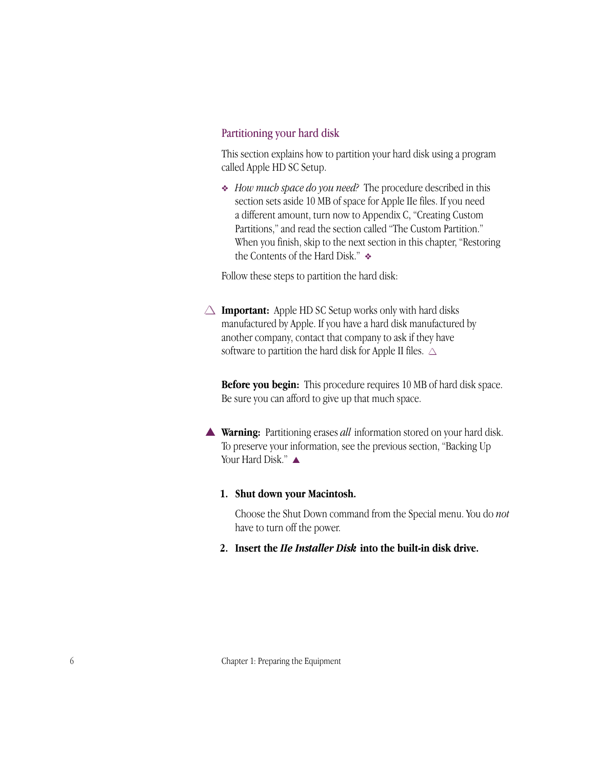## Partitioning your hard disk

This section explains how to partition your hard disk using a program called Apple HD SC Setup.

❖ *How much space do you need?* The procedure described in this section sets aside 10 MB of space for Apple IIe files. If you need a different amount, turn now to Appendix C, "Creating Custom Partitions," and read the section called "The Custom Partition." When you finish, skip to the next section in this chapter, "Restoring the Contents of the Hard Disk." ❖

Follow these steps to partition the hard disk:

△ **Important:** Apple HD SC Setup works only with hard disks manufactured by Apple. If you have a hard disk manufactured by another company, contact that company to ask if they have software to partition the hard disk for Apple II files. △

**Before you begin:** This procedure requires 10 MB of hard disk space. Be sure you can afford to give up that much space.

▲ **Warning:** Partitioning erases *all* information stored on your hard disk. To preserve your information, see the previous section, "Backing Up Your Hard Disk." ▲

1. **Shut down your Macintosh.**

   Choose the Shut Down command from the Special menu. You do *not* have to turn off the power.

2. **Insert the *IIe Installer Disk* into the built-in disk drive.**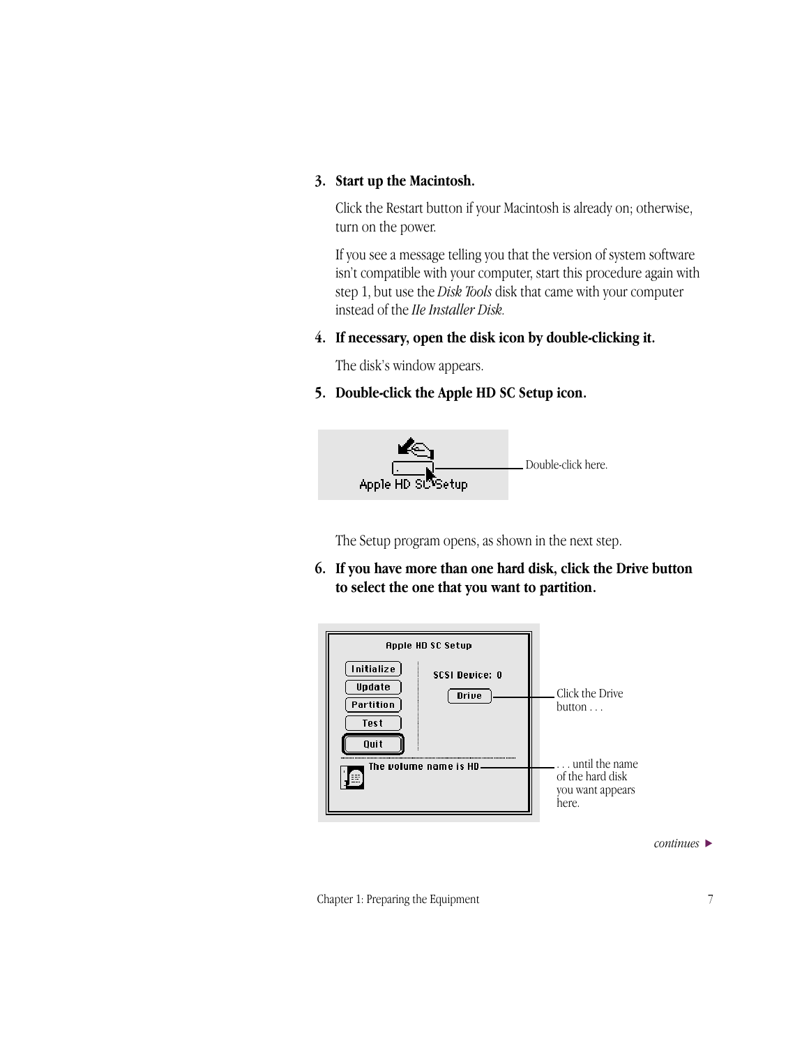3. **Start up the Macintosh.**

   Click the Restart button if your Macintosh is already on; otherwise, turn on the power.

   If you see a message telling you that the version of system software isn't compatible with your computer, start this procedure again with step 1, but use the *Disk Tools* disk that came with your computer instead of the *IIe Installer Disk.*

4. **If necessary, open the disk icon by double-clicking it.**

   The disk's window appears.

5. **Double-click the Apple HD SC Setup icon.**

   Double-click here.

   The Setup program opens, as shown in the next step.

6. **If you have more than one hard disk, click the Drive button to select the one that you want to partition.**

   Click the Drive button . . .

   . . . until the name of the hard disk you want appears here.

*continues* ▶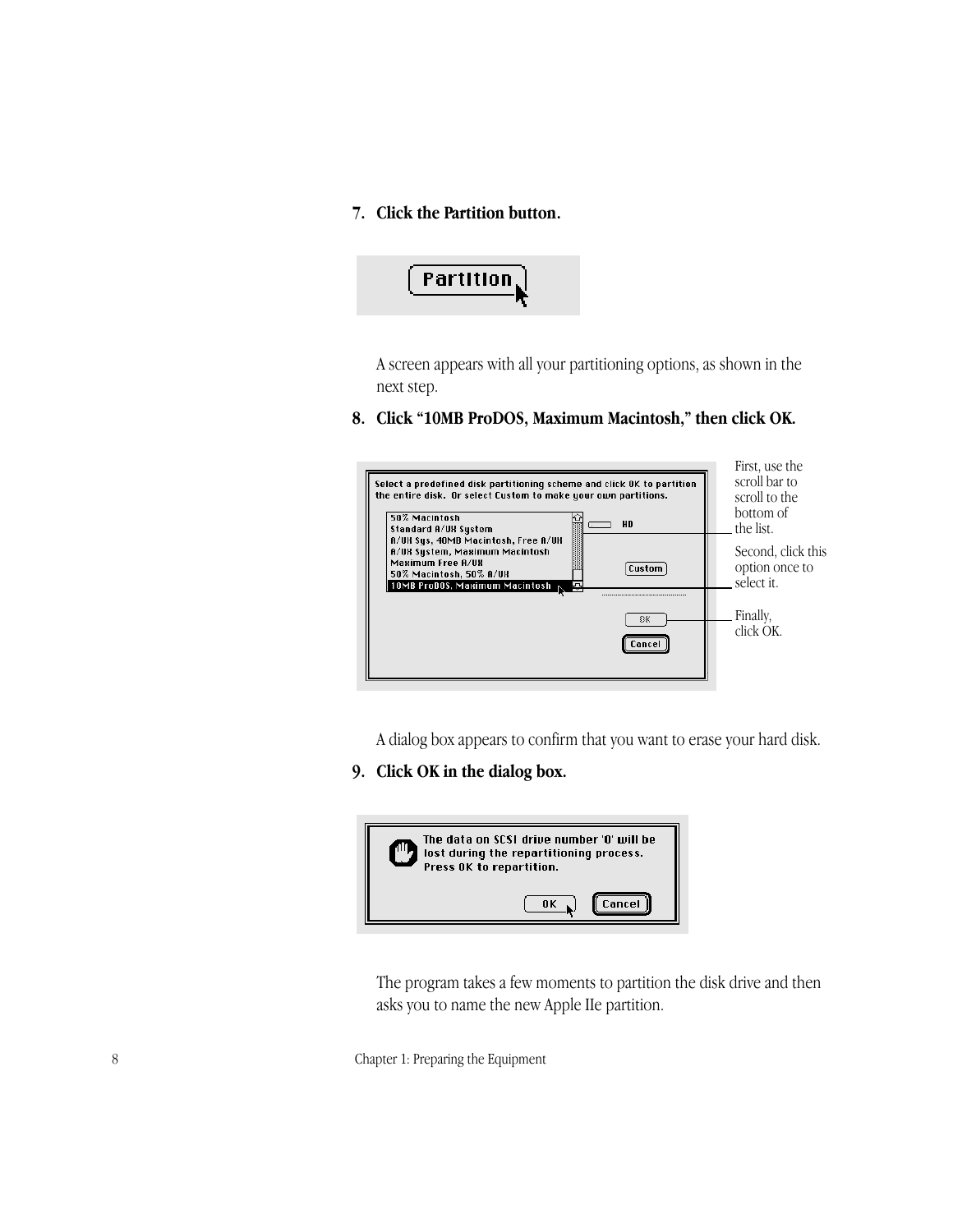7. **Click the Partition button.**

A screen appears with all your partitioning options, as shown in the next step.

8. **Click "10MB ProDOS, Maximum Macintosh," then click OK.**

First, use the scroll bar to scroll to the bottom of the list.

Second, click this option once to select it.

Finally, click OK.

A dialog box appears to confirm that you want to erase your hard disk.

9. **Click OK in the dialog box.**

The program takes a few moments to partition the disk drive and then asks you to name the new Apple IIe partition.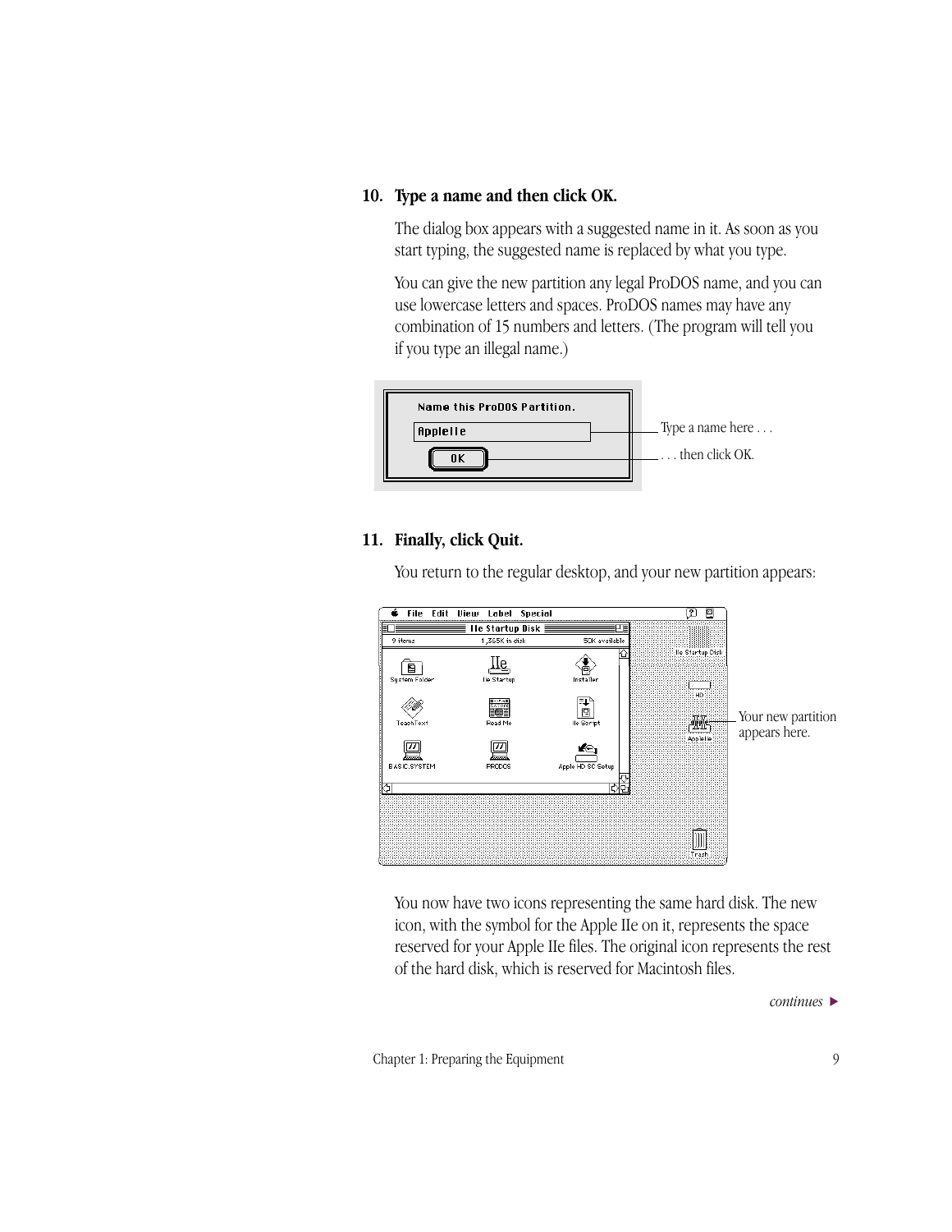**10. Type a name and then click OK.**

The dialog box appears with a suggested name in it. As soon as you start typing, the suggested name is replaced by what you type.

You can give the new partition any legal ProDOS name, and you can use lowercase letters and spaces. ProDOS names may have any combination of 15 numbers and letters. (The program will tell you if you type an illegal name.)

Type a name here . . .

. . . then click OK.

**11. Finally, click Quit.**

You return to the regular desktop, and your new partition appears:

Your new partition appears here.

You now have two icons representing the same hard disk. The new icon, with the symbol for the Apple IIe on it, represents the space reserved for your Apple IIe files. The original icon represents the rest of the hard disk, which is reserved for Macintosh files.

*continues* ▶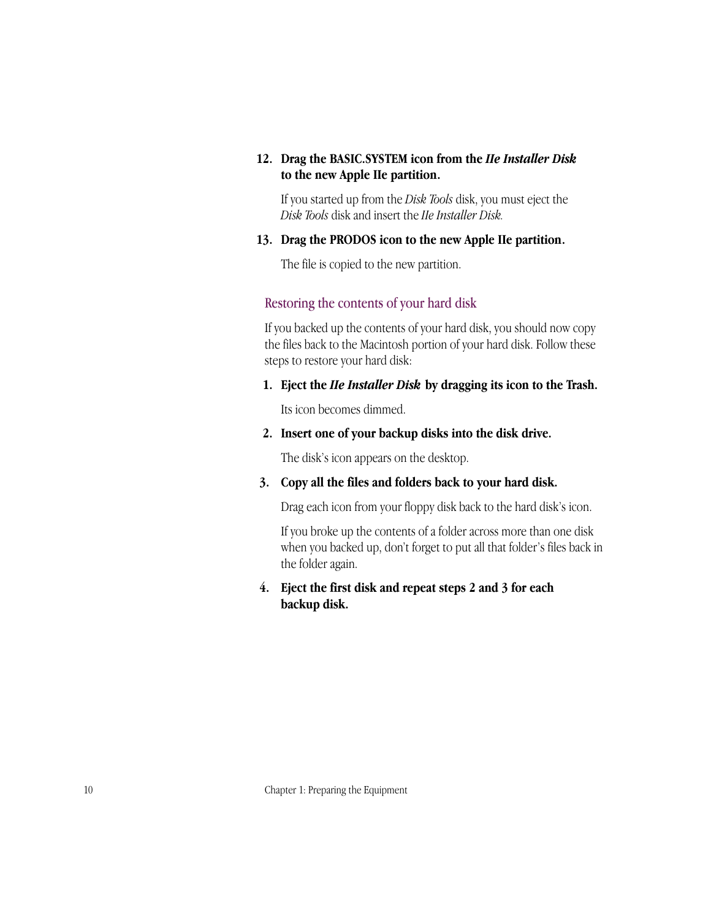12. **Drag the BASIC.SYSTEM icon from the *IIe Installer Disk* to the new Apple IIe partition.**

    If you started up from the *Disk Tools* disk, you must eject the *Disk Tools* disk and insert the *IIe Installer Disk.*

13. **Drag the PRODOS icon to the new Apple IIe partition.**

    The file is copied to the new partition.

## Restoring the contents of your hard disk

If you backed up the contents of your hard disk, you should now copy the files back to the Macintosh portion of your hard disk. Follow these steps to restore your hard disk:

1. **Eject the *IIe Installer Disk* by dragging its icon to the Trash.**

   Its icon becomes dimmed.

2. **Insert one of your backup disks into the disk drive.**

   The disk's icon appears on the desktop.

3. **Copy all the files and folders back to your hard disk.**

   Drag each icon from your floppy disk back to the hard disk's icon.

   If you broke up the contents of a folder across more than one disk when you backed up, don't forget to put all that folder's files back in the folder again.

4. **Eject the first disk and repeat steps 2 and 3 for each backup disk.**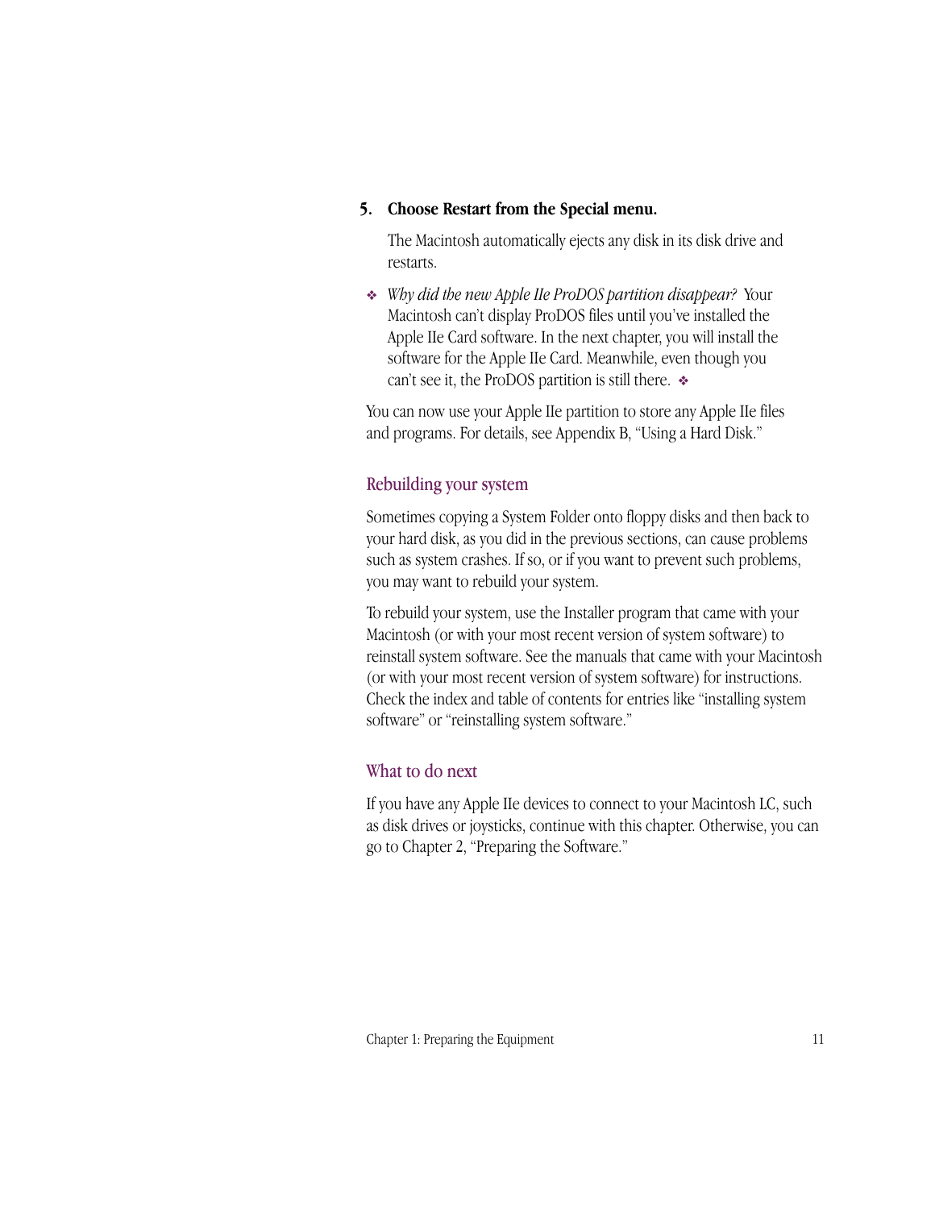5. **Choose Restart from the Special menu.**

   The Macintosh automatically ejects any disk in its disk drive and restarts.

   ❖ *Why did the new Apple IIe ProDOS partition disappear?* Your Macintosh can't display ProDOS files until you've installed the Apple IIe Card software. In the next chapter, you will install the software for the Apple IIe Card. Meanwhile, even though you can't see it, the ProDOS partition is still there. ❖

You can now use your Apple IIe partition to store any Apple IIe files and programs. For details, see Appendix B, "Using a Hard Disk."

## Rebuilding your system

Sometimes copying a System Folder onto floppy disks and then back to your hard disk, as you did in the previous sections, can cause problems such as system crashes. If so, or if you want to prevent such problems, you may want to rebuild your system.

To rebuild your system, use the Installer program that came with your Macintosh (or with your most recent version of system software) to reinstall system software. See the manuals that came with your Macintosh (or with your most recent version of system software) for instructions. Check the index and table of contents for entries like "installing system software" or "reinstalling system software."

## What to do next

If you have any Apple IIe devices to connect to your Macintosh LC, such as disk drives or joysticks, continue with this chapter. Otherwise, you can go to Chapter 2, "Preparing the Software."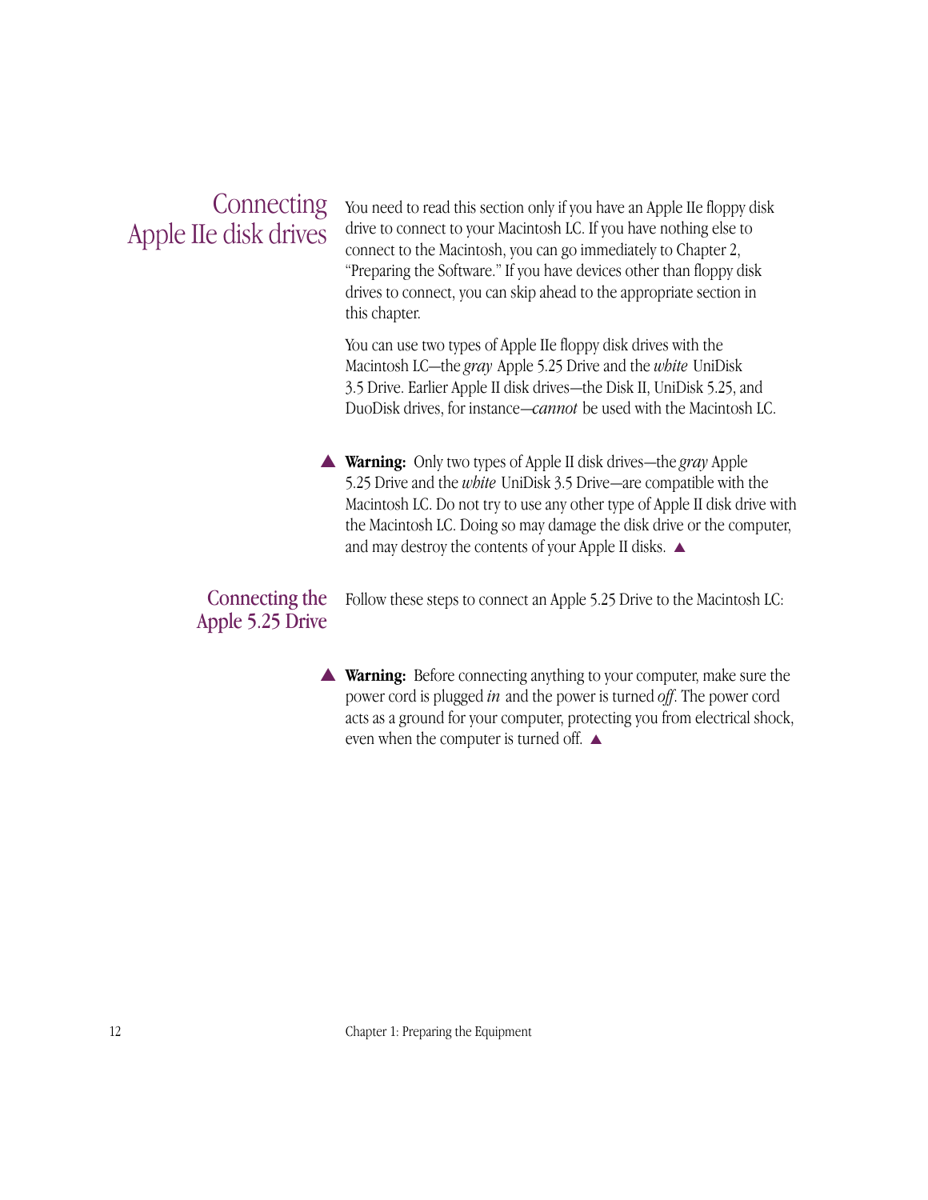## Connecting Apple IIe disk drives

You need to read this section only if you have an Apple IIe floppy disk drive to connect to your Macintosh LC. If you have nothing else to connect to the Macintosh, you can go immediately to Chapter 2, "Preparing the Software." If you have devices other than floppy disk drives to connect, you can skip ahead to the appropriate section in this chapter.

You can use two types of Apple IIe floppy disk drives with the Macintosh LC—the *gray* Apple 5.25 Drive and the *white* UniDisk 3.5 Drive. Earlier Apple II disk drives—the Disk II, UniDisk 5.25, and DuoDisk drives, for instance—*cannot* be used with the Macintosh LC.

▲ **Warning:** Only two types of Apple II disk drives—the *gray* Apple 5.25 Drive and the *white* UniDisk 3.5 Drive—are compatible with the Macintosh LC. Do not try to use any other type of Apple II disk drive with the Macintosh LC. Doing so may damage the disk drive or the computer, and may destroy the contents of your Apple II disks. ▲

### Connecting the Apple 5.25 Drive

Follow these steps to connect an Apple 5.25 Drive to the Macintosh LC:

▲ **Warning:** Before connecting anything to your computer, make sure the power cord is plugged *in* and the power is turned *off*. The power cord acts as a ground for your computer, protecting you from electrical shock, even when the computer is turned off. ▲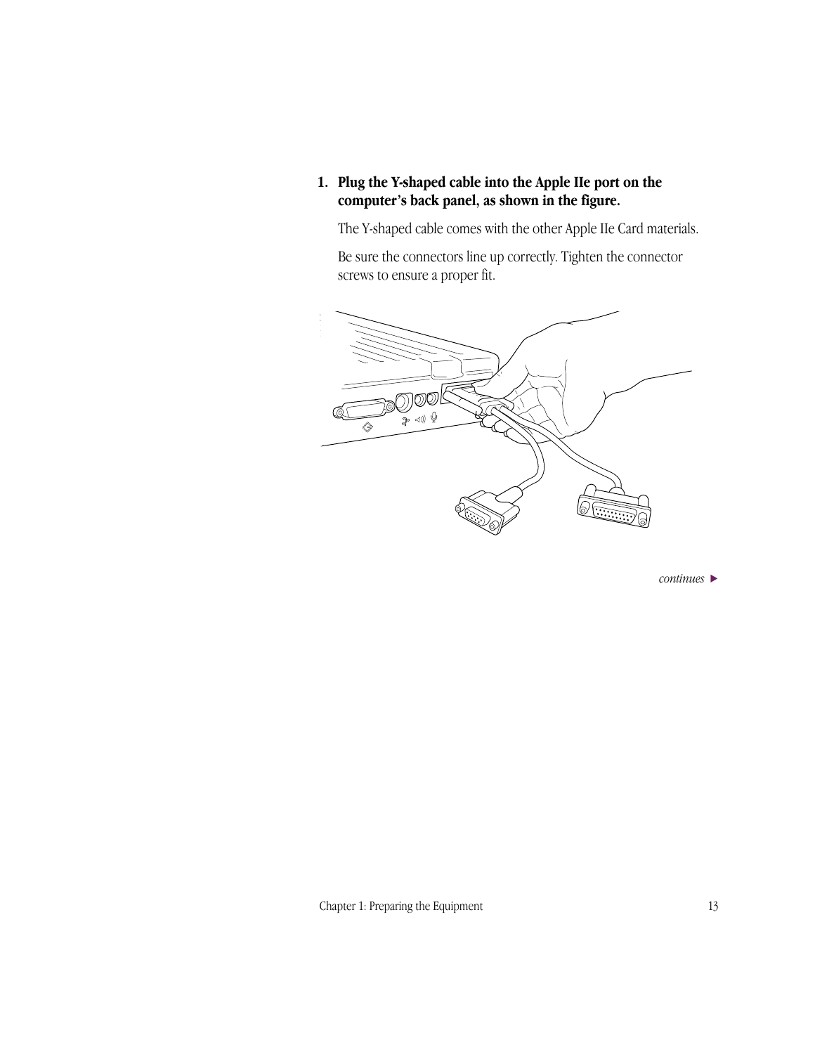1. **Plug the Y-shaped cable into the Apple IIe port on the computer's back panel, as shown in the figure.**

   The Y-shaped cable comes with the other Apple IIe Card materials.

   Be sure the connectors line up correctly. Tighten the connector screws to ensure a proper fit.

*continues* ▶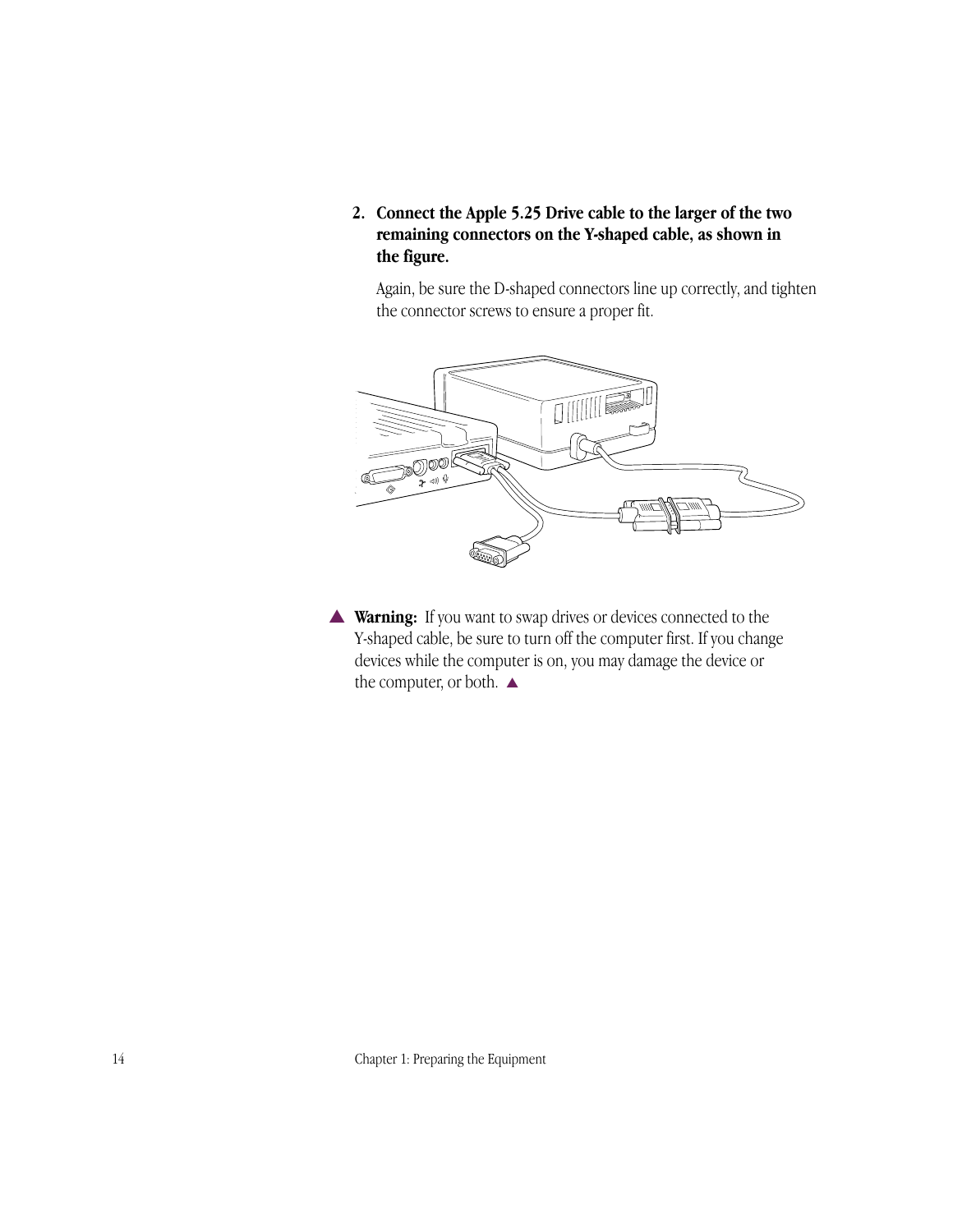2. **Connect the Apple 5.25 Drive cable to the larger of the two remaining connectors on the Y-shaped cable, as shown in the figure.**

   Again, be sure the D-shaped connectors line up correctly, and tighten the connector screws to ensure a proper fit.

▲ **Warning:** If you want to swap drives or devices connected to the Y-shaped cable, be sure to turn off the computer first. If you change devices while the computer is on, you may damage the device or the computer, or both. ▲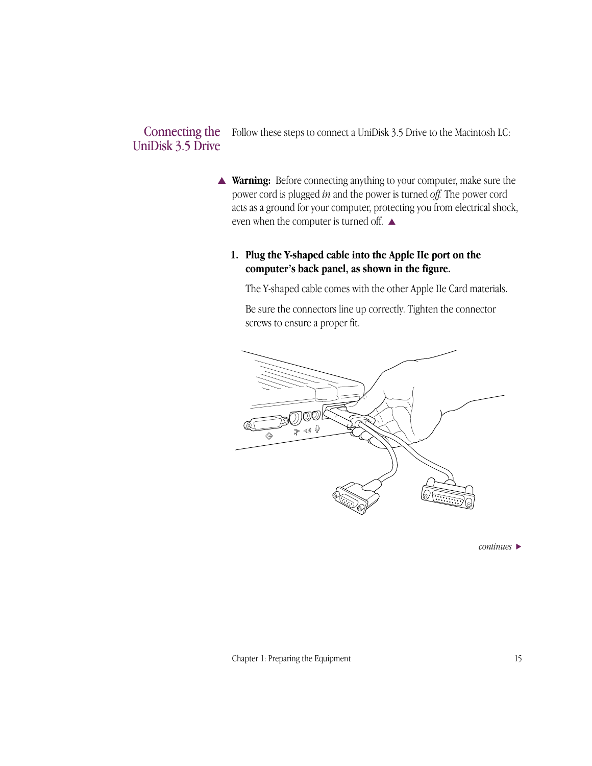## Connecting the UniDisk 3.5 Drive

Follow these steps to connect a UniDisk 3.5 Drive to the Macintosh LC:

▲ **Warning:** Before connecting anything to your computer, make sure the power cord is plugged *in* and the power is turned *off.* The power cord acts as a ground for your computer, protecting you from electrical shock, even when the computer is turned off. ▲

1. **Plug the Y-shaped cable into the Apple IIe port on the computer's back panel, as shown in the figure.**

   The Y-shaped cable comes with the other Apple IIe Card materials.

   Be sure the connectors line up correctly. Tighten the connector screws to ensure a proper fit.

*continues* ▶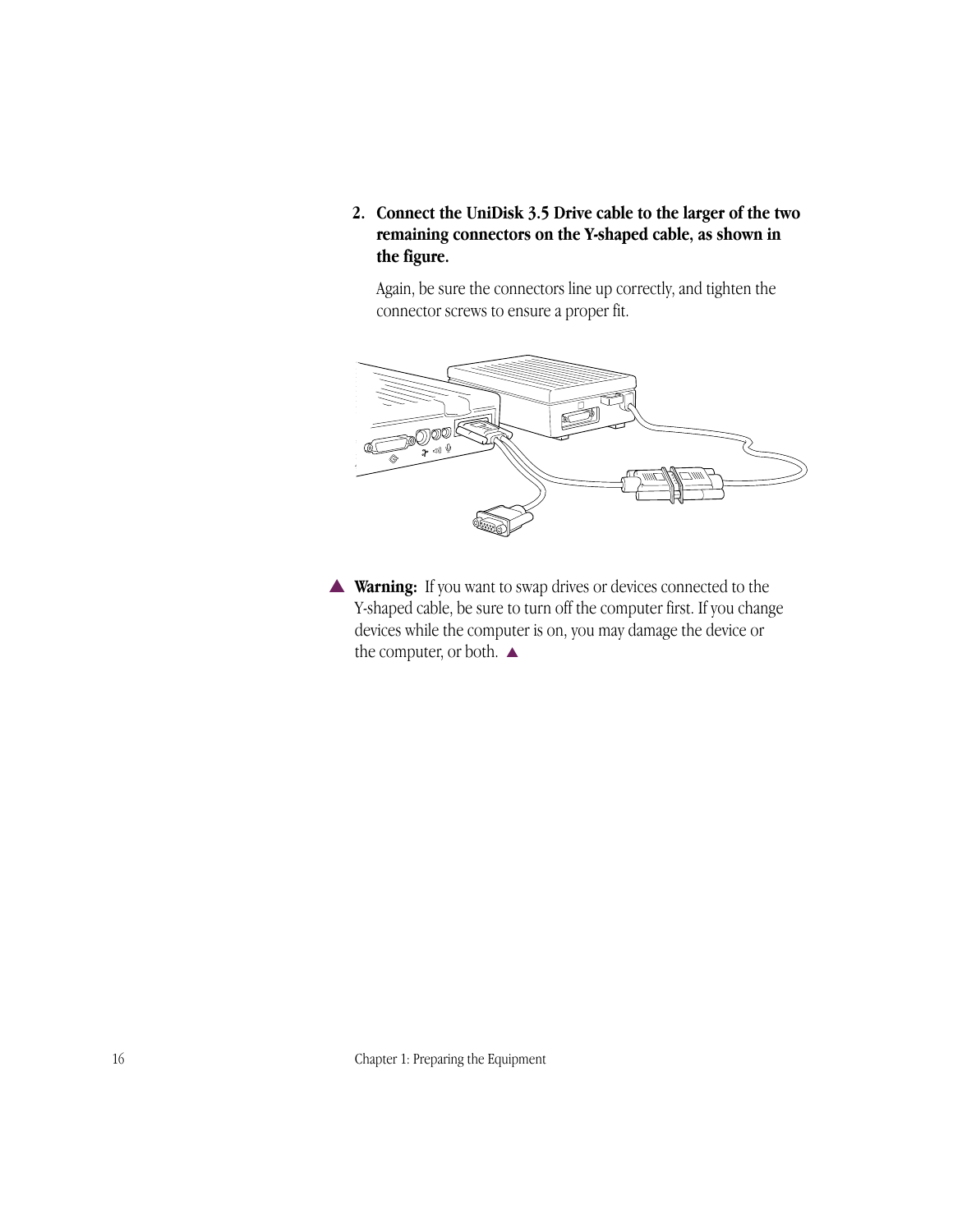**2. Connect the UniDisk 3.5 Drive cable to the larger of the two remaining connectors on the Y-shaped cable, as shown in the figure.**

Again, be sure the connectors line up correctly, and tighten the connector screws to ensure a proper fit.

▲ **Warning:** If you want to swap drives or devices connected to the Y-shaped cable, be sure to turn off the computer first. If you change devices while the computer is on, you may damage the device or the computer, or both. ▲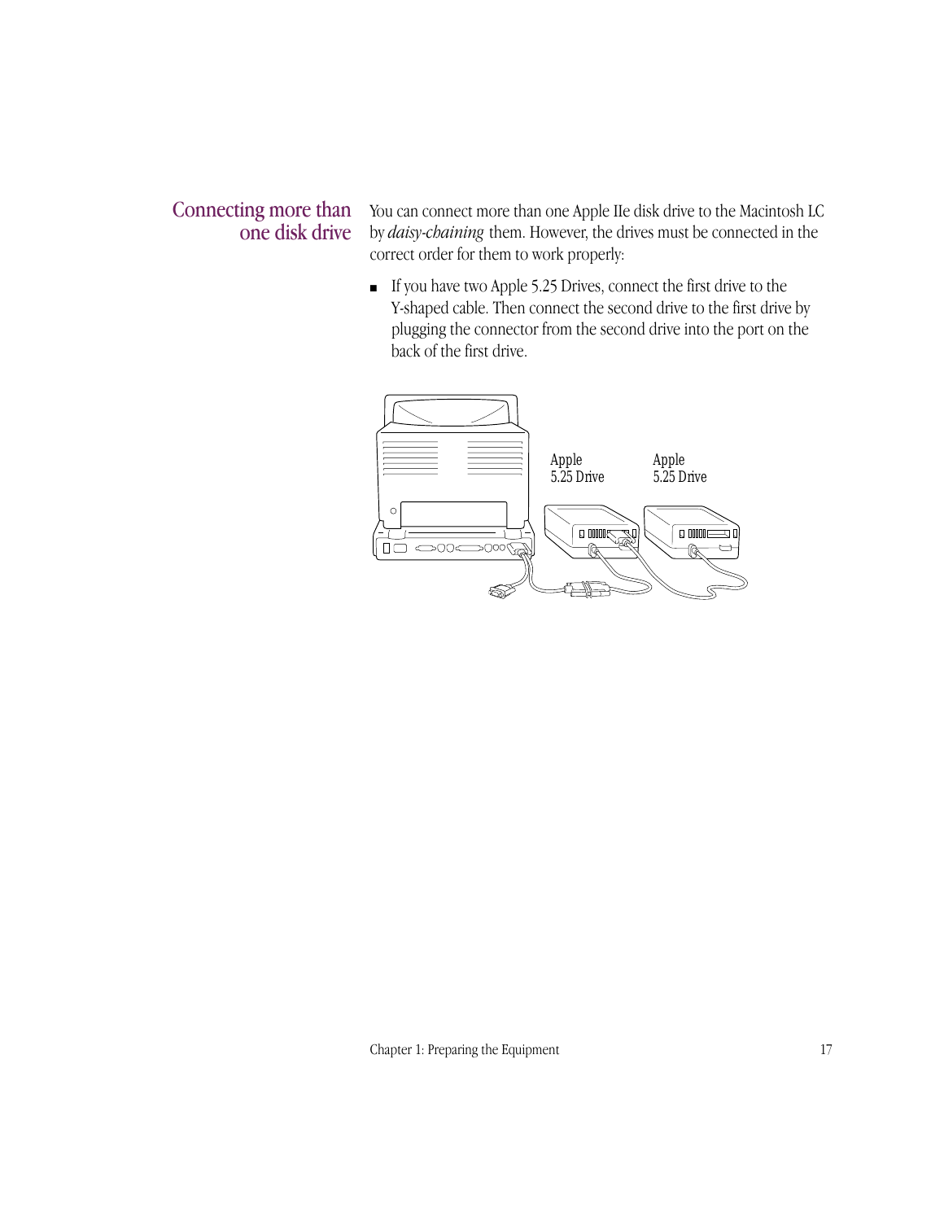## Connecting more than one disk drive

You can connect more than one Apple IIe disk drive to the Macintosh LC by *daisy-chaining* them. However, the drives must be connected in the correct order for them to work properly:

- If you have two Apple 5.25 Drives, connect the first drive to the Y-shaped cable. Then connect the second drive to the first drive by plugging the connector from the second drive into the port on the back of the first drive.

Apple 5.25 Drive

Apple 5.25 Drive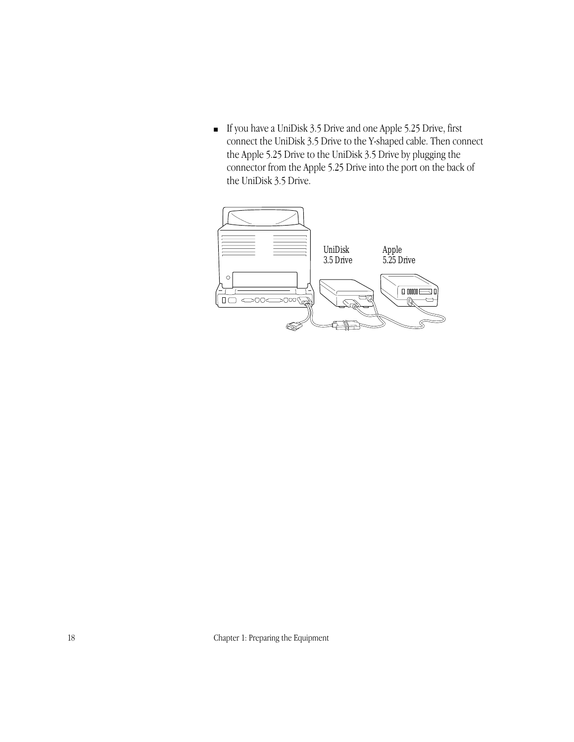- If you have a UniDisk 3.5 Drive and one Apple 5.25 Drive, first connect the UniDisk 3.5 Drive to the Y-shaped cable. Then connect the Apple 5.25 Drive to the UniDisk 3.5 Drive by plugging the connector from the Apple 5.25 Drive into the port on the back of the UniDisk 3.5 Drive.

UniDisk 3.5 Drive

Apple 5.25 Drive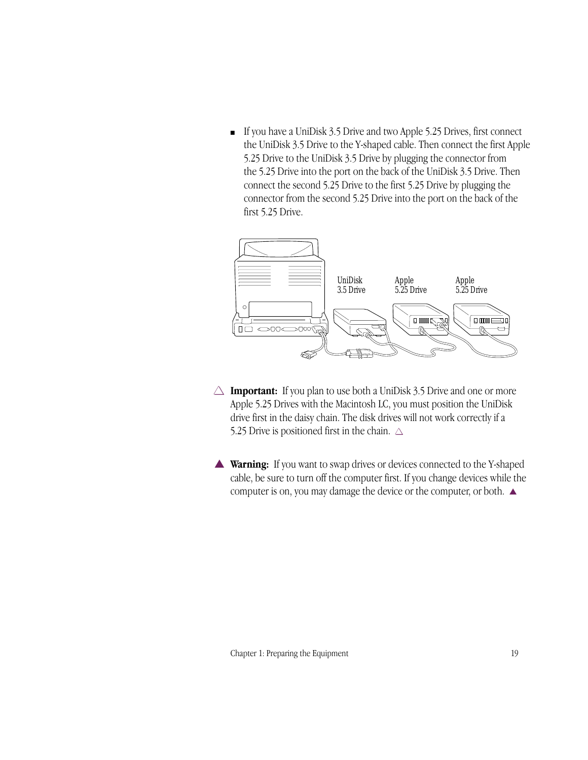- If you have a UniDisk 3.5 Drive and two Apple 5.25 Drives, first connect the UniDisk 3.5 Drive to the Y-shaped cable. Then connect the first Apple 5.25 Drive to the UniDisk 3.5 Drive by plugging the connector from the 5.25 Drive into the port on the back of the UniDisk 3.5 Drive. Then connect the second 5.25 Drive to the first 5.25 Drive by plugging the connector from the second 5.25 Drive into the port on the back of the first 5.25 Drive.

UniDisk 3.5 Drive    Apple 5.25 Drive    Apple 5.25 Drive

△ **Important:** If you plan to use both a UniDisk 3.5 Drive and one or more Apple 5.25 Drives with the Macintosh LC, you must position the UniDisk drive first in the daisy chain. The disk drives will not work correctly if a 5.25 Drive is positioned first in the chain. △

▲ **Warning:** If you want to swap drives or devices connected to the Y-shaped cable, be sure to turn off the computer first. If you change devices while the computer is on, you may damage the device or the computer, or both. ▲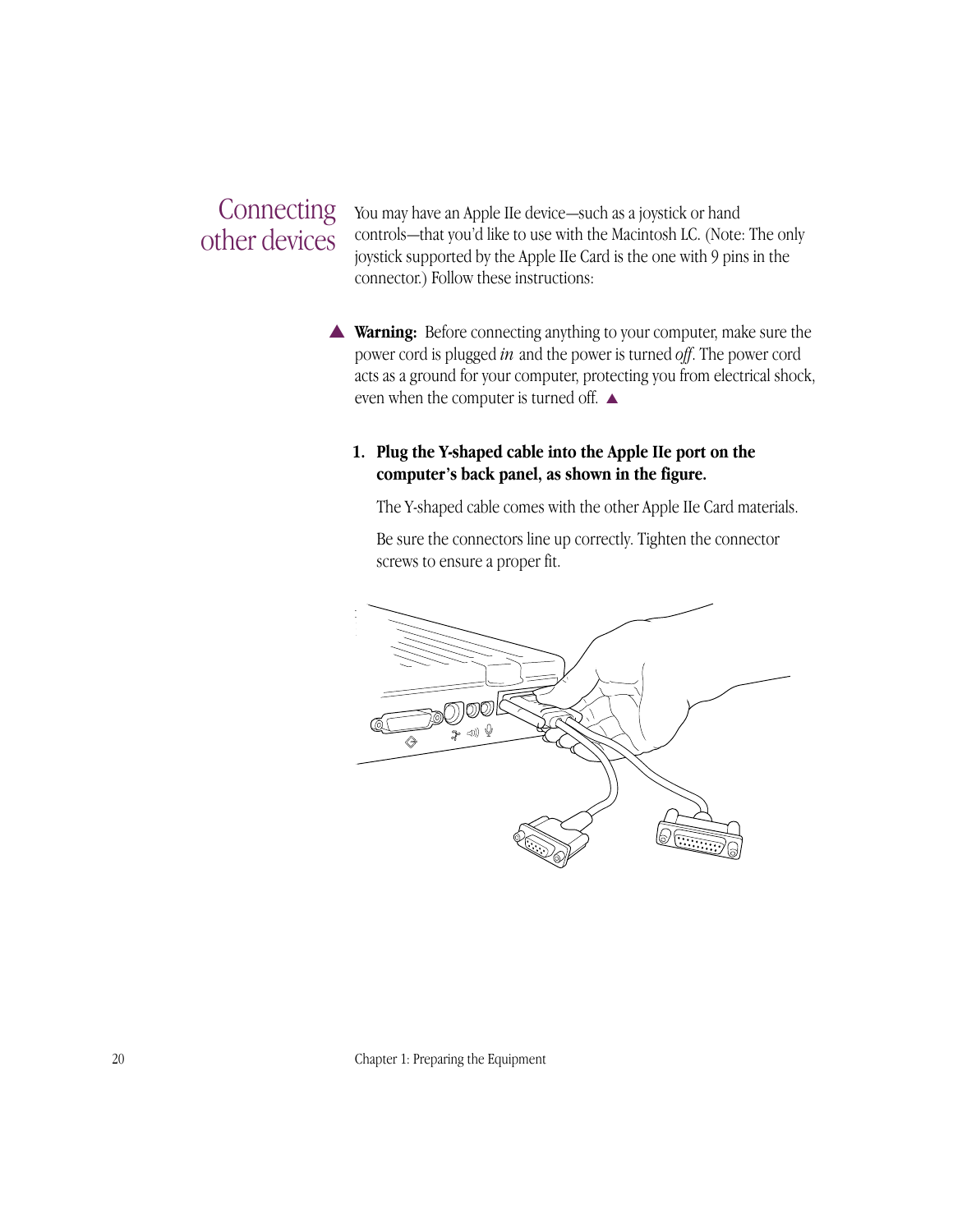## Connecting other devices

You may have an Apple IIe device—such as a joystick or hand controls—that you'd like to use with the Macintosh LC. (Note: The only joystick supported by the Apple IIe Card is the one with 9 pins in the connector.) Follow these instructions:

▲ **Warning:** Before connecting anything to your computer, make sure the power cord is plugged *in* and the power is turned *off*. The power cord acts as a ground for your computer, protecting you from electrical shock, even when the computer is turned off. ▲

1. **Plug the Y-shaped cable into the Apple IIe port on the computer's back panel, as shown in the figure.**

   The Y-shaped cable comes with the other Apple IIe Card materials.

   Be sure the connectors line up correctly. Tighten the connector screws to ensure a proper fit.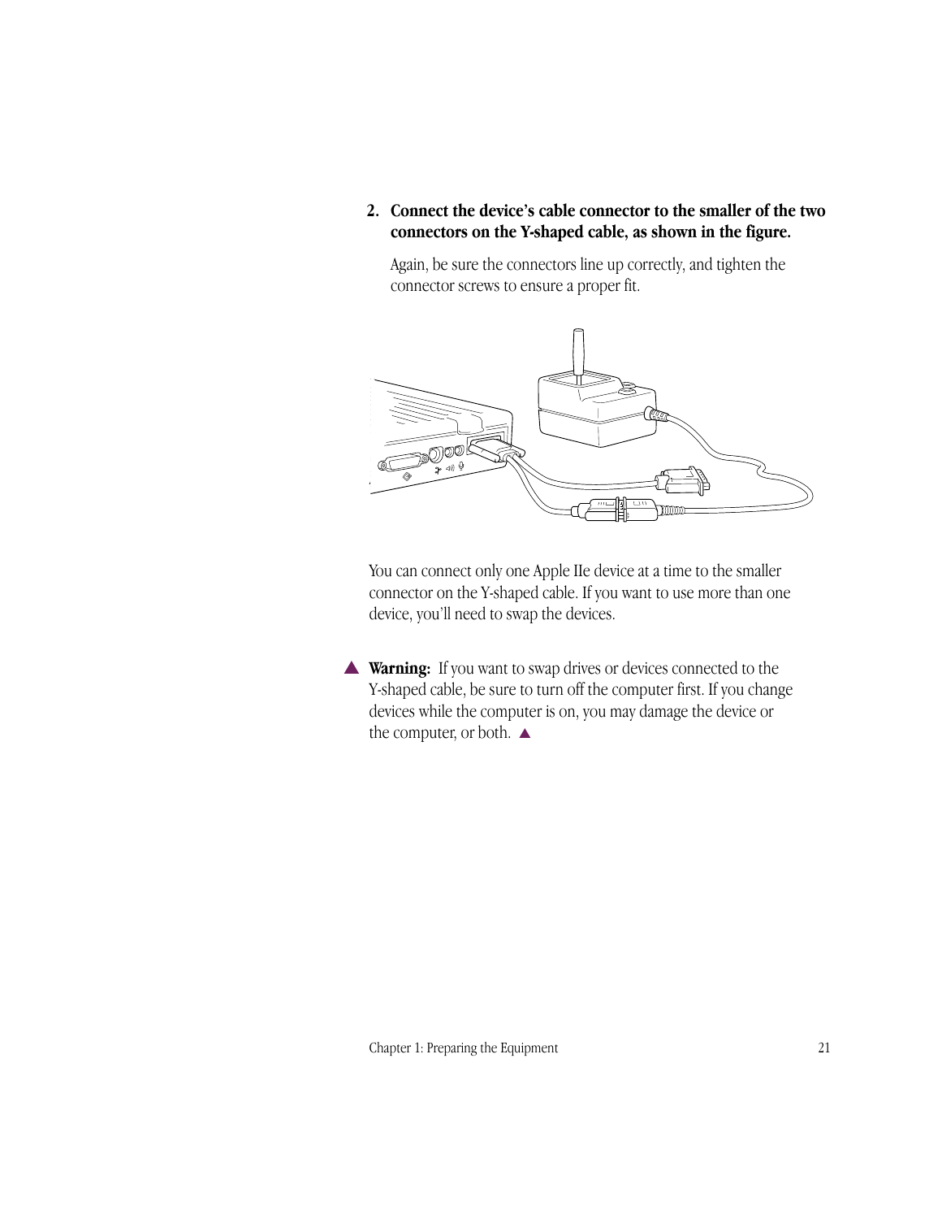2. **Connect the device's cable connector to the smaller of the two connectors on the Y-shaped cable, as shown in the figure.**

   Again, be sure the connectors line up correctly, and tighten the connector screws to ensure a proper fit.

You can connect only one Apple IIe device at a time to the smaller connector on the Y-shaped cable. If you want to use more than one device, you'll need to swap the devices.

▲ **Warning:** If you want to swap drives or devices connected to the Y-shaped cable, be sure to turn off the computer first. If you change devices while the computer is on, you may damage the device or the computer, or both. ▲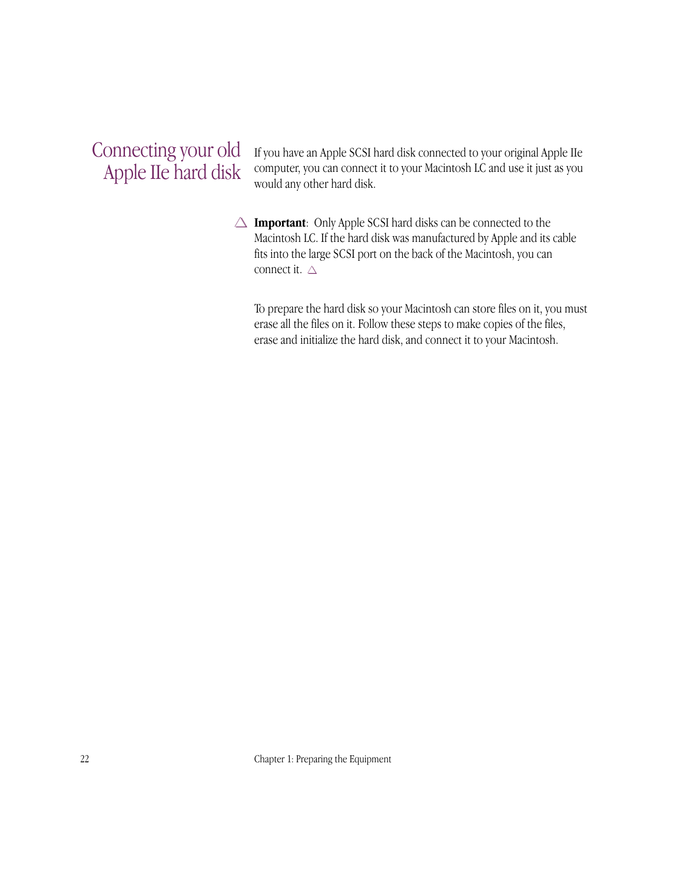## Connecting your old Apple IIe hard disk

If you have an Apple SCSI hard disk connected to your original Apple IIe computer, you can connect it to your Macintosh LC and use it just as you would any other hard disk.

△ **Important**: Only Apple SCSI hard disks can be connected to the Macintosh LC. If the hard disk was manufactured by Apple and its cable fits into the large SCSI port on the back of the Macintosh, you can connect it. △

To prepare the hard disk so your Macintosh can store files on it, you must erase all the files on it. Follow these steps to make copies of the files, erase and initialize the hard disk, and connect it to your Macintosh.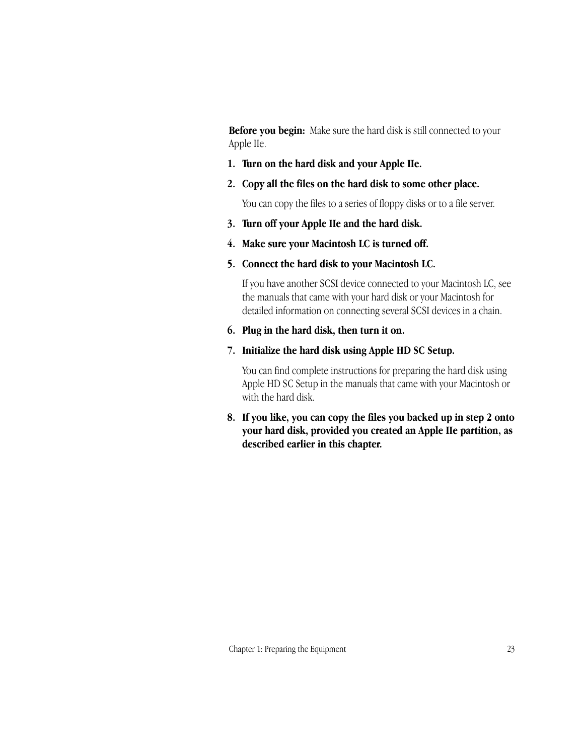**Before you begin:** Make sure the hard disk is still connected to your Apple IIe.

1. **Turn on the hard disk and your Apple IIe.**
2. **Copy all the files on the hard disk to some other place.**

   You can copy the files to a series of floppy disks or to a file server.
3. **Turn off your Apple IIe and the hard disk.**
4. **Make sure your Macintosh LC is turned off.**
5. **Connect the hard disk to your Macintosh LC.**

   If you have another SCSI device connected to your Macintosh LC, see the manuals that came with your hard disk or your Macintosh for detailed information on connecting several SCSI devices in a chain.
6. **Plug in the hard disk, then turn it on.**
7. **Initialize the hard disk using Apple HD SC Setup.**

   You can find complete instructions for preparing the hard disk using Apple HD SC Setup in the manuals that came with your Macintosh or with the hard disk.
8. **If you like, you can copy the files you backed up in step 2 onto your hard disk, provided you created an Apple IIe partition, as described earlier in this chapter.**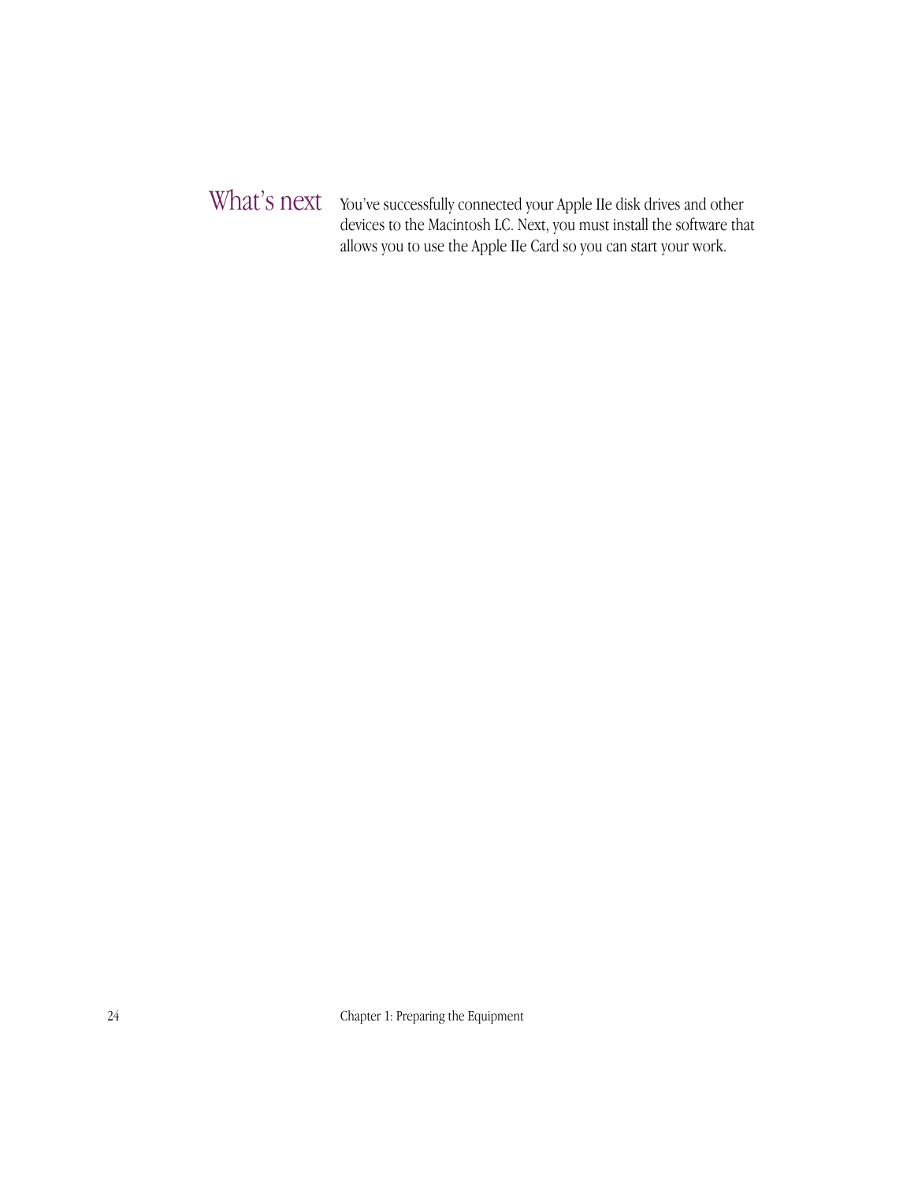## What's next

You've successfully connected your Apple IIe disk drives and other devices to the Macintosh LC. Next, you must install the software that allows you to use the Apple IIe Card so you can start your work.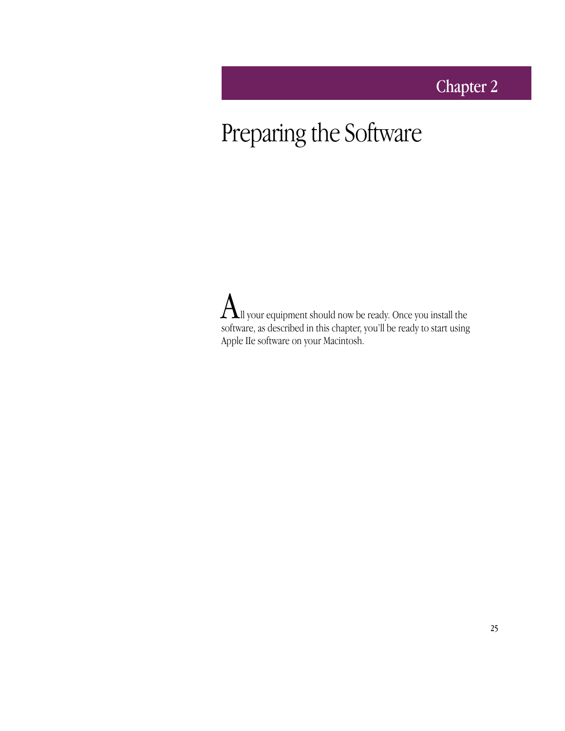# Chapter 2

# Preparing the Software

All your equipment should now be ready. Once you install the software, as described in this chapter, you'll be ready to start using Apple IIe software on your Macintosh.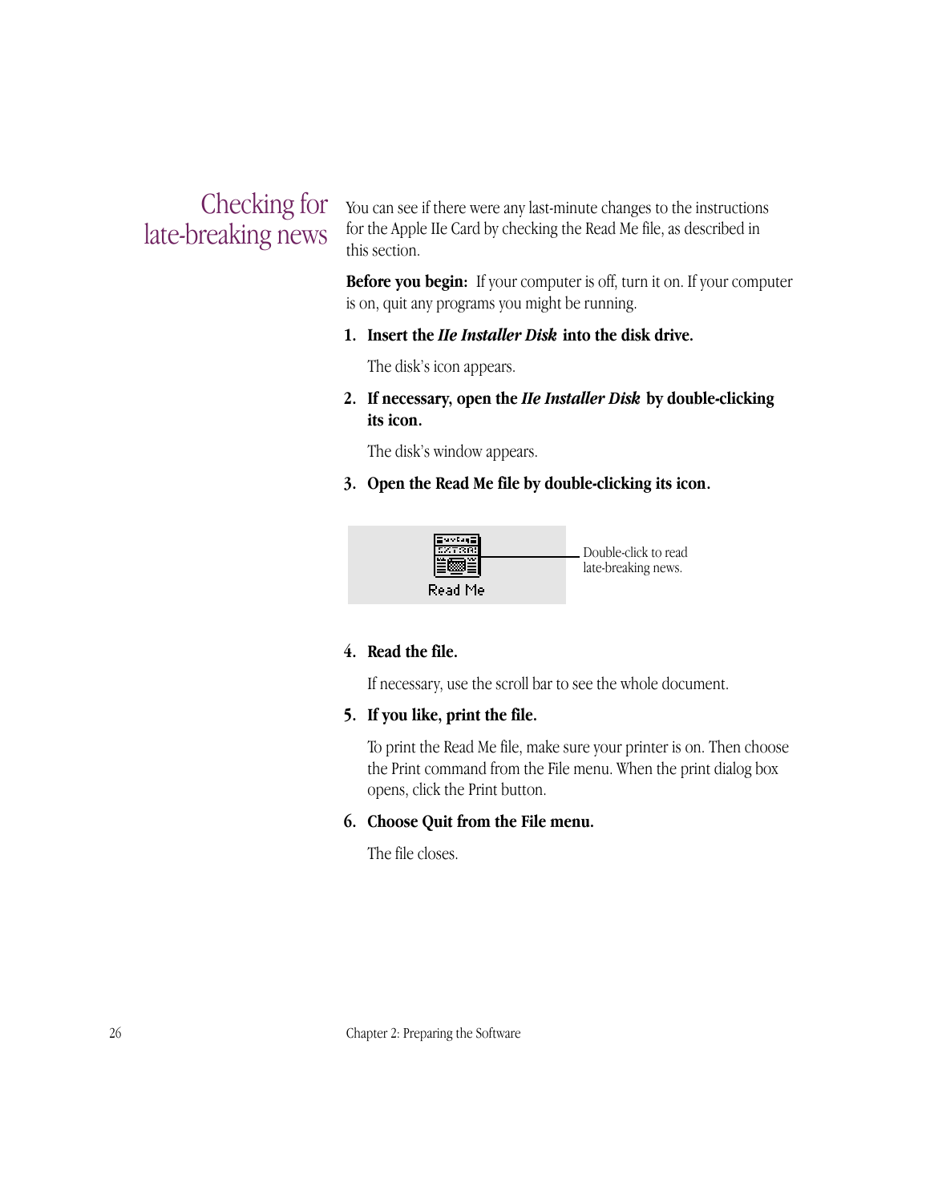## Checking for late-breaking news

You can see if there were any last-minute changes to the instructions for the Apple IIe Card by checking the Read Me file, as described in this section.

**Before you begin:** If your computer is off, turn it on. If your computer is on, quit any programs you might be running.

1. **Insert the *IIe Installer Disk* into the disk drive.**

   The disk's icon appears.

2. **If necessary, open the *IIe Installer Disk* by double-clicking its icon.**

   The disk's window appears.

3. **Open the Read Me file by double-clicking its icon.**

   Read Me

   Double-click to read late-breaking news.

4. **Read the file.**

   If necessary, use the scroll bar to see the whole document.

5. **If you like, print the file.**

   To print the Read Me file, make sure your printer is on. Then choose the Print command from the File menu. When the print dialog box opens, click the Print button.

6. **Choose Quit from the File menu.**

   The file closes.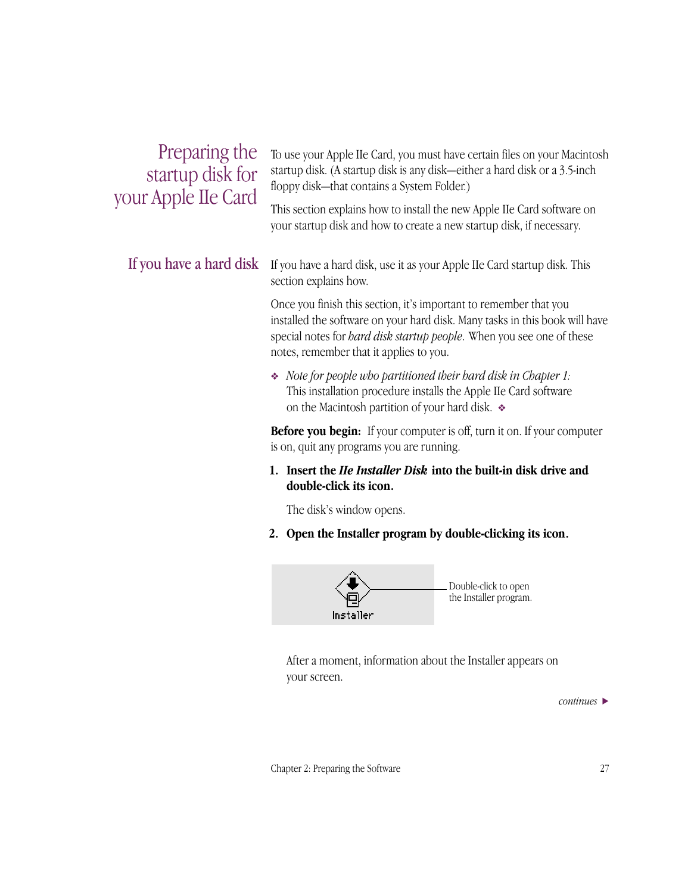## Preparing the startup disk for your Apple IIe Card

To use your Apple IIe Card, you must have certain files on your Macintosh startup disk. (A startup disk is any disk—either a hard disk or a 3.5-inch floppy disk—that contains a System Folder.)

This section explains how to install the new Apple IIe Card software on your startup disk and how to create a new startup disk, if necessary.

### If you have a hard disk

If you have a hard disk, use it as your Apple IIe Card startup disk. This section explains how.

Once you finish this section, it's important to remember that you installed the software on your hard disk. Many tasks in this book will have special notes for *hard disk startup people*. When you see one of these notes, remember that it applies to you.

❖ *Note for people who partitioned their hard disk in Chapter 1:* This installation procedure installs the Apple IIe Card software on the Macintosh partition of your hard disk. ❖

**Before you begin:** If your computer is off, turn it on. If your computer is on, quit any programs you are running.

1. **Insert the *IIe Installer Disk* into the built-in disk drive and double-click its icon.**

   The disk's window opens.

2. **Open the Installer program by double-clicking its icon.**

   Installer

   Double-click to open the Installer program.

   After a moment, information about the Installer appears on your screen.

*continues* ▶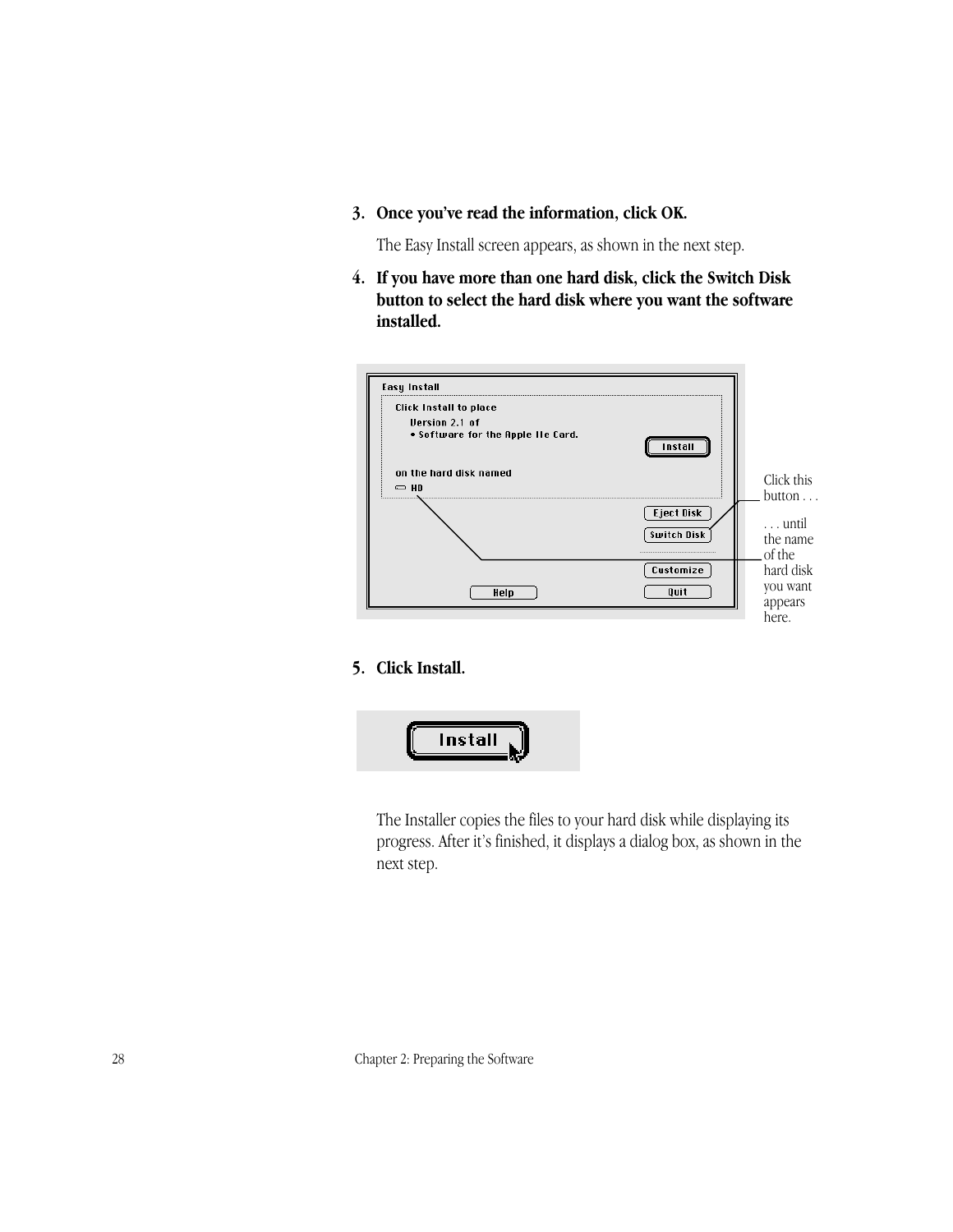3. **Once you've read the information, click OK.**

   The Easy Install screen appears, as shown in the next step.

4. **If you have more than one hard disk, click the Switch Disk button to select the hard disk where you want the software installed.**

   Click this button . . .

   . . . until the name of the hard disk you want appears here.

5. **Click Install.**

   The Installer copies the files to your hard disk while displaying its progress. After it's finished, it displays a dialog box, as shown in the next step.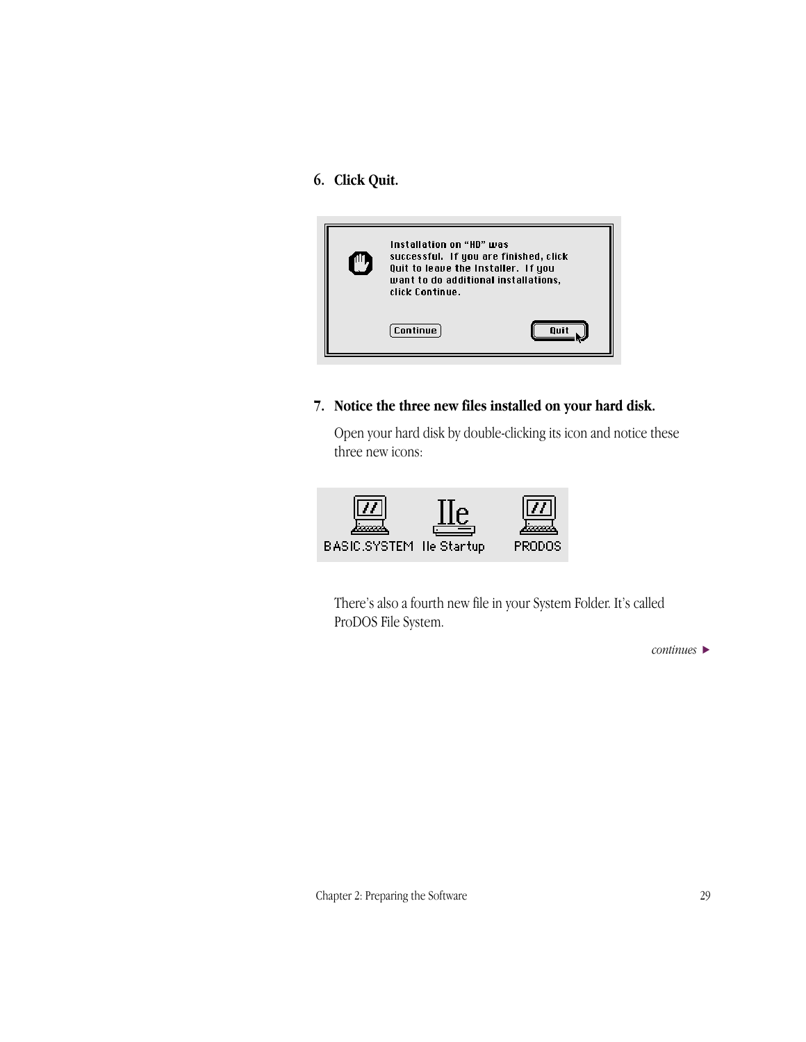6. **Click Quit.**

Installation on "HD" was successful. If you are finished, click Quit to leave the Installer. If you want to do additional installations, click Continue.

Continue | Quit

7. **Notice the three new files installed on your hard disk.**

   Open your hard disk by double-clicking its icon and notice these three new icons:

   BASIC.SYSTEM | IIe Startup | PRODOS

   There's also a fourth new file in your System Folder. It's called ProDOS File System.

*continues* ▶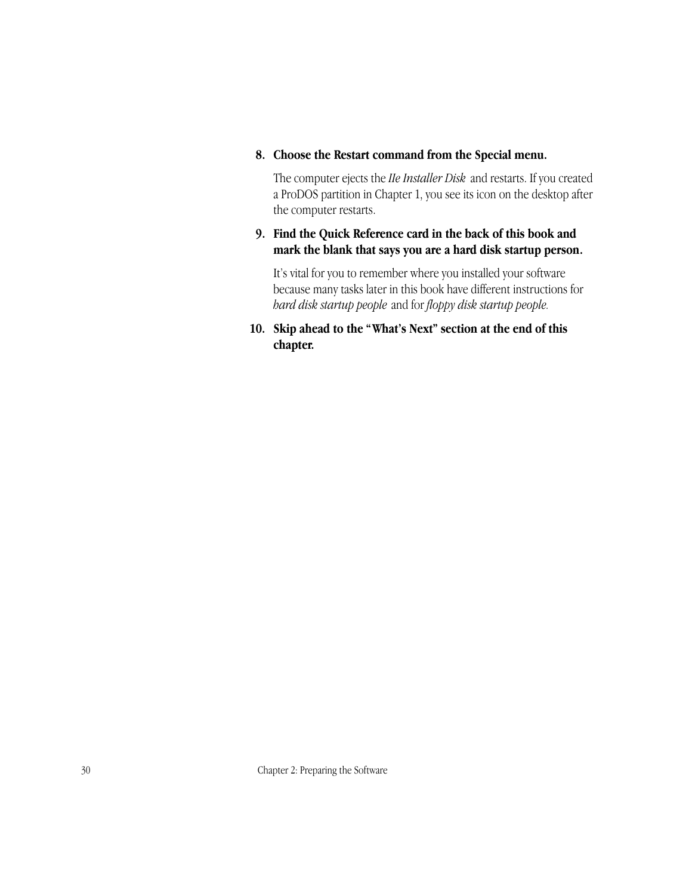8. **Choose the Restart command from the Special menu.**

   The computer ejects the *IIe Installer Disk* and restarts. If you created a ProDOS partition in Chapter 1, you see its icon on the desktop after the computer restarts.

9. **Find the Quick Reference card in the back of this book and mark the blank that says you are a hard disk startup person.**

   It's vital for you to remember where you installed your software because many tasks later in this book have different instructions for *hard disk startup people* and for *floppy disk startup people.*

10. **Skip ahead to the "What's Next" section at the end of this chapter.**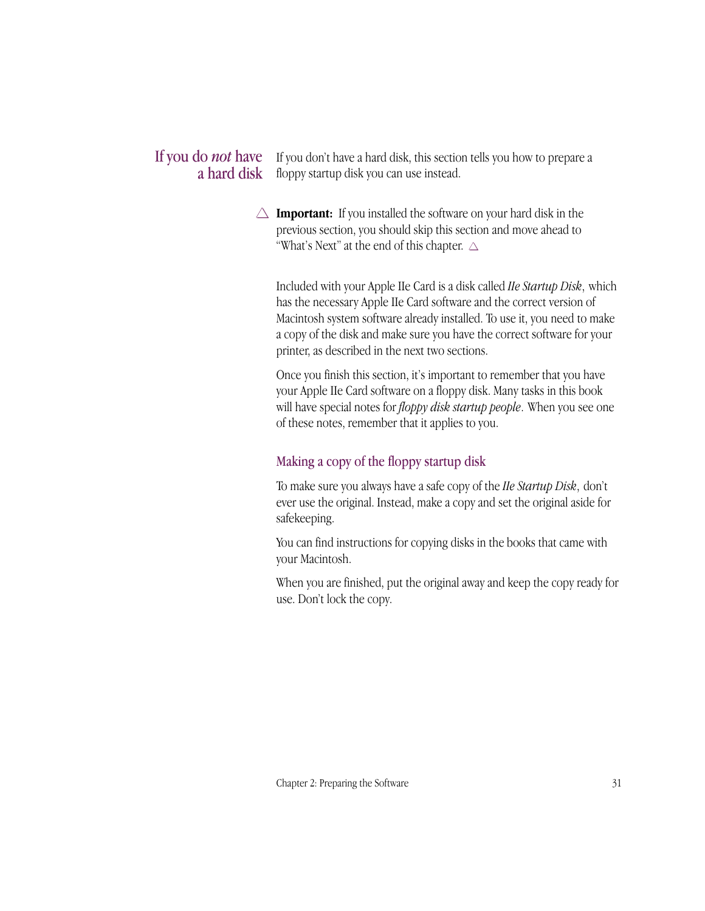## If you do *not* have a hard disk

If you don't have a hard disk, this section tells you how to prepare a floppy startup disk you can use instead.

△ **Important:** If you installed the software on your hard disk in the previous section, you should skip this section and move ahead to "What's Next" at the end of this chapter. △

Included with your Apple IIe Card is a disk called *IIe Startup Disk*, which has the necessary Apple IIe Card software and the correct version of Macintosh system software already installed. To use it, you need to make a copy of the disk and make sure you have the correct software for your printer, as described in the next two sections.

Once you finish this section, it's important to remember that you have your Apple IIe Card software on a floppy disk. Many tasks in this book will have special notes for *floppy disk startup people*. When you see one of these notes, remember that it applies to you.

### Making a copy of the floppy startup disk

To make sure you always have a safe copy of the *IIe Startup Disk*, don't ever use the original. Instead, make a copy and set the original aside for safekeeping.

You can find instructions for copying disks in the books that came with your Macintosh.

When you are finished, put the original away and keep the copy ready for use. Don't lock the copy.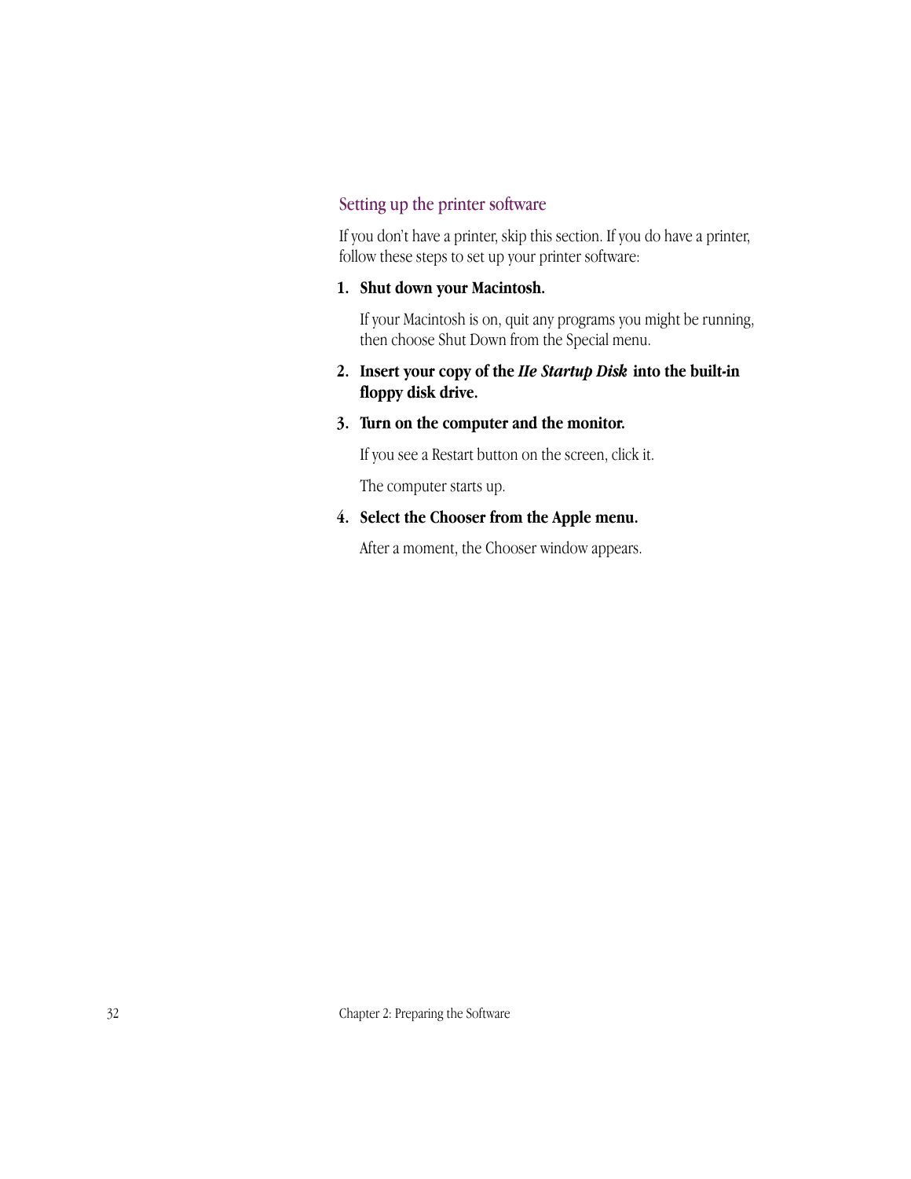## Setting up the printer software

If you don't have a printer, skip this section. If you do have a printer, follow these steps to set up your printer software:

1. **Shut down your Macintosh.**

   If your Macintosh is on, quit any programs you might be running, then choose Shut Down from the Special menu.

2. **Insert your copy of the *IIe Startup Disk* into the built-in floppy disk drive.**

3. **Turn on the computer and the monitor.**

   If you see a Restart button on the screen, click it.

   The computer starts up.

4. **Select the Chooser from the Apple menu.**

   After a moment, the Chooser window appears.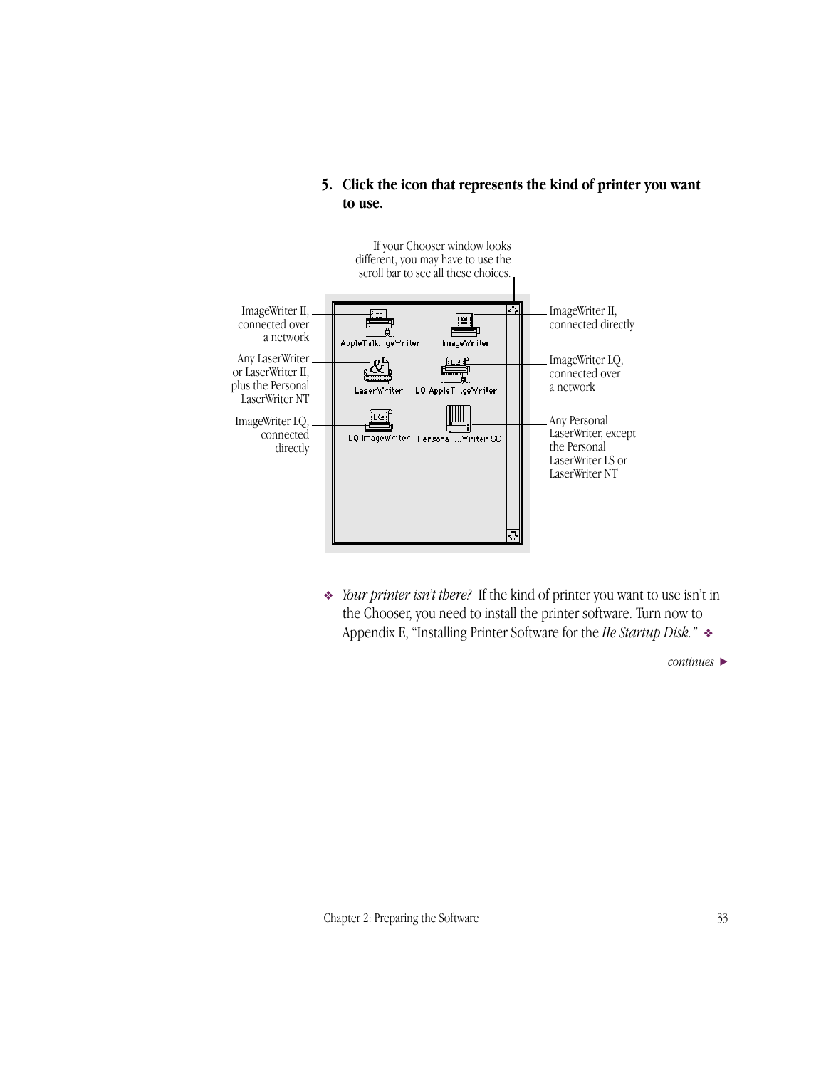**5. Click the icon that represents the kind of printer you want to use.**

If your Chooser window looks different, you may have to use the scroll bar to see all these choices.

ImageWriter II, connected over a network

ImageWriter II, connected directly

Any LaserWriter or LaserWriter II, plus the Personal LaserWriter NT

ImageWriter LQ, connected over a network

ImageWriter LQ, connected directly

Any Personal LaserWriter, except the Personal LaserWriter LS or LaserWriter NT

AppleTalk…geWriter ImageWriter LaserWriter LQ AppleT…geWriter LQ ImageWriter Personal…Writer SC

❖ *Your printer isn't there?* If the kind of printer you want to use isn't in the Chooser, you need to install the printer software. Turn now to Appendix E, "Installing Printer Software for the *IIe Startup Disk.*" ❖

*continues* ▶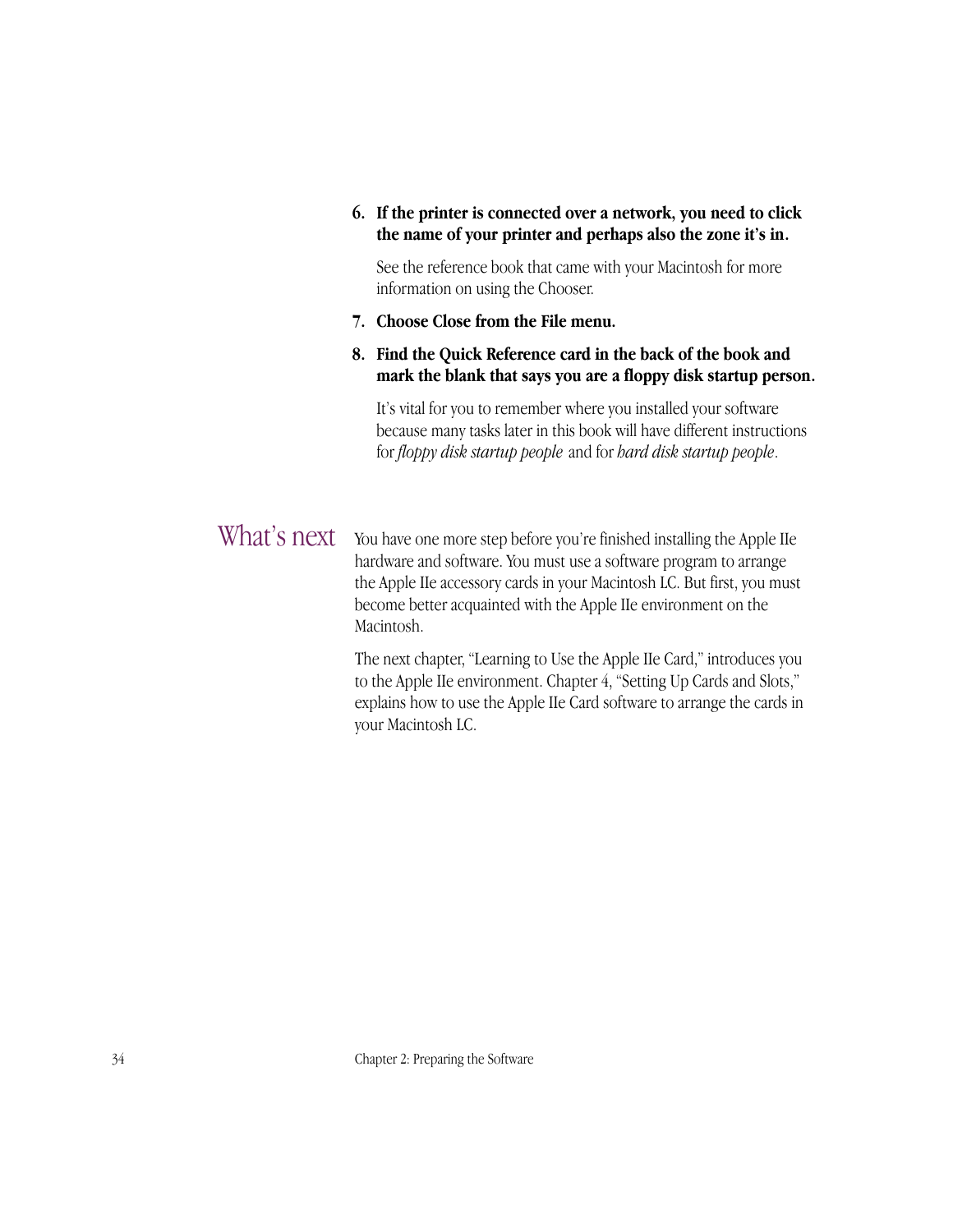6. **If the printer is connected over a network, you need to click the name of your printer and perhaps also the zone it's in.**

   See the reference book that came with your Macintosh for more information on using the Chooser.

7. **Choose Close from the File menu.**

8. **Find the Quick Reference card in the back of the book and mark the blank that says you are a floppy disk startup person.**

   It's vital for you to remember where you installed your software because many tasks later in this book will have different instructions for *floppy disk startup people* and for *hard disk startup people*.

## What's next

You have one more step before you're finished installing the Apple IIe hardware and software. You must use a software program to arrange the Apple IIe accessory cards in your Macintosh LC. But first, you must become better acquainted with the Apple IIe environment on the Macintosh.

The next chapter, "Learning to Use the Apple IIe Card," introduces you to the Apple IIe environment. Chapter 4, "Setting Up Cards and Slots," explains how to use the Apple IIe Card software to arrange the cards in your Macintosh LC.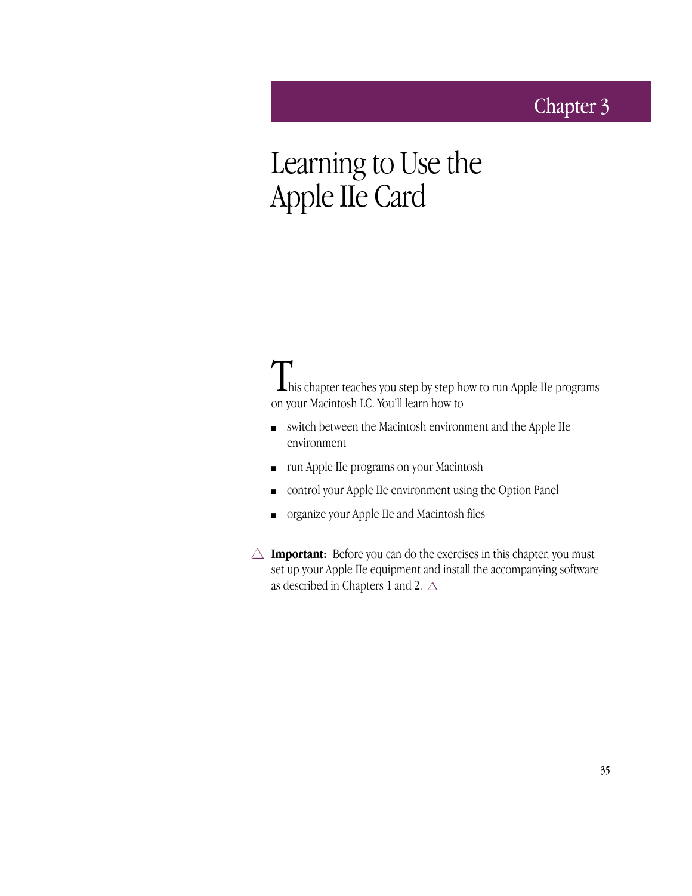# Chapter 3

# Learning to Use the Apple IIe Card

This chapter teaches you step by step how to run Apple IIe programs on your Macintosh LC. You'll learn how to

- switch between the Macintosh environment and the Apple IIe environment
- run Apple IIe programs on your Macintosh
- control your Apple IIe environment using the Option Panel
- organize your Apple IIe and Macintosh files

△ **Important:** Before you can do the exercises in this chapter, you must set up your Apple IIe equipment and install the accompanying software as described in Chapters 1 and 2. △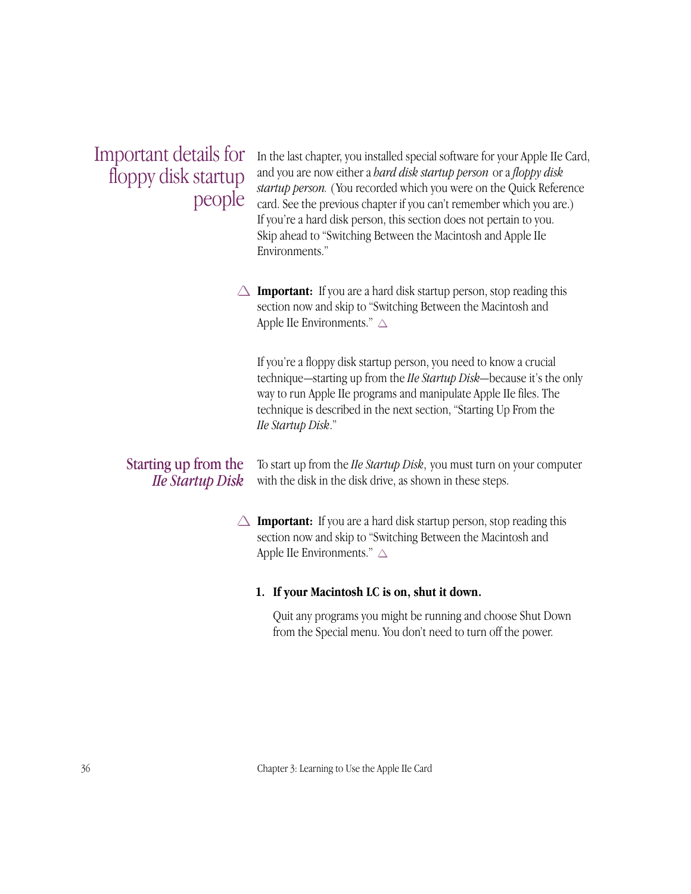## Important details for floppy disk startup people

In the last chapter, you installed special software for your Apple IIe Card, and you are now either a *hard disk startup person* or a *floppy disk startup person.* (You recorded which you were on the Quick Reference card. See the previous chapter if you can't remember which you are.) If you're a hard disk person, this section does not pertain to you. Skip ahead to "Switching Between the Macintosh and Apple IIe Environments."

△ **Important:** If you are a hard disk startup person, stop reading this section now and skip to "Switching Between the Macintosh and Apple IIe Environments." △

If you're a floppy disk startup person, you need to know a crucial technique—starting up from the *IIe Startup Disk*—because it's the only way to run Apple IIe programs and manipulate Apple IIe files. The technique is described in the next section, "Starting Up From the *IIe Startup Disk*."

## Starting up from the *IIe Startup Disk*

To start up from the *IIe Startup Disk*, you must turn on your computer with the disk in the disk drive, as shown in these steps.

△ **Important:** If you are a hard disk startup person, stop reading this section now and skip to "Switching Between the Macintosh and Apple IIe Environments." △

1. **If your Macintosh LC is on, shut it down.**

   Quit any programs you might be running and choose Shut Down from the Special menu. You don't need to turn off the power.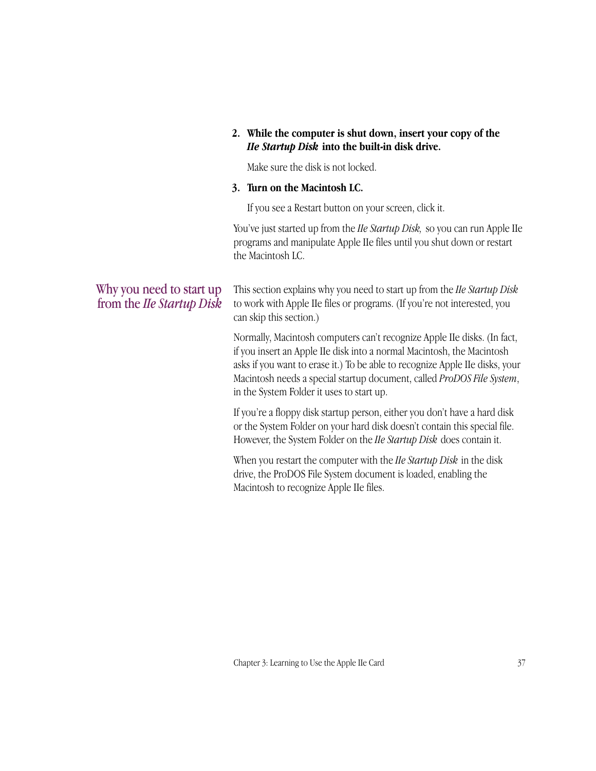2. **While the computer is shut down, insert your copy of the *IIe Startup Disk* into the built-in disk drive.**

   Make sure the disk is not locked.

3. **Turn on the Macintosh LC.**

   If you see a Restart button on your screen, click it.

You've just started up from the *IIe Startup Disk,* so you can run Apple IIe programs and manipulate Apple IIe files until you shut down or restart the Macintosh LC.

## Why you need to start up from the *IIe Startup Disk*

This section explains why you need to start up from the *IIe Startup Disk* to work with Apple IIe files or programs. (If you're not interested, you can skip this section.)

Normally, Macintosh computers can't recognize Apple IIe disks. (In fact, if you insert an Apple IIe disk into a normal Macintosh, the Macintosh asks if you want to erase it.) To be able to recognize Apple IIe disks, your Macintosh needs a special startup document, called *ProDOS File System*, in the System Folder it uses to start up.

If you're a floppy disk startup person, either you don't have a hard disk or the System Folder on your hard disk doesn't contain this special file. However, the System Folder on the *IIe Startup Disk* does contain it.

When you restart the computer with the *IIe Startup Disk* in the disk drive, the ProDOS File System document is loaded, enabling the Macintosh to recognize Apple IIe files.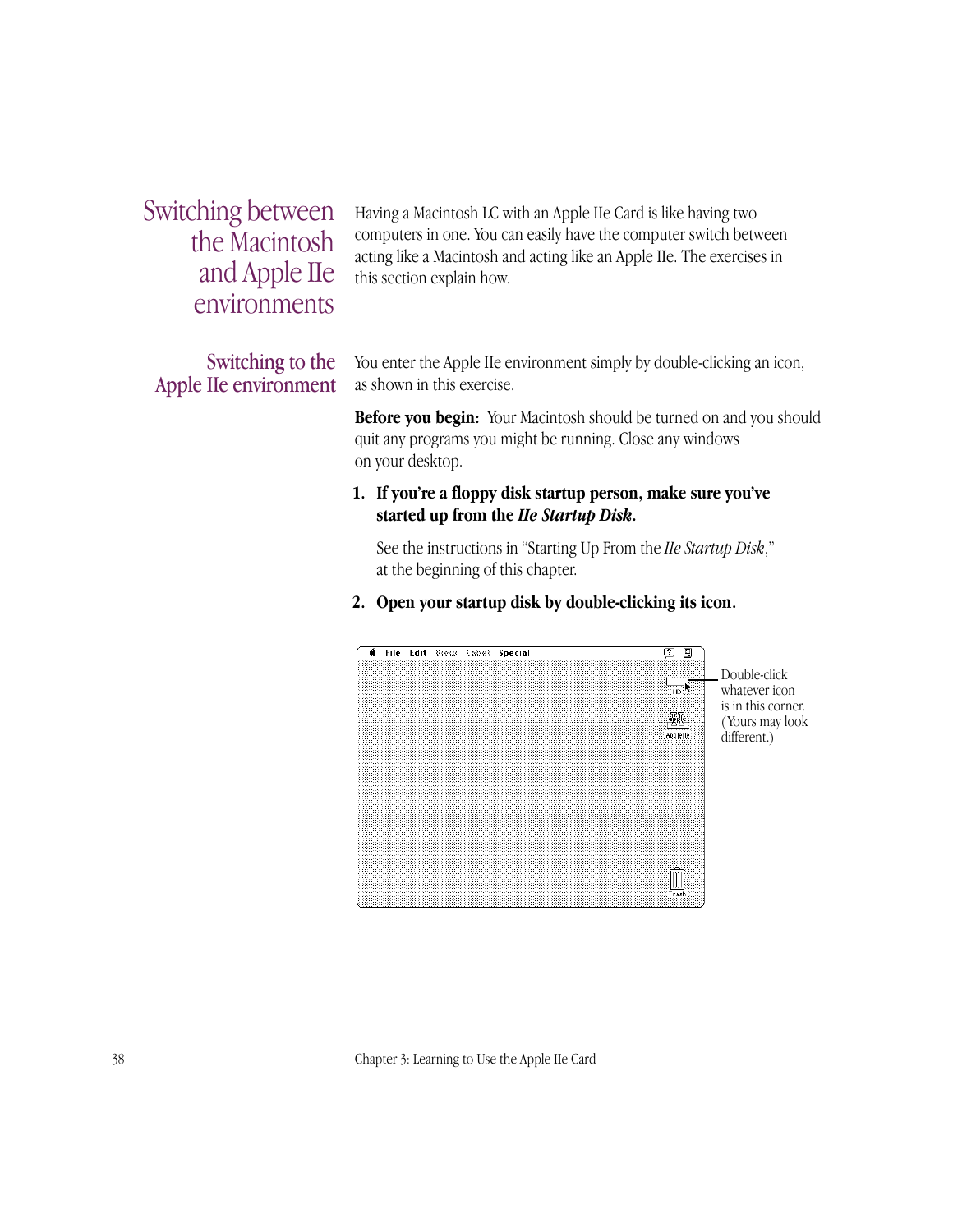## Switching between the Macintosh and Apple IIe environments

Having a Macintosh LC with an Apple IIe Card is like having two computers in one. You can easily have the computer switch between acting like a Macintosh and acting like an Apple IIe. The exercises in this section explain how.

### Switching to the Apple IIe environment

You enter the Apple IIe environment simply by double-clicking an icon, as shown in this exercise.

**Before you begin:** Your Macintosh should be turned on and you should quit any programs you might be running. Close any windows on your desktop.

1. **If you're a floppy disk startup person, make sure you've started up from the *IIe Startup Disk*.**

   See the instructions in "Starting Up From the *IIe Startup Disk*," at the beginning of this chapter.

2. **Open your startup disk by double-clicking its icon.**

Double-click whatever icon is in this corner. (Yours may look different.)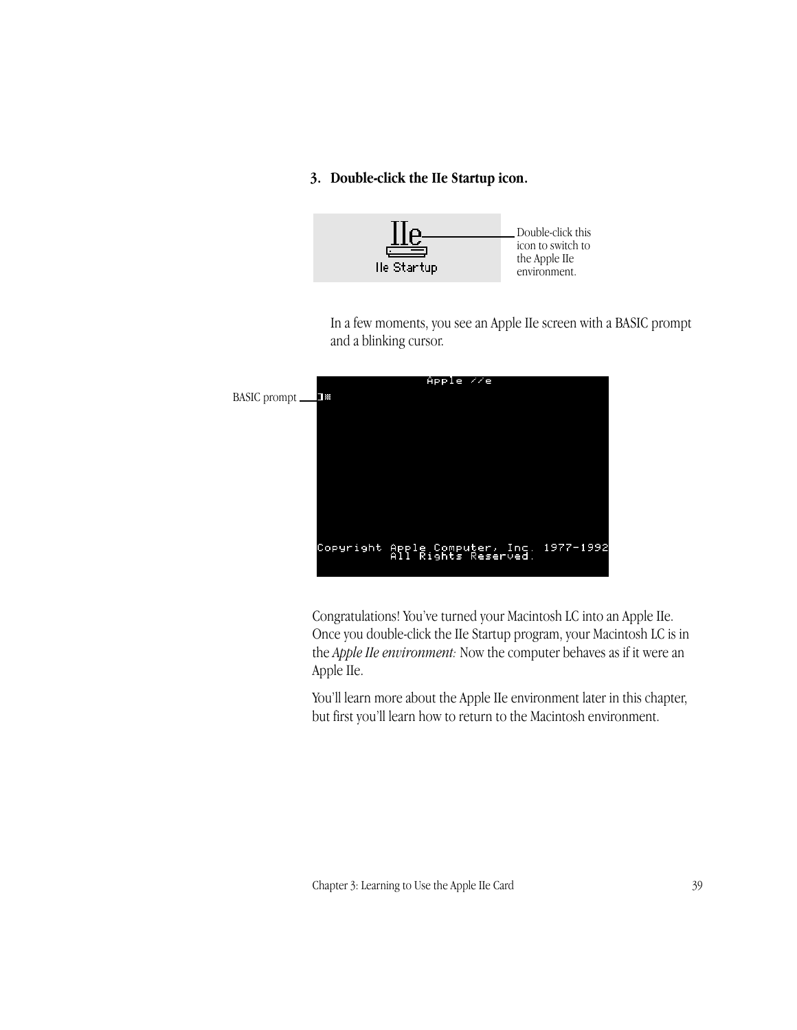**3. Double-click the IIe Startup icon.**

Double-click this icon to switch to the Apple IIe environment.

In a few moments, you see an Apple IIe screen with a BASIC prompt and a blinking cursor.

BASIC prompt

Congratulations! You've turned your Macintosh LC into an Apple IIe. Once you double-click the IIe Startup program, your Macintosh LC is in the *Apple IIe environment:* Now the computer behaves as if it were an Apple IIe.

You'll learn more about the Apple IIe environment later in this chapter, but first you'll learn how to return to the Macintosh environment.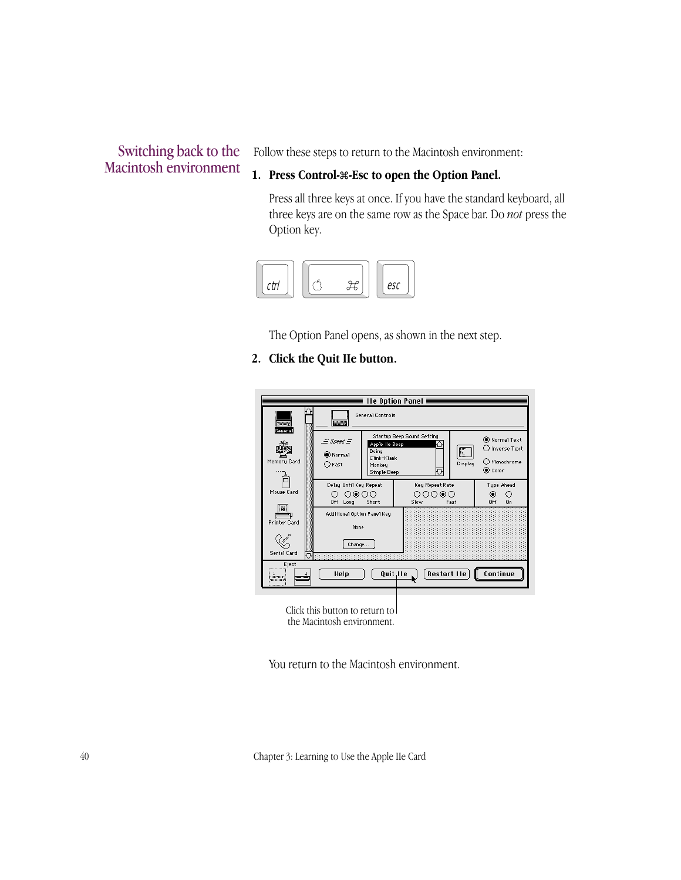## Switching back to the Macintosh environment

Follow these steps to return to the Macintosh environment:

1. **Press Control-⌘-Esc to open the Option Panel.**

   Press all three keys at once. If you have the standard keyboard, all three keys are on the same row as the Space bar. Do *not* press the Option key.

   The Option Panel opens, as shown in the next step.

2. **Click the Quit IIe button.**

   Click this button to return to the Macintosh environment.

   You return to the Macintosh environment.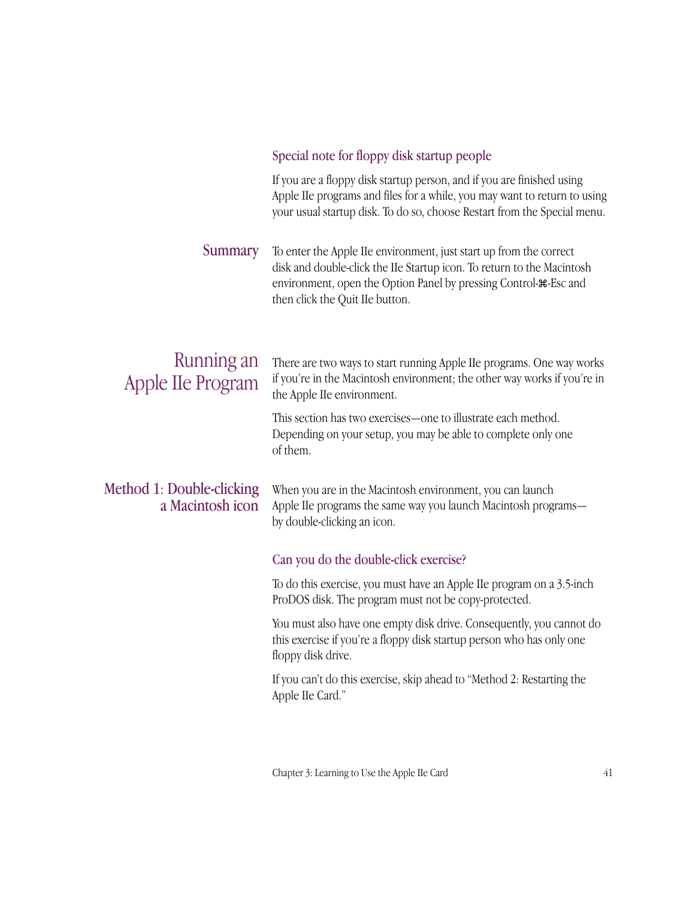### Special note for floppy disk startup people

If you are a floppy disk startup person, and if you are finished using Apple IIe programs and files for a while, you may want to return to using your usual startup disk. To do so, choose Restart from the Special menu.

### Summary

To enter the Apple IIe environment, just start up from the correct disk and double-click the IIe Startup icon. To return to the Macintosh environment, open the Option Panel by pressing Control-⌘-Esc and then click the Quit IIe button.

## Running an Apple IIe Program

There are two ways to start running Apple IIe programs. One way works if you're in the Macintosh environment; the other way works if you're in the Apple IIe environment.

This section has two exercises—one to illustrate each method. Depending on your setup, you may be able to complete only one of them.

### Method 1: Double-clicking a Macintosh icon

When you are in the Macintosh environment, you can launch Apple IIe programs the same way you launch Macintosh programs—by double-clicking an icon.

#### Can you do the double-click exercise?

To do this exercise, you must have an Apple IIe program on a 3.5-inch ProDOS disk. The program must not be copy-protected.

You must also have one empty disk drive. Consequently, you cannot do this exercise if you're a floppy disk startup person who has only one floppy disk drive.

If you can't do this exercise, skip ahead to "Method 2: Restarting the Apple IIe Card."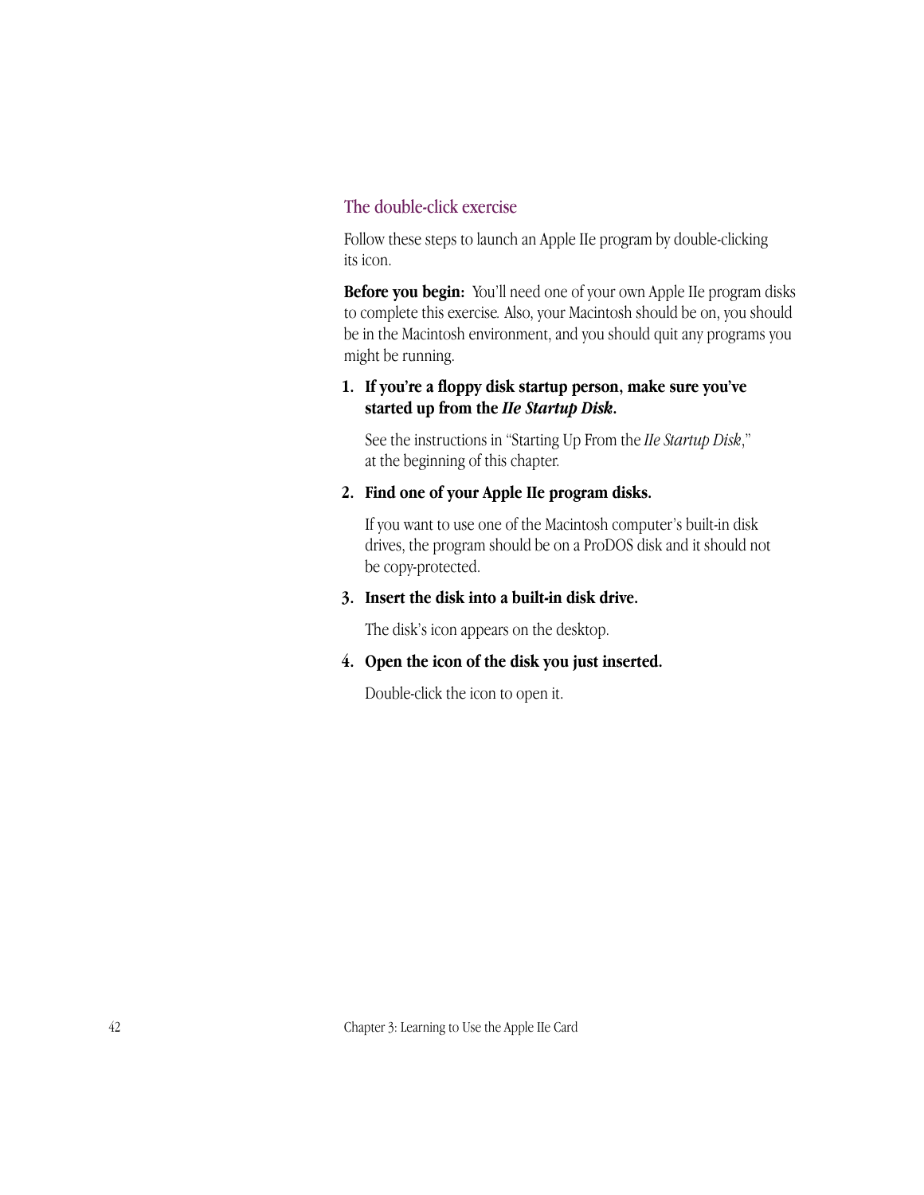### The double-click exercise

Follow these steps to launch an Apple IIe program by double-clicking its icon.

**Before you begin:** You'll need one of your own Apple IIe program disks to complete this exercise. Also, your Macintosh should be on, you should be in the Macintosh environment, and you should quit any programs you might be running.

1. **If you're a floppy disk startup person, make sure you've started up from the *IIe Startup Disk*.**

   See the instructions in "Starting Up From the *IIe Startup Disk*," at the beginning of this chapter.

2. **Find one of your Apple IIe program disks.**

   If you want to use one of the Macintosh computer's built-in disk drives, the program should be on a ProDOS disk and it should not be copy-protected.

3. **Insert the disk into a built-in disk drive.**

   The disk's icon appears on the desktop.

4. **Open the icon of the disk you just inserted.**

   Double-click the icon to open it.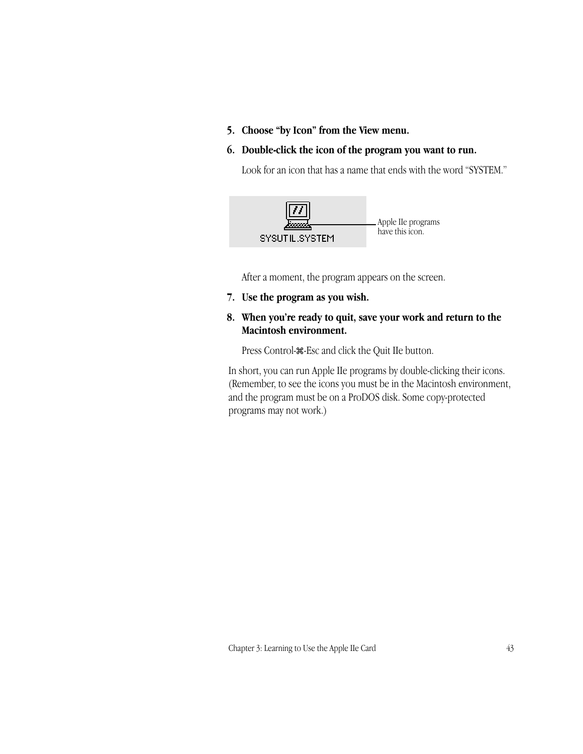5. **Choose "by Icon" from the View menu.**

6. **Double-click the icon of the program you want to run.**

   Look for an icon that has a name that ends with the word "SYSTEM."

   SYSUTIL.SYSTEM

   Apple IIe programs have this icon.

   After a moment, the program appears on the screen.

7. **Use the program as you wish.**

8. **When you're ready to quit, save your work and return to the Macintosh environment.**

   Press Control-⌘-Esc and click the Quit IIe button.

In short, you can run Apple IIe programs by double-clicking their icons. (Remember, to see the icons you must be in the Macintosh environment, and the program must be on a ProDOS disk. Some copy-protected programs may not work.)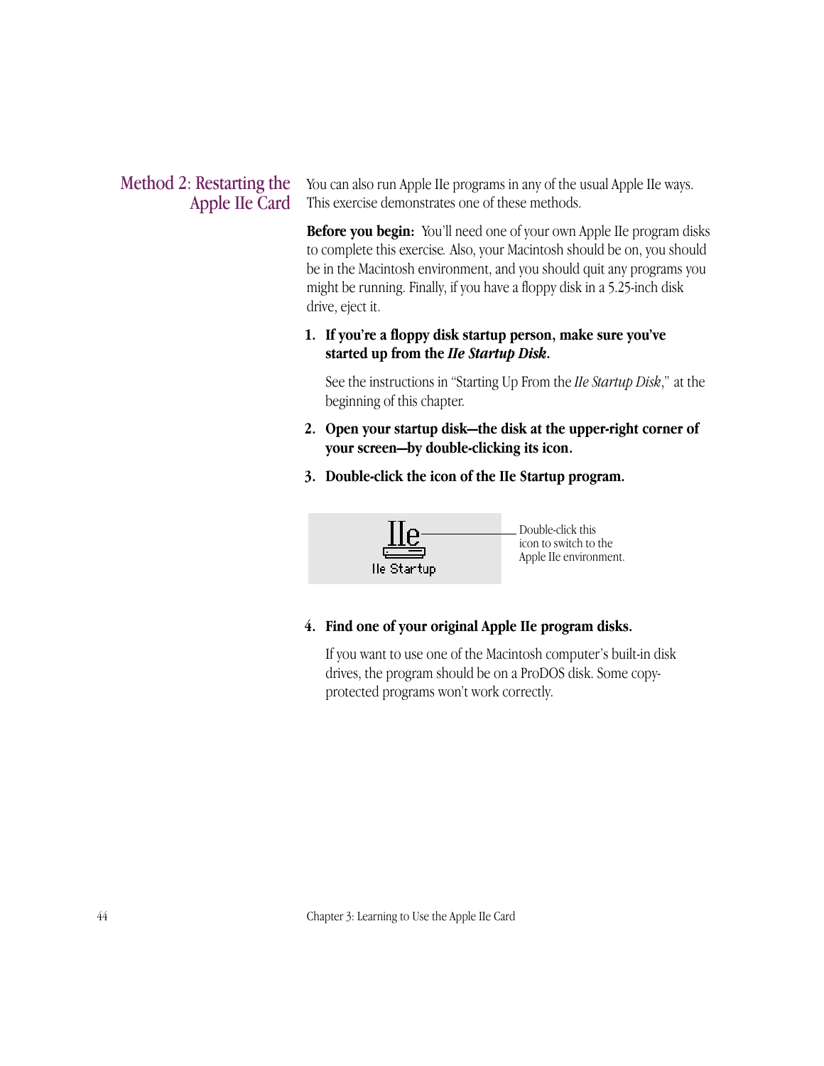## Method 2: Restarting the Apple IIe Card

You can also run Apple IIe programs in any of the usual Apple IIe ways. This exercise demonstrates one of these methods.

**Before you begin:** You'll need one of your own Apple IIe program disks to complete this exercise. Also, your Macintosh should be on, you should be in the Macintosh environment, and you should quit any programs you might be running. Finally, if you have a floppy disk in a 5.25-inch disk drive, eject it.

1. **If you're a floppy disk startup person, make sure you've started up from the *IIe Startup Disk*.**

   See the instructions in "Starting Up From the *IIe Startup Disk*," at the beginning of this chapter.

2. **Open your startup disk—the disk at the upper-right corner of your screen—by double-clicking its icon.**

3. **Double-click the icon of the IIe Startup program.**

   IIe Startup

   Double-click this icon to switch to the Apple IIe environment.

4. **Find one of your original Apple IIe program disks.**

   If you want to use one of the Macintosh computer's built-in disk drives, the program should be on a ProDOS disk. Some copy-protected programs won't work correctly.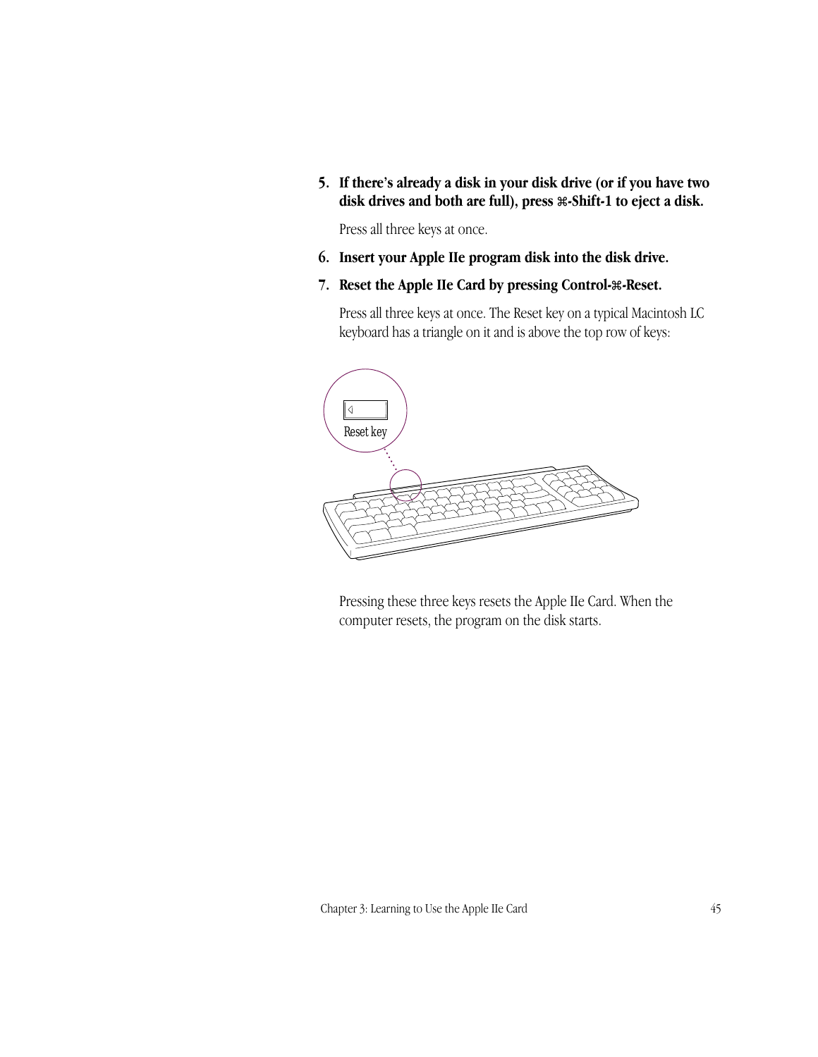5. **If there's already a disk in your disk drive (or if you have two disk drives and both are full), press ⌘-Shift-1 to eject a disk.**

   Press all three keys at once.

6. **Insert your Apple IIe program disk into the disk drive.**

7. **Reset the Apple IIe Card by pressing Control-⌘-Reset.**

   Press all three keys at once. The Reset key on a typical Macintosh LC keyboard has a triangle on it and is above the top row of keys:

   Reset key

   Pressing these three keys resets the Apple IIe Card. When the computer resets, the program on the disk starts.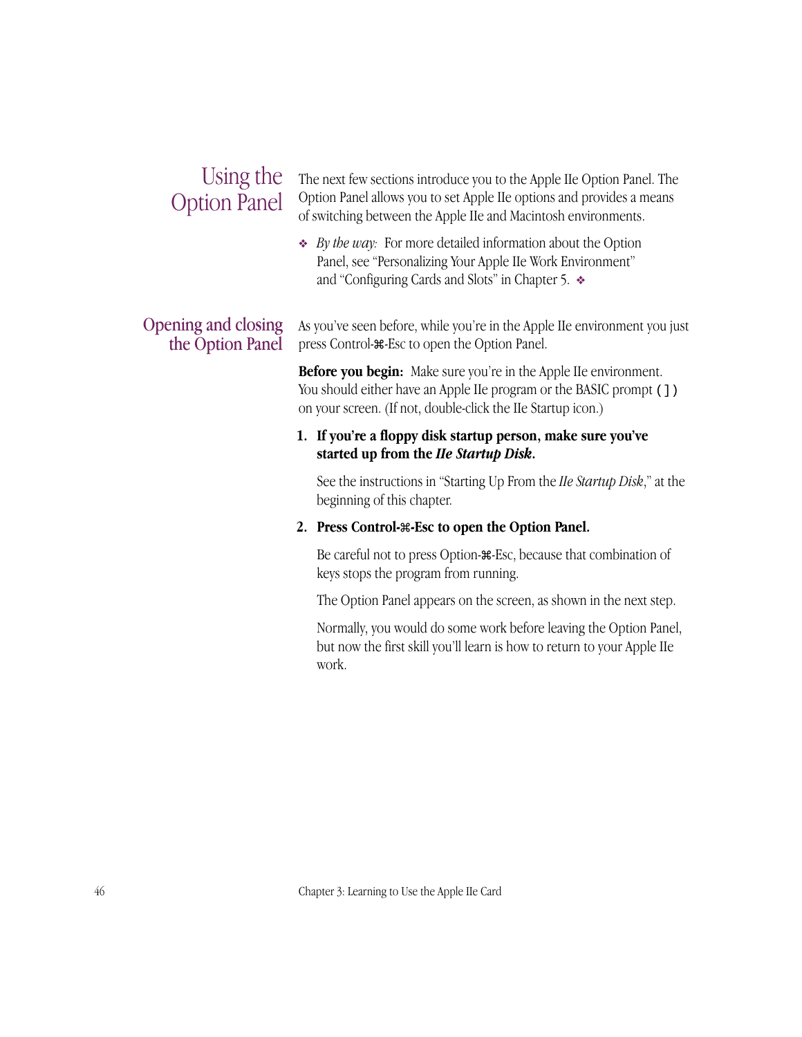## Using the Option Panel

The next few sections introduce you to the Apple IIe Option Panel. The Option Panel allows you to set Apple IIe options and provides a means of switching between the Apple IIe and Macintosh environments.

❖ *By the way:* For more detailed information about the Option Panel, see "Personalizing Your Apple IIe Work Environment" and "Configuring Cards and Slots" in Chapter 5. ❖

### Opening and closing the Option Panel

As you've seen before, while you're in the Apple IIe environment you just press Control-⌘-Esc to open the Option Panel.

**Before you begin:** Make sure you're in the Apple IIe environment. You should either have an Apple IIe program or the BASIC prompt `(])` on your screen. (If not, double-click the IIe Startup icon.)

1. **If you're a floppy disk startup person, make sure you've started up from the *IIe Startup Disk*.**

   See the instructions in "Starting Up From the *IIe Startup Disk*," at the beginning of this chapter.

2. **Press Control-⌘-Esc to open the Option Panel.**

   Be careful not to press Option-⌘-Esc, because that combination of keys stops the program from running.

   The Option Panel appears on the screen, as shown in the next step.

   Normally, you would do some work before leaving the Option Panel, but now the first skill you'll learn is how to return to your Apple IIe work.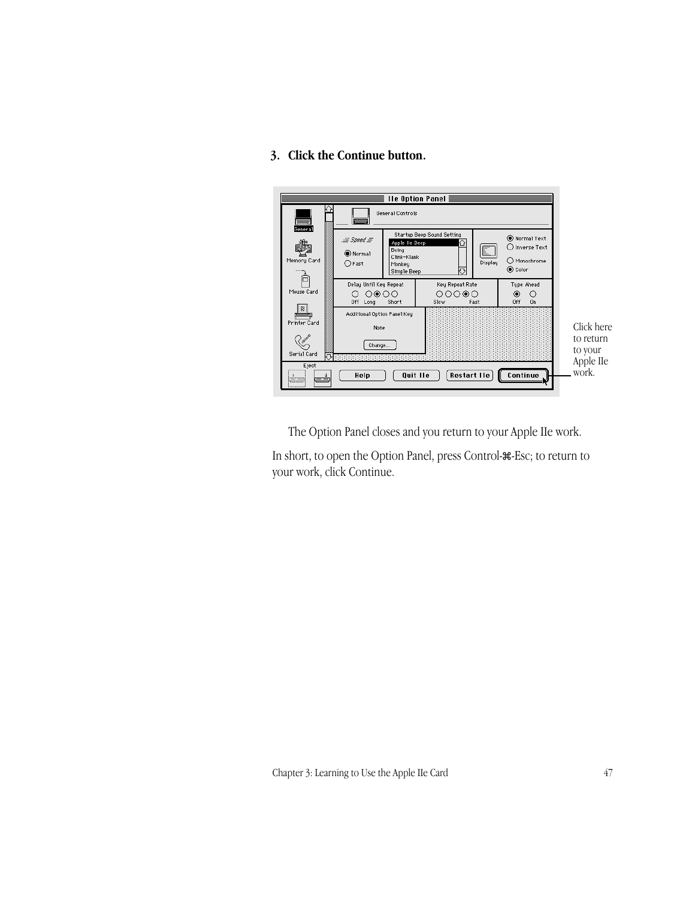3. **Click the Continue button.**

Click here to return to your Apple IIe work.

The Option Panel closes and you return to your Apple IIe work.

In short, to open the Option Panel, press Control-⌘-Esc; to return to your work, click Continue.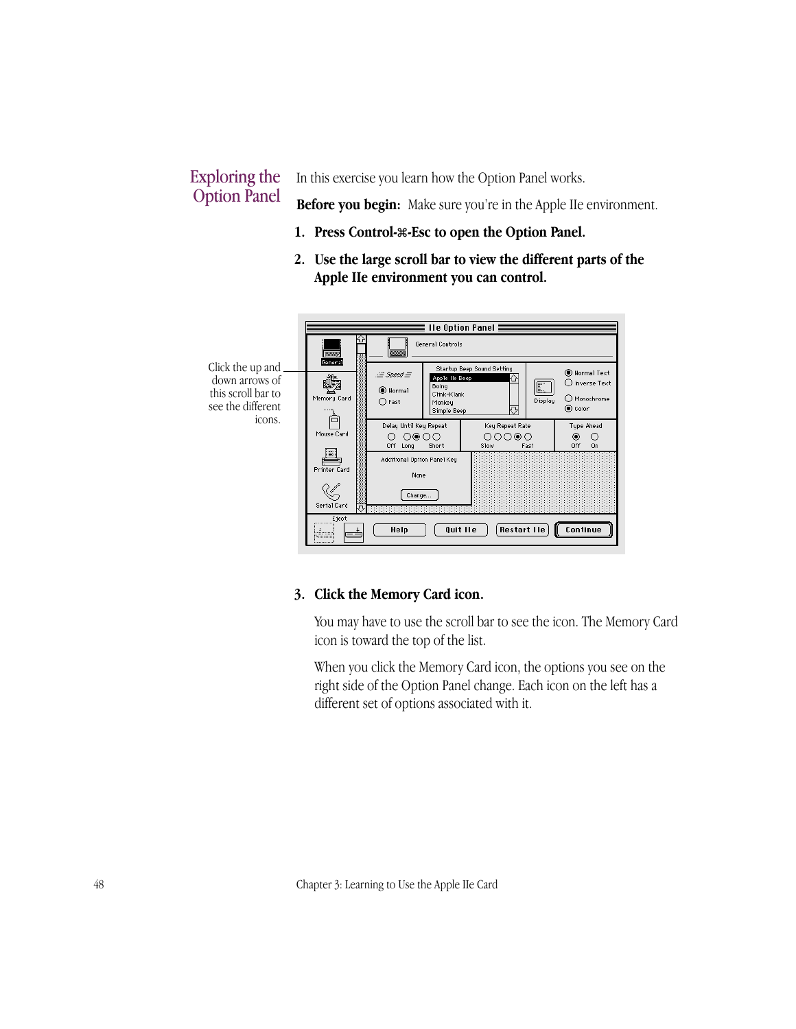## Exploring the Option Panel

In this exercise you learn how the Option Panel works.

**Before you begin:** Make sure you're in the Apple IIe environment.

1. **Press Control-⌘-Esc to open the Option Panel.**
2. **Use the large scroll bar to view the different parts of the Apple IIe environment you can control.**

Click the up and down arrows of this scroll bar to see the different icons.

3. **Click the Memory Card icon.**

   You may have to use the scroll bar to see the icon. The Memory Card icon is toward the top of the list.

   When you click the Memory Card icon, the options you see on the right side of the Option Panel change. Each icon on the left has a different set of options associated with it.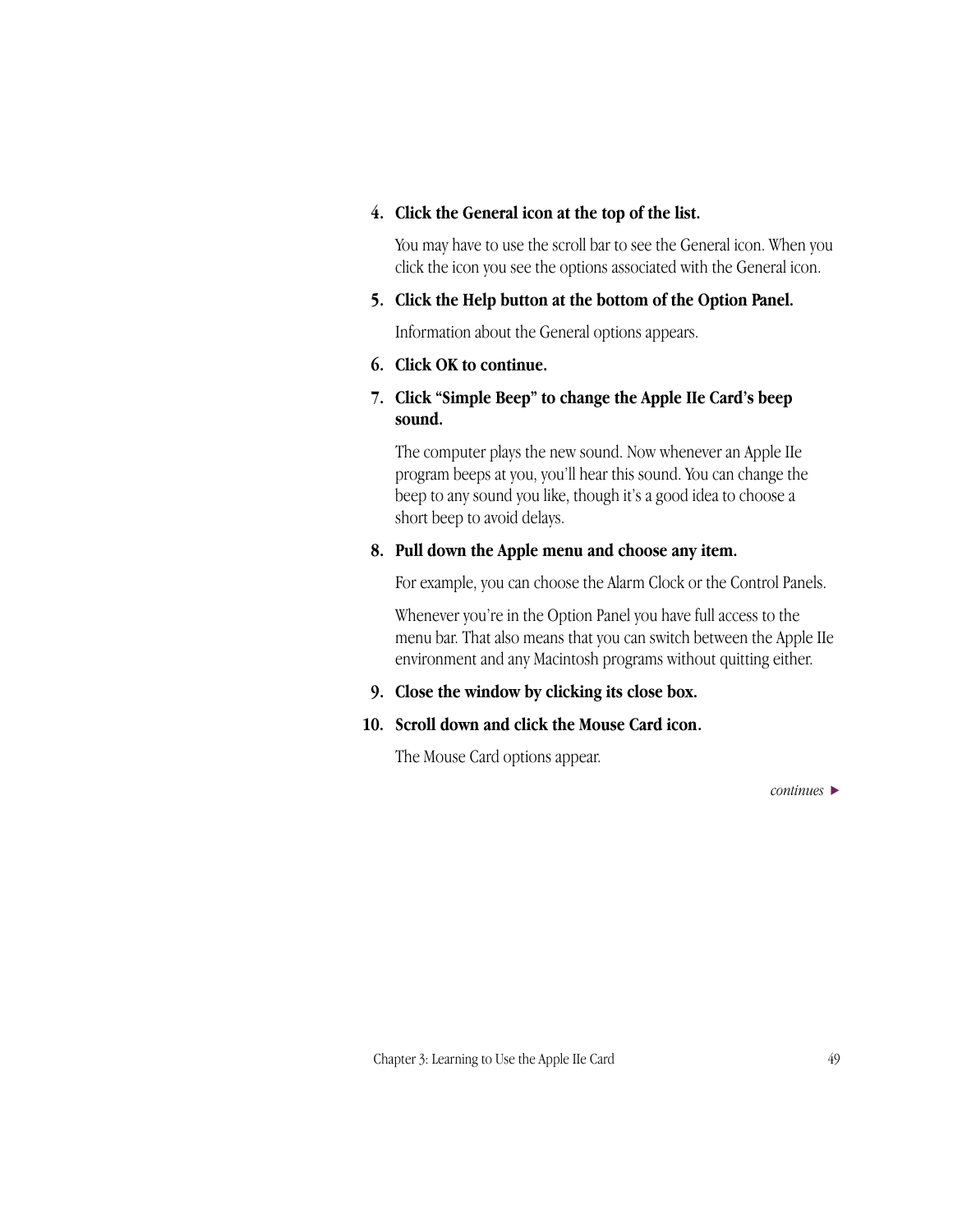4. **Click the General icon at the top of the list.**

   You may have to use the scroll bar to see the General icon. When you click the icon you see the options associated with the General icon.

5. **Click the Help button at the bottom of the Option Panel.**

   Information about the General options appears.

6. **Click OK to continue.**

7. **Click "Simple Beep" to change the Apple IIe Card's beep sound.**

   The computer plays the new sound. Now whenever an Apple IIe program beeps at you, you'll hear this sound. You can change the beep to any sound you like, though it's a good idea to choose a short beep to avoid delays.

8. **Pull down the Apple menu and choose any item.**

   For example, you can choose the Alarm Clock or the Control Panels.

   Whenever you're in the Option Panel you have full access to the menu bar. That also means that you can switch between the Apple IIe environment and any Macintosh programs without quitting either.

9. **Close the window by clicking its close box.**

10. **Scroll down and click the Mouse Card icon.**

    The Mouse Card options appear.

*continues* ▶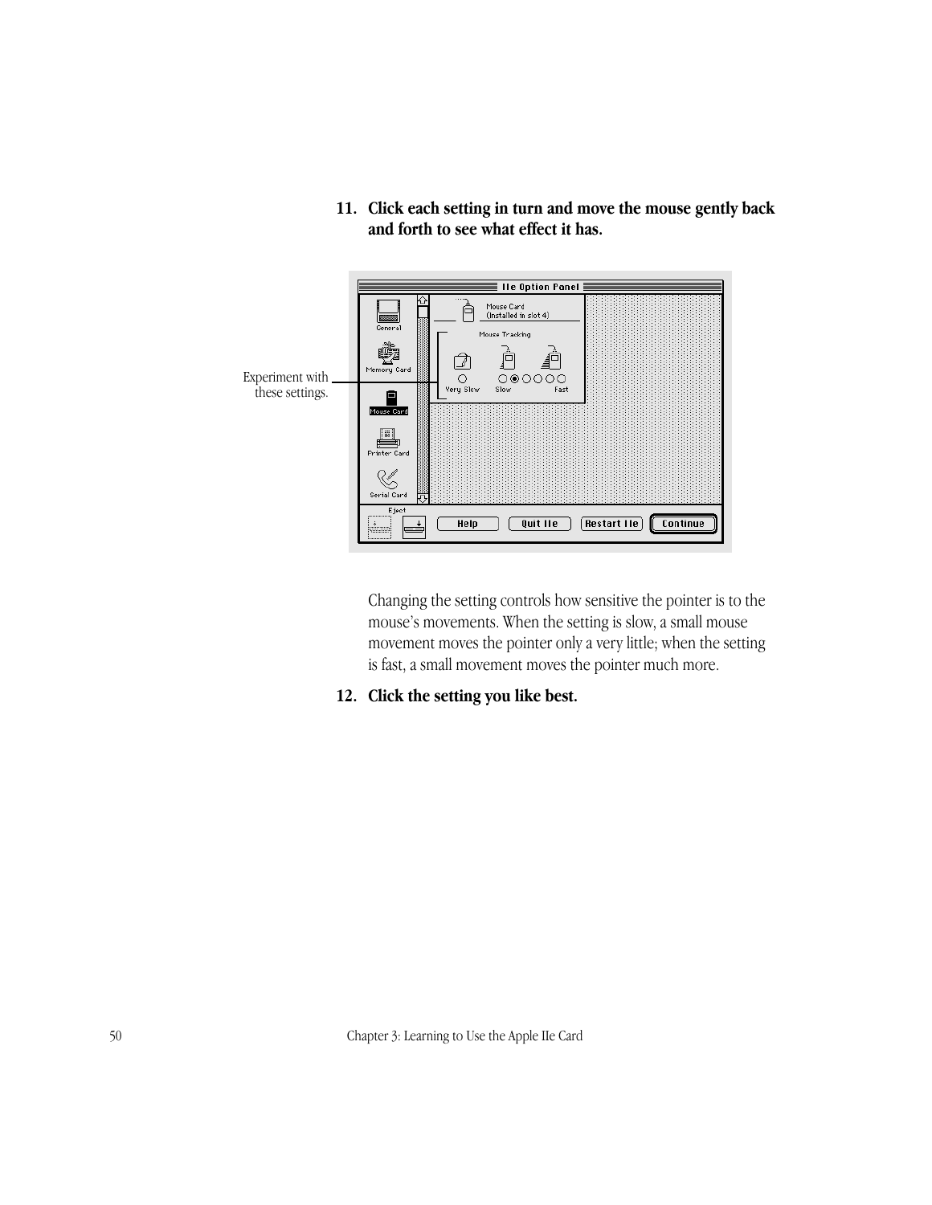**11. Click each setting in turn and move the mouse gently back and forth to see what effect it has.**

Experiment with these settings.

Changing the setting controls how sensitive the pointer is to the mouse's movements. When the setting is slow, a small mouse movement moves the pointer only a very little; when the setting is fast, a small movement moves the pointer much more.

**12. Click the setting you like best.**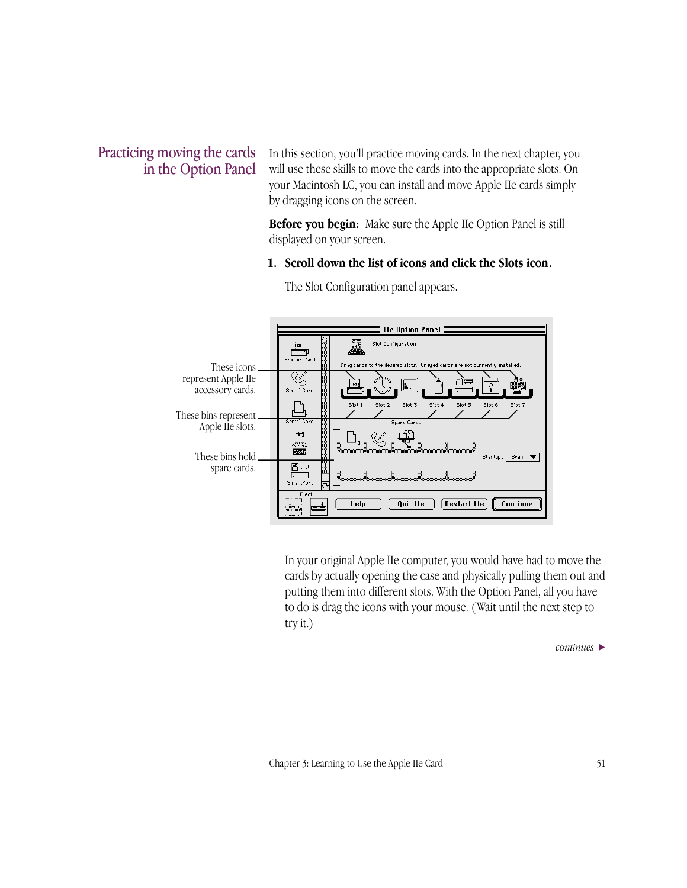## Practicing moving the cards in the Option Panel

In this section, you'll practice moving cards. In the next chapter, you will use these skills to move the cards into the appropriate slots. On your Macintosh LC, you can install and move Apple IIe cards simply by dragging icons on the screen.

**Before you begin:** Make sure the Apple IIe Option Panel is still displayed on your screen.

1. **Scroll down the list of icons and click the Slots icon.**

   The Slot Configuration panel appears.

These icons represent Apple IIe accessory cards.

These bins represent Apple IIe slots.

These bins hold spare cards.

In your original Apple IIe computer, you would have had to move the cards by actually opening the case and physically pulling them out and putting them into different slots. With the Option Panel, all you have to do is drag the icons with your mouse. (Wait until the next step to try it.)

*continues* ▶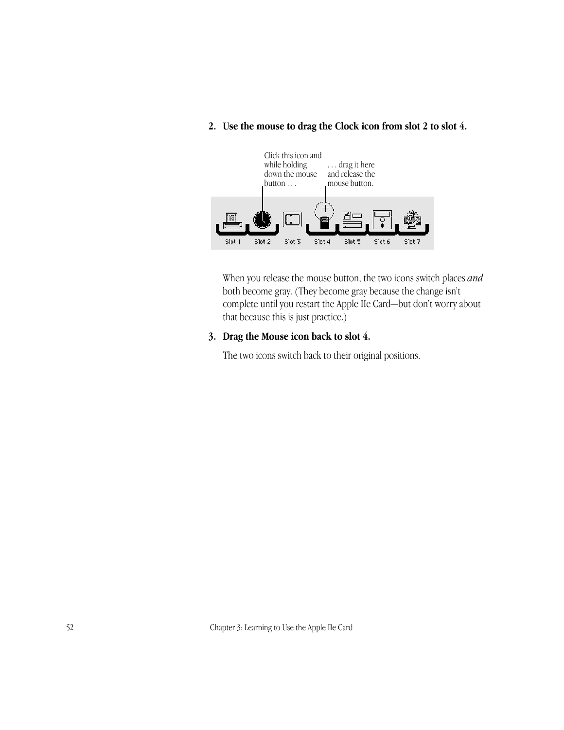2. **Use the mouse to drag the Clock icon from slot 2 to slot 4.**

Click this icon and while holding down the mouse button . . .

. . . drag it here and release the mouse button.

Slot 1 Slot 2 Slot 3 Slot 4 Slot 5 Slot 6 Slot 7

When you release the mouse button, the two icons switch places *and* both become gray. (They become gray because the change isn't complete until you restart the Apple IIe Card—but don't worry about that because this is just practice.)

3. **Drag the Mouse icon back to slot 4.**

The two icons switch back to their original positions.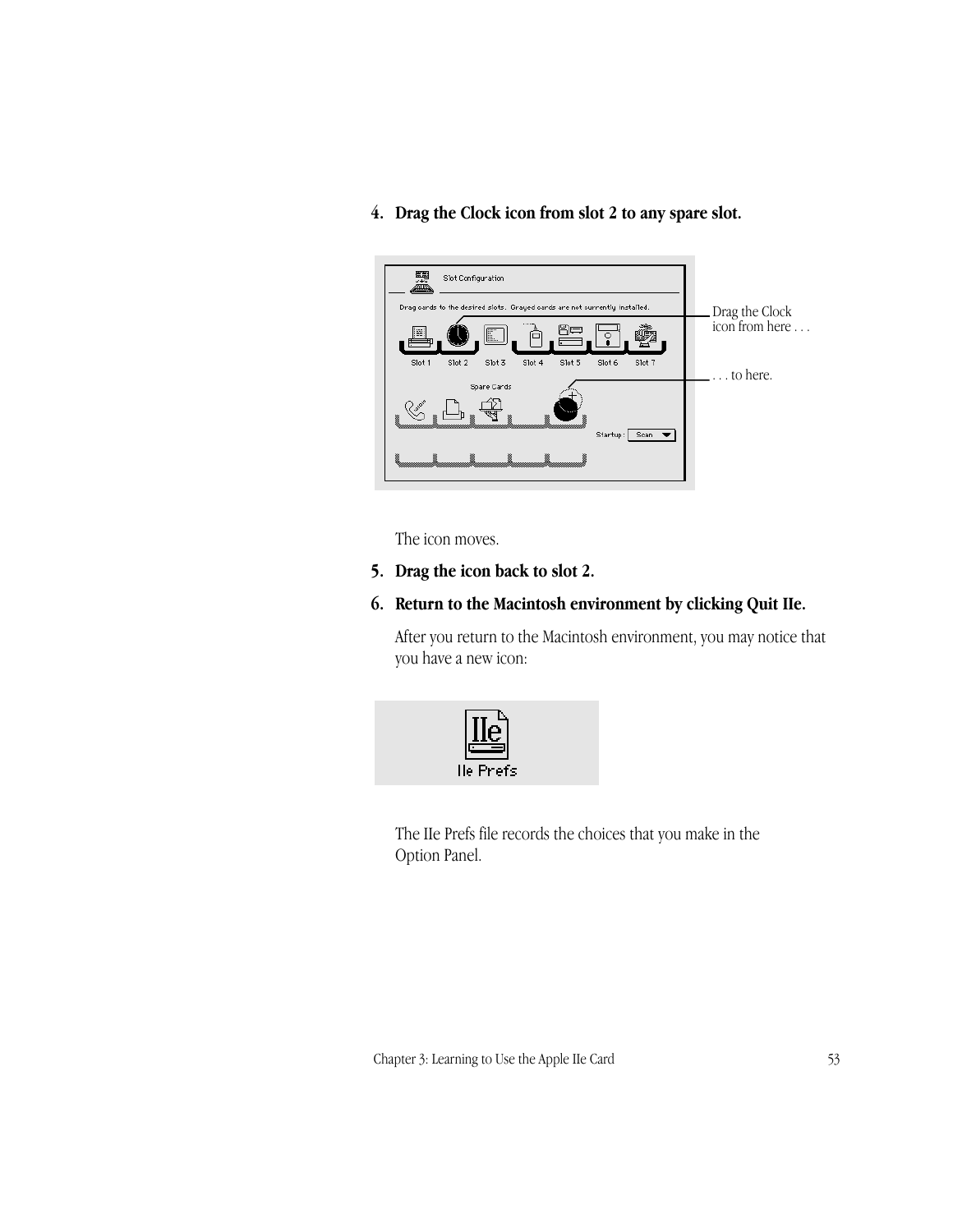4. **Drag the Clock icon from slot 2 to any spare slot.**

Drag the Clock icon from here . . .

. . . to here.

The icon moves.

5. **Drag the icon back to slot 2.**

6. **Return to the Macintosh environment by clicking Quit IIe.**

After you return to the Macintosh environment, you may notice that you have a new icon:

The IIe Prefs file records the choices that you make in the Option Panel.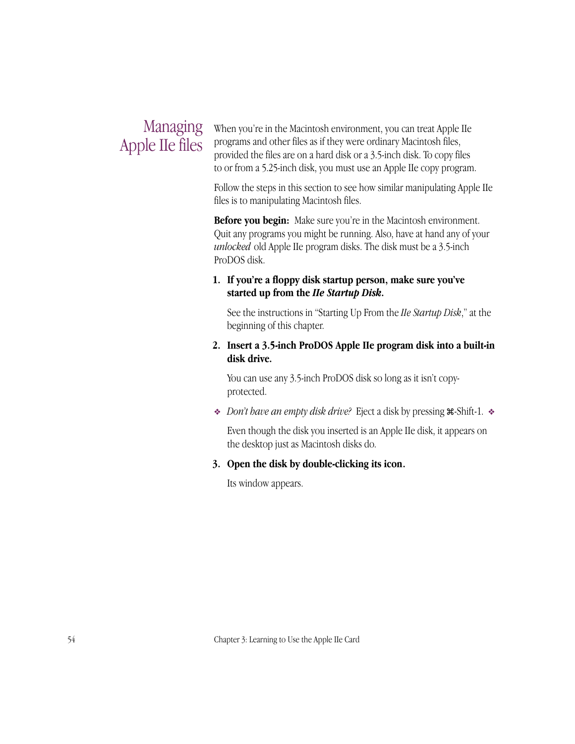## Managing Apple IIe files

When you're in the Macintosh environment, you can treat Apple IIe programs and other files as if they were ordinary Macintosh files, provided the files are on a hard disk or a 3.5-inch disk. To copy files to or from a 5.25-inch disk, you must use an Apple IIe copy program.

Follow the steps in this section to see how similar manipulating Apple IIe files is to manipulating Macintosh files.

**Before you begin:** Make sure you're in the Macintosh environment. Quit any programs you might be running. Also, have at hand any of your *unlocked* old Apple IIe program disks. The disk must be a 3.5-inch ProDOS disk.

**1. If you're a floppy disk startup person, make sure you've started up from the *IIe Startup Disk*.**

See the instructions in "Starting Up From the *IIe Startup Disk*," at the beginning of this chapter.

**2. Insert a 3.5-inch ProDOS Apple IIe program disk into a built-in disk drive.**

You can use any 3.5-inch ProDOS disk so long as it isn't copy-protected.

❖ *Don't have an empty disk drive?* Eject a disk by pressing ⌘-Shift-1. ❖

Even though the disk you inserted is an Apple IIe disk, it appears on the desktop just as Macintosh disks do.

**3. Open the disk by double-clicking its icon.**

Its window appears.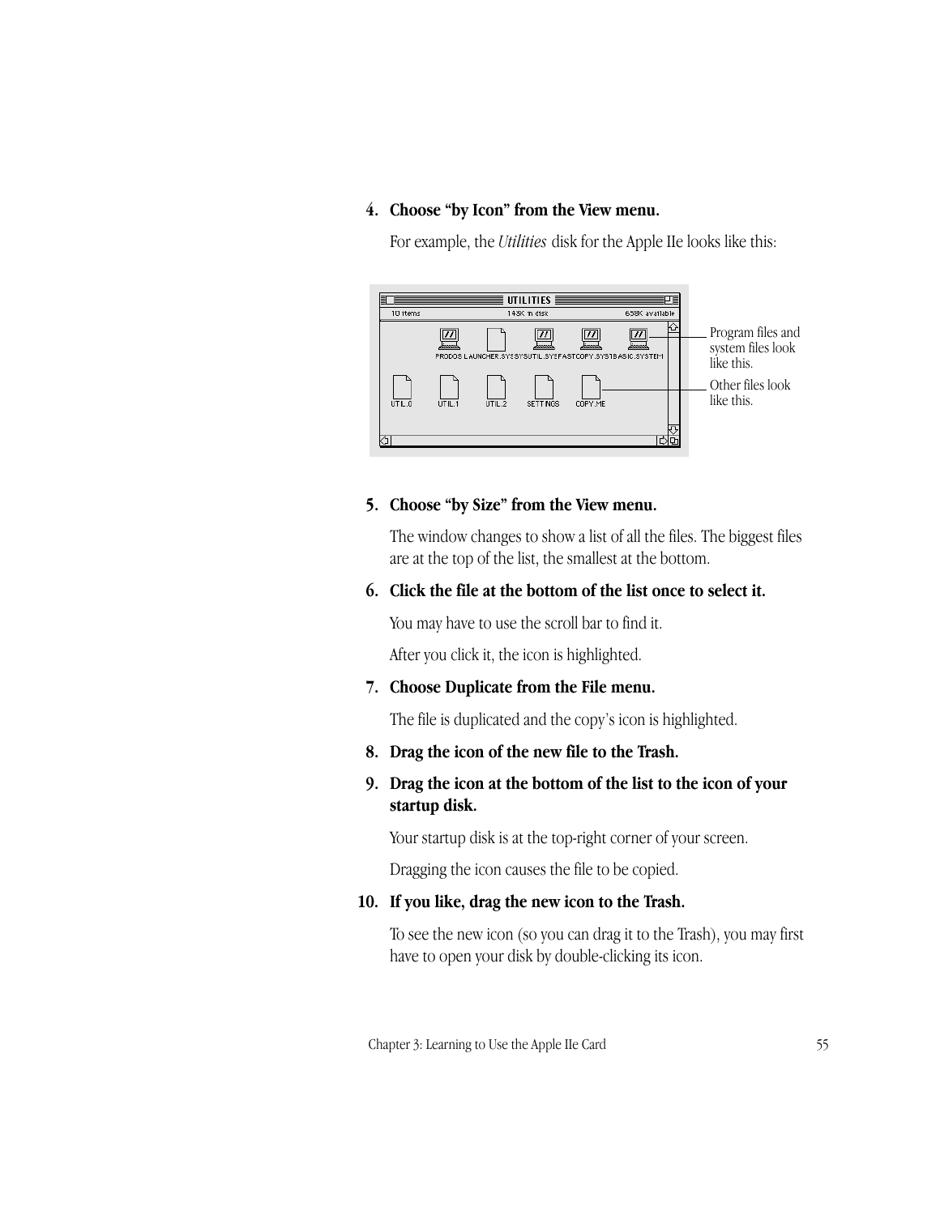4. **Choose "by Icon" from the View menu.**

   For example, the *Utilities* disk for the Apple IIe looks like this:

   Program files and system files look like this.

   Other files look like this.

5. **Choose "by Size" from the View menu.**

   The window changes to show a list of all the files. The biggest files are at the top of the list, the smallest at the bottom.

6. **Click the file at the bottom of the list once to select it.**

   You may have to use the scroll bar to find it.

   After you click it, the icon is highlighted.

7. **Choose Duplicate from the File menu.**

   The file is duplicated and the copy's icon is highlighted.

8. **Drag the icon of the new file to the Trash.**

9. **Drag the icon at the bottom of the list to the icon of your startup disk.**

   Your startup disk is at the top-right corner of your screen.

   Dragging the icon causes the file to be copied.

10. **If you like, drag the new icon to the Trash.**

    To see the new icon (so you can drag it to the Trash), you may first have to open your disk by double-clicking its icon.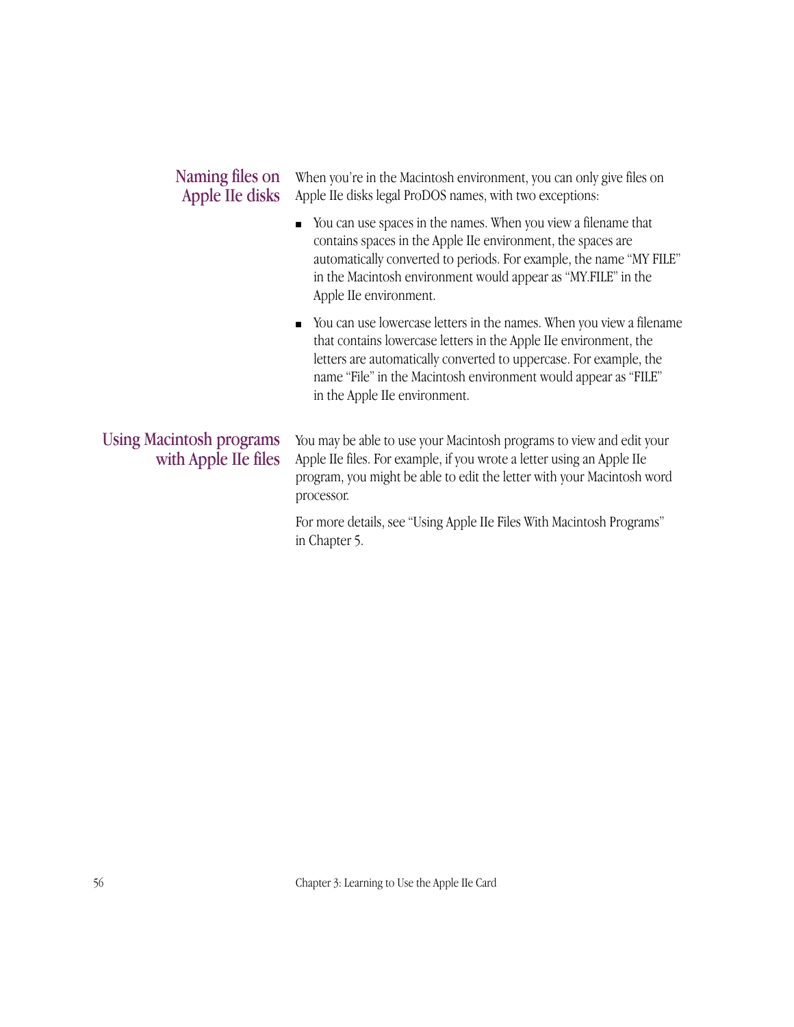## Naming files on Apple IIe disks

When you're in the Macintosh environment, you can only give files on Apple IIe disks legal ProDOS names, with two exceptions:

- You can use spaces in the names. When you view a filename that contains spaces in the Apple IIe environment, the spaces are automatically converted to periods. For example, the name "MY FILE" in the Macintosh environment would appear as "MY.FILE" in the Apple IIe environment.
- You can use lowercase letters in the names. When you view a filename that contains lowercase letters in the Apple IIe environment, the letters are automatically converted to uppercase. For example, the name "File" in the Macintosh environment would appear as "FILE" in the Apple IIe environment.

## Using Macintosh programs with Apple IIe files

You may be able to use your Macintosh programs to view and edit your Apple IIe files. For example, if you wrote a letter using an Apple IIe program, you might be able to edit the letter with your Macintosh word processor.

For more details, see "Using Apple IIe Files With Macintosh Programs" in Chapter 5.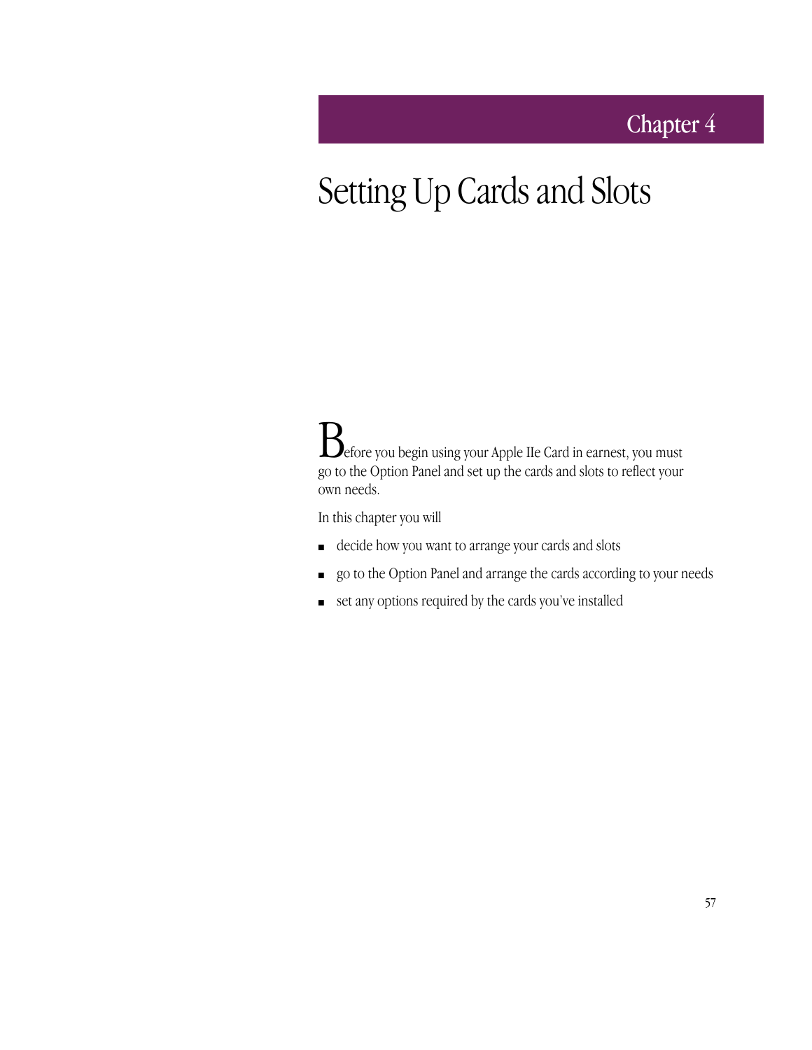# Chapter 4

# Setting Up Cards and Slots

Before you begin using your Apple IIe Card in earnest, you must go to the Option Panel and set up the cards and slots to reflect your own needs.

In this chapter you will

- decide how you want to arrange your cards and slots
- go to the Option Panel and arrange the cards according to your needs
- set any options required by the cards you've installed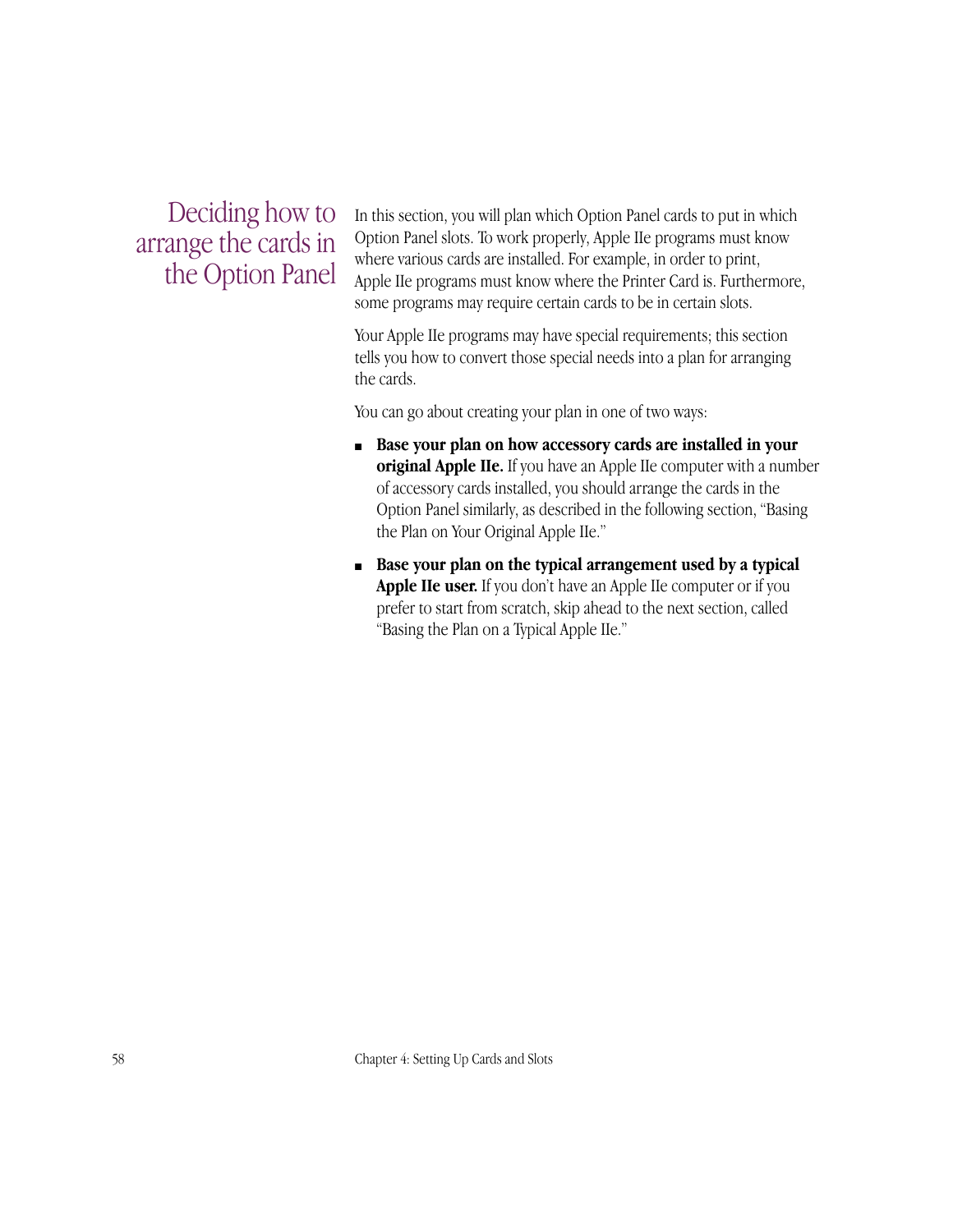## Deciding how to arrange the cards in the Option Panel

In this section, you will plan which Option Panel cards to put in which Option Panel slots. To work properly, Apple IIe programs must know where various cards are installed. For example, in order to print, Apple IIe programs must know where the Printer Card is. Furthermore, some programs may require certain cards to be in certain slots.

Your Apple IIe programs may have special requirements; this section tells you how to convert those special needs into a plan for arranging the cards.

You can go about creating your plan in one of two ways:

- **Base your plan on how accessory cards are installed in your original Apple IIe.** If you have an Apple IIe computer with a number of accessory cards installed, you should arrange the cards in the Option Panel similarly, as described in the following section, "Basing the Plan on Your Original Apple IIe."
- **Base your plan on the typical arrangement used by a typical Apple IIe user.** If you don't have an Apple IIe computer or if you prefer to start from scratch, skip ahead to the next section, called "Basing the Plan on a Typical Apple IIe."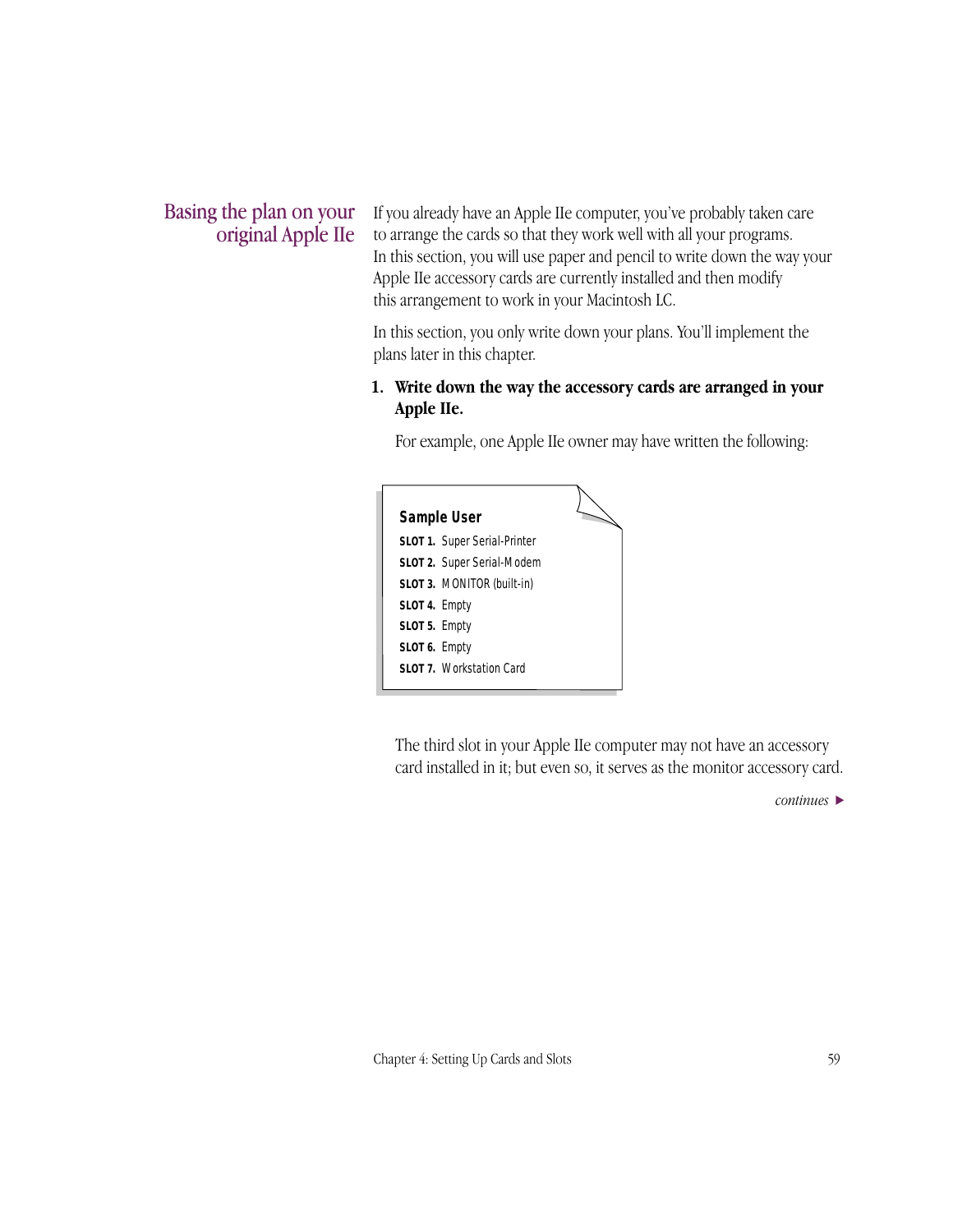## Basing the plan on your original Apple IIe

If you already have an Apple IIe computer, you've probably taken care to arrange the cards so that they work well with all your programs. In this section, you will use paper and pencil to write down the way your Apple IIe accessory cards are currently installed and then modify this arrangement to work in your Macintosh LC.

In this section, you only write down your plans. You'll implement the plans later in this chapter.

1. **Write down the way the accessory cards are arranged in your Apple IIe.**

   For example, one Apple IIe owner may have written the following:

   **Sample User**

   **SLOT 1.** Super Serial-Printer
   **SLOT 2.** Super Serial-Modem
   **SLOT 3.** MONITOR (built-in)
   **SLOT 4.** Empty
   **SLOT 5.** Empty
   **SLOT 6.** Empty
   **SLOT 7.** Workstation Card

   The third slot in your Apple IIe computer may not have an accessory card installed in it; but even so, it serves as the monitor accessory card.

*continues* ►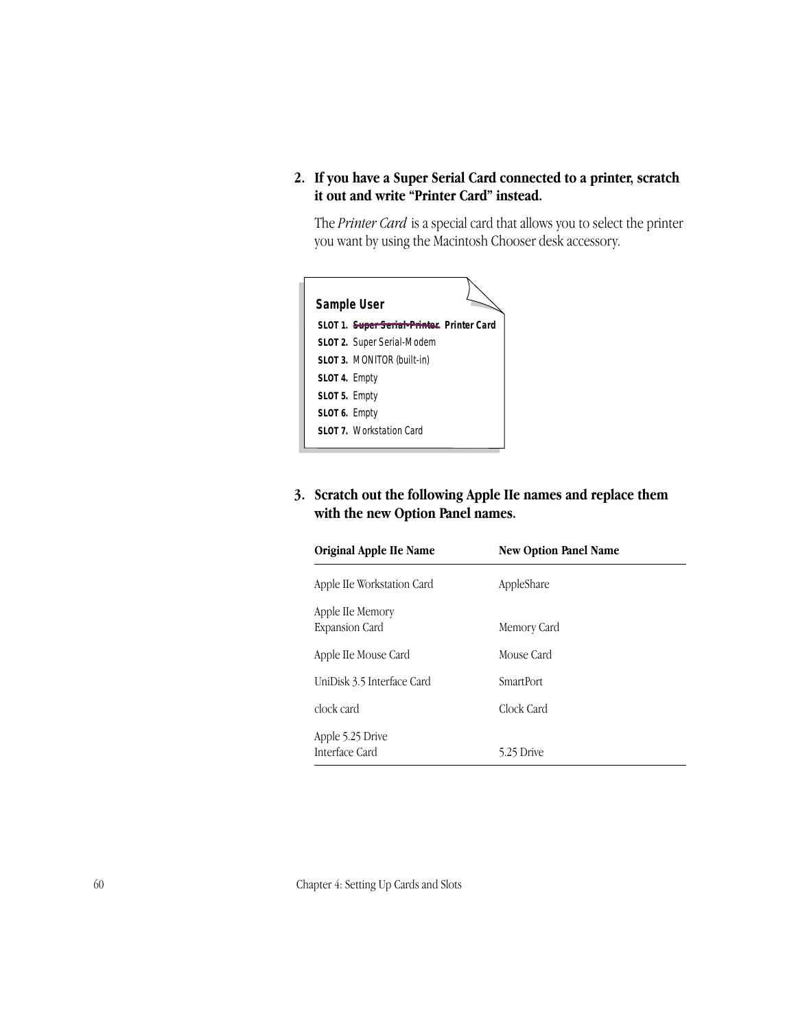2. **If you have a Super Serial Card connected to a printer, scratch it out and write "Printer Card" instead.**

   The *Printer Card* is a special card that allows you to select the printer you want by using the Macintosh Chooser desk accessory.

   **Sample User**

   **SLOT 1.** ~~Super Serial-Printer~~ **Printer Card**
   **SLOT 2.** Super Serial-Modem
   **SLOT 3.** MONITOR (built-in)
   **SLOT 4.** Empty
   **SLOT 5.** Empty
   **SLOT 6.** Empty
   **SLOT 7.** Workstation Card

3. **Scratch out the following Apple IIe names and replace them with the new Option Panel names.**

| Original Apple IIe Name | New Option Panel Name |
|---|---|
| Apple IIe Workstation Card | AppleShare |
| Apple IIe Memory Expansion Card | Memory Card |
| Apple IIe Mouse Card | Mouse Card |
| UniDisk 3.5 Interface Card | SmartPort |
| clock card | Clock Card |
| Apple 5.25 Drive Interface Card | 5.25 Drive |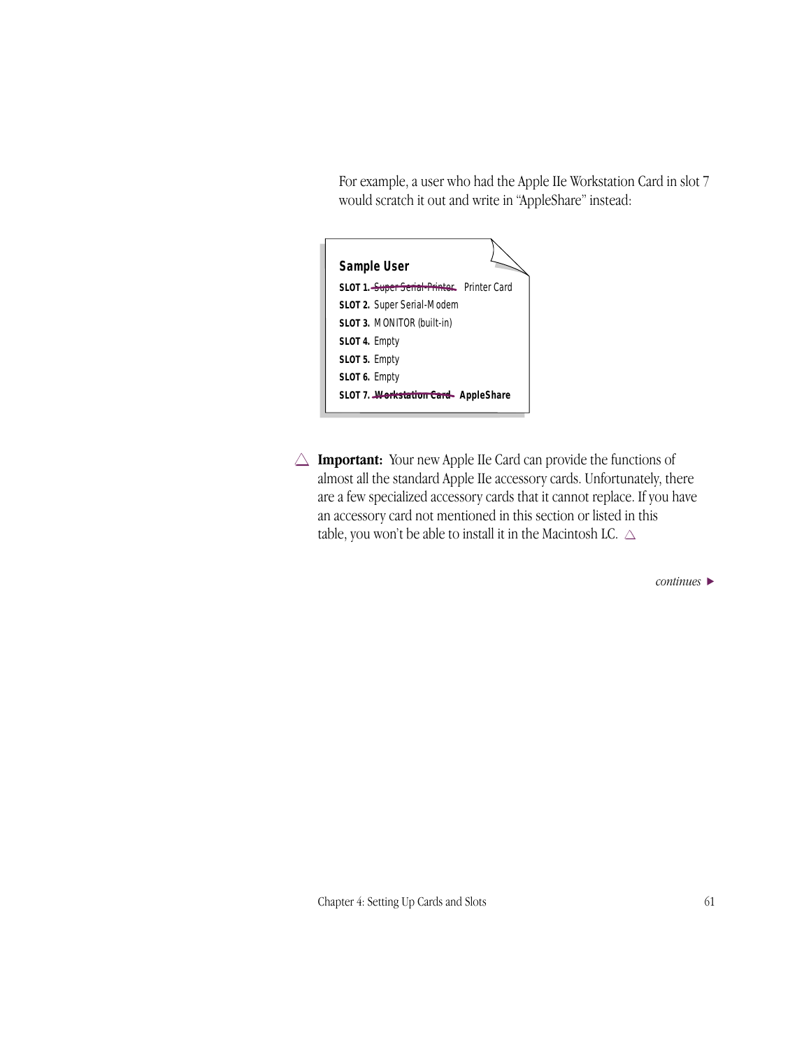For example, a user who had the Apple IIe Workstation Card in slot 7 would scratch it out and write in "AppleShare" instead:

**Sample User**

**SLOT 1.** ~~Super Serial-Printer~~ Printer Card
**SLOT 2.** Super Serial-Modem
**SLOT 3.** MONITOR (built-in)
**SLOT 4.** Empty
**SLOT 5.** Empty
**SLOT 6.** Empty
**SLOT 7.** ~~**Workstation Card**~~ **AppleShare**

△ **Important:** Your new Apple IIe Card can provide the functions of almost all the standard Apple IIe accessory cards. Unfortunately, there are a few specialized accessory cards that it cannot replace. If you have an accessory card not mentioned in this section or listed in this table, you won't be able to install it in the Macintosh LC. △

*continues* ▶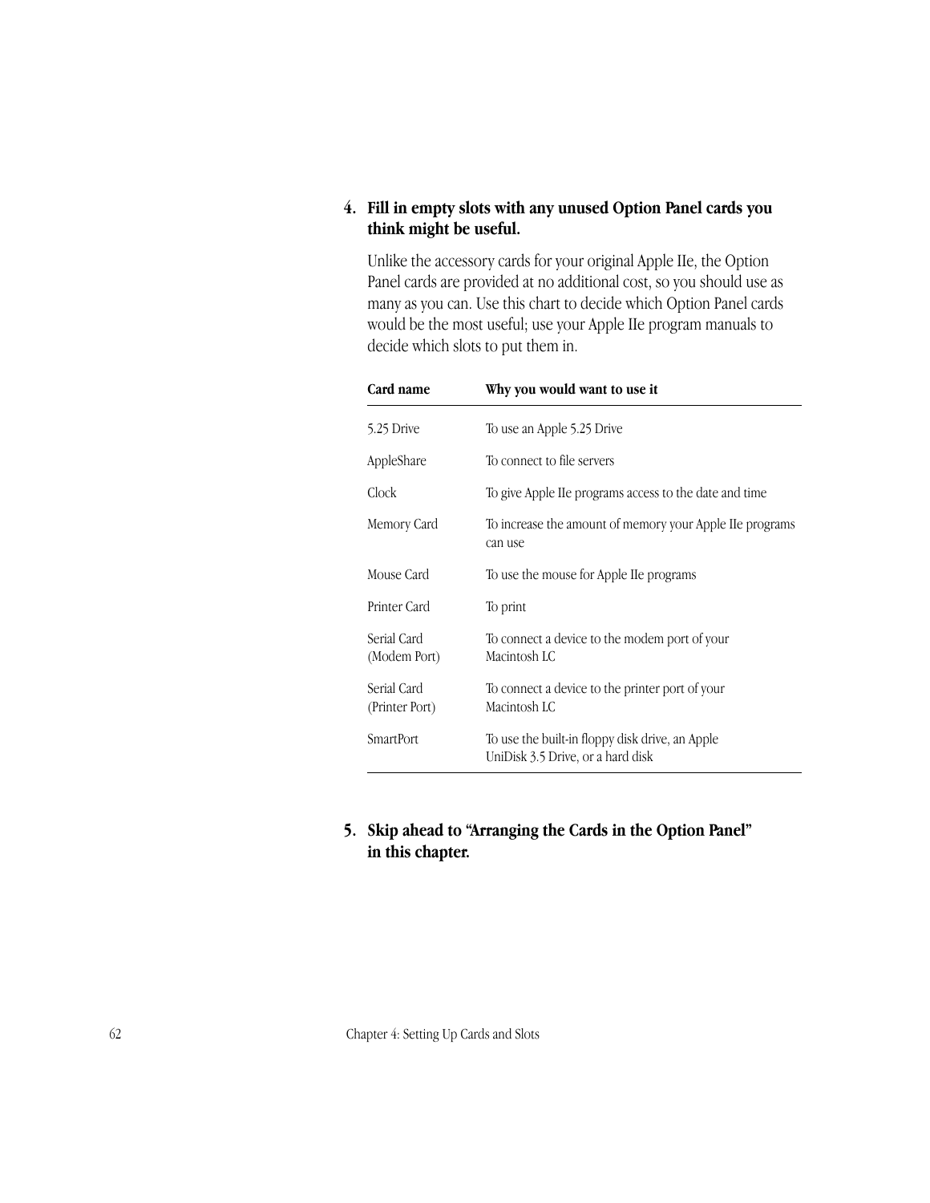4. **Fill in empty slots with any unused Option Panel cards you think might be useful.**

   Unlike the accessory cards for your original Apple IIe, the Option Panel cards are provided at no additional cost, so you should use as many as you can. Use this chart to decide which Option Panel cards would be the most useful; use your Apple IIe program manuals to decide which slots to put them in.

| Card name | Why you would want to use it |
|---|---|
| 5.25 Drive | To use an Apple 5.25 Drive |
| AppleShare | To connect to file servers |
| Clock | To give Apple IIe programs access to the date and time |
| Memory Card | To increase the amount of memory your Apple IIe programs can use |
| Mouse Card | To use the mouse for Apple IIe programs |
| Printer Card | To print |
| Serial Card (Modem Port) | To connect a device to the modem port of your Macintosh LC |
| Serial Card (Printer Port) | To connect a device to the printer port of your Macintosh LC |
| SmartPort | To use the built-in floppy disk drive, an Apple UniDisk 3.5 Drive, or a hard disk |

5. **Skip ahead to "Arranging the Cards in the Option Panel" in this chapter.**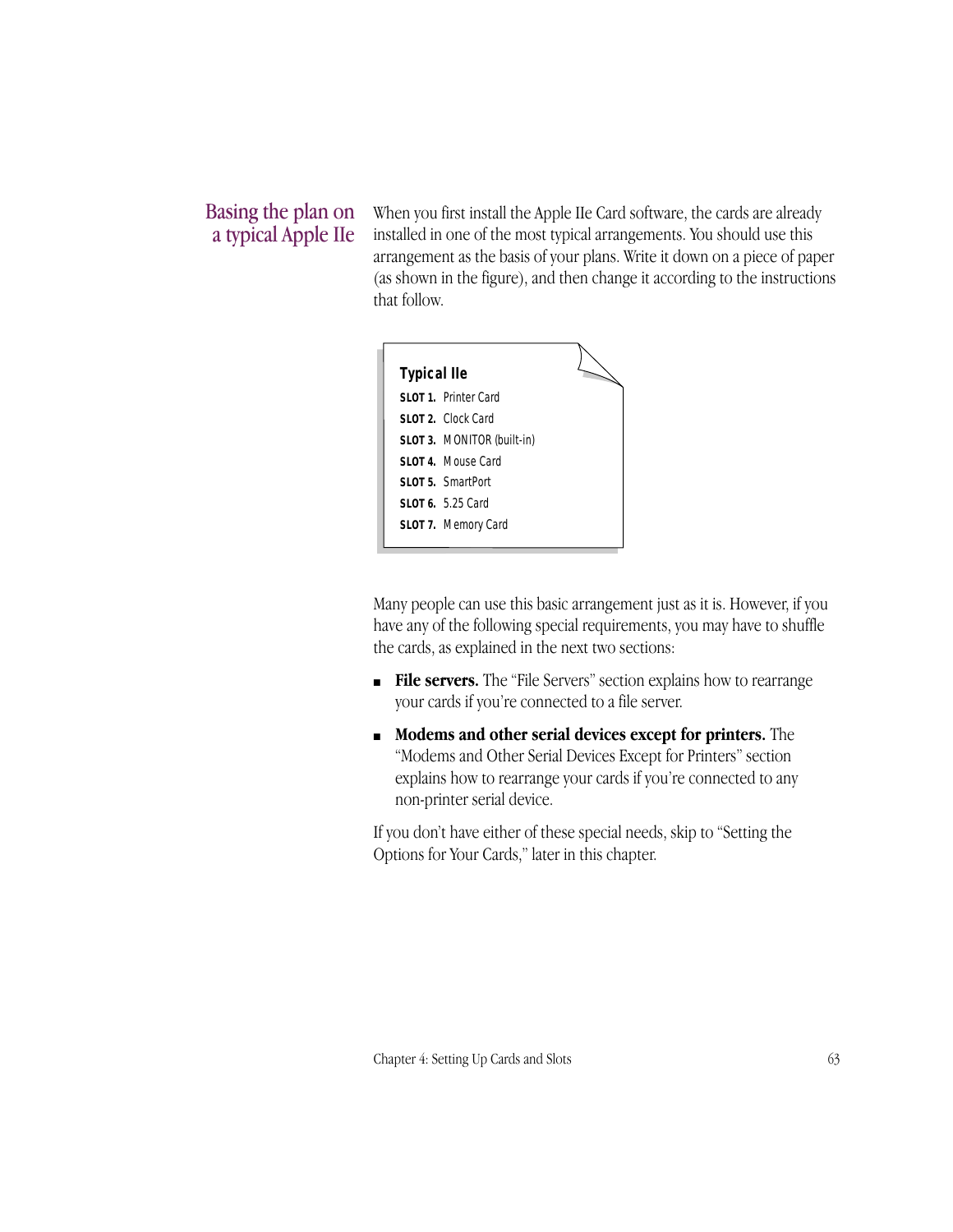## Basing the plan on a typical Apple IIe

When you first install the Apple IIe Card software, the cards are already installed in one of the most typical arrangements. You should use this arrangement as the basis of your plans. Write it down on a piece of paper (as shown in the figure), and then change it according to the instructions that follow.

**Typical IIe**

**SLOT 1.** Printer Card
**SLOT 2.** Clock Card
**SLOT 3.** MONITOR (built-in)
**SLOT 4.** Mouse Card
**SLOT 5.** SmartPort
**SLOT 6.** 5.25 Card
**SLOT 7.** Memory Card

Many people can use this basic arrangement just as it is. However, if you have any of the following special requirements, you may have to shuffle the cards, as explained in the next two sections:

- **File servers.** The "File Servers" section explains how to rearrange your cards if you're connected to a file server.
- **Modems and other serial devices except for printers.** The "Modems and Other Serial Devices Except for Printers" section explains how to rearrange your cards if you're connected to any non-printer serial device.

If you don't have either of these special needs, skip to "Setting the Options for Your Cards," later in this chapter.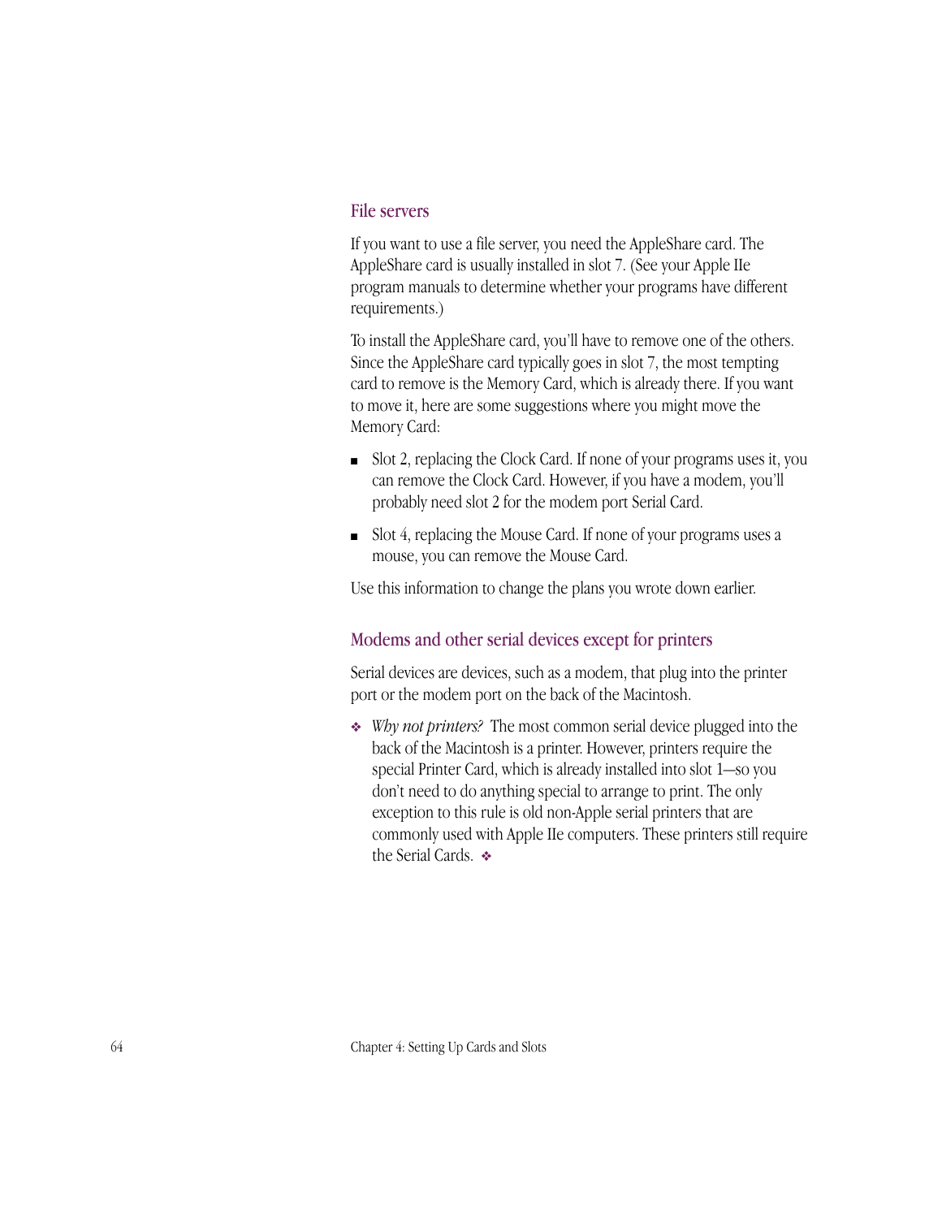## File servers

If you want to use a file server, you need the AppleShare card. The AppleShare card is usually installed in slot 7. (See your Apple IIe program manuals to determine whether your programs have different requirements.)

To install the AppleShare card, you'll have to remove one of the others. Since the AppleShare card typically goes in slot 7, the most tempting card to remove is the Memory Card, which is already there. If you want to move it, here are some suggestions where you might move the Memory Card:

- Slot 2, replacing the Clock Card. If none of your programs uses it, you can remove the Clock Card. However, if you have a modem, you'll probably need slot 2 for the modem port Serial Card.
- Slot 4, replacing the Mouse Card. If none of your programs uses a mouse, you can remove the Mouse Card.

Use this information to change the plans you wrote down earlier.

## Modems and other serial devices except for printers

Serial devices are devices, such as a modem, that plug into the printer port or the modem port on the back of the Macintosh.

❖ *Why not printers?* The most common serial device plugged into the back of the Macintosh is a printer. However, printers require the special Printer Card, which is already installed into slot 1—so you don't need to do anything special to arrange to print. The only exception to this rule is old non-Apple serial printers that are commonly used with Apple IIe computers. These printers still require the Serial Cards. ❖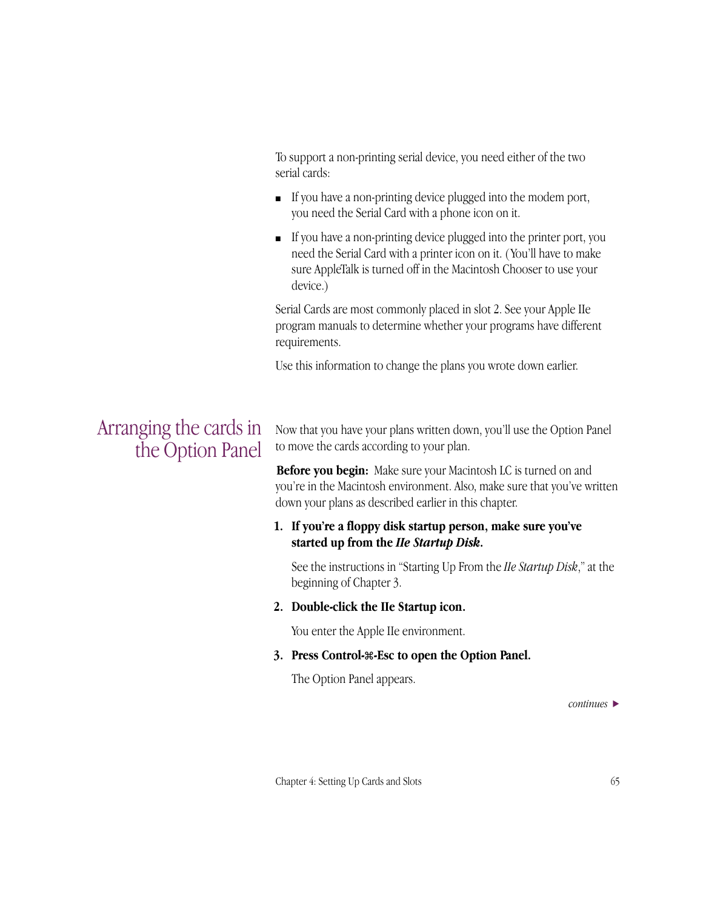To support a non-printing serial device, you need either of the two serial cards:

- If you have a non-printing device plugged into the modem port, you need the Serial Card with a phone icon on it.
- If you have a non-printing device plugged into the printer port, you need the Serial Card with a printer icon on it. (You'll have to make sure AppleTalk is turned off in the Macintosh Chooser to use your device.)

Serial Cards are most commonly placed in slot 2. See your Apple IIe program manuals to determine whether your programs have different requirements.

Use this information to change the plans you wrote down earlier.

## Arranging the cards in the Option Panel

Now that you have your plans written down, you'll use the Option Panel to move the cards according to your plan.

**Before you begin:** Make sure your Macintosh LC is turned on and you're in the Macintosh environment. Also, make sure that you've written down your plans as described earlier in this chapter.

1. **If you're a floppy disk startup person, make sure you've started up from the *IIe Startup Disk*.**

   See the instructions in "Starting Up From the *IIe Startup Disk*," at the beginning of Chapter 3.

2. **Double-click the IIe Startup icon.**

   You enter the Apple IIe environment.

3. **Press Control-⌘-Esc to open the Option Panel.**

   The Option Panel appears.

*continues* ▶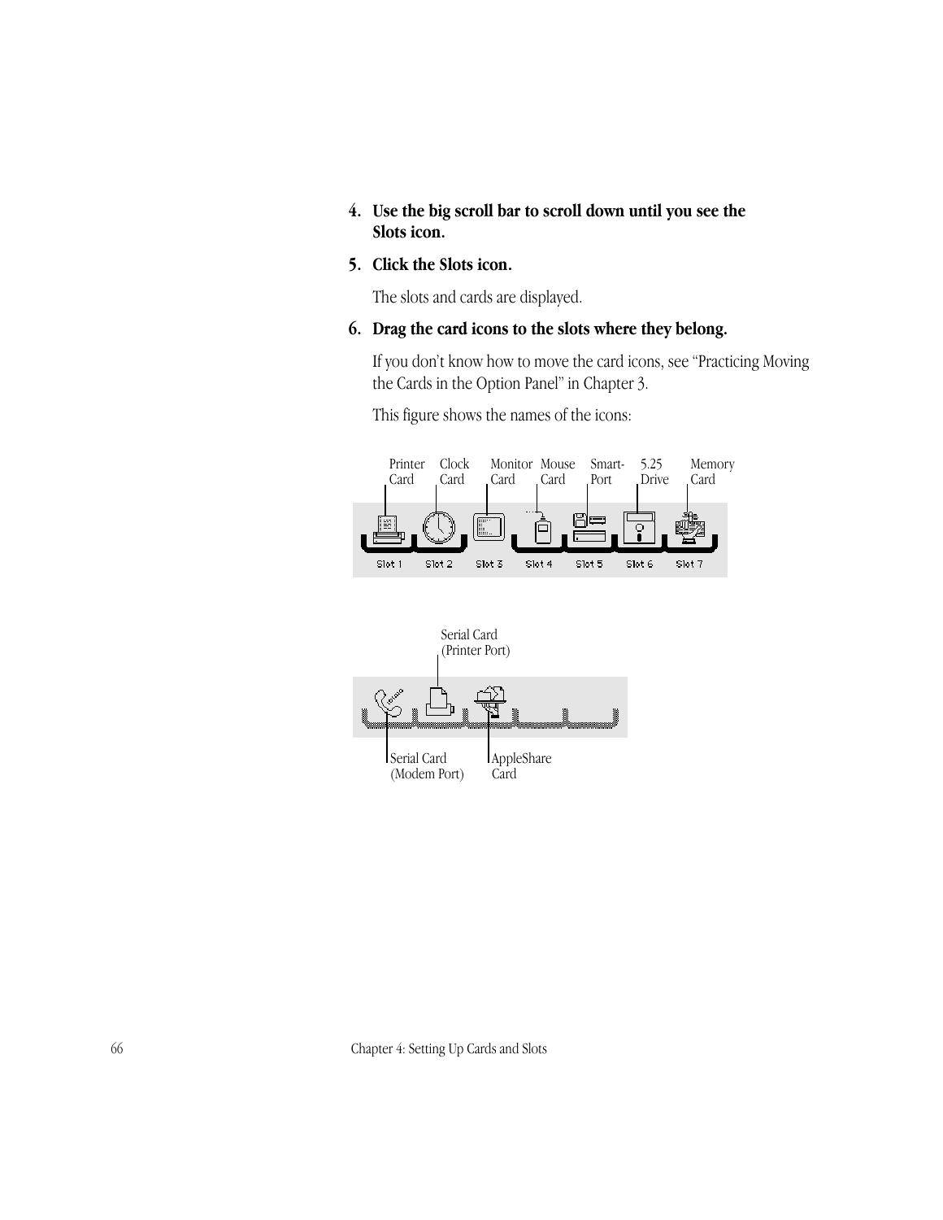4. **Use the big scroll bar to scroll down until you see the Slots icon.**

5. **Click the Slots icon.**

   The slots and cards are displayed.

6. **Drag the card icons to the slots where they belong.**

   If you don't know how to move the card icons, see "Practicing Moving the Cards in the Option Panel" in Chapter 3.

   This figure shows the names of the icons:

Printer Card, Clock Card, Monitor Card, Mouse Card, Smart-Port, 5.25 Drive, Memory Card

Slot 1, Slot 2, Slot 3, Slot 4, Slot 5, Slot 6, Slot 7

Serial Card (Printer Port)

Serial Card (Modem Port), AppleShare Card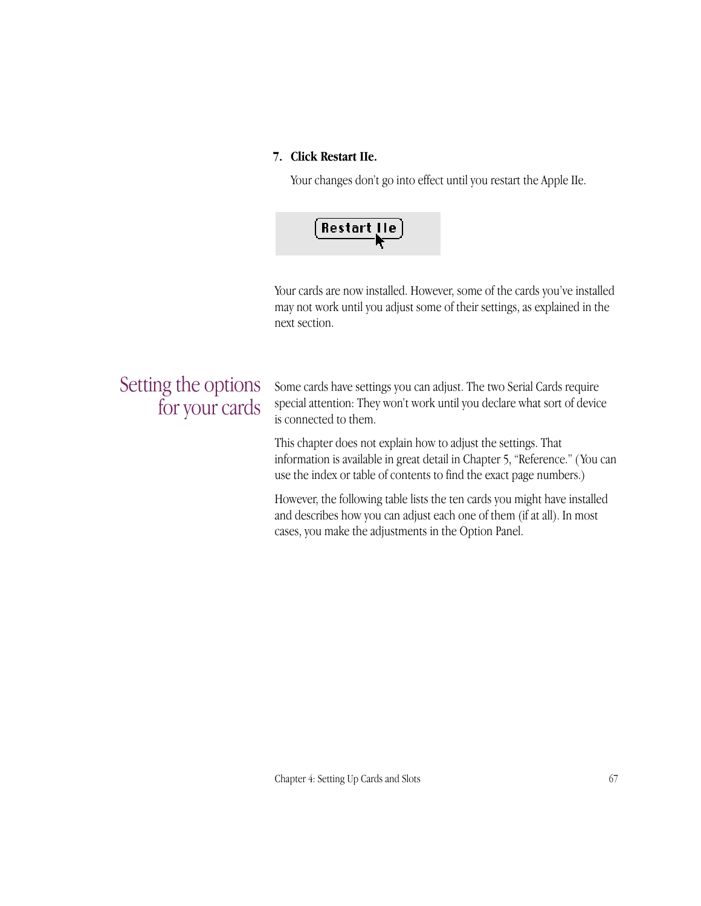**7. Click Restart IIe.**

Your changes don't go into effect until you restart the Apple IIe.

Your cards are now installed. However, some of the cards you've installed may not work until you adjust some of their settings, as explained in the next section.

## Setting the options for your cards

Some cards have settings you can adjust. The two Serial Cards require special attention: They won't work until you declare what sort of device is connected to them.

This chapter does not explain how to adjust the settings. That information is available in great detail in Chapter 5, "Reference." (You can use the index or table of contents to find the exact page numbers.)

However, the following table lists the ten cards you might have installed and describes how you can adjust each one of them (if at all). In most cases, you make the adjustments in the Option Panel.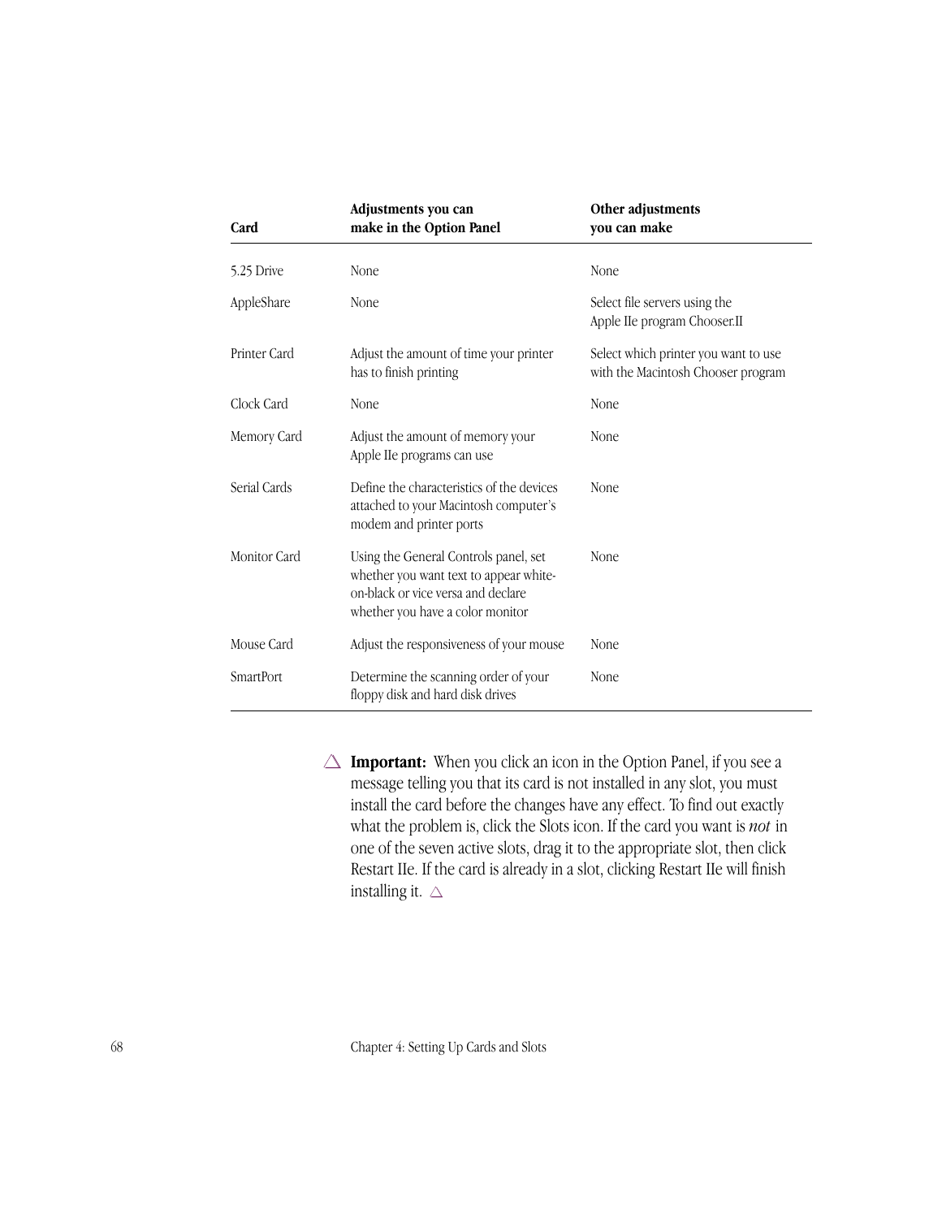| Card | Adjustments you can make in the Option Panel | Other adjustments you can make |
|---|---|---|
| 5.25 Drive | None | None |
| AppleShare | None | Select file servers using the Apple IIe program Chooser.II |
| Printer Card | Adjust the amount of time your printer has to finish printing | Select which printer you want to use with the Macintosh Chooser program |
| Clock Card | None | None |
| Memory Card | Adjust the amount of memory your Apple IIe programs can use | None |
| Serial Cards | Define the characteristics of the devices attached to your Macintosh computer's modem and printer ports | None |
| Monitor Card | Using the General Controls panel, set whether you want text to appear white-on-black or vice versa and declare whether you have a color monitor | None |
| Mouse Card | Adjust the responsiveness of your mouse | None |
| SmartPort | Determine the scanning order of your floppy disk and hard disk drives | None |

△ **Important:** When you click an icon in the Option Panel, if you see a message telling you that its card is not installed in any slot, you must install the card before the changes have any effect. To find out exactly what the problem is, click the Slots icon. If the card you want is *not* in one of the seven active slots, drag it to the appropriate slot, then click Restart IIe. If the card is already in a slot, clicking Restart IIe will finish installing it. △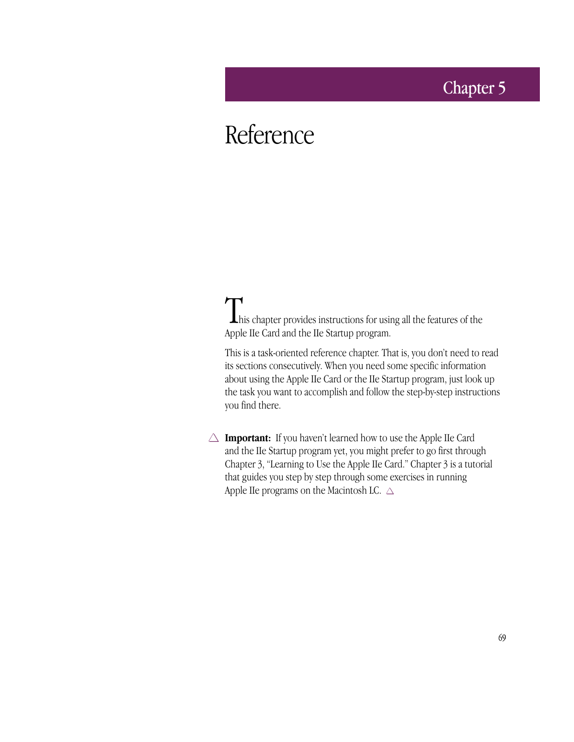# Chapter 5

# Reference

This chapter provides instructions for using all the features of the Apple IIe Card and the IIe Startup program.

This is a task-oriented reference chapter. That is, you don't need to read its sections consecutively. When you need some specific information about using the Apple IIe Card or the IIe Startup program, just look up the task you want to accomplish and follow the step-by-step instructions you find there.

△ **Important:** If you haven't learned how to use the Apple IIe Card and the IIe Startup program yet, you might prefer to go first through Chapter 3, "Learning to Use the Apple IIe Card." Chapter 3 is a tutorial that guides you step by step through some exercises in running Apple IIe programs on the Macintosh LC. △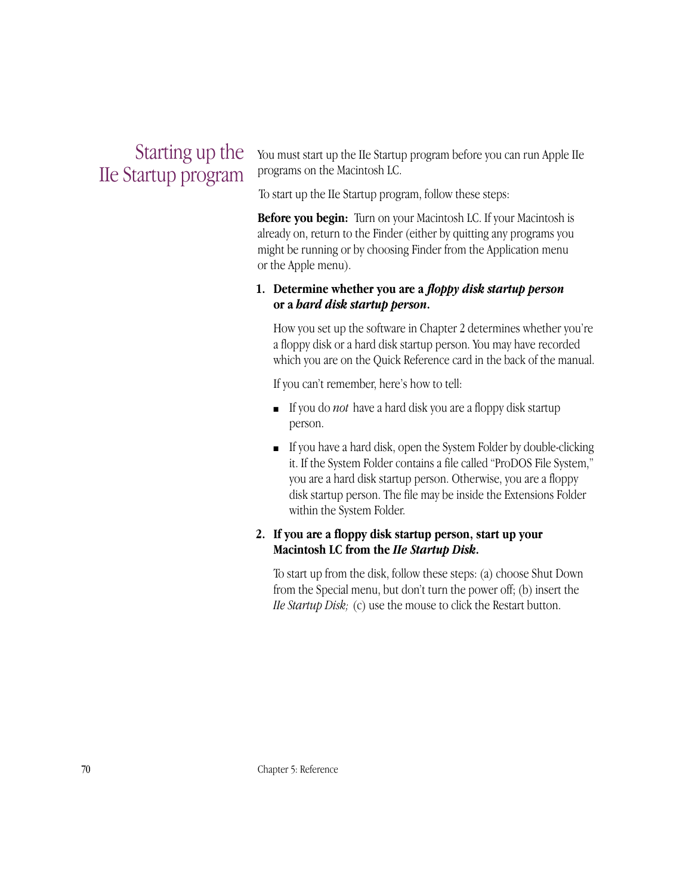## Starting up the IIe Startup program

You must start up the IIe Startup program before you can run Apple IIe programs on the Macintosh LC.

To start up the IIe Startup program, follow these steps:

**Before you begin:** Turn on your Macintosh LC. If your Macintosh is already on, return to the Finder (either by quitting any programs you might be running or by choosing Finder from the Application menu or the Apple menu).

1. **Determine whether you are a *floppy disk startup person* or a *hard disk startup person*.**

   How you set up the software in Chapter 2 determines whether you're a floppy disk or a hard disk startup person. You may have recorded which you are on the Quick Reference card in the back of the manual.

   If you can't remember, here's how to tell:

   - If you do *not* have a hard disk you are a floppy disk startup person.
   - If you have a hard disk, open the System Folder by double-clicking it. If the System Folder contains a file called "ProDOS File System," you are a hard disk startup person. Otherwise, you are a floppy disk startup person. The file may be inside the Extensions Folder within the System Folder.

2. **If you are a floppy disk startup person, start up your Macintosh LC from the *IIe Startup Disk*.**

   To start up from the disk, follow these steps: (a) choose Shut Down from the Special menu, but don't turn the power off; (b) insert the *IIe Startup Disk;* (c) use the mouse to click the Restart button.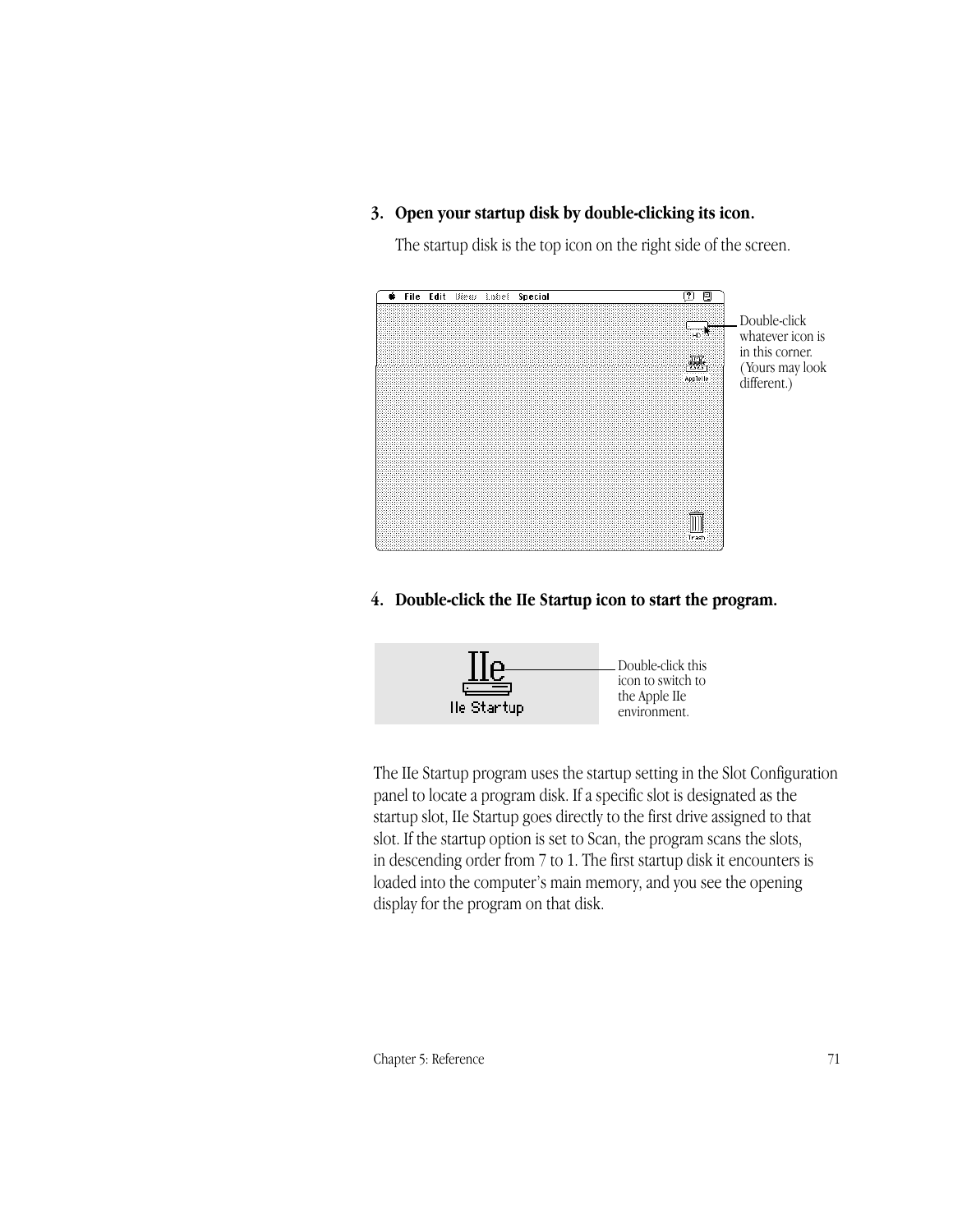3. **Open your startup disk by double-clicking its icon.**

   The startup disk is the top icon on the right side of the screen.

Double-click whatever icon is in this corner. (Yours may look different.)

4. **Double-click the IIe Startup icon to start the program.**

Double-click this icon to switch to the Apple IIe environment.

The IIe Startup program uses the startup setting in the Slot Configuration panel to locate a program disk. If a specific slot is designated as the startup slot, IIe Startup goes directly to the first drive assigned to that slot. If the startup option is set to Scan, the program scans the slots, in descending order from 7 to 1. The first startup disk it encounters is loaded into the computer's main memory, and you see the opening display for the program on that disk.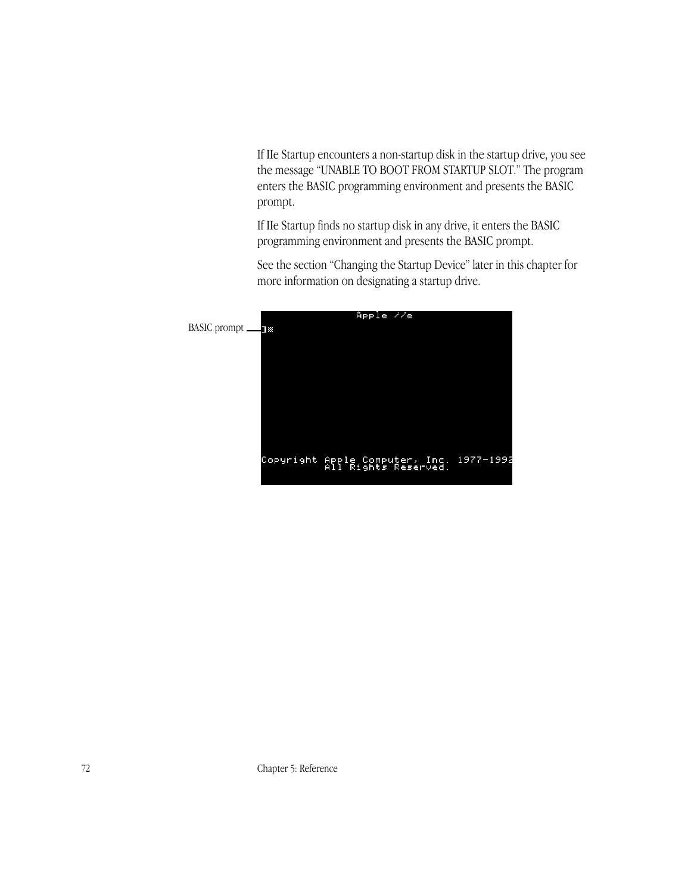If IIe Startup encounters a non-startup disk in the startup drive, you see the message "UNABLE TO BOOT FROM STARTUP SLOT." The program enters the BASIC programming environment and presents the BASIC prompt.

If IIe Startup finds no startup disk in any drive, it enters the BASIC programming environment and presents the BASIC prompt.

See the section "Changing the Startup Device" later in this chapter for more information on designating a startup drive.

BASIC prompt

```
                    Apple //e
]

Copyright Apple Computer, Inc. 1977-1992
          All Rights Reserved.
```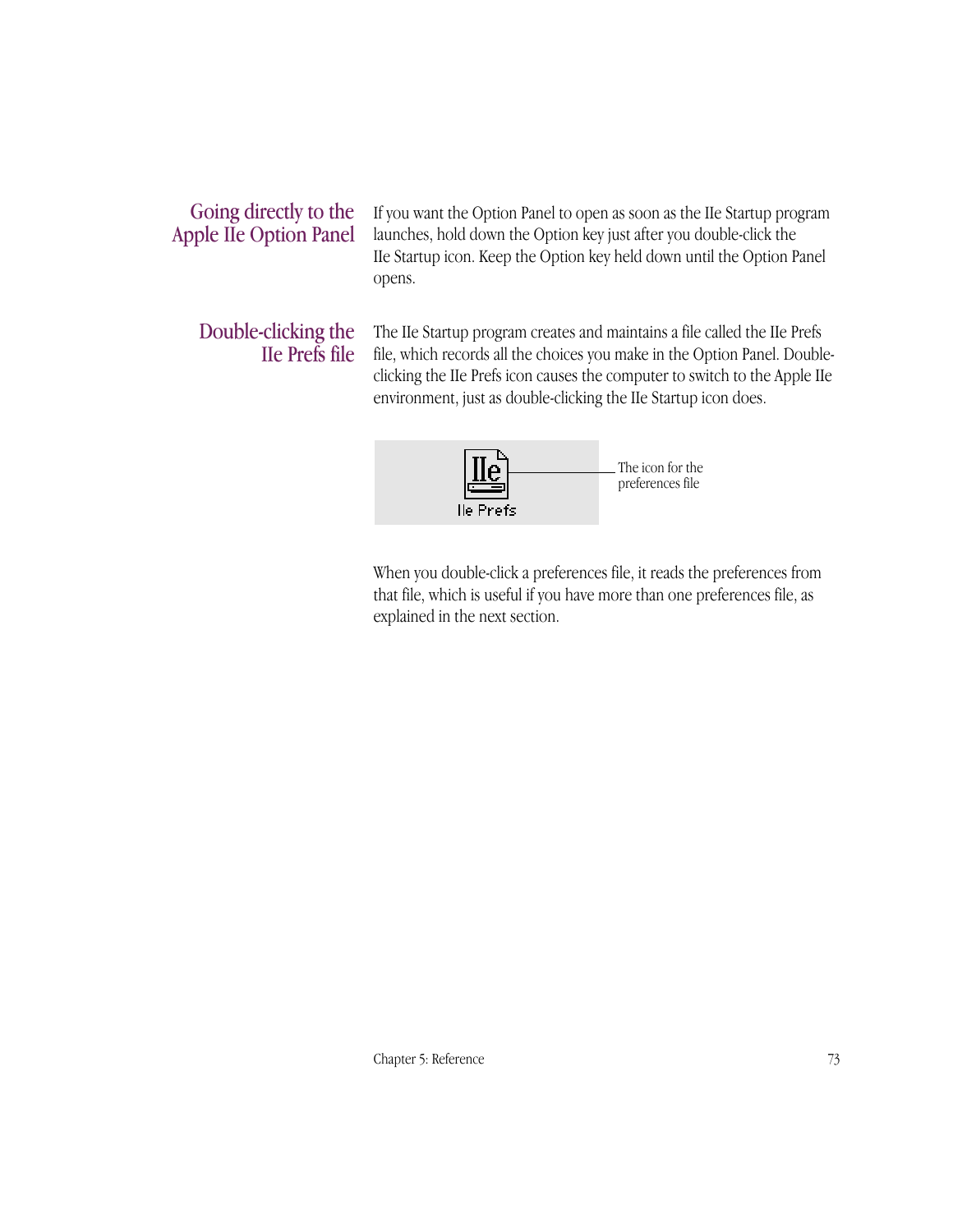## Going directly to the Apple IIe Option Panel

If you want the Option Panel to open as soon as the IIe Startup program launches, hold down the Option key just after you double-click the IIe Startup icon. Keep the Option key held down until the Option Panel opens.

## Double-clicking the IIe Prefs file

The IIe Startup program creates and maintains a file called the IIe Prefs file, which records all the choices you make in the Option Panel. Double-clicking the IIe Prefs icon causes the computer to switch to the Apple IIe environment, just as double-clicking the IIe Startup icon does.

The icon for the preferences file

When you double-click a preferences file, it reads the preferences from that file, which is useful if you have more than one preferences file, as explained in the next section.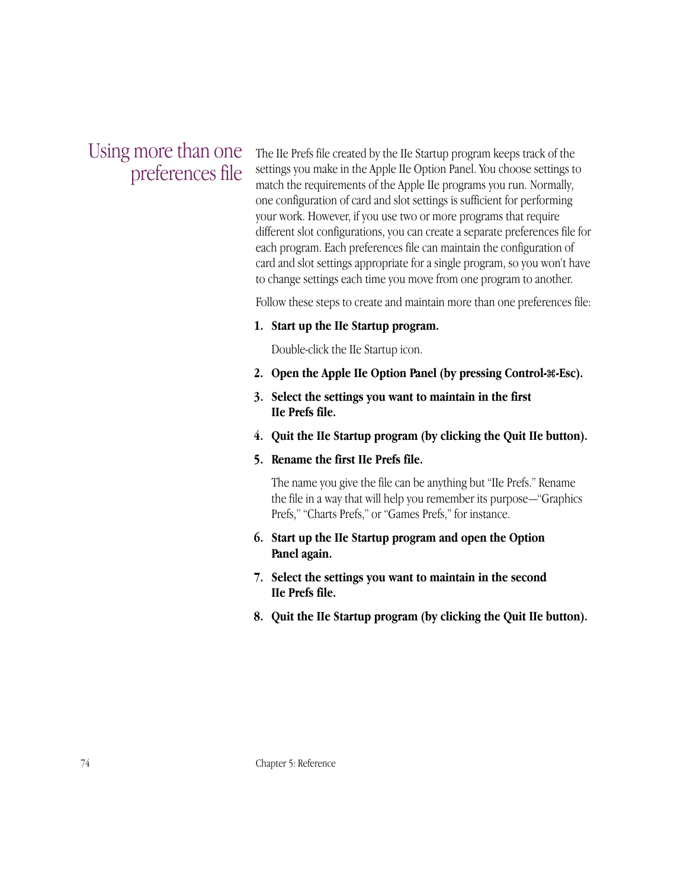## Using more than one preferences file

The IIe Prefs file created by the IIe Startup program keeps track of the settings you make in the Apple IIe Option Panel. You choose settings to match the requirements of the Apple IIe programs you run. Normally, one configuration of card and slot settings is sufficient for performing your work. However, if you use two or more programs that require different slot configurations, you can create a separate preferences file for each program. Each preferences file can maintain the configuration of card and slot settings appropriate for a single program, so you won't have to change settings each time you move from one program to another.

Follow these steps to create and maintain more than one preferences file:

1. **Start up the IIe Startup program.**

   Double-click the IIe Startup icon.

2. **Open the Apple IIe Option Panel (by pressing Control-⌘-Esc).**

3. **Select the settings you want to maintain in the first IIe Prefs file.**

4. **Quit the IIe Startup program (by clicking the Quit IIe button).**

5. **Rename the first IIe Prefs file.**

   The name you give the file can be anything but "IIe Prefs." Rename the file in a way that will help you remember its purpose—"Graphics Prefs," "Charts Prefs," or "Games Prefs," for instance.

6. **Start up the IIe Startup program and open the Option Panel again.**

7. **Select the settings you want to maintain in the second IIe Prefs file.**

8. **Quit the IIe Startup program (by clicking the Quit IIe button).**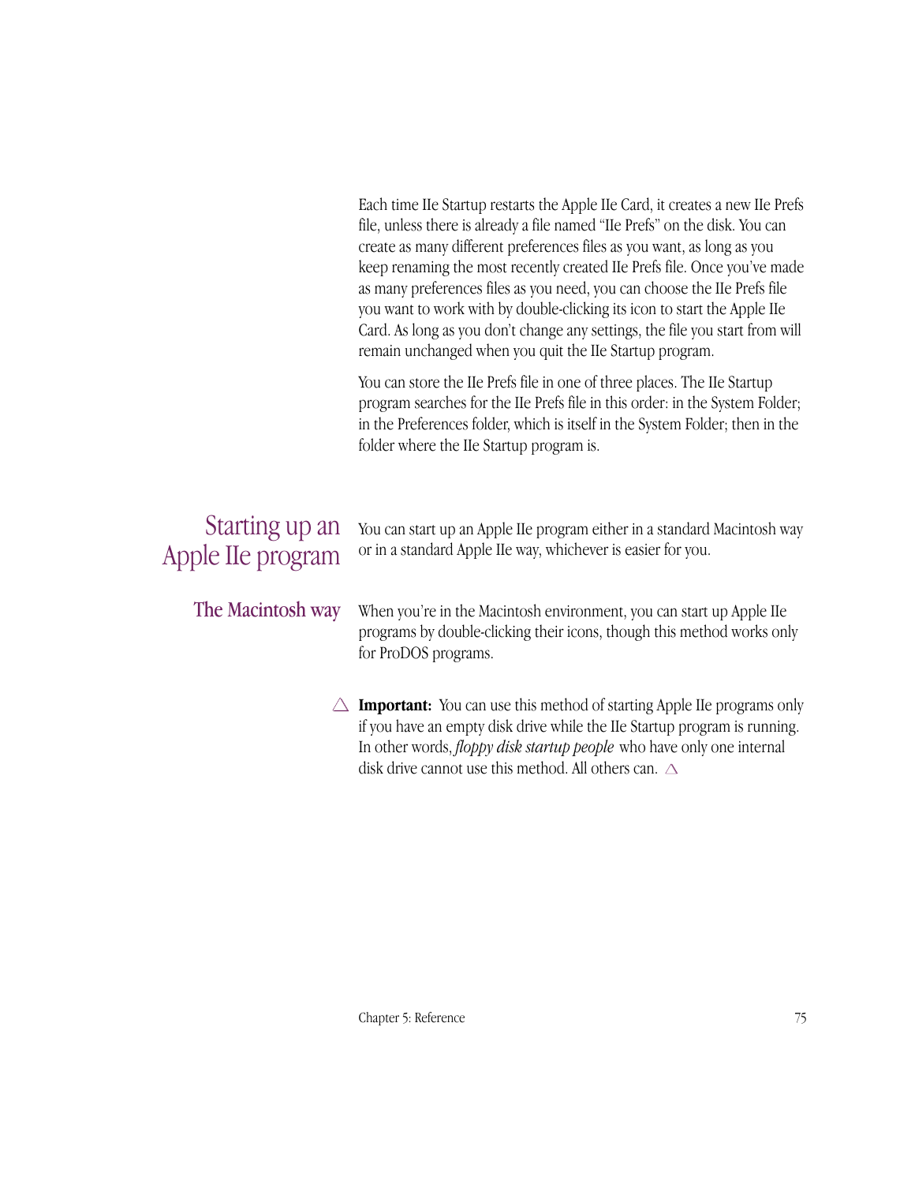Each time IIe Startup restarts the Apple IIe Card, it creates a new IIe Prefs file, unless there is already a file named “IIe Prefs” on the disk. You can create as many different preferences files as you want, as long as you keep renaming the most recently created IIe Prefs file. Once you’ve made as many preferences files as you need, you can choose the IIe Prefs file you want to work with by double-clicking its icon to start the Apple IIe Card. As long as you don’t change any settings, the file you start from will remain unchanged when you quit the IIe Startup program.

You can store the IIe Prefs file in one of three places. The IIe Startup program searches for the IIe Prefs file in this order: in the System Folder; in the Preferences folder, which is itself in the System Folder; then in the folder where the IIe Startup program is.

## Starting up an Apple IIe program

You can start up an Apple IIe program either in a standard Macintosh way or in a standard Apple IIe way, whichever is easier for you.

### The Macintosh way

When you’re in the Macintosh environment, you can start up Apple IIe programs by double-clicking their icons, though this method works only for ProDOS programs.

△ **Important:** You can use this method of starting Apple IIe programs only if you have an empty disk drive while the IIe Startup program is running. In other words, *floppy disk startup people* who have only one internal disk drive cannot use this method. All others can. △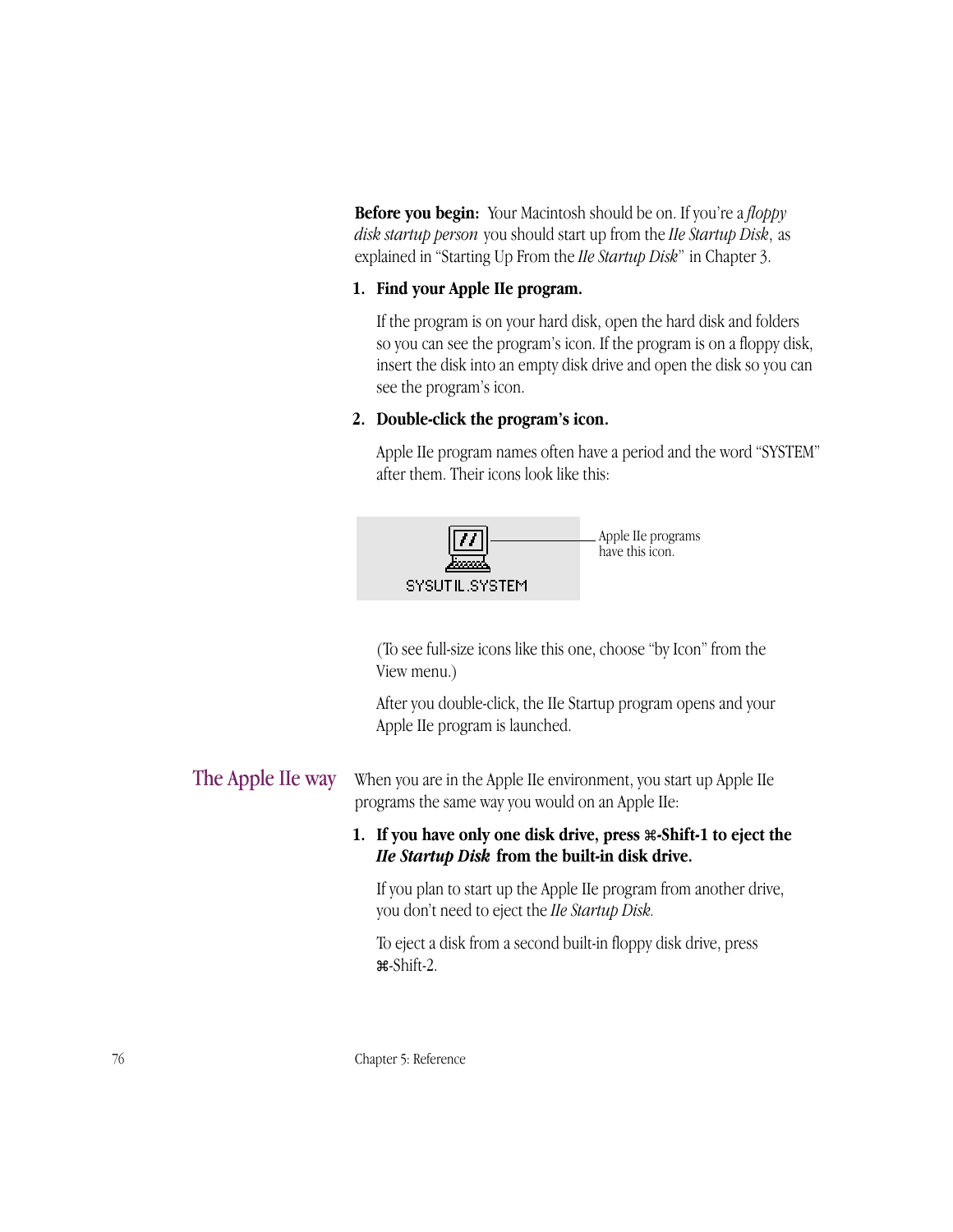**Before you begin:** Your Macintosh should be on. If you're a *floppy disk startup person* you should start up from the *IIe Startup Disk*, as explained in "Starting Up From the *IIe Startup Disk*" in Chapter 3.

1. **Find your Apple IIe program.**

   If the program is on your hard disk, open the hard disk and folders so you can see the program's icon. If the program is on a floppy disk, insert the disk into an empty disk drive and open the disk so you can see the program's icon.

2. **Double-click the program's icon.**

   Apple IIe program names often have a period and the word "SYSTEM" after them. Their icons look like this:

   SYSUTIL.SYSTEM

   Apple IIe programs have this icon.

   (To see full-size icons like this one, choose "by Icon" from the View menu.)

   After you double-click, the IIe Startup program opens and your Apple IIe program is launched.

## The Apple IIe way

When you are in the Apple IIe environment, you start up Apple IIe programs the same way you would on an Apple IIe:

1. **If you have only one disk drive, press ⌘-Shift-1 to eject the *IIe Startup Disk* from the built-in disk drive.**

   If you plan to start up the Apple IIe program from another drive, you don't need to eject the *IIe Startup Disk*.

   To eject a disk from a second built-in floppy disk drive, press ⌘-Shift-2.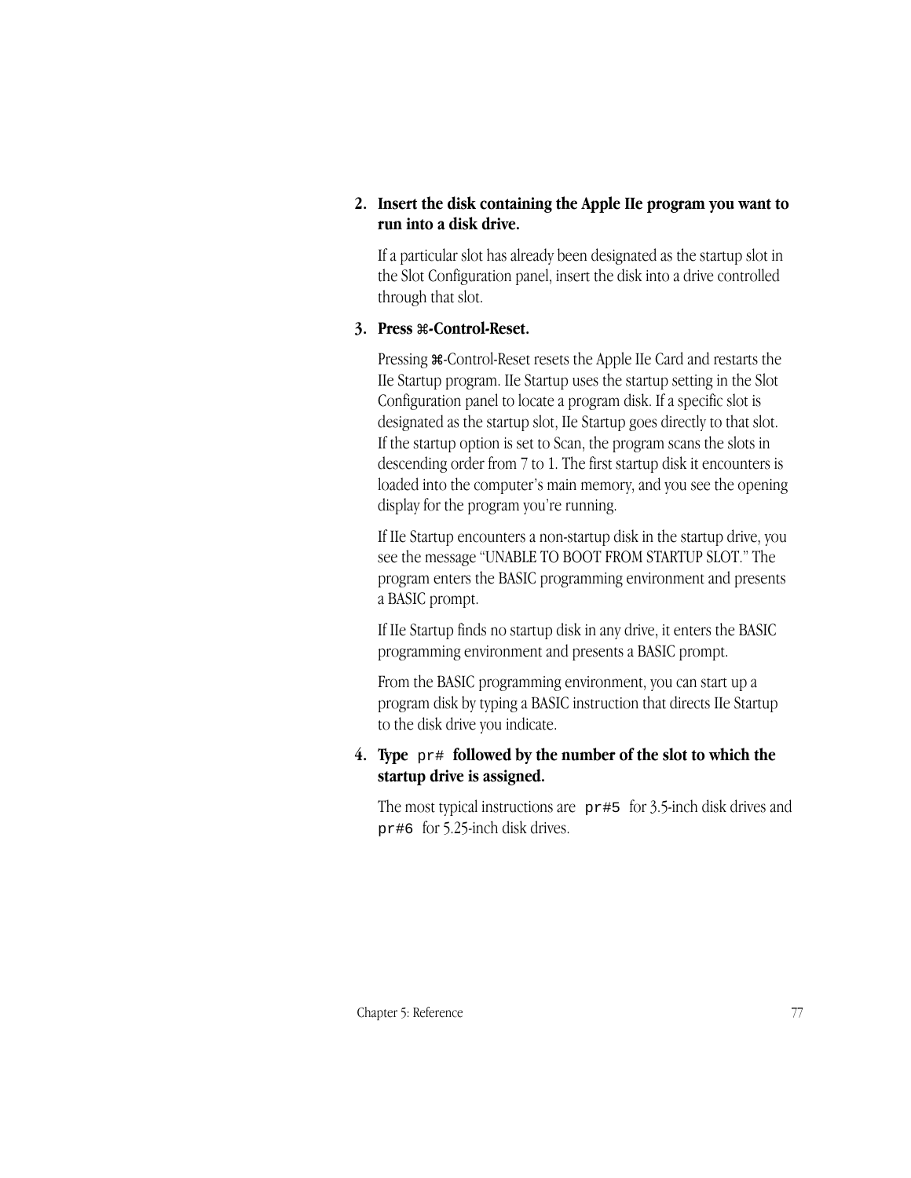2. **Insert the disk containing the Apple IIe program you want to run into a disk drive.**

   If a particular slot has already been designated as the startup slot in the Slot Configuration panel, insert the disk into a drive controlled through that slot.

3. **Press ⌘-Control-Reset.**

   Pressing ⌘-Control-Reset resets the Apple IIe Card and restarts the IIe Startup program. IIe Startup uses the startup setting in the Slot Configuration panel to locate a program disk. If a specific slot is designated as the startup slot, IIe Startup goes directly to that slot. If the startup option is set to Scan, the program scans the slots in descending order from 7 to 1. The first startup disk it encounters is loaded into the computer's main memory, and you see the opening display for the program you're running.

   If IIe Startup encounters a non-startup disk in the startup drive, you see the message "UNABLE TO BOOT FROM STARTUP SLOT." The program enters the BASIC programming environment and presents a BASIC prompt.

   If IIe Startup finds no startup disk in any drive, it enters the BASIC programming environment and presents a BASIC prompt.

   From the BASIC programming environment, you can start up a program disk by typing a BASIC instruction that directs IIe Startup to the disk drive you indicate.

4. **Type** `pr#` **followed by the number of the slot to which the startup drive is assigned.**

   The most typical instructions are `pr#5` for 3.5-inch disk drives and `pr#6` for 5.25-inch disk drives.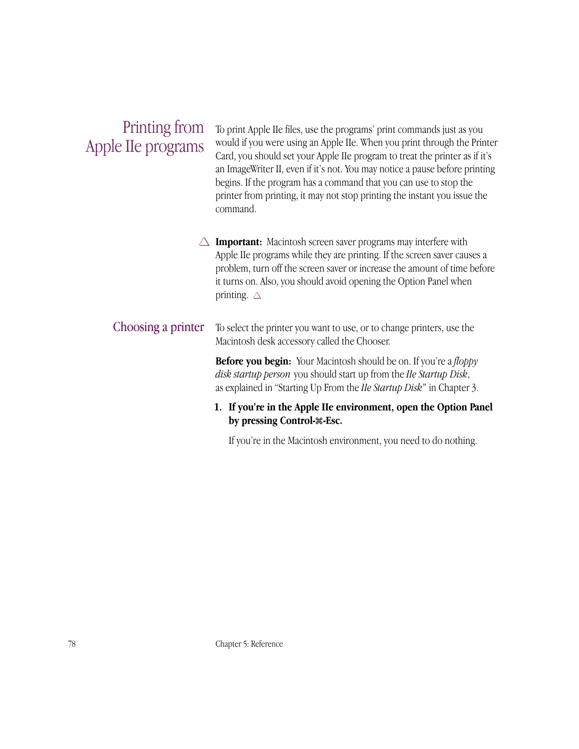## Printing from Apple IIe programs

To print Apple IIe files, use the programs' print commands just as you would if you were using an Apple IIe. When you print through the Printer Card, you should set your Apple IIe program to treat the printer as if it's an ImageWriter II, even if it's not. You may notice a pause before printing begins. If the program has a command that you can use to stop the printer from printing, it may not stop printing the instant you issue the command.

△ **Important:** Macintosh screen saver programs may interfere with Apple IIe programs while they are printing. If the screen saver causes a problem, turn off the screen saver or increase the amount of time before it turns on. Also, you should avoid opening the Option Panel when printing. △

### Choosing a printer

To select the printer you want to use, or to change printers, use the Macintosh desk accessory called the Chooser.

**Before you begin:** Your Macintosh should be on. If you're a *floppy disk startup person* you should start up from the *IIe Startup Disk*, as explained in "Starting Up From the *IIe Startup Disk*" in Chapter 3.

1. **If you're in the Apple IIe environment, open the Option Panel by pressing Control-⌘-Esc.**

   If you're in the Macintosh environment, you need to do nothing.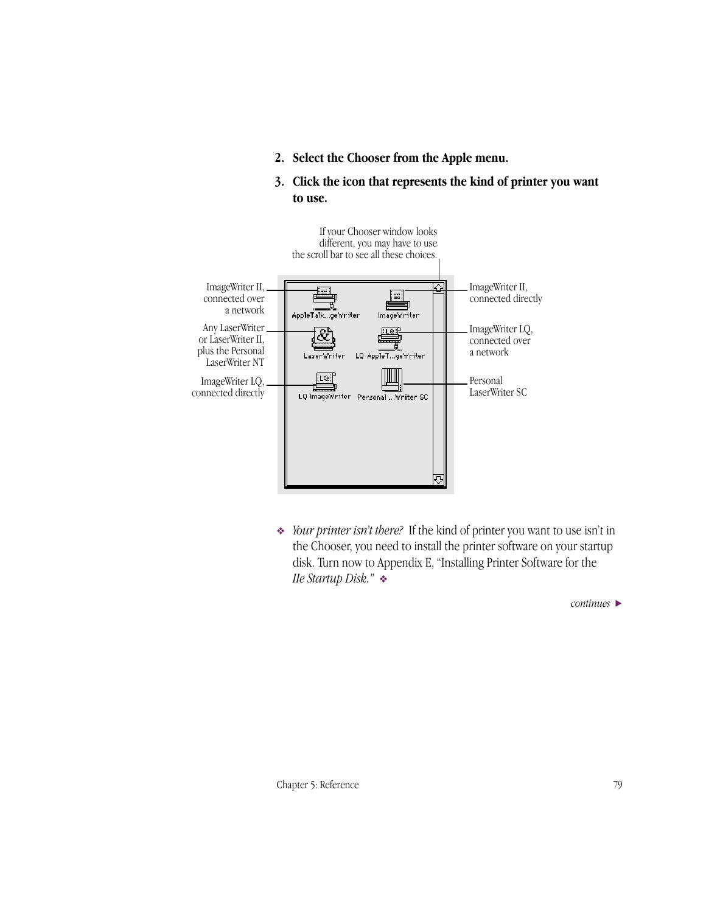2. **Select the Chooser from the Apple menu.**

3. **Click the icon that represents the kind of printer you want to use.**

If your Chooser window looks different, you may have to use the scroll bar to see all these choices.

ImageWriter II, connected over a network — AppleTalk...geWriter

ImageWriter II, connected directly — ImageWriter

Any LaserWriter or LaserWriter II, plus the Personal LaserWriter NT — LaserWriter

ImageWriter LQ, connected over a network — LQ AppleT...geWriter

ImageWriter LQ, connected directly — LQ ImageWriter

Personal LaserWriter SC — Personal ...Writer SC

❖ *Your printer isn't there?* If the kind of printer you want to use isn't in the Chooser, you need to install the printer software on your startup disk. Turn now to Appendix E, "Installing Printer Software for the *IIe Startup Disk*." ❖

*continues* ▶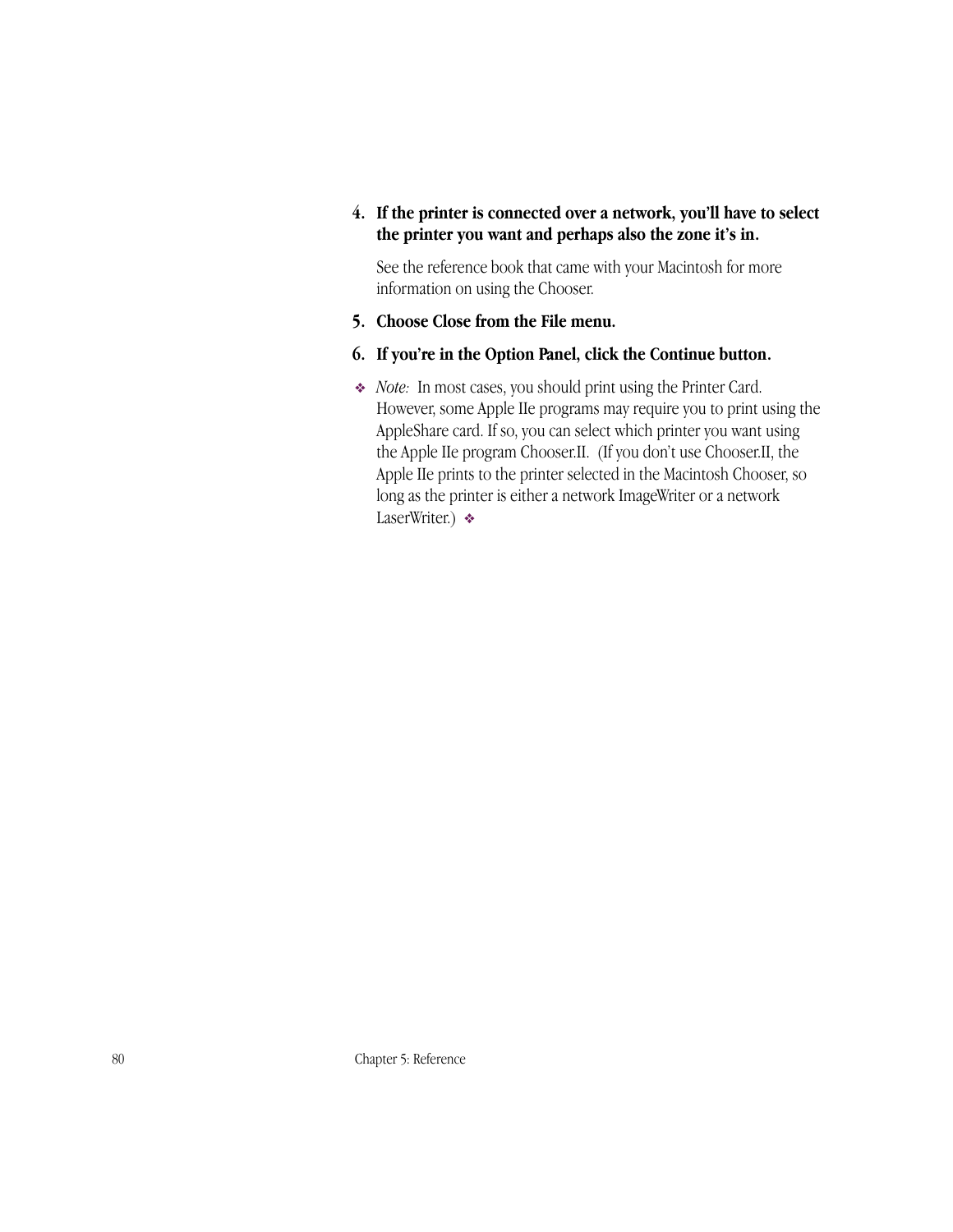4. **If the printer is connected over a network, you'll have to select the printer you want and perhaps also the zone it's in.**

   See the reference book that came with your Macintosh for more information on using the Chooser.

5. **Choose Close from the File menu.**

6. **If you're in the Option Panel, click the Continue button.**

❖ *Note:* In most cases, you should print using the Printer Card. However, some Apple IIe programs may require you to print using the AppleShare card. If so, you can select which printer you want using the Apple IIe program Chooser.II. (If you don't use Chooser.II, the Apple IIe prints to the printer selected in the Macintosh Chooser, so long as the printer is either a network ImageWriter or a network LaserWriter.) ❖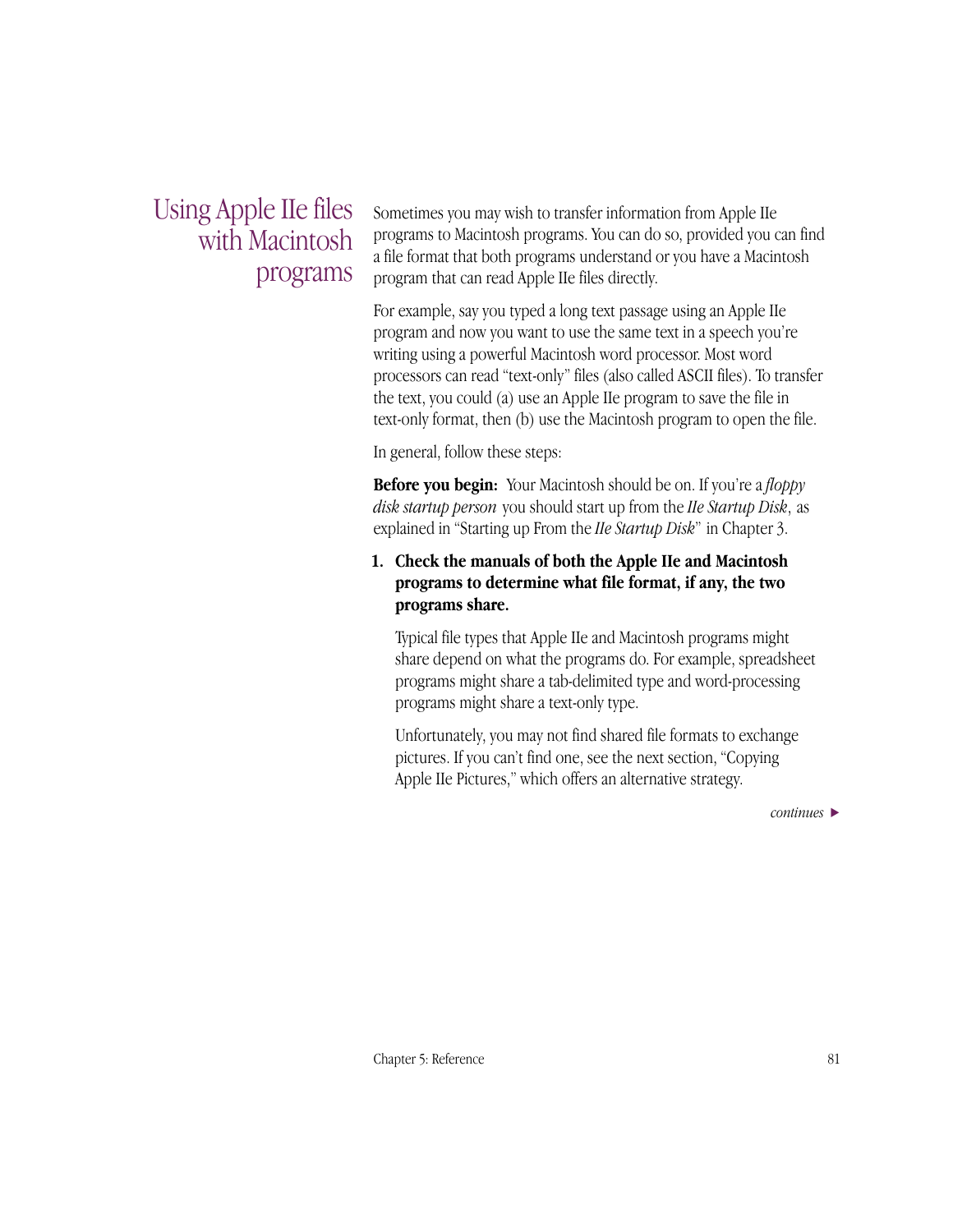## Using Apple IIe files with Macintosh programs

Sometimes you may wish to transfer information from Apple IIe programs to Macintosh programs. You can do so, provided you can find a file format that both programs understand or you have a Macintosh program that can read Apple IIe files directly.

For example, say you typed a long text passage using an Apple IIe program and now you want to use the same text in a speech you're writing using a powerful Macintosh word processor. Most word processors can read "text-only" files (also called ASCII files). To transfer the text, you could (a) use an Apple IIe program to save the file in text-only format, then (b) use the Macintosh program to open the file.

In general, follow these steps:

**Before you begin:** Your Macintosh should be on. If you're a *floppy disk startup person* you should start up from the *IIe Startup Disk*, as explained in "Starting up From the *IIe Startup Disk*" in Chapter 3.

1. **Check the manuals of both the Apple IIe and Macintosh programs to determine what file format, if any, the two programs share.**

   Typical file types that Apple IIe and Macintosh programs might share depend on what the programs do. For example, spreadsheet programs might share a tab-delimited type and word-processing programs might share a text-only type.

   Unfortunately, you may not find shared file formats to exchange pictures. If you can't find one, see the next section, "Copying Apple IIe Pictures," which offers an alternative strategy.

*continues* ▶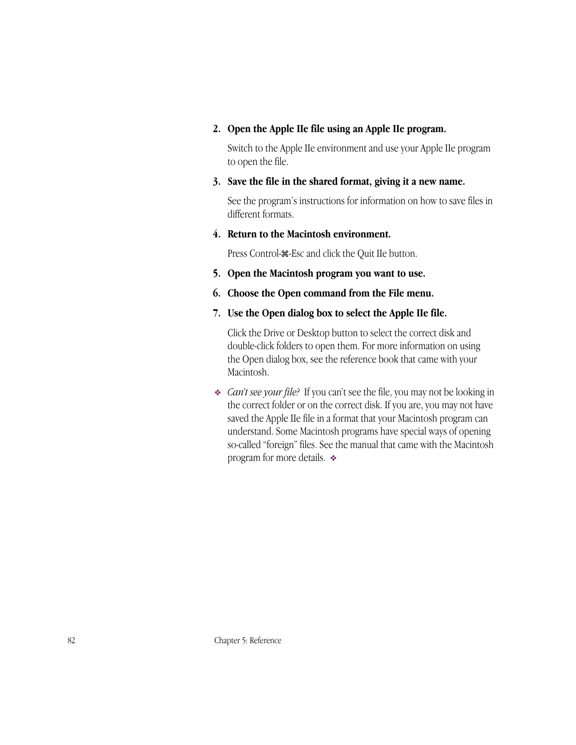2. **Open the Apple IIe file using an Apple IIe program.**

   Switch to the Apple IIe environment and use your Apple IIe program to open the file.

3. **Save the file in the shared format, giving it a new name.**

   See the program's instructions for information on how to save files in different formats.

4. **Return to the Macintosh environment.**

   Press Control-⌘-Esc and click the Quit IIe button.

5. **Open the Macintosh program you want to use.**

6. **Choose the Open command from the File menu.**

7. **Use the Open dialog box to select the Apple IIe file.**

   Click the Drive or Desktop button to select the correct disk and double-click folders to open them. For more information on using the Open dialog box, see the reference book that came with your Macintosh.

❖ *Can't see your file?* If you can't see the file, you may not be looking in the correct folder or on the correct disk. If you are, you may not have saved the Apple IIe file in a format that your Macintosh program can understand. Some Macintosh programs have special ways of opening so-called "foreign" files. See the manual that came with the Macintosh program for more details. ❖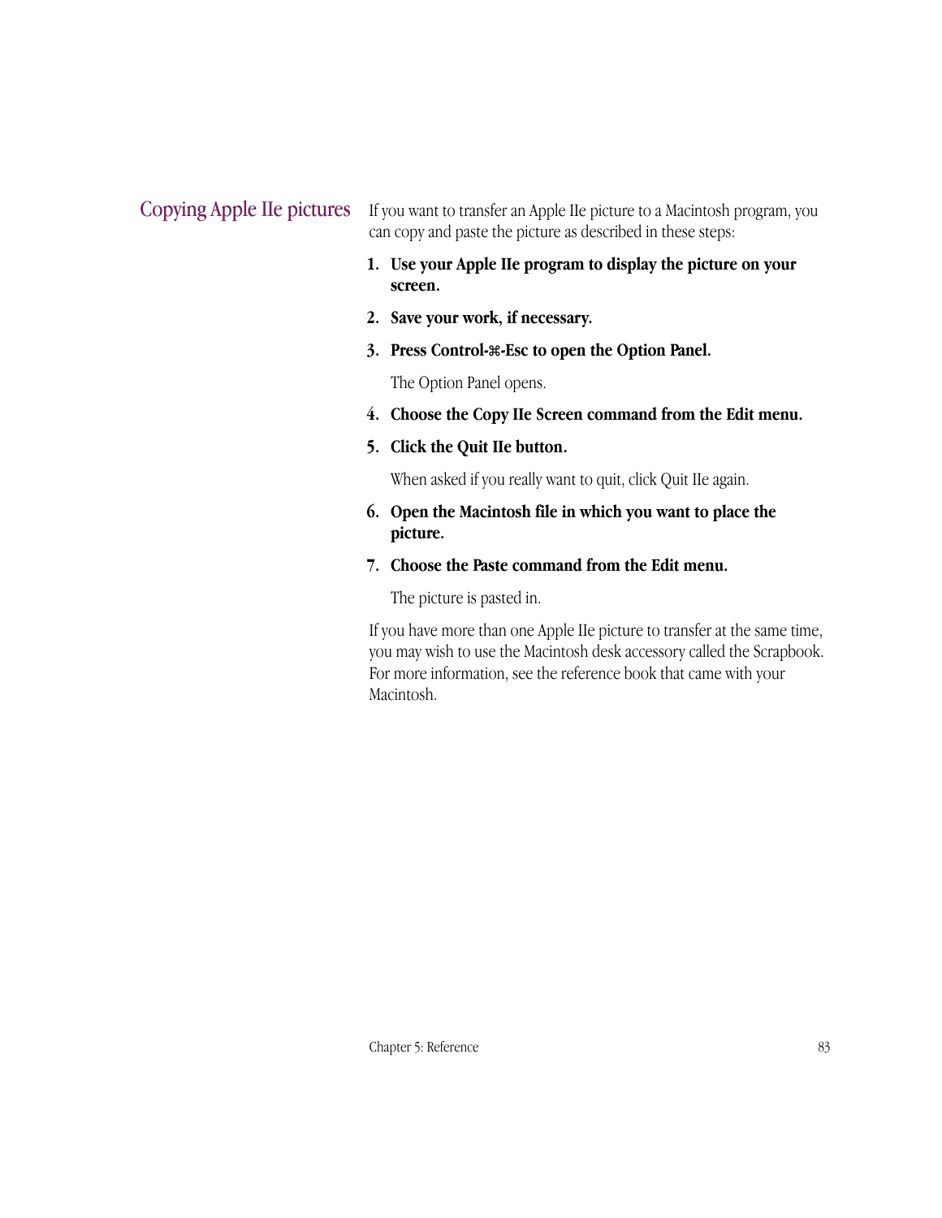## Copying Apple IIe pictures

If you want to transfer an Apple IIe picture to a Macintosh program, you can copy and paste the picture as described in these steps:

1. **Use your Apple IIe program to display the picture on your screen.**
2. **Save your work, if necessary.**
3. **Press Control-⌘-Esc to open the Option Panel.**

   The Option Panel opens.

4. **Choose the Copy IIe Screen command from the Edit menu.**
5. **Click the Quit IIe button.**

   When asked if you really want to quit, click Quit IIe again.

6. **Open the Macintosh file in which you want to place the picture.**
7. **Choose the Paste command from the Edit menu.**

   The picture is pasted in.

If you have more than one Apple IIe picture to transfer at the same time, you may wish to use the Macintosh desk accessory called the Scrapbook. For more information, see the reference book that came with your Macintosh.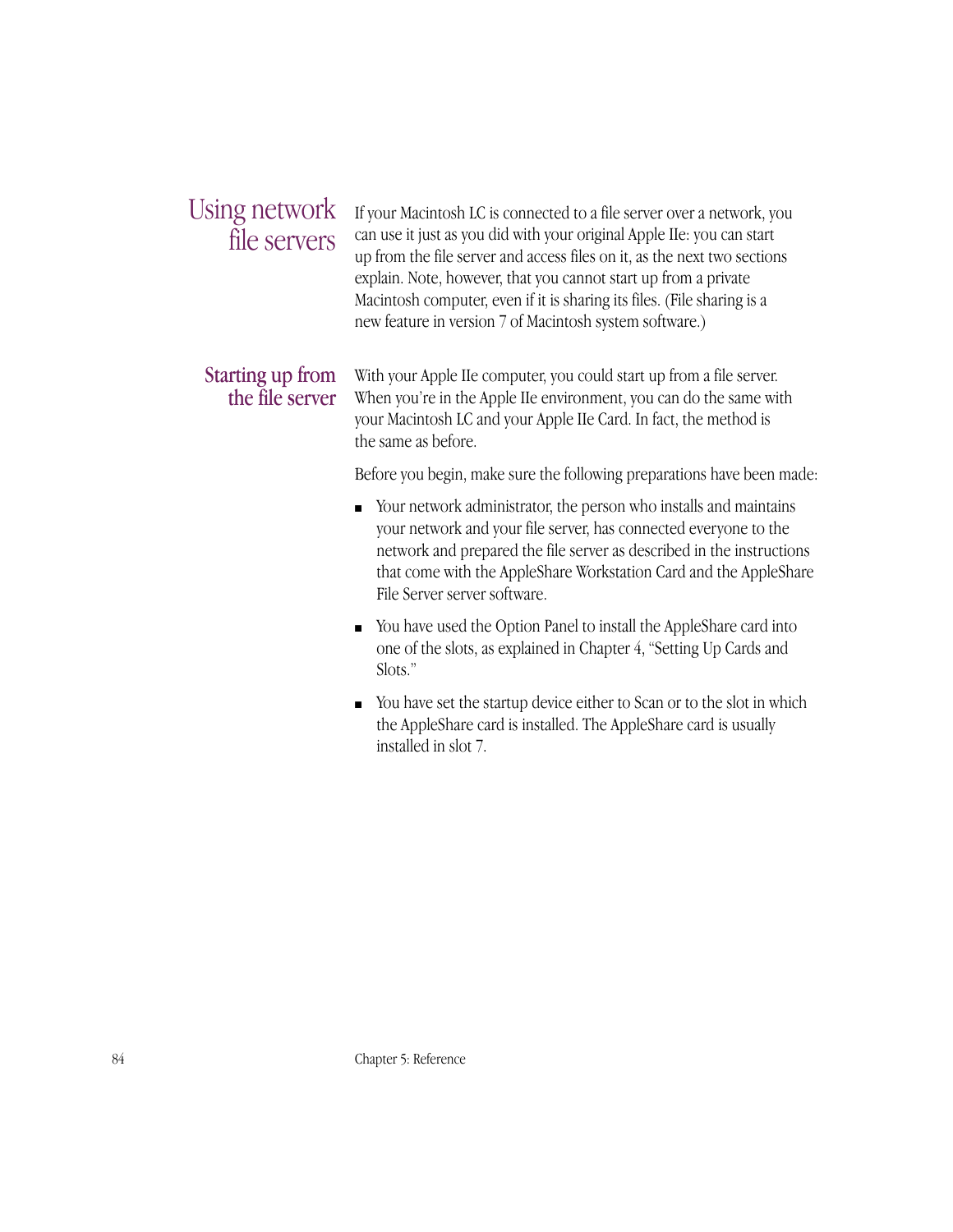## Using network file servers

If your Macintosh LC is connected to a file server over a network, you can use it just as you did with your original Apple IIe: you can start up from the file server and access files on it, as the next two sections explain. Note, however, that you cannot start up from a private Macintosh computer, even if it is sharing its files. (File sharing is a new feature in version 7 of Macintosh system software.)

### Starting up from the file server

With your Apple IIe computer, you could start up from a file server. When you're in the Apple IIe environment, you can do the same with your Macintosh LC and your Apple IIe Card. In fact, the method is the same as before.

Before you begin, make sure the following preparations have been made:

- Your network administrator, the person who installs and maintains your network and your file server, has connected everyone to the network and prepared the file server as described in the instructions that come with the AppleShare Workstation Card and the AppleShare File Server server software.
- You have used the Option Panel to install the AppleShare card into one of the slots, as explained in Chapter 4, "Setting Up Cards and Slots."
- You have set the startup device either to Scan or to the slot in which the AppleShare card is installed. The AppleShare card is usually installed in slot 7.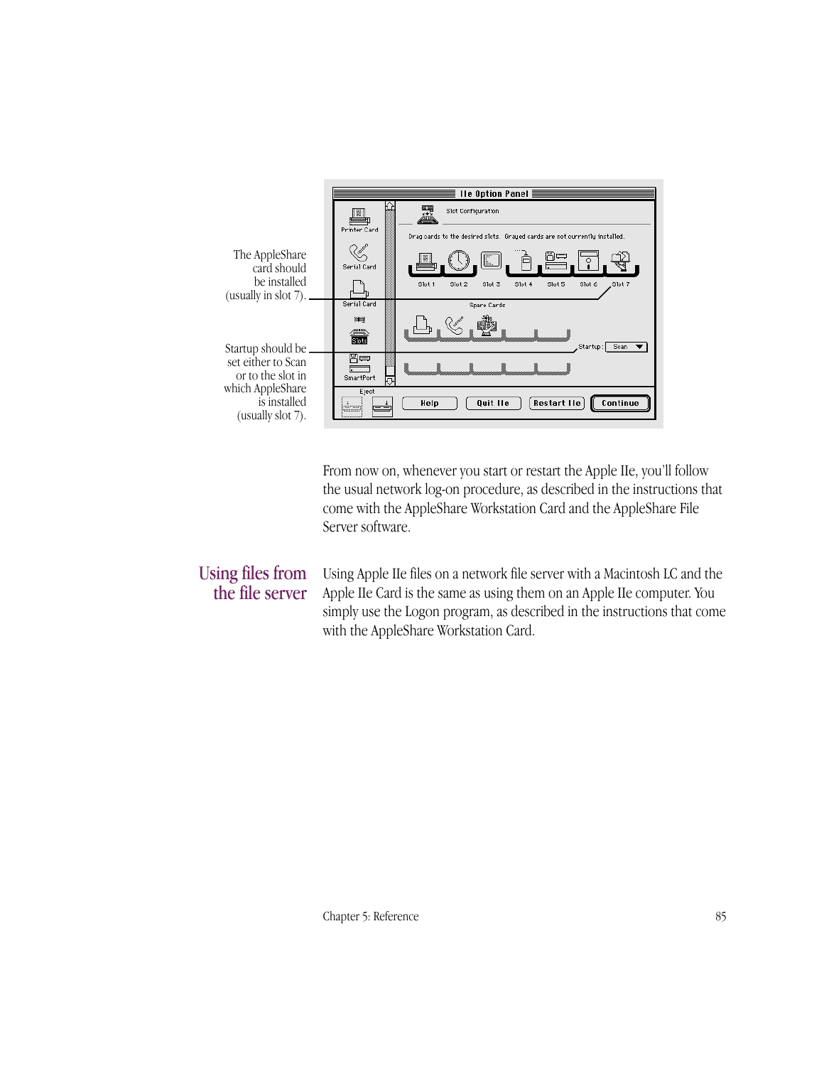The AppleShare card should be installed (usually in slot 7).

Startup should be set either to Scan or to the slot in which AppleShare is installed (usually slot 7).

From now on, whenever you start or restart the Apple IIe, you'll follow the usual network log-on procedure, as described in the instructions that come with the AppleShare Workstation Card and the AppleShare File Server software.

## Using files from the file server

Using Apple IIe files on a network file server with a Macintosh LC and the Apple IIe Card is the same as using them on an Apple IIe computer. You simply use the Logon program, as described in the instructions that come with the AppleShare Workstation Card.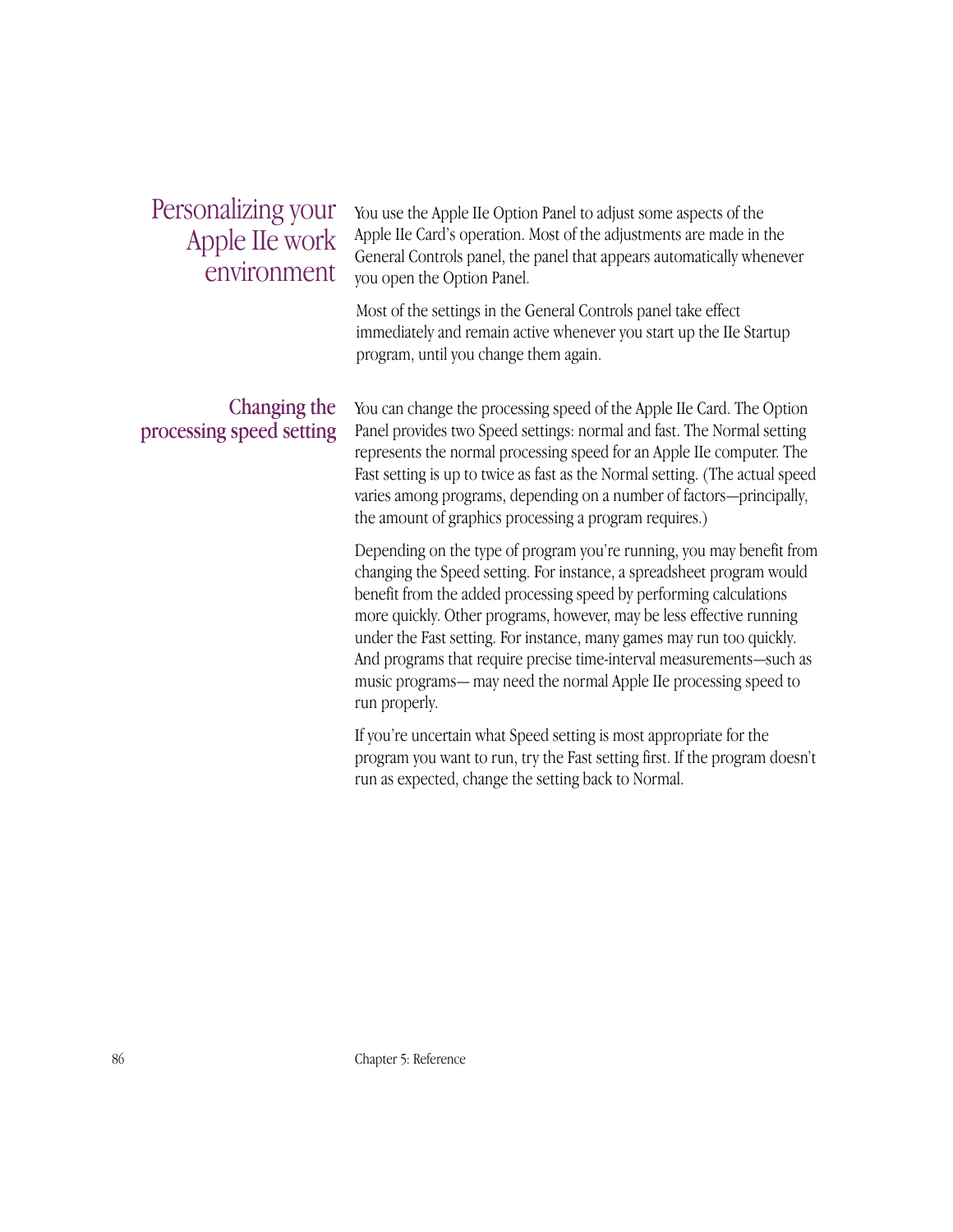## Personalizing your Apple IIe work environment

You use the Apple IIe Option Panel to adjust some aspects of the Apple IIe Card's operation. Most of the adjustments are made in the General Controls panel, the panel that appears automatically whenever you open the Option Panel.

Most of the settings in the General Controls panel take effect immediately and remain active whenever you start up the IIe Startup program, until you change them again.

### Changing the processing speed setting

You can change the processing speed of the Apple IIe Card. The Option Panel provides two Speed settings: normal and fast. The Normal setting represents the normal processing speed for an Apple IIe computer. The Fast setting is up to twice as fast as the Normal setting. (The actual speed varies among programs, depending on a number of factors—principally, the amount of graphics processing a program requires.)

Depending on the type of program you're running, you may benefit from changing the Speed setting. For instance, a spreadsheet program would benefit from the added processing speed by performing calculations more quickly. Other programs, however, may be less effective running under the Fast setting. For instance, many games may run too quickly. And programs that require precise time-interval measurements—such as music programs— may need the normal Apple IIe processing speed to run properly.

If you're uncertain what Speed setting is most appropriate for the program you want to run, try the Fast setting first. If the program doesn't run as expected, change the setting back to Normal.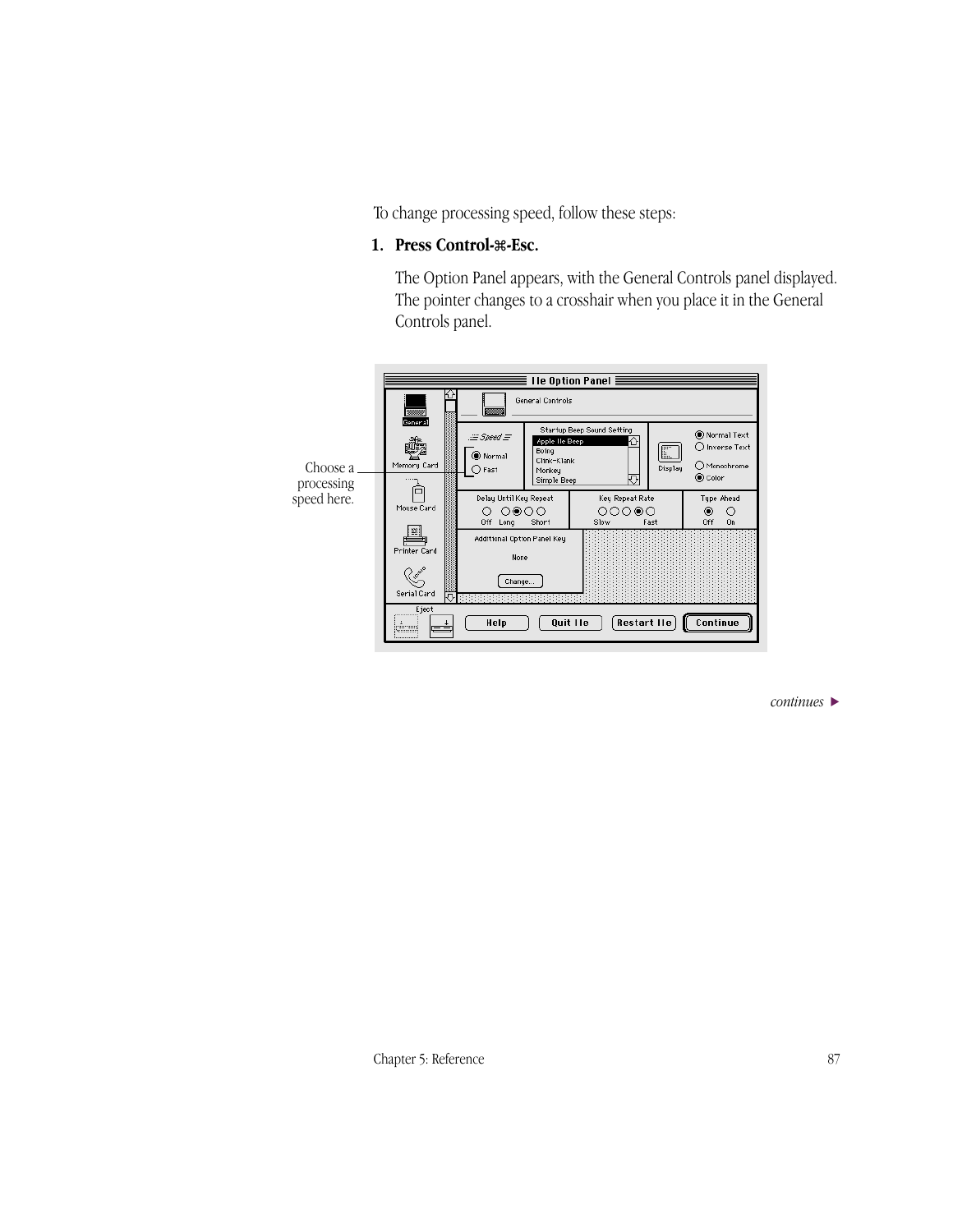To change processing speed, follow these steps:

**1. Press Control-⌘-Esc.**

The Option Panel appears, with the General Controls panel displayed. The pointer changes to a crosshair when you place it in the General Controls panel.

Choose a processing speed here.

*continues* ▶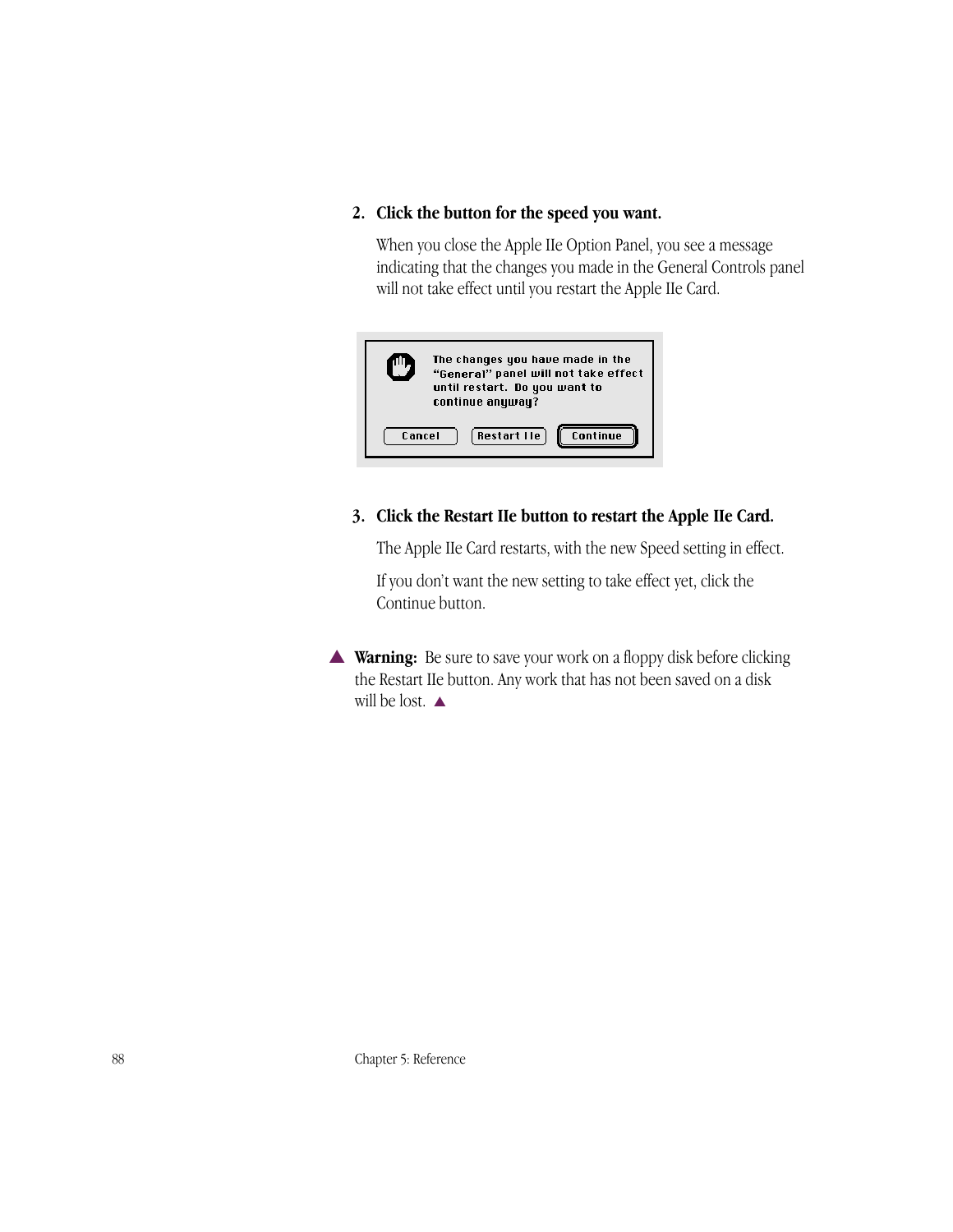2. **Click the button for the speed you want.**

   When you close the Apple IIe Option Panel, you see a message indicating that the changes you made in the General Controls panel will not take effect until you restart the Apple IIe Card.

   The changes you have made in the "General" panel will not take effect until restart. Do you want to continue anyway?

   Cancel | Restart IIe | Continue

3. **Click the Restart IIe button to restart the Apple IIe Card.**

   The Apple IIe Card restarts, with the new Speed setting in effect.

   If you don't want the new setting to take effect yet, click the Continue button.

▲ **Warning:** Be sure to save your work on a floppy disk before clicking the Restart IIe button. Any work that has not been saved on a disk will be lost. ▲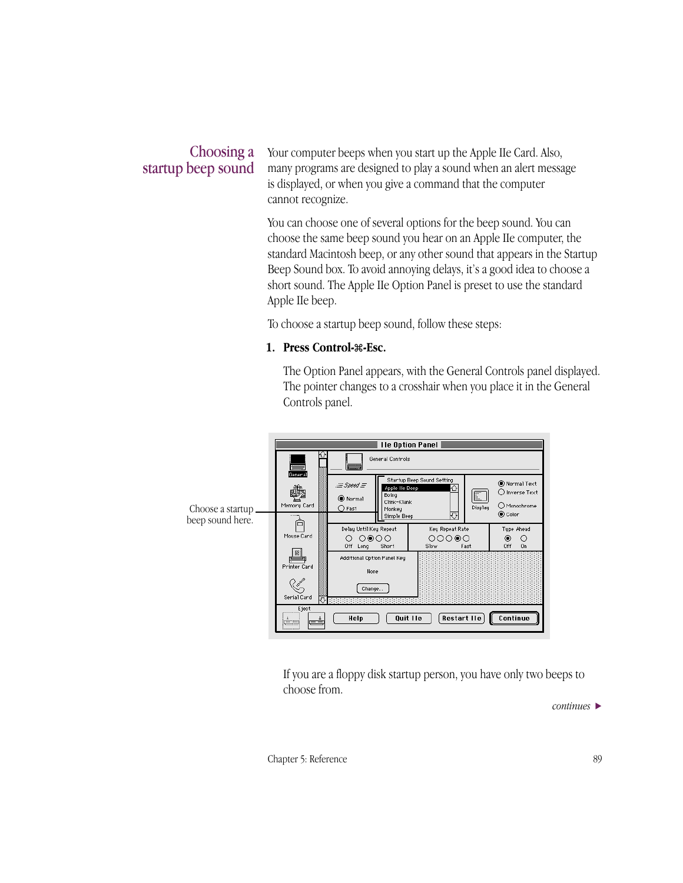## Choosing a startup beep sound

Your computer beeps when you start up the Apple IIe Card. Also, many programs are designed to play a sound when an alert message is displayed, or when you give a command that the computer cannot recognize.

You can choose one of several options for the beep sound. You can choose the same beep sound you hear on an Apple IIe computer, the standard Macintosh beep, or any other sound that appears in the Startup Beep Sound box. To avoid annoying delays, it's a good idea to choose a short sound. The Apple IIe Option Panel is preset to use the standard Apple IIe beep.

To choose a startup beep sound, follow these steps:

1. **Press Control-⌘-Esc.**

   The Option Panel appears, with the General Controls panel displayed. The pointer changes to a crosshair when you place it in the General Controls panel.

Choose a startup beep sound here.

If you are a floppy disk startup person, you have only two beeps to choose from.

*continues* ▶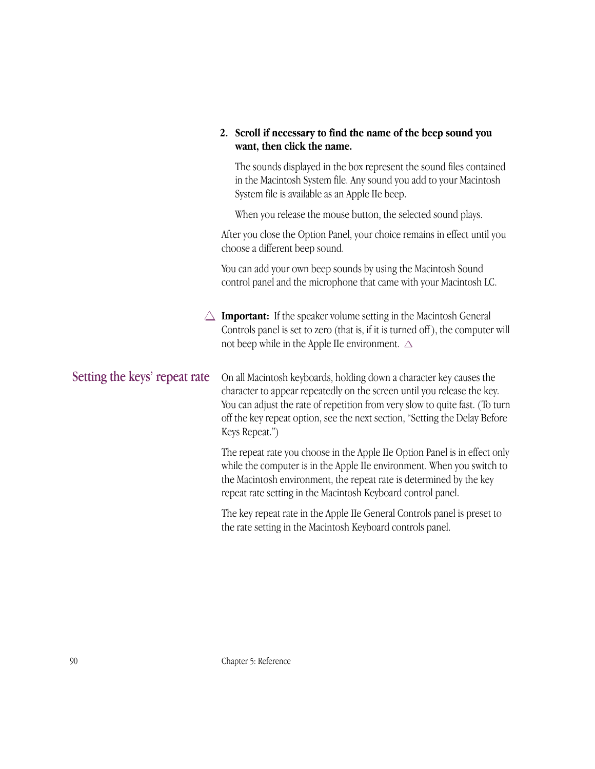2. **Scroll if necessary to find the name of the beep sound you want, then click the name.**

   The sounds displayed in the box represent the sound files contained in the Macintosh System file. Any sound you add to your Macintosh System file is available as an Apple IIe beep.

   When you release the mouse button, the selected sound plays.

After you close the Option Panel, your choice remains in effect until you choose a different beep sound.

You can add your own beep sounds by using the Macintosh Sound control panel and the microphone that came with your Macintosh LC.

△ **Important:** If the speaker volume setting in the Macintosh General Controls panel is set to zero (that is, if it is turned off), the computer will not beep while in the Apple IIe environment. △

## Setting the keys' repeat rate

On all Macintosh keyboards, holding down a character key causes the character to appear repeatedly on the screen until you release the key. You can adjust the rate of repetition from very slow to quite fast. (To turn off the key repeat option, see the next section, "Setting the Delay Before Keys Repeat.")

The repeat rate you choose in the Apple IIe Option Panel is in effect only while the computer is in the Apple IIe environment. When you switch to the Macintosh environment, the repeat rate is determined by the key repeat rate setting in the Macintosh Keyboard control panel.

The key repeat rate in the Apple IIe General Controls panel is preset to the rate setting in the Macintosh Keyboard controls panel.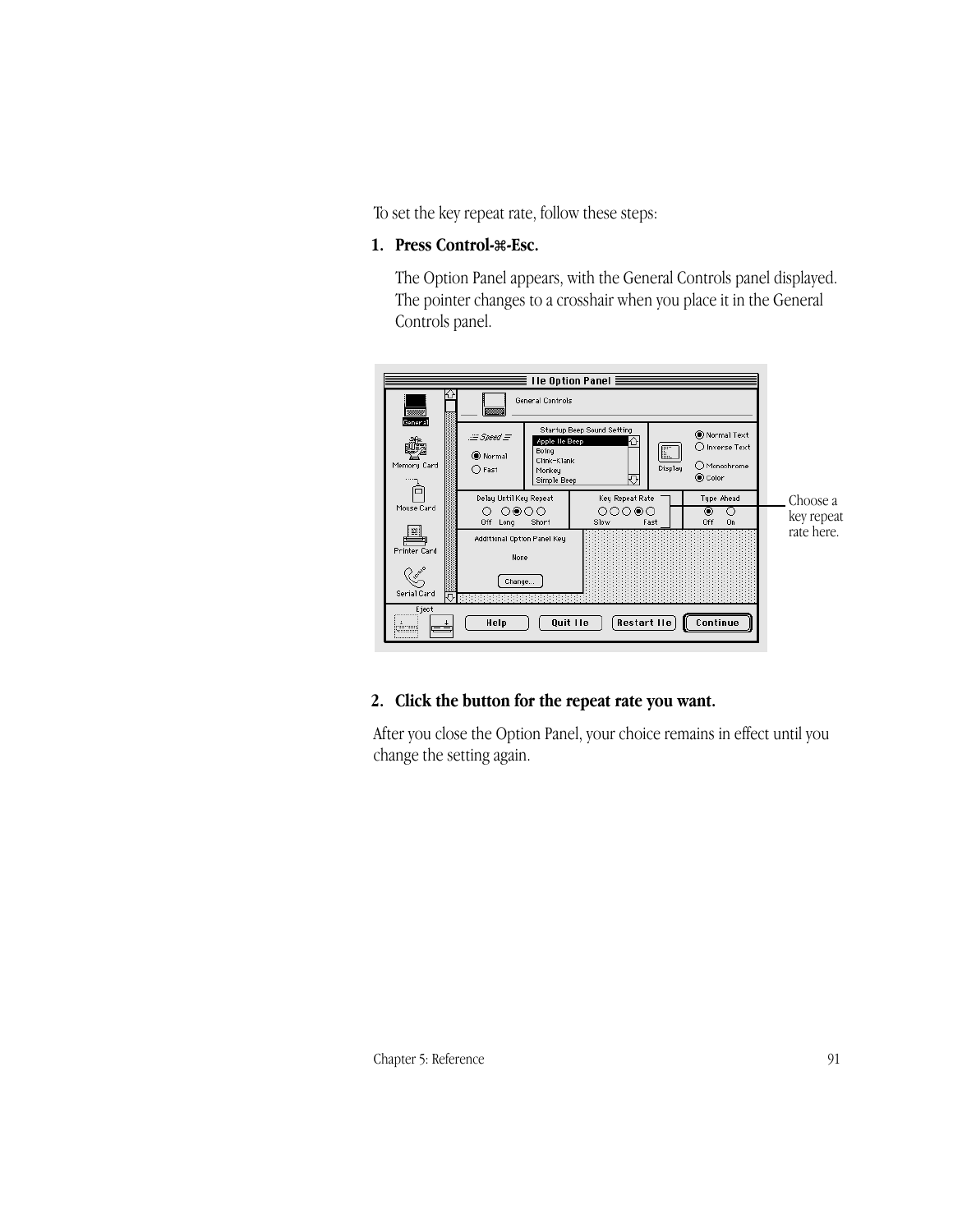To set the key repeat rate, follow these steps:

1. **Press Control-⌘-Esc.**

   The Option Panel appears, with the General Controls panel displayed. The pointer changes to a crosshair when you place it in the General Controls panel.

   Choose a key repeat rate here.

2. **Click the button for the repeat rate you want.**

After you close the Option Panel, your choice remains in effect until you change the setting again.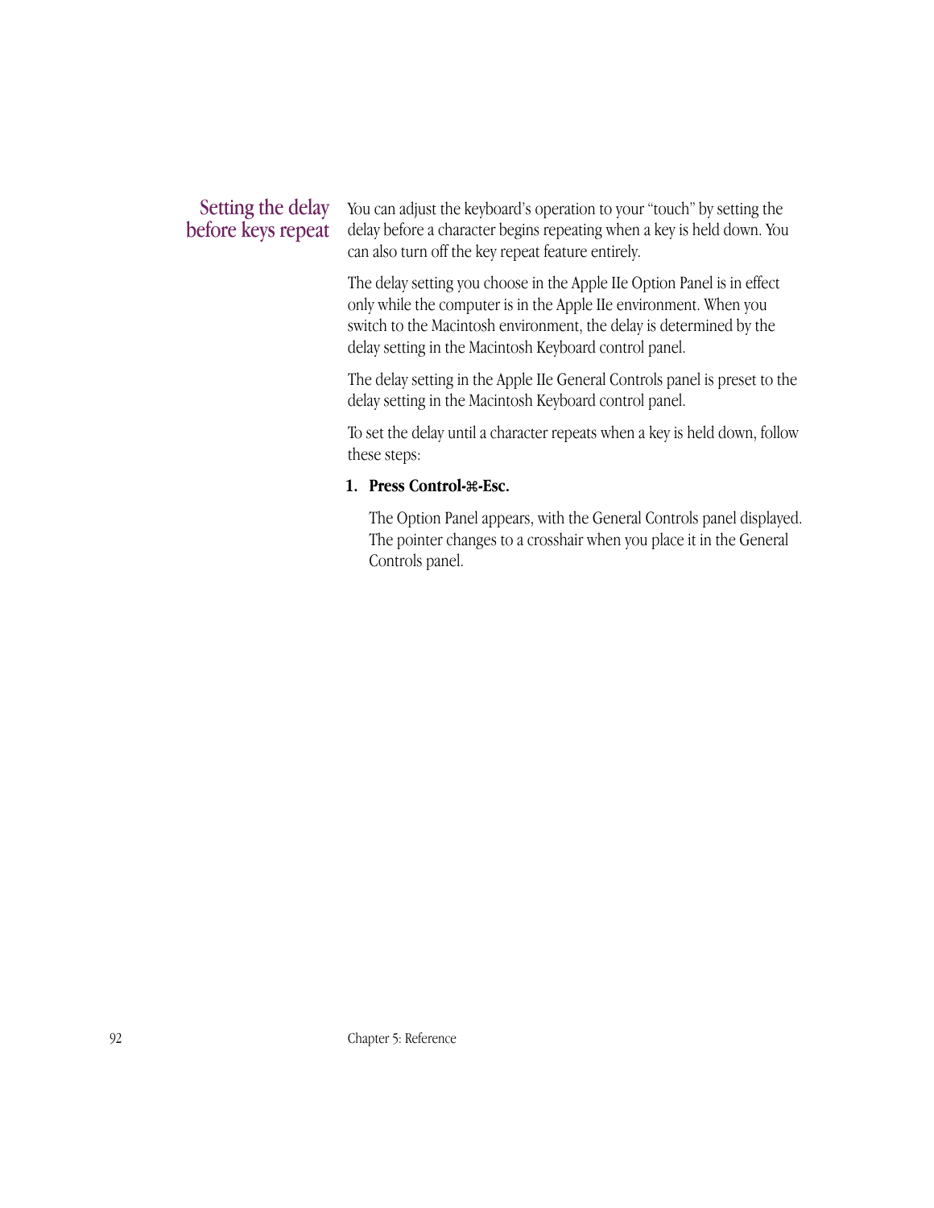## Setting the delay before keys repeat

You can adjust the keyboard's operation to your "touch" by setting the delay before a character begins repeating when a key is held down. You can also turn off the key repeat feature entirely.

The delay setting you choose in the Apple IIe Option Panel is in effect only while the computer is in the Apple IIe environment. When you switch to the Macintosh environment, the delay is determined by the delay setting in the Macintosh Keyboard control panel.

The delay setting in the Apple IIe General Controls panel is preset to the delay setting in the Macintosh Keyboard control panel.

To set the delay until a character repeats when a key is held down, follow these steps:

1. **Press Control-⌘-Esc.**

   The Option Panel appears, with the General Controls panel displayed. The pointer changes to a crosshair when you place it in the General Controls panel.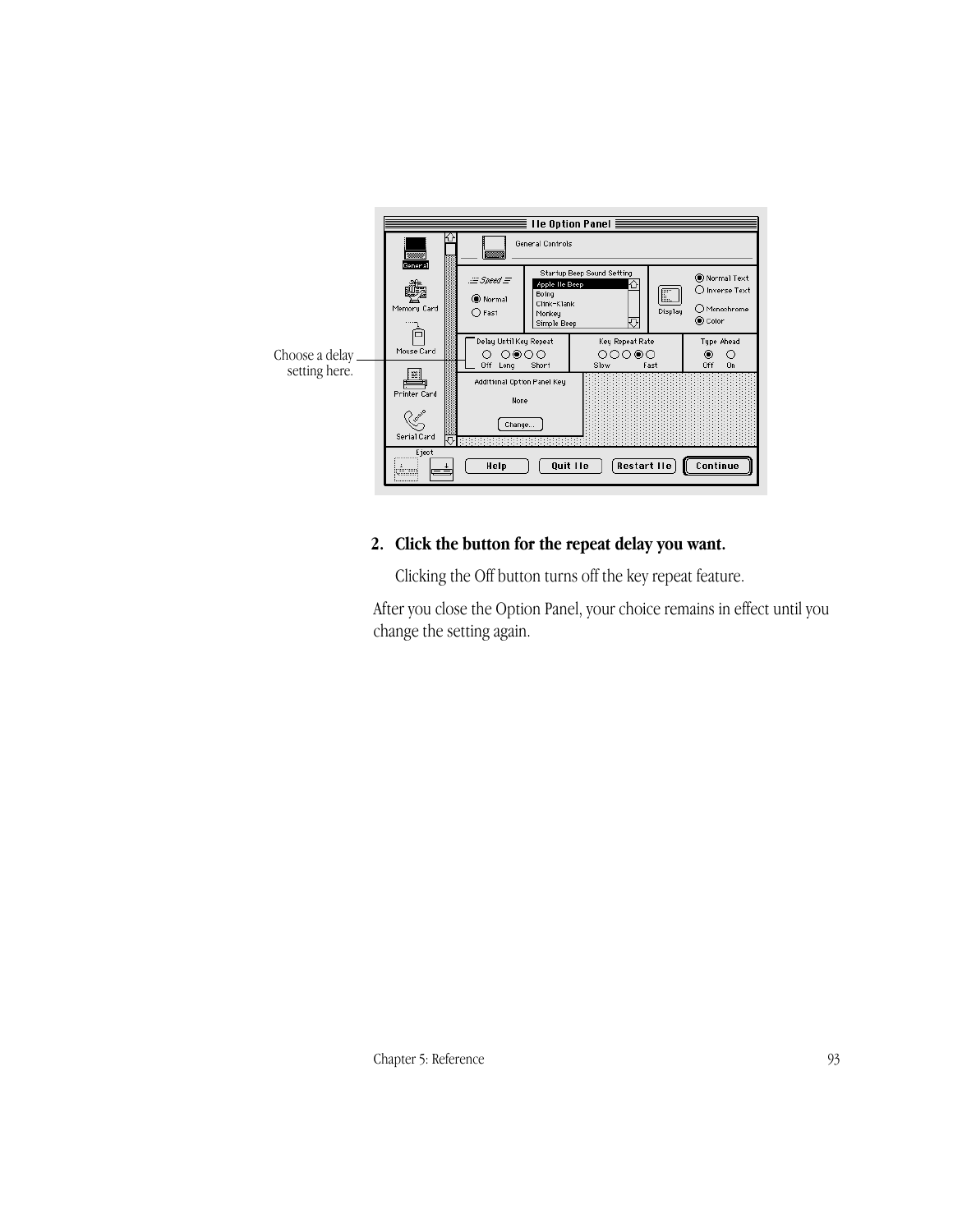Choose a delay setting here.

2. **Click the button for the repeat delay you want.**

   Clicking the Off button turns off the key repeat feature.

After you close the Option Panel, your choice remains in effect until you change the setting again.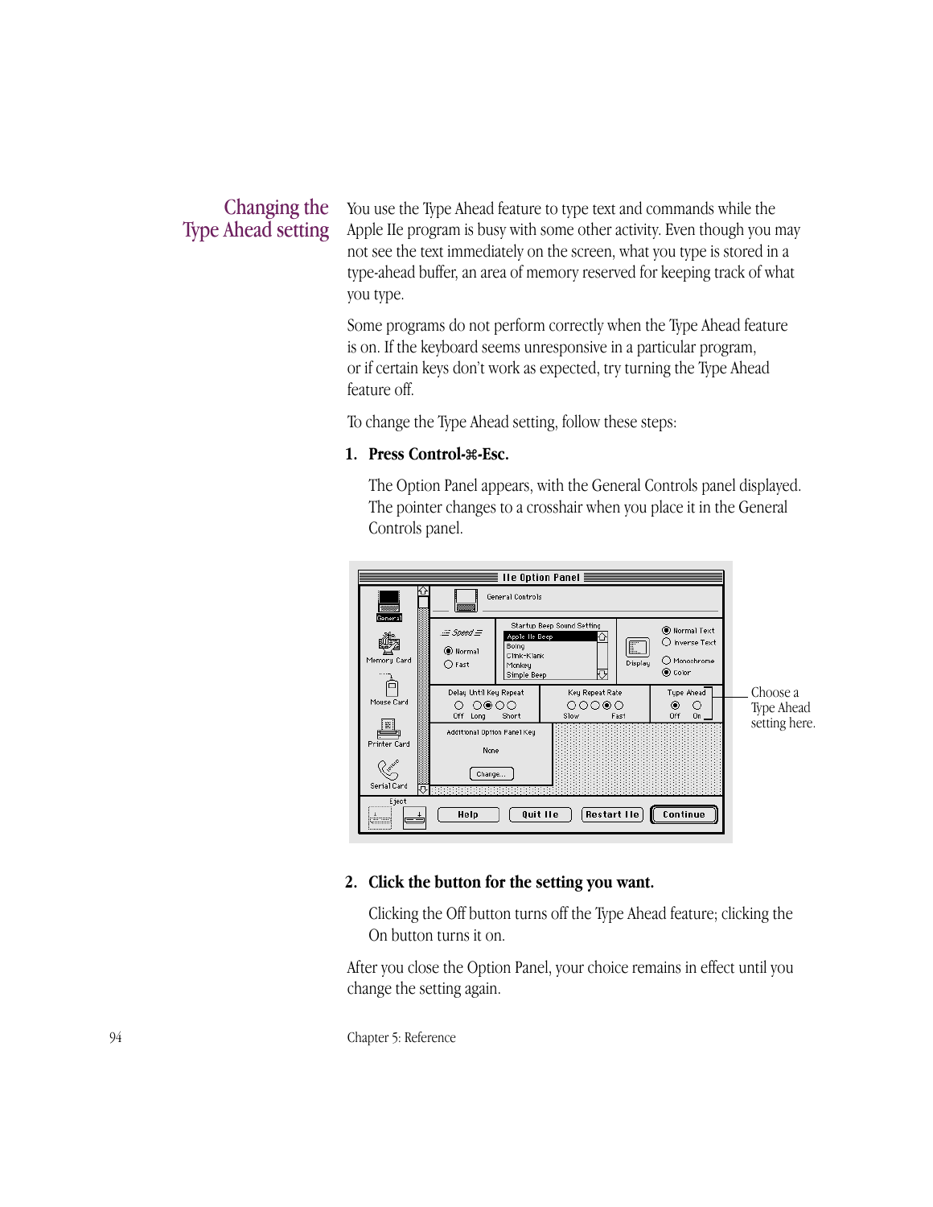## Changing the Type Ahead setting

You use the Type Ahead feature to type text and commands while the Apple IIe program is busy with some other activity. Even though you may not see the text immediately on the screen, what you type is stored in a type-ahead buffer, an area of memory reserved for keeping track of what you type.

Some programs do not perform correctly when the Type Ahead feature is on. If the keyboard seems unresponsive in a particular program, or if certain keys don't work as expected, try turning the Type Ahead feature off.

To change the Type Ahead setting, follow these steps:

1. **Press Control-⌘-Esc.**

   The Option Panel appears, with the General Controls panel displayed. The pointer changes to a crosshair when you place it in the General Controls panel.

   Choose a Type Ahead setting here.

2. **Click the button for the setting you want.**

   Clicking the Off button turns off the Type Ahead feature; clicking the On button turns it on.

After you close the Option Panel, your choice remains in effect until you change the setting again.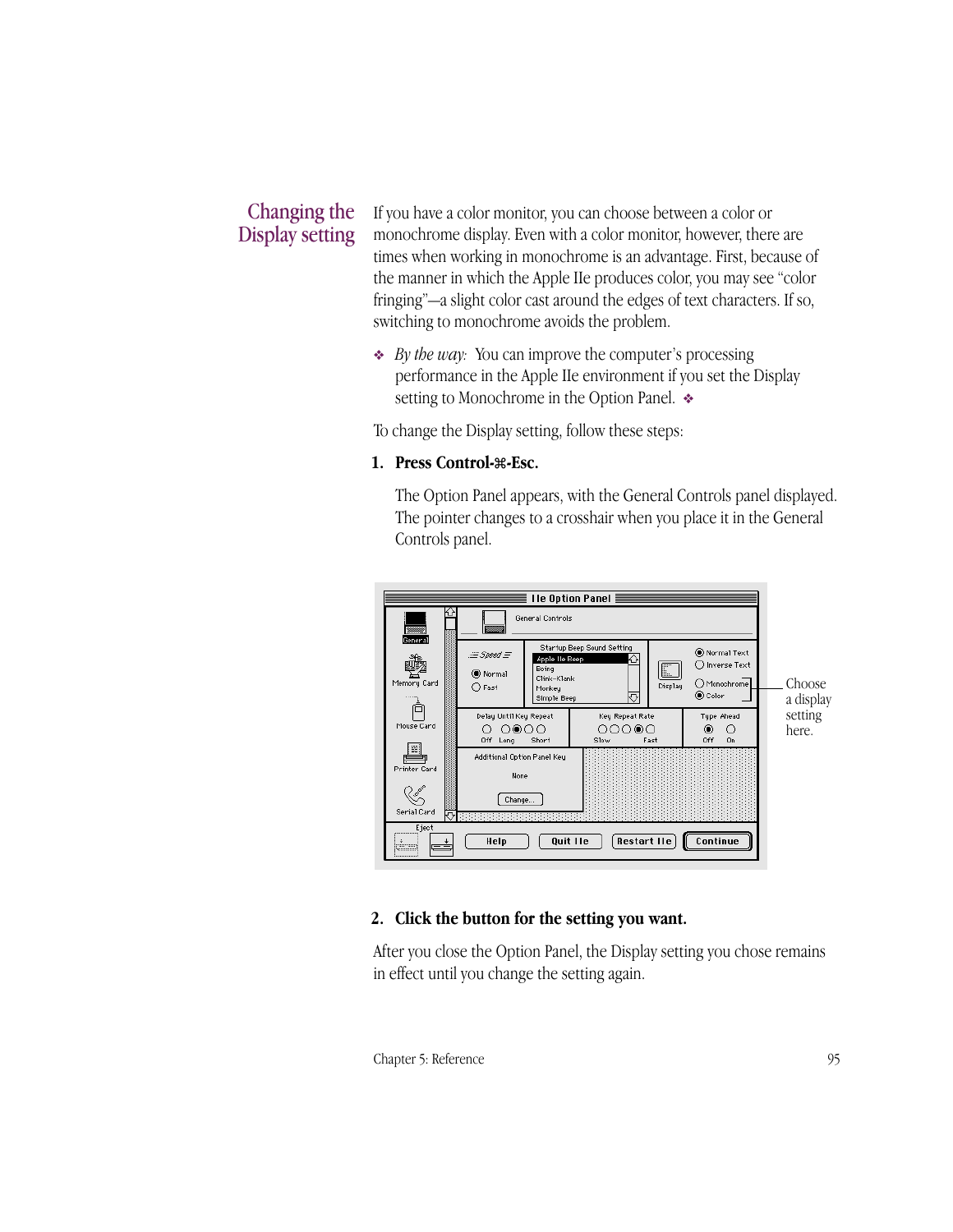## Changing the Display setting

If you have a color monitor, you can choose between a color or monochrome display. Even with a color monitor, however, there are times when working in monochrome is an advantage. First, because of the manner in which the Apple IIe produces color, you may see "color fringing"—a slight color cast around the edges of text characters. If so, switching to monochrome avoids the problem.

❖ *By the way:* You can improve the computer's processing performance in the Apple IIe environment if you set the Display setting to Monochrome in the Option Panel. ❖

To change the Display setting, follow these steps:

**1. Press Control-⌘-Esc.**

The Option Panel appears, with the General Controls panel displayed. The pointer changes to a crosshair when you place it in the General Controls panel.

Choose a display setting here.

**2. Click the button for the setting you want.**

After you close the Option Panel, the Display setting you chose remains in effect until you change the setting again.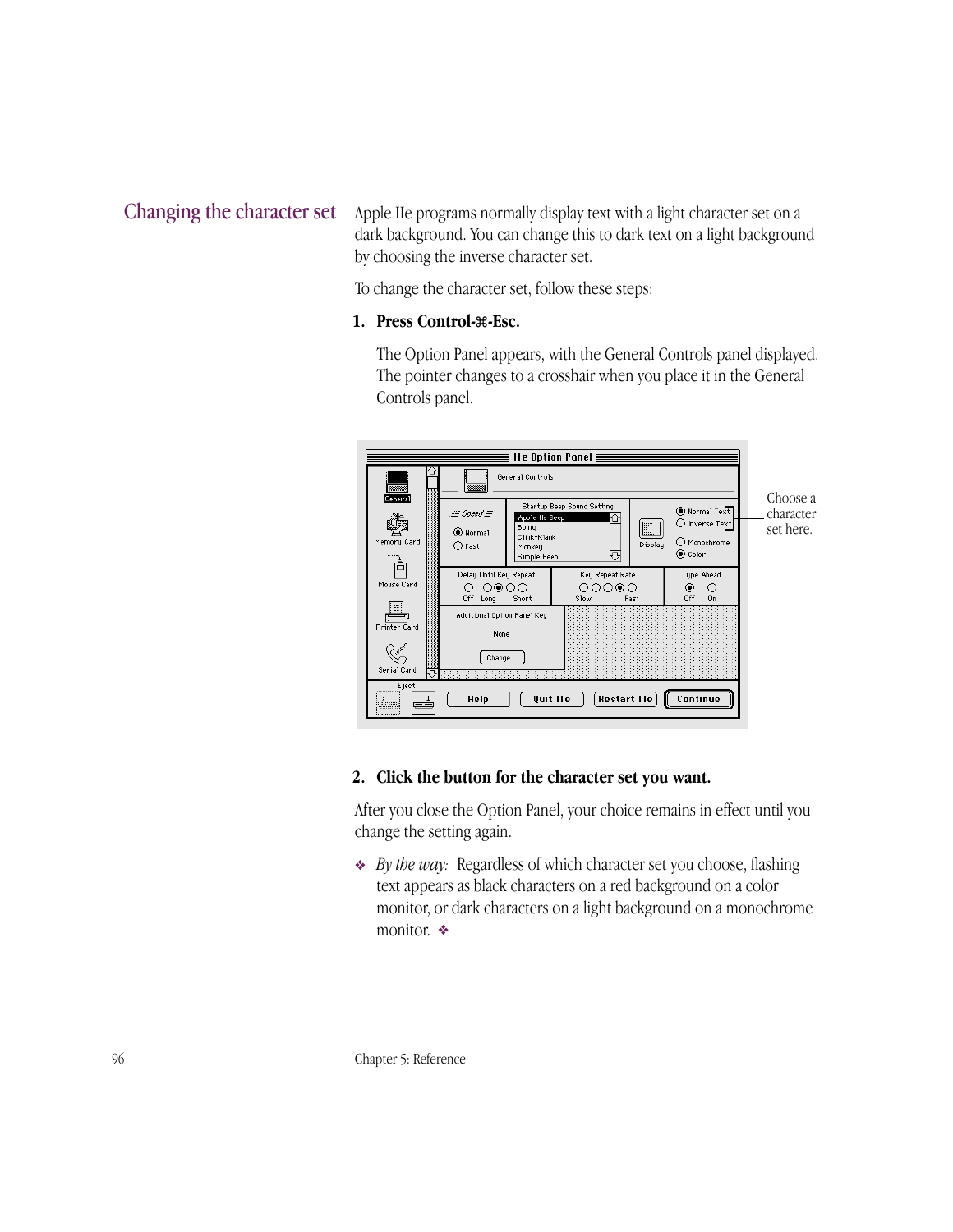## Changing the character set

Apple IIe programs normally display text with a light character set on a dark background. You can change this to dark text on a light background by choosing the inverse character set.

To change the character set, follow these steps:

1. **Press Control-⌘-Esc.**

   The Option Panel appears, with the General Controls panel displayed. The pointer changes to a crosshair when you place it in the General Controls panel.

Choose a character set here.

2. **Click the button for the character set you want.**

After you close the Option Panel, your choice remains in effect until you change the setting again.

❖ *By the way:* Regardless of which character set you choose, flashing text appears as black characters on a red background on a color monitor, or dark characters on a light background on a monochrome monitor. ❖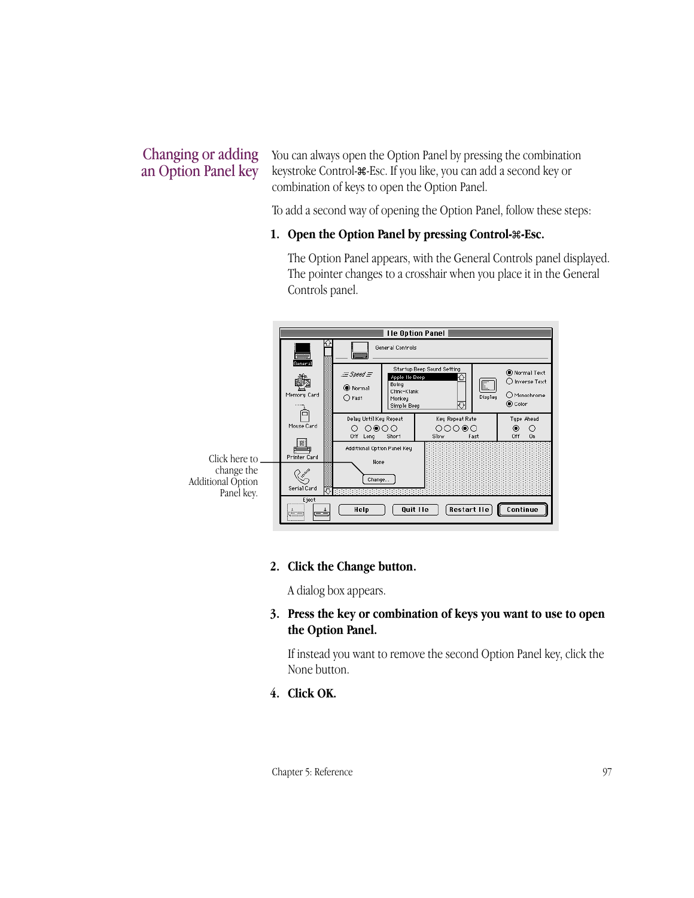## Changing or adding an Option Panel key

You can always open the Option Panel by pressing the combination keystroke Control-⌘-Esc. If you like, you can add a second key or combination of keys to open the Option Panel.

To add a second way of opening the Option Panel, follow these steps:

1. **Open the Option Panel by pressing Control-⌘-Esc.**

   The Option Panel appears, with the General Controls panel displayed. The pointer changes to a crosshair when you place it in the General Controls panel.

   Click here to change the Additional Option Panel key.

2. **Click the Change button.**

   A dialog box appears.

3. **Press the key or combination of keys you want to use to open the Option Panel.**

   If instead you want to remove the second Option Panel key, click the None button.

4. **Click OK.**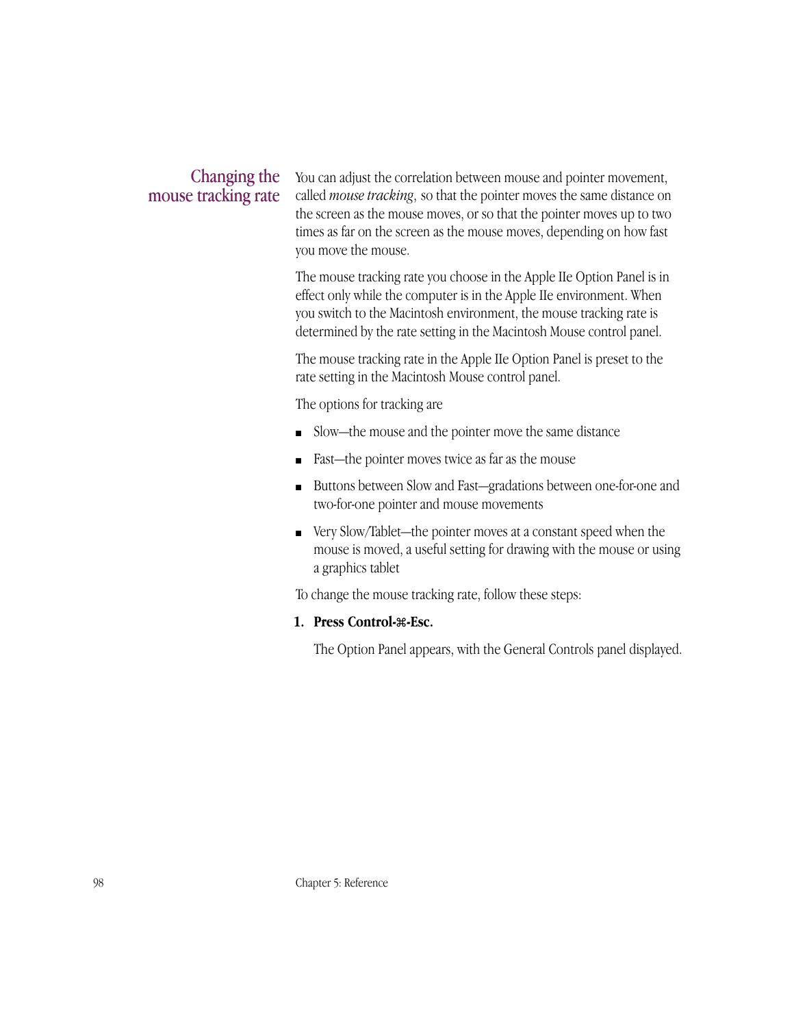## Changing the mouse tracking rate

You can adjust the correlation between mouse and pointer movement, called *mouse tracking*, so that the pointer moves the same distance on the screen as the mouse moves, or so that the pointer moves up to two times as far on the screen as the mouse moves, depending on how fast you move the mouse.

The mouse tracking rate you choose in the Apple IIe Option Panel is in effect only while the computer is in the Apple IIe environment. When you switch to the Macintosh environment, the mouse tracking rate is determined by the rate setting in the Macintosh Mouse control panel.

The mouse tracking rate in the Apple IIe Option Panel is preset to the rate setting in the Macintosh Mouse control panel.

The options for tracking are

- Slow—the mouse and the pointer move the same distance
- Fast—the pointer moves twice as far as the mouse
- Buttons between Slow and Fast—gradations between one-for-one and two-for-one pointer and mouse movements
- Very Slow/Tablet—the pointer moves at a constant speed when the mouse is moved, a useful setting for drawing with the mouse or using a graphics tablet

To change the mouse tracking rate, follow these steps:

1. **Press Control-⌘-Esc.**

   The Option Panel appears, with the General Controls panel displayed.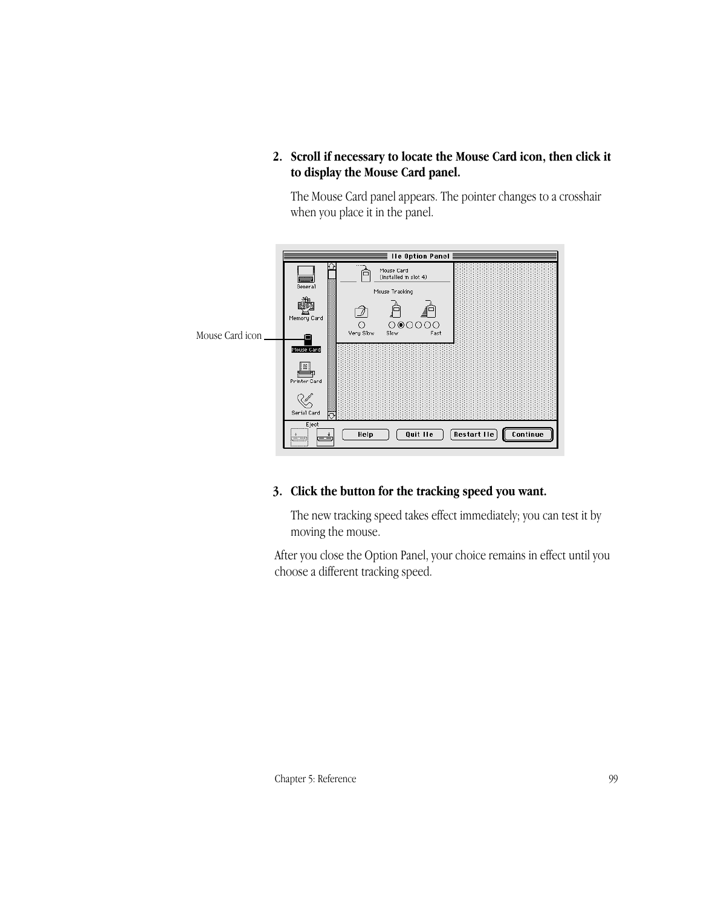2. **Scroll if necessary to locate the Mouse Card icon, then click it to display the Mouse Card panel.**

   The Mouse Card panel appears. The pointer changes to a crosshair when you place it in the panel.

3. **Click the button for the tracking speed you want.**

   The new tracking speed takes effect immediately; you can test it by moving the mouse.

After you close the Option Panel, your choice remains in effect until you choose a different tracking speed.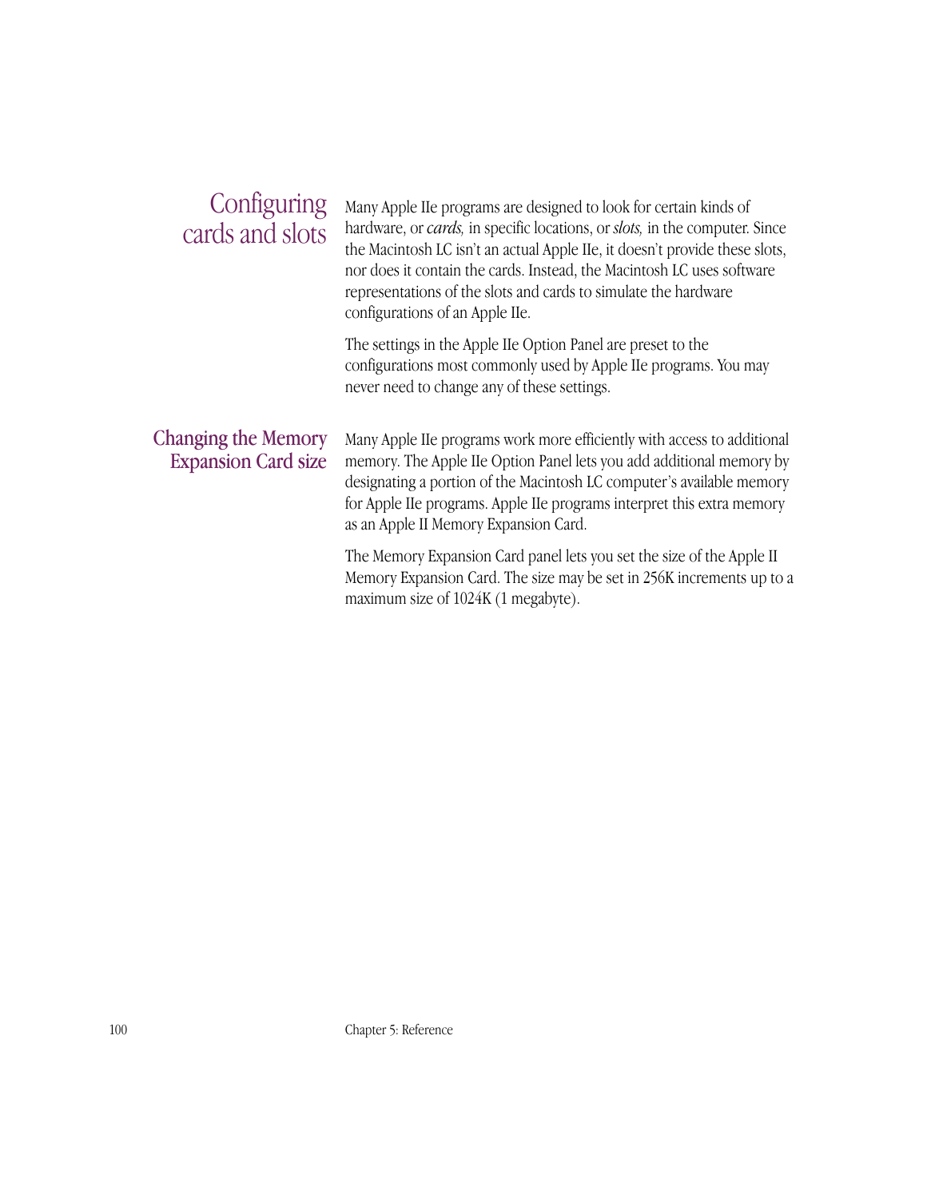## Configuring cards and slots

Many Apple IIe programs are designed to look for certain kinds of hardware, or *cards,* in specific locations, or *slots,* in the computer. Since the Macintosh LC isn't an actual Apple IIe, it doesn't provide these slots, nor does it contain the cards. Instead, the Macintosh LC uses software representations of the slots and cards to simulate the hardware configurations of an Apple IIe.

The settings in the Apple IIe Option Panel are preset to the configurations most commonly used by Apple IIe programs. You may never need to change any of these settings.

### Changing the Memory Expansion Card size

Many Apple IIe programs work more efficiently with access to additional memory. The Apple IIe Option Panel lets you add additional memory by designating a portion of the Macintosh LC computer's available memory for Apple IIe programs. Apple IIe programs interpret this extra memory as an Apple II Memory Expansion Card.

The Memory Expansion Card panel lets you set the size of the Apple II Memory Expansion Card. The size may be set in 256K increments up to a maximum size of 1024K (1 megabyte).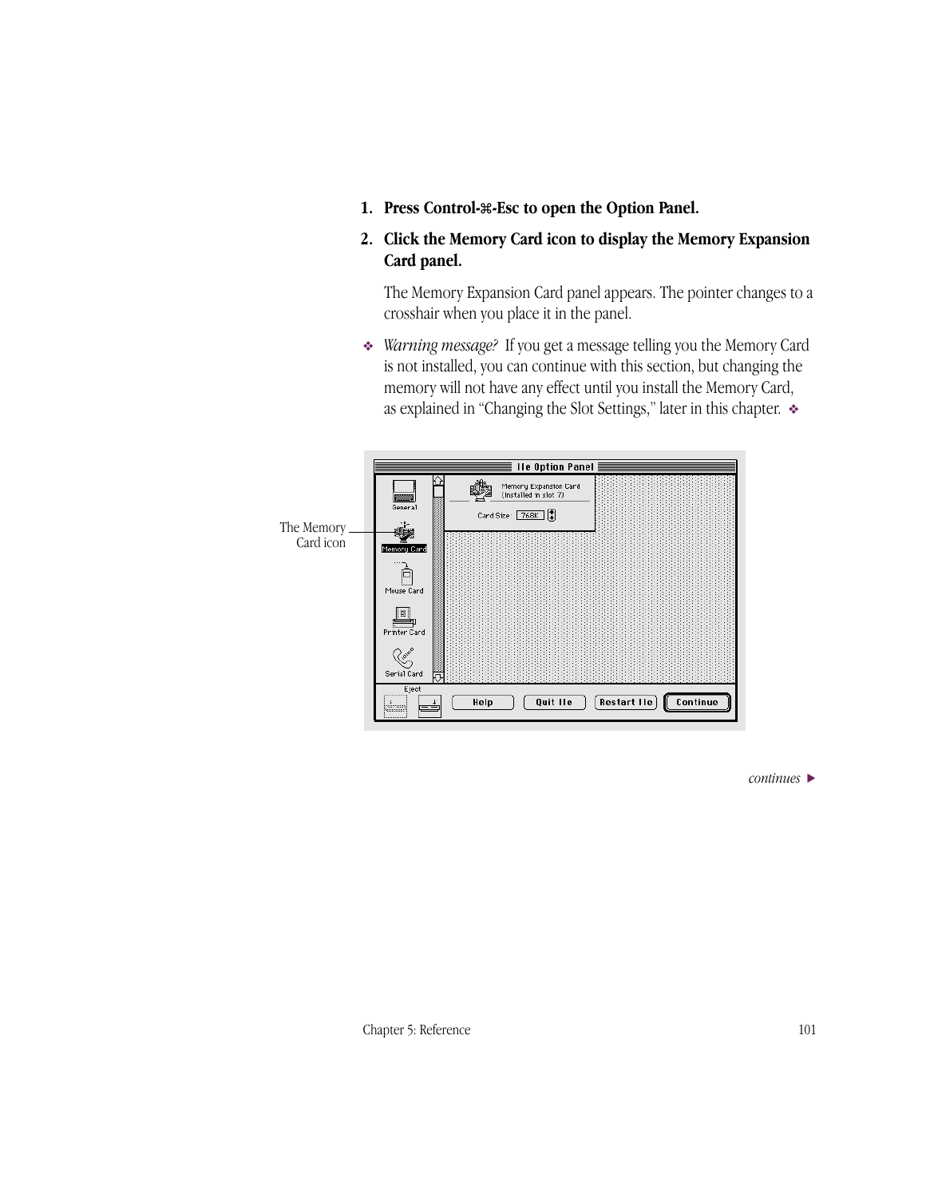1. **Press Control-⌘-Esc to open the Option Panel.**
2. **Click the Memory Card icon to display the Memory Expansion Card panel.**

   The Memory Expansion Card panel appears. The pointer changes to a crosshair when you place it in the panel.

❖ *Warning message?* If you get a message telling you the Memory Card is not installed, you can continue with this section, but changing the memory will not have any effect until you install the Memory Card, as explained in "Changing the Slot Settings," later in this chapter. ❖

The Memory Card icon

*continues* ▶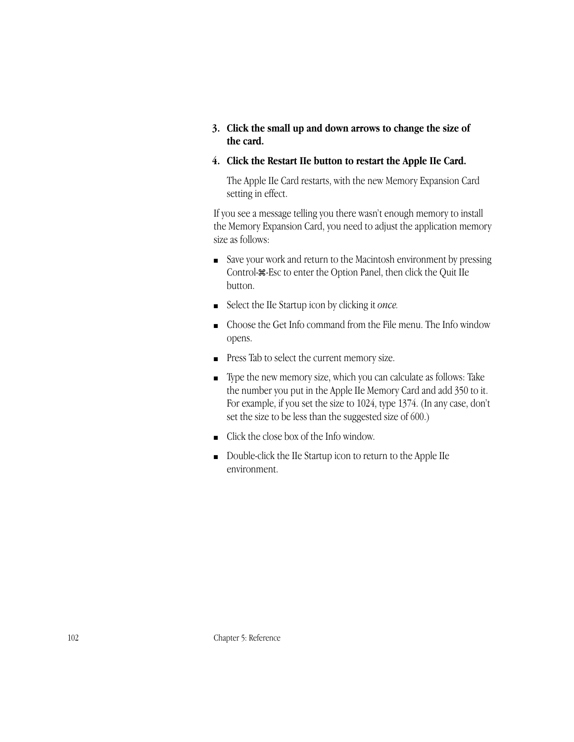3. **Click the small up and down arrows to change the size of the card.**
4. **Click the Restart IIe button to restart the Apple IIe Card.**

   The Apple IIe Card restarts, with the new Memory Expansion Card setting in effect.

If you see a message telling you there wasn't enough memory to install the Memory Expansion Card, you need to adjust the application memory size as follows:

- Save your work and return to the Macintosh environment by pressing Control-⌘-Esc to enter the Option Panel, then click the Quit IIe button.
- Select the IIe Startup icon by clicking it *once*.
- Choose the Get Info command from the File menu. The Info window opens.
- Press Tab to select the current memory size.
- Type the new memory size, which you can calculate as follows: Take the number you put in the Apple IIe Memory Card and add 350 to it. For example, if you set the size to 1024, type 1374. (In any case, don't set the size to be less than the suggested size of 600.)
- Click the close box of the Info window.
- Double-click the IIe Startup icon to return to the Apple IIe environment.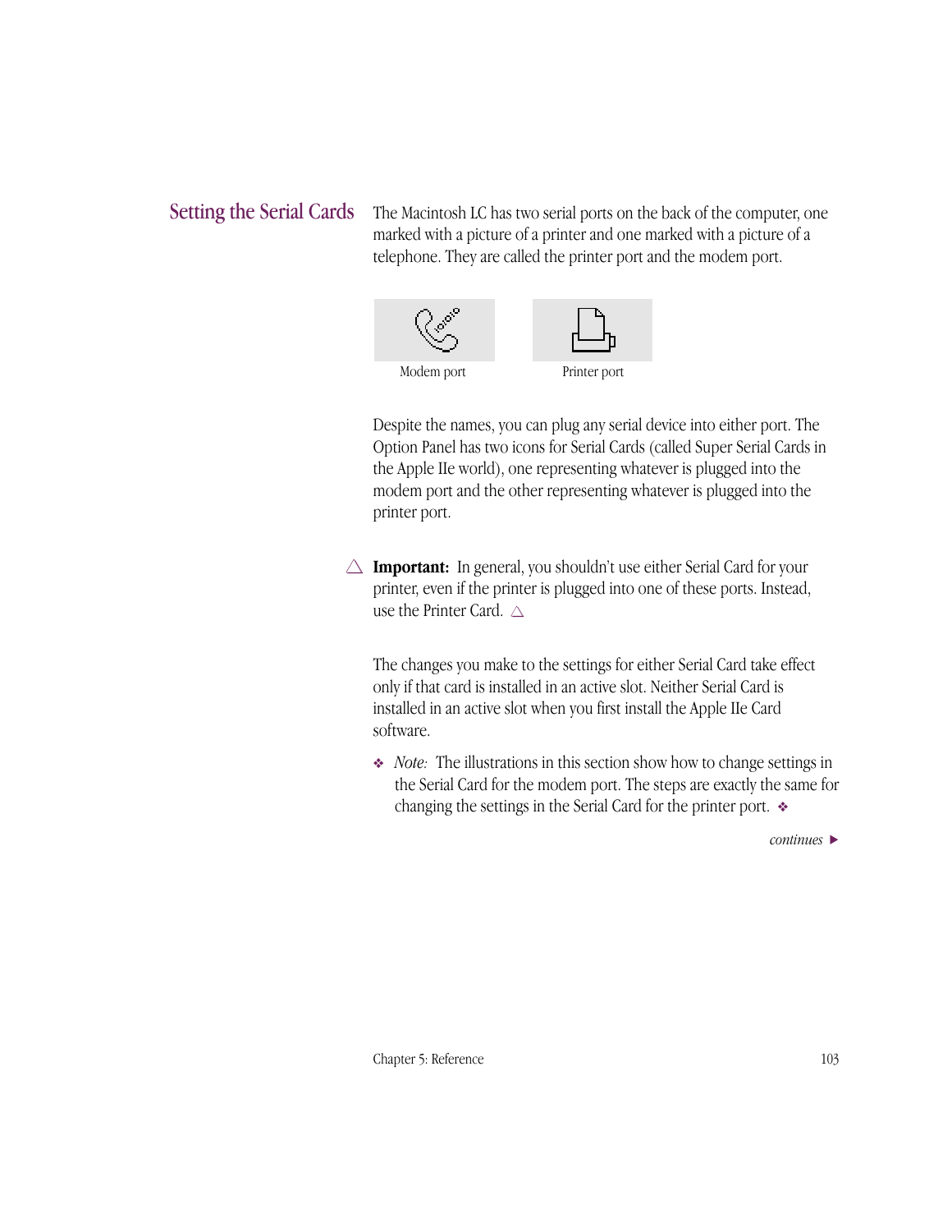## Setting the Serial Cards

The Macintosh LC has two serial ports on the back of the computer, one marked with a picture of a printer and one marked with a picture of a telephone. They are called the printer port and the modem port.

Modem port

Printer port

Despite the names, you can plug any serial device into either port. The Option Panel has two icons for Serial Cards (called Super Serial Cards in the Apple IIe world), one representing whatever is plugged into the modem port and the other representing whatever is plugged into the printer port.

△ **Important:** In general, you shouldn't use either Serial Card for your printer, even if the printer is plugged into one of these ports. Instead, use the Printer Card. △

The changes you make to the settings for either Serial Card take effect only if that card is installed in an active slot. Neither Serial Card is installed in an active slot when you first install the Apple IIe Card software.

❖ *Note:* The illustrations in this section show how to change settings in the Serial Card for the modem port. The steps are exactly the same for changing the settings in the Serial Card for the printer port. ❖

*continues* ▶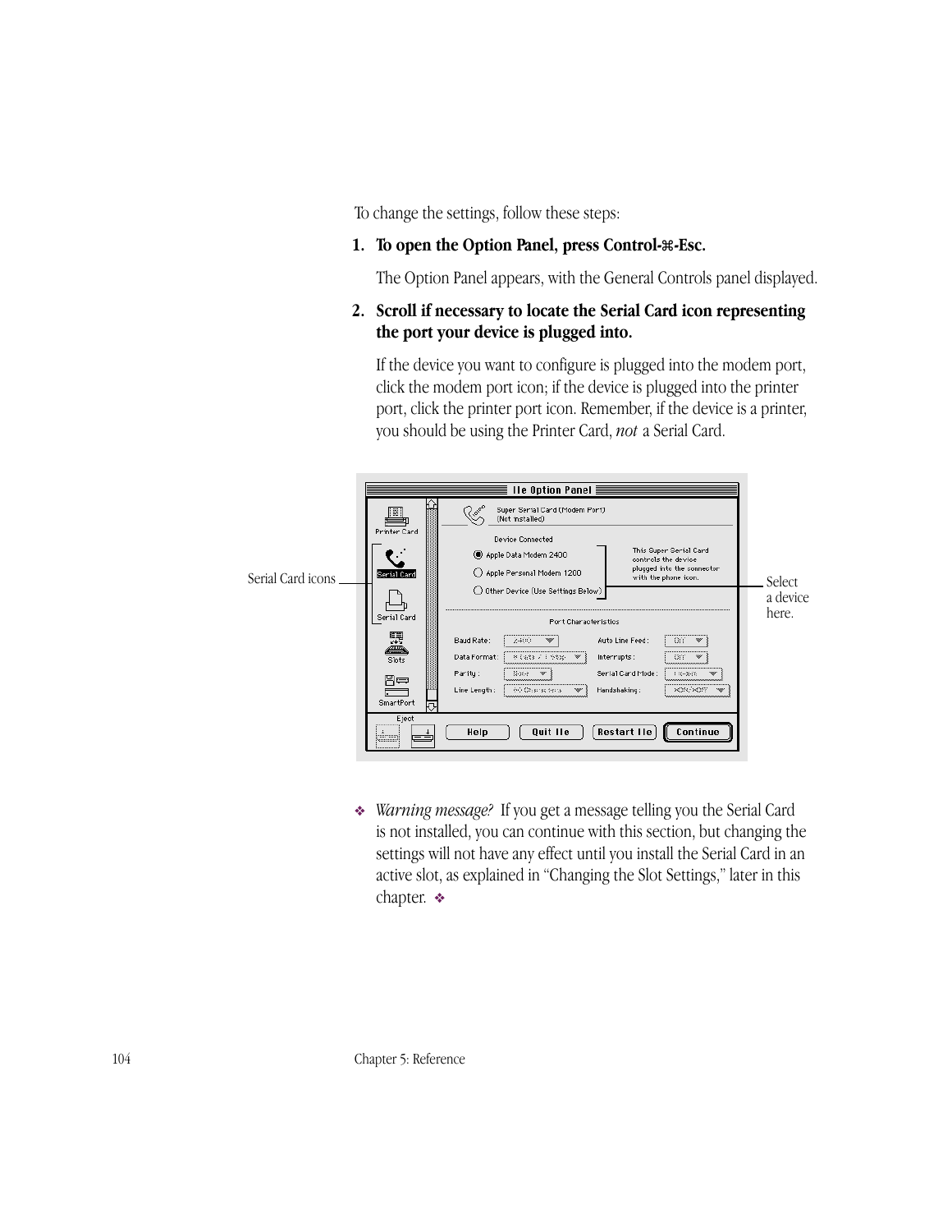To change the settings, follow these steps:

1. **To open the Option Panel, press Control-⌘-Esc.**

   The Option Panel appears, with the General Controls panel displayed.

2. **Scroll if necessary to locate the Serial Card icon representing the port your device is plugged into.**

   If the device you want to configure is plugged into the modem port, click the modem port icon; if the device is plugged into the printer port, click the printer port icon. Remember, if the device is a printer, you should be using the Printer Card, *not* a Serial Card.

Serial Card icons

Select a device here.

❖ *Warning message?* If you get a message telling you the Serial Card is not installed, you can continue with this section, but changing the settings will not have any effect until you install the Serial Card in an active slot, as explained in "Changing the Slot Settings," later in this chapter. ❖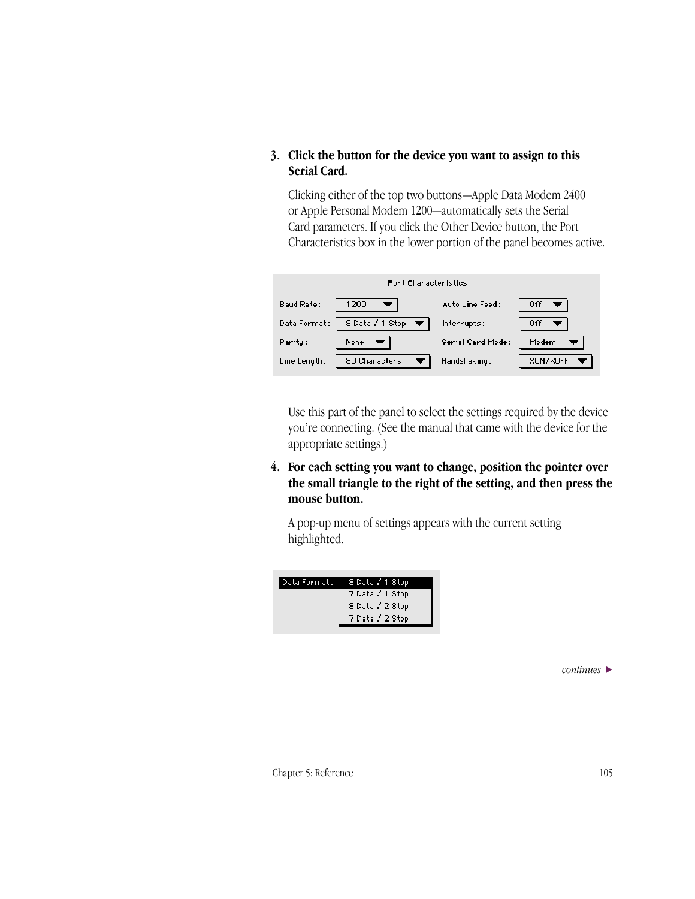3. **Click the button for the device you want to assign to this Serial Card.**

   Clicking either of the top two buttons—Apple Data Modem 2400 or Apple Personal Modem 1200—automatically sets the Serial Card parameters. If you click the Other Device button, the Port Characteristics box in the lower portion of the panel becomes active.

   **Port Characteristics**

   | | | | |
   |---|---|---|---|
   | Baud Rate: | 1200 | Auto Line Feed: | Off |
   | Data Format: | 8 Data / 1 Stop | Interrupts: | Off |
   | Parity: | None | Serial Card Mode: | Modem |
   | Line Length: | 80 Characters | Handshaking: | XON/XOFF |

   Use this part of the panel to select the settings required by the device you're connecting. (See the manual that came with the device for the appropriate settings.)

4. **For each setting you want to change, position the pointer over the small triangle to the right of the setting, and then press the mouse button.**

   A pop-up menu of settings appears with the current setting highlighted.

   Data Format:
   - 8 Data / 1 Stop
   - 7 Data / 1 Stop
   - 8 Data / 2 Stop
   - 7 Data / 2 Stop

*continues* ▶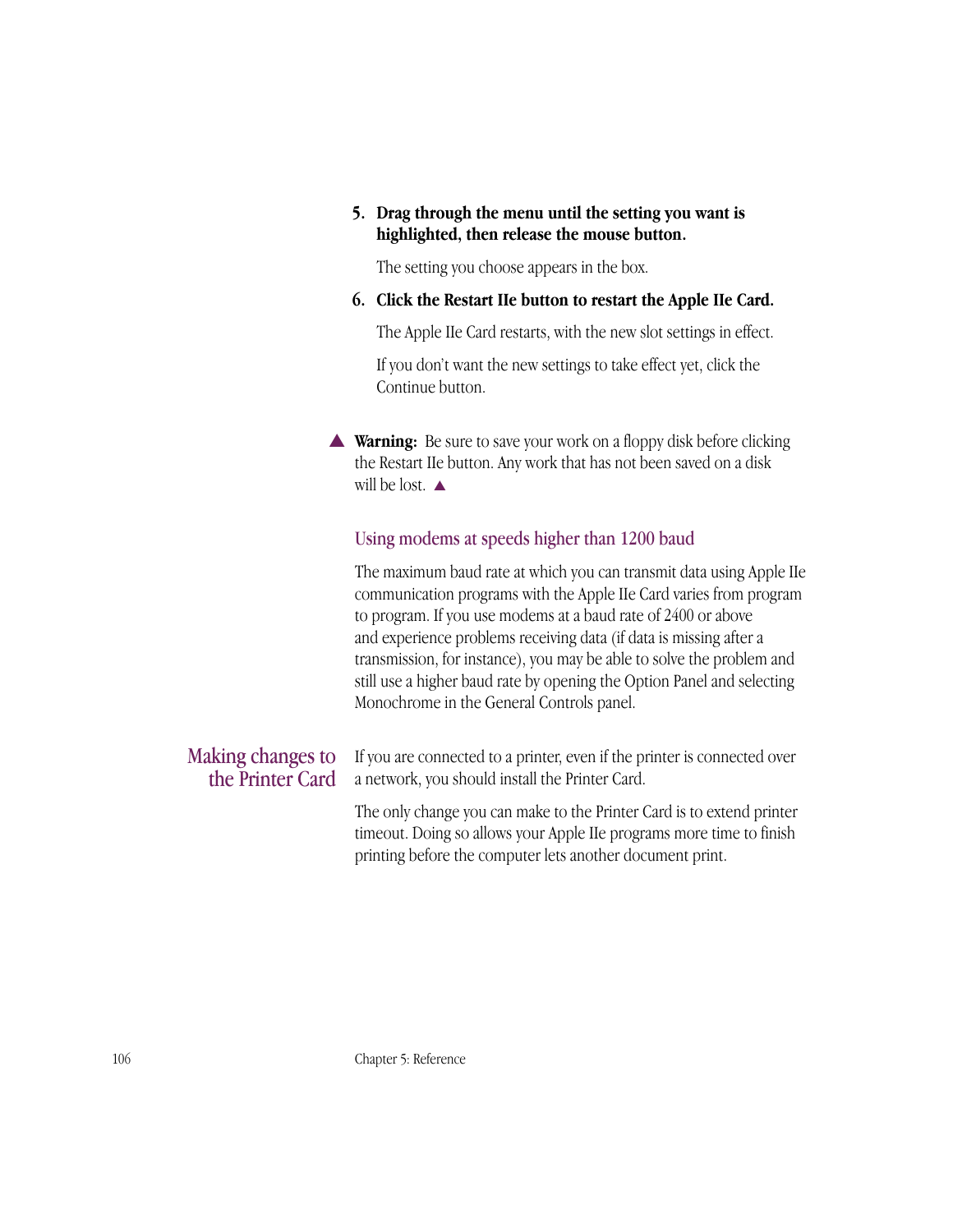5. **Drag through the menu until the setting you want is highlighted, then release the mouse button.**

   The setting you choose appears in the box.

6. **Click the Restart IIe button to restart the Apple IIe Card.**

   The Apple IIe Card restarts, with the new slot settings in effect.

   If you don't want the new settings to take effect yet, click the Continue button.

▲ **Warning:** Be sure to save your work on a floppy disk before clicking the Restart IIe button. Any work that has not been saved on a disk will be lost. ▲

### Using modems at speeds higher than 1200 baud

The maximum baud rate at which you can transmit data using Apple IIe communication programs with the Apple IIe Card varies from program to program. If you use modems at a baud rate of 2400 or above and experience problems receiving data (if data is missing after a transmission, for instance), you may be able to solve the problem and still use a higher baud rate by opening the Option Panel and selecting Monochrome in the General Controls panel.

## Making changes to the Printer Card

If you are connected to a printer, even if the printer is connected over a network, you should install the Printer Card.

The only change you can make to the Printer Card is to extend printer timeout. Doing so allows your Apple IIe programs more time to finish printing before the computer lets another document print.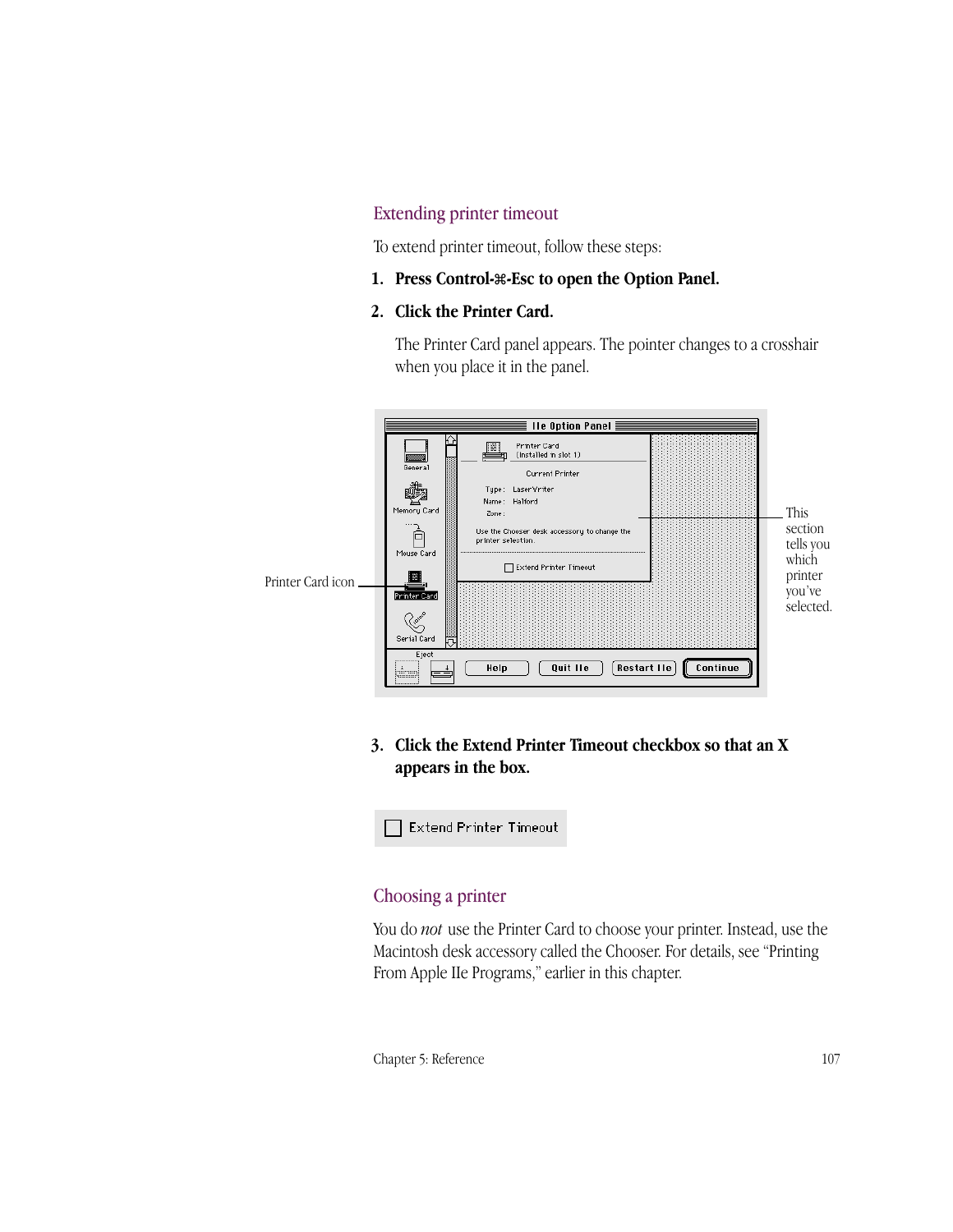## Extending printer timeout

To extend printer timeout, follow these steps:

1. **Press Control-⌘-Esc to open the Option Panel.**
2. **Click the Printer Card.**

   The Printer Card panel appears. The pointer changes to a crosshair when you place it in the panel.

Printer Card icon

This section tells you which printer you've selected.

3. **Click the Extend Printer Timeout checkbox so that an X appears in the box.**

## Choosing a printer

You do *not* use the Printer Card to choose your printer. Instead, use the Macintosh desk accessory called the Chooser. For details, see "Printing From Apple IIe Programs," earlier in this chapter.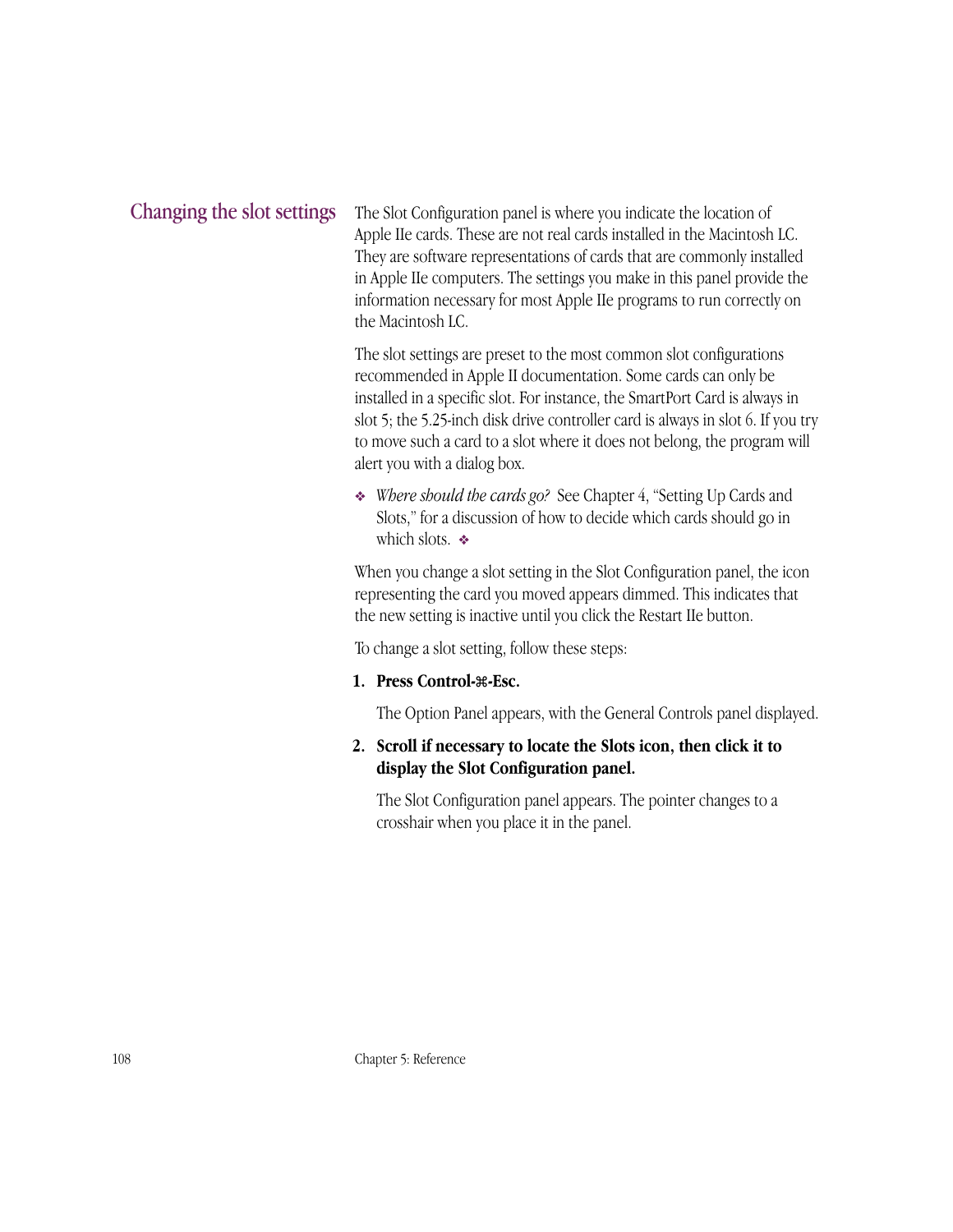## Changing the slot settings

The Slot Configuration panel is where you indicate the location of Apple IIe cards. These are not real cards installed in the Macintosh LC. They are software representations of cards that are commonly installed in Apple IIe computers. The settings you make in this panel provide the information necessary for most Apple IIe programs to run correctly on the Macintosh LC.

The slot settings are preset to the most common slot configurations recommended in Apple II documentation. Some cards can only be installed in a specific slot. For instance, the SmartPort Card is always in slot 5; the 5.25-inch disk drive controller card is always in slot 6. If you try to move such a card to a slot where it does not belong, the program will alert you with a dialog box.

❖ *Where should the cards go?* See Chapter 4, "Setting Up Cards and Slots," for a discussion of how to decide which cards should go in which slots. ❖

When you change a slot setting in the Slot Configuration panel, the icon representing the card you moved appears dimmed. This indicates that the new setting is inactive until you click the Restart IIe button.

To change a slot setting, follow these steps:

1. **Press Control-⌘-Esc.**

   The Option Panel appears, with the General Controls panel displayed.

2. **Scroll if necessary to locate the Slots icon, then click it to display the Slot Configuration panel.**

   The Slot Configuration panel appears. The pointer changes to a crosshair when you place it in the panel.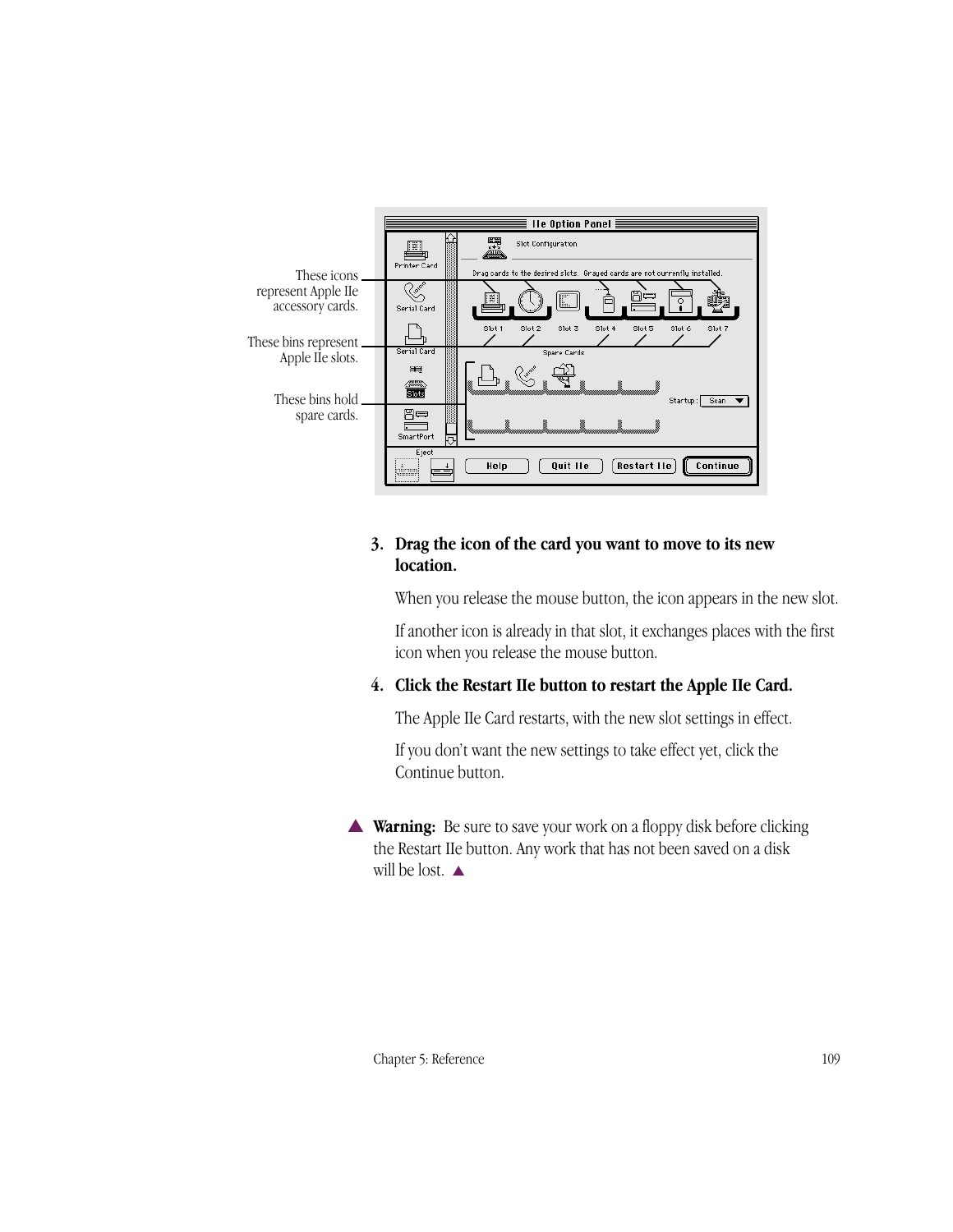These icons represent Apple IIe accessory cards.

These bins represent Apple IIe slots.

These bins hold spare cards.

3. **Drag the icon of the card you want to move to its new location.**

   When you release the mouse button, the icon appears in the new slot.

   If another icon is already in that slot, it exchanges places with the first icon when you release the mouse button.

4. **Click the Restart IIe button to restart the Apple IIe Card.**

   The Apple IIe Card restarts, with the new slot settings in effect.

   If you don't want the new settings to take effect yet, click the Continue button.

▲ **Warning:** Be sure to save your work on a floppy disk before clicking the Restart IIe button. Any work that has not been saved on a disk will be lost. ▲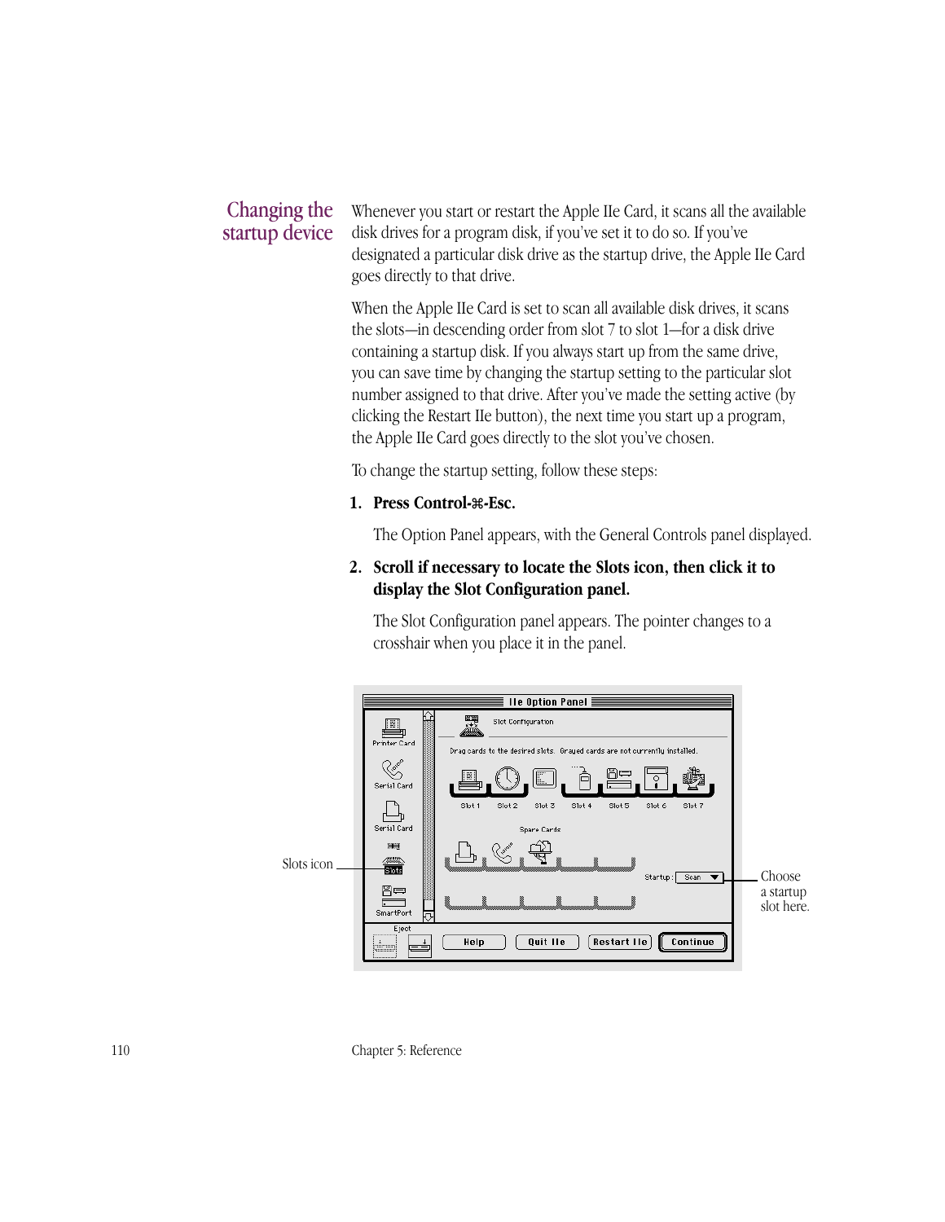## Changing the startup device

Whenever you start or restart the Apple IIe Card, it scans all the available disk drives for a program disk, if you've set it to do so. If you've designated a particular disk drive as the startup drive, the Apple IIe Card goes directly to that drive.

When the Apple IIe Card is set to scan all available disk drives, it scans the slots—in descending order from slot 7 to slot 1—for a disk drive containing a startup disk. If you always start up from the same drive, you can save time by changing the startup setting to the particular slot number assigned to that drive. After you've made the setting active (by clicking the Restart IIe button), the next time you start up a program, the Apple IIe Card goes directly to the slot you've chosen.

To change the startup setting, follow these steps:

1. **Press Control-⌘-Esc.**

   The Option Panel appears, with the General Controls panel displayed.

2. **Scroll if necessary to locate the Slots icon, then click it to display the Slot Configuration panel.**

   The Slot Configuration panel appears. The pointer changes to a crosshair when you place it in the panel.

Slots icon

Choose a startup slot here.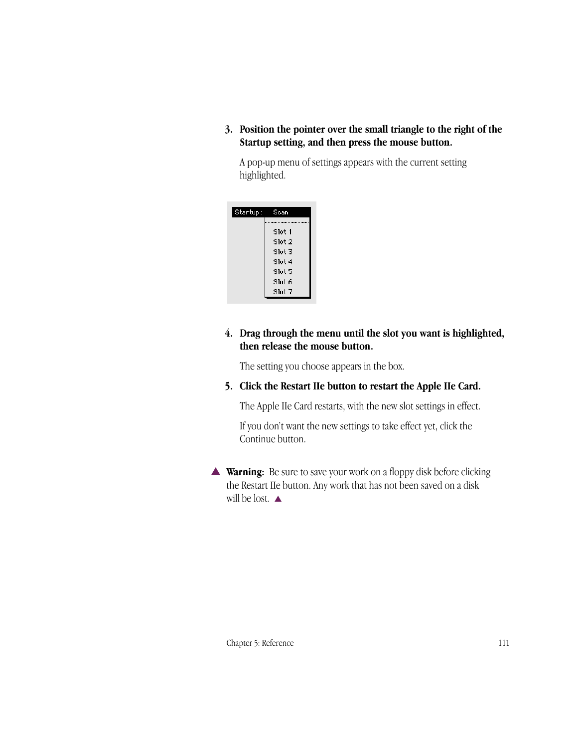3. **Position the pointer over the small triangle to the right of the Startup setting, and then press the mouse button.**

   A pop-up menu of settings appears with the current setting highlighted.

   ```
   Startup :   Scan
               Slot 1
               Slot 2
               Slot 3
               Slot 4
               Slot 5
               Slot 6
               Slot 7
   ```

4. **Drag through the menu until the slot you want is highlighted, then release the mouse button.**

   The setting you choose appears in the box.

5. **Click the Restart IIe button to restart the Apple IIe Card.**

   The Apple IIe Card restarts, with the new slot settings in effect.

   If you don't want the new settings to take effect yet, click the Continue button.

▲ **Warning:** Be sure to save your work on a floppy disk before clicking the Restart IIe button. Any work that has not been saved on a disk will be lost. ▲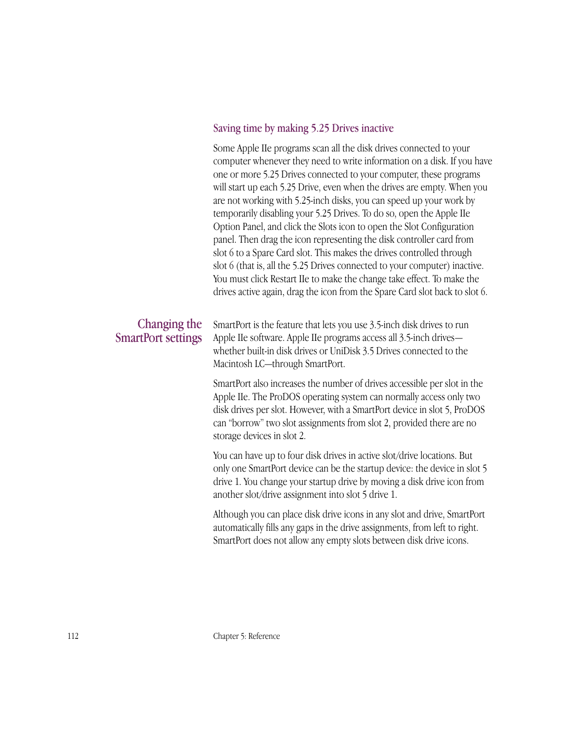### Saving time by making 5.25 Drives inactive

Some Apple IIe programs scan all the disk drives connected to your computer whenever they need to write information on a disk. If you have one or more 5.25 Drives connected to your computer, these programs will start up each 5.25 Drive, even when the drives are empty. When you are not working with 5.25-inch disks, you can speed up your work by temporarily disabling your 5.25 Drives. To do so, open the Apple IIe Option Panel, and click the Slots icon to open the Slot Configuration panel. Then drag the icon representing the disk controller card from slot 6 to a Spare Card slot. This makes the drives controlled through slot 6 (that is, all the 5.25 Drives connected to your computer) inactive. You must click Restart IIe to make the change take effect. To make the drives active again, drag the icon from the Spare Card slot back to slot 6.

## Changing the SmartPort settings

SmartPort is the feature that lets you use 3.5-inch disk drives to run Apple IIe software. Apple IIe programs access all 3.5-inch drives—whether built-in disk drives or UniDisk 3.5 Drives connected to the Macintosh LC—through SmartPort.

SmartPort also increases the number of drives accessible per slot in the Apple IIe. The ProDOS operating system can normally access only two disk drives per slot. However, with a SmartPort device in slot 5, ProDOS can "borrow" two slot assignments from slot 2, provided there are no storage devices in slot 2.

You can have up to four disk drives in active slot/drive locations. But only one SmartPort device can be the startup device: the device in slot 5 drive 1. You change your startup drive by moving a disk drive icon from another slot/drive assignment into slot 5 drive 1.

Although you can place disk drive icons in any slot and drive, SmartPort automatically fills any gaps in the drive assignments, from left to right. SmartPort does not allow any empty slots between disk drive icons.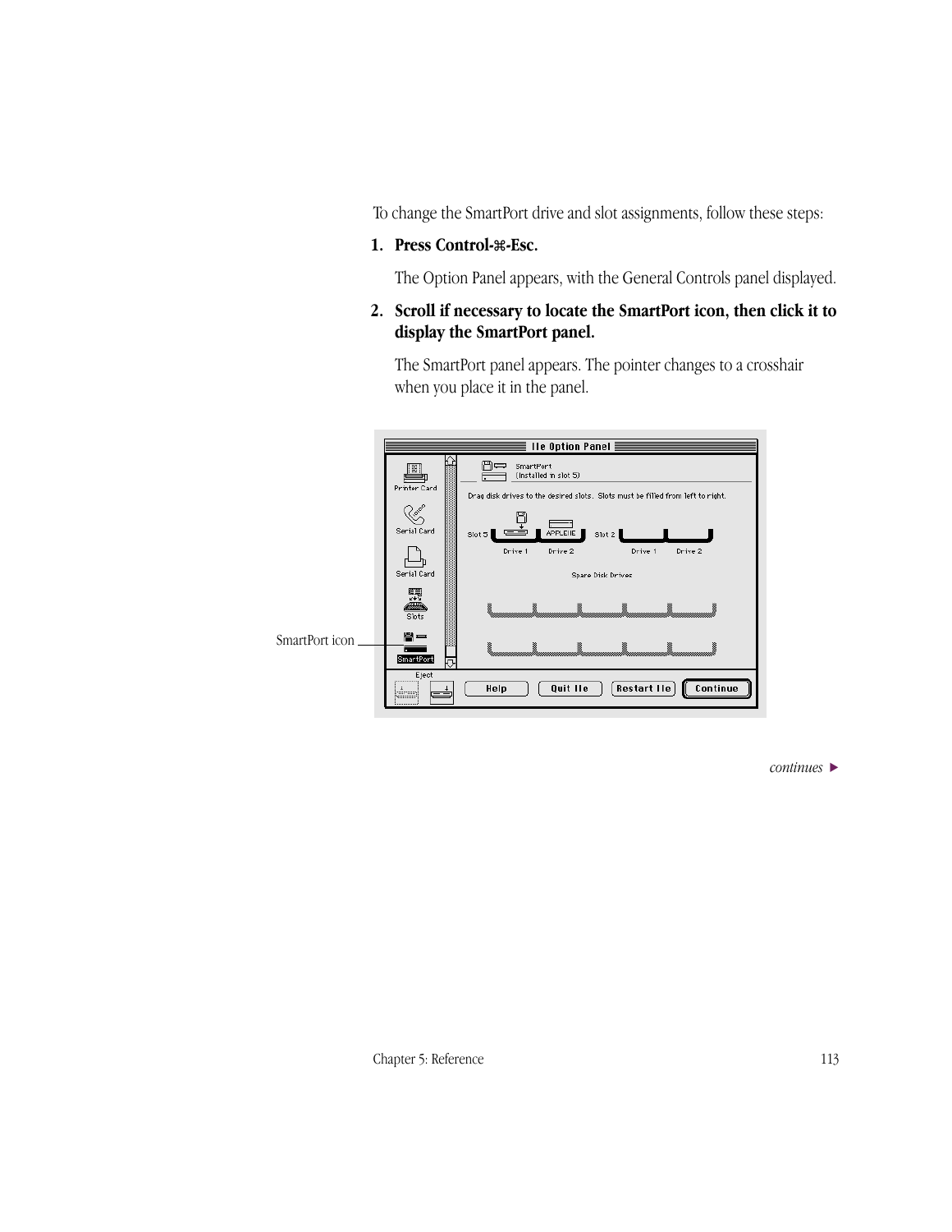To change the SmartPort drive and slot assignments, follow these steps:

1. **Press Control-⌘-Esc.**

   The Option Panel appears, with the General Controls panel displayed.

2. **Scroll if necessary to locate the SmartPort icon, then click it to display the SmartPort panel.**

   The SmartPort panel appears. The pointer changes to a crosshair when you place it in the panel.

SmartPort icon

*continues* ▶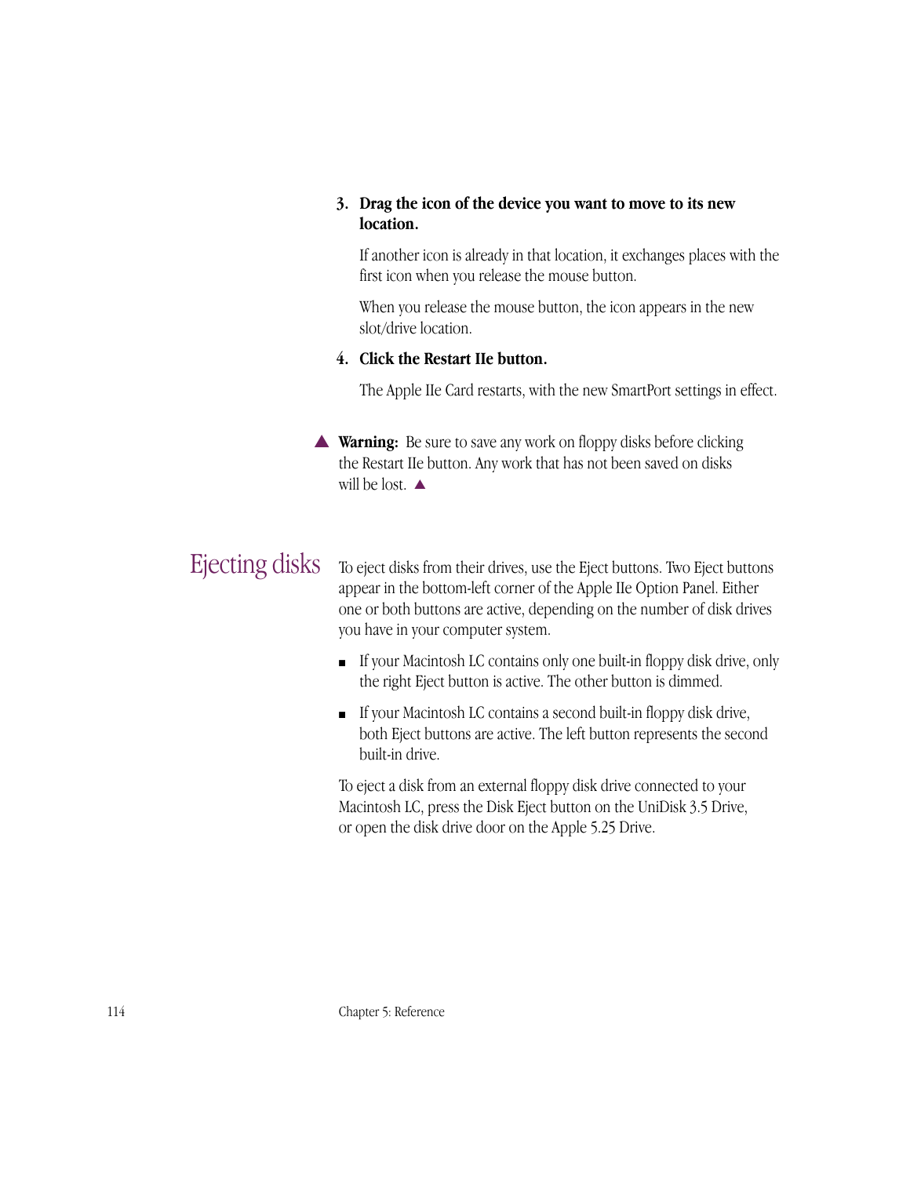3. **Drag the icon of the device you want to move to its new location.**

   If another icon is already in that location, it exchanges places with the first icon when you release the mouse button.

   When you release the mouse button, the icon appears in the new slot/drive location.

4. **Click the Restart IIe button.**

   The Apple IIe Card restarts, with the new SmartPort settings in effect.

▲ **Warning:** Be sure to save any work on floppy disks before clicking the Restart IIe button. Any work that has not been saved on disks will be lost. ▲

## Ejecting disks

To eject disks from their drives, use the Eject buttons. Two Eject buttons appear in the bottom-left corner of the Apple IIe Option Panel. Either one or both buttons are active, depending on the number of disk drives you have in your computer system.

- If your Macintosh LC contains only one built-in floppy disk drive, only the right Eject button is active. The other button is dimmed.
- If your Macintosh LC contains a second built-in floppy disk drive, both Eject buttons are active. The left button represents the second built-in drive.

To eject a disk from an external floppy disk drive connected to your Macintosh LC, press the Disk Eject button on the UniDisk 3.5 Drive, or open the disk drive door on the Apple 5.25 Drive.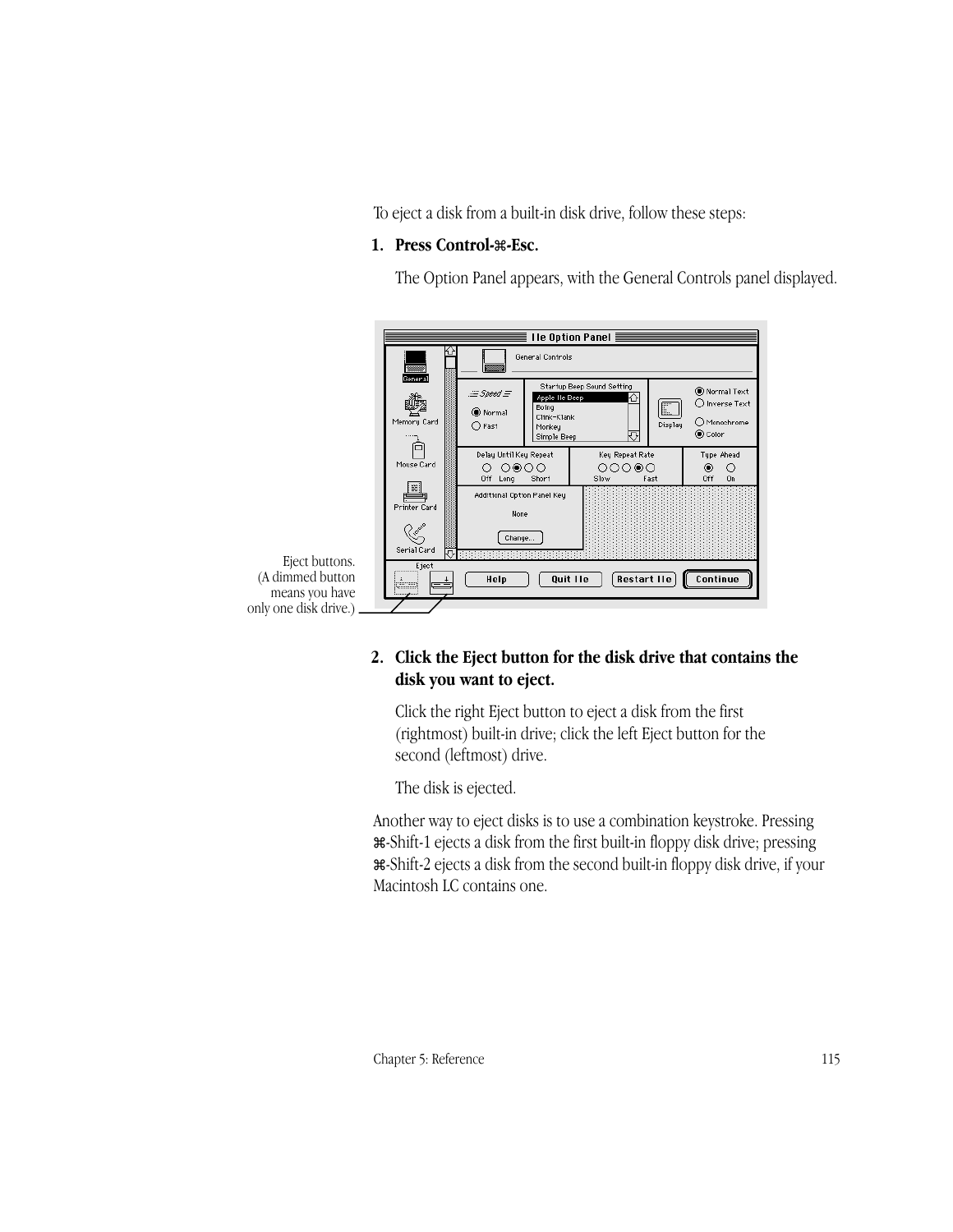To eject a disk from a built-in disk drive, follow these steps:

**1. Press Control-⌘-Esc.**

The Option Panel appears, with the General Controls panel displayed.

Eject buttons. (A dimmed button means you have only one disk drive.)

**2. Click the Eject button for the disk drive that contains the disk you want to eject.**

Click the right Eject button to eject a disk from the first (rightmost) built-in drive; click the left Eject button for the second (leftmost) drive.

The disk is ejected.

Another way to eject disks is to use a combination keystroke. Pressing ⌘-Shift-1 ejects a disk from the first built-in floppy disk drive; pressing ⌘-Shift-2 ejects a disk from the second built-in floppy disk drive, if your Macintosh LC contains one.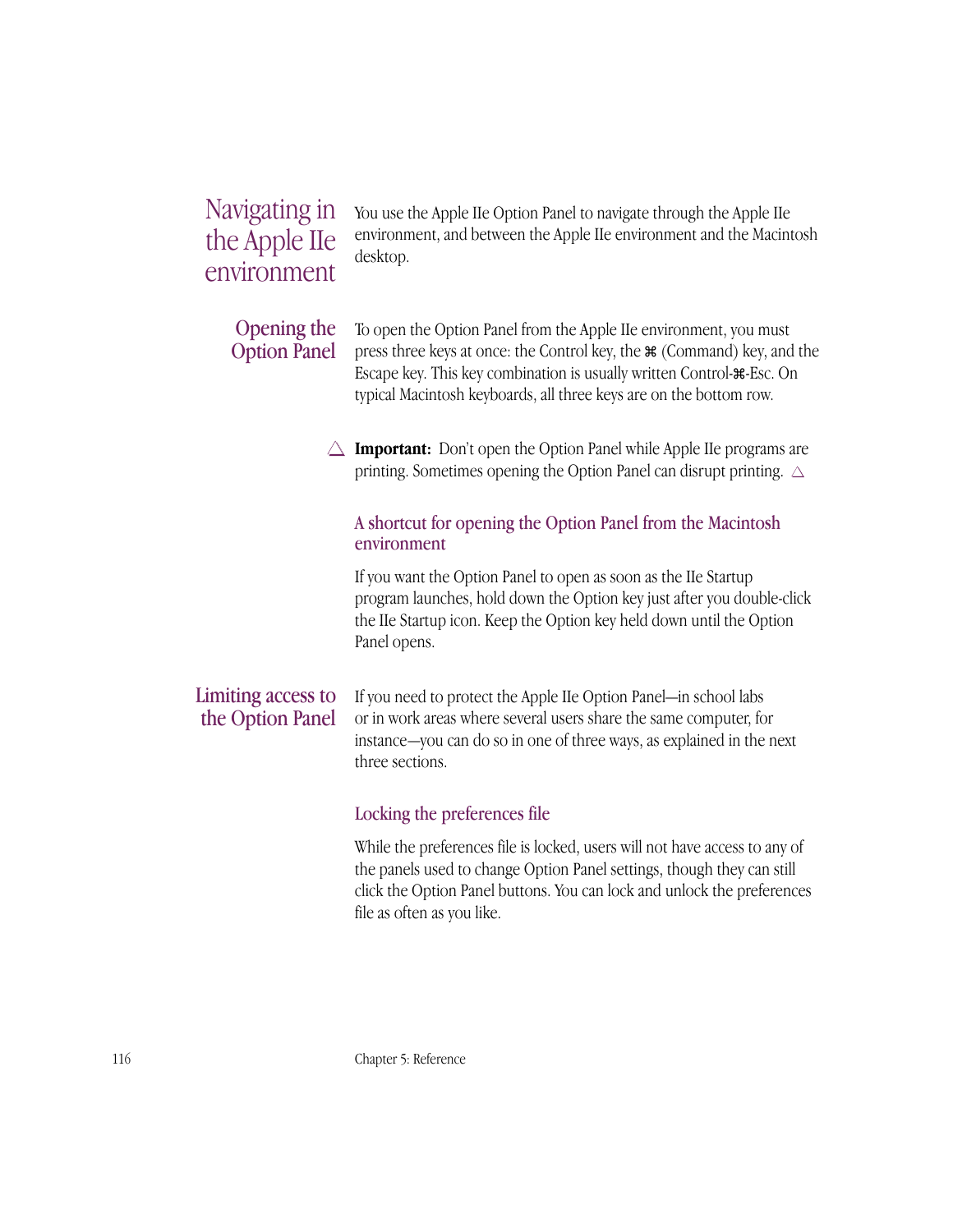## Navigating in the Apple IIe environment

You use the Apple IIe Option Panel to navigate through the Apple IIe environment, and between the Apple IIe environment and the Macintosh desktop.

### Opening the Option Panel

To open the Option Panel from the Apple IIe environment, you must press three keys at once: the Control key, the ⌘ (Command) key, and the Escape key. This key combination is usually written Control-⌘-Esc. On typical Macintosh keyboards, all three keys are on the bottom row.

△ **Important:** Don't open the Option Panel while Apple IIe programs are printing. Sometimes opening the Option Panel can disrupt printing. △

#### A shortcut for opening the Option Panel from the Macintosh environment

If you want the Option Panel to open as soon as the IIe Startup program launches, hold down the Option key just after you double-click the IIe Startup icon. Keep the Option key held down until the Option Panel opens.

### Limiting access to the Option Panel

If you need to protect the Apple IIe Option Panel—in school labs or in work areas where several users share the same computer, for instance—you can do so in one of three ways, as explained in the next three sections.

#### Locking the preferences file

While the preferences file is locked, users will not have access to any of the panels used to change Option Panel settings, though they can still click the Option Panel buttons. You can lock and unlock the preferences file as often as you like.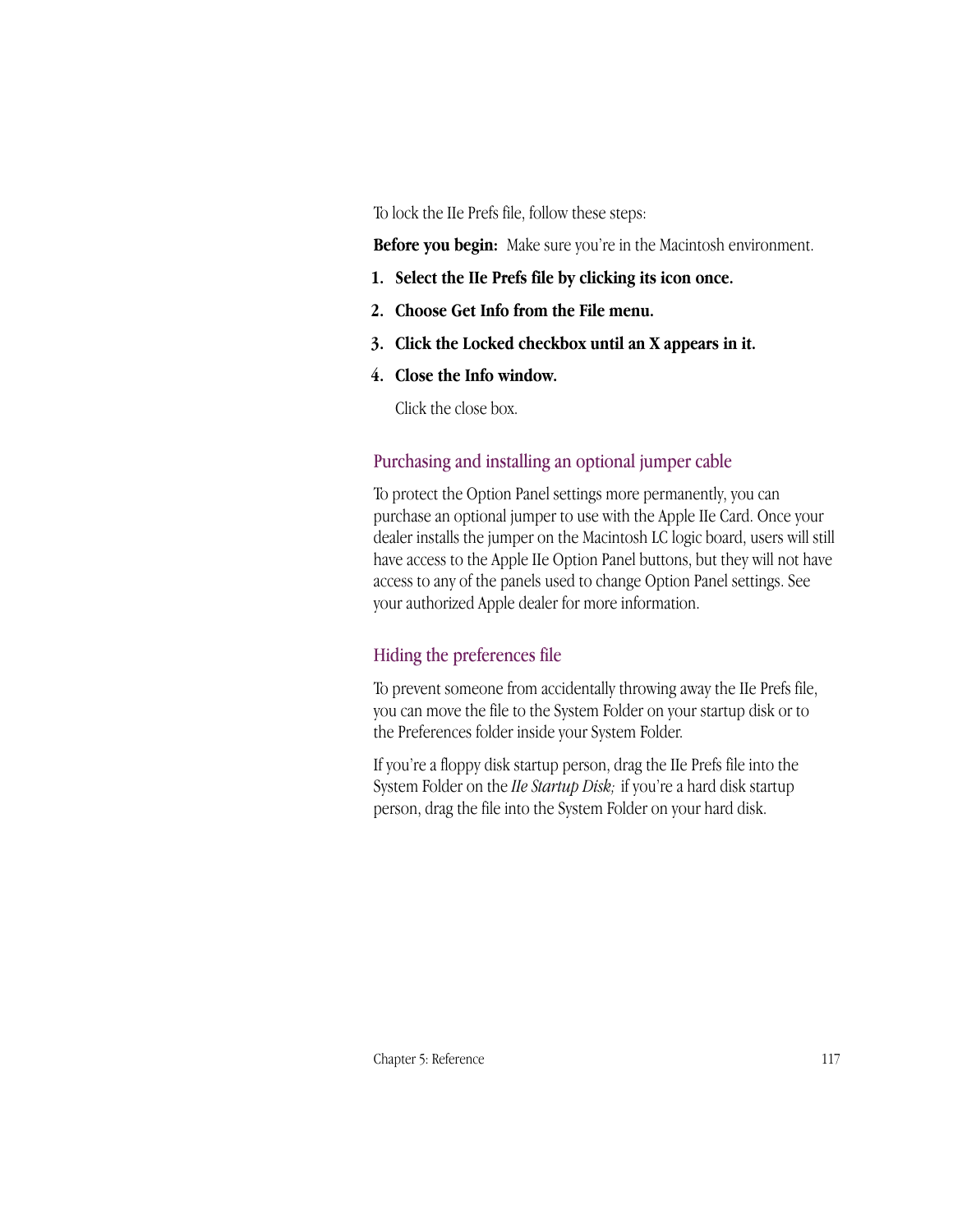To lock the IIe Prefs file, follow these steps:

**Before you begin:** Make sure you're in the Macintosh environment.

1. **Select the IIe Prefs file by clicking its icon once.**
2. **Choose Get Info from the File menu.**
3. **Click the Locked checkbox until an X appears in it.**
4. **Close the Info window.**

   Click the close box.

### Purchasing and installing an optional jumper cable

To protect the Option Panel settings more permanently, you can purchase an optional jumper to use with the Apple IIe Card. Once your dealer installs the jumper on the Macintosh LC logic board, users will still have access to the Apple IIe Option Panel buttons, but they will not have access to any of the panels used to change Option Panel settings. See your authorized Apple dealer for more information.

### Hiding the preferences file

To prevent someone from accidentally throwing away the IIe Prefs file, you can move the file to the System Folder on your startup disk or to the Preferences folder inside your System Folder.

If you're a floppy disk startup person, drag the IIe Prefs file into the System Folder on the *IIe Startup Disk;* if you're a hard disk startup person, drag the file into the System Folder on your hard disk.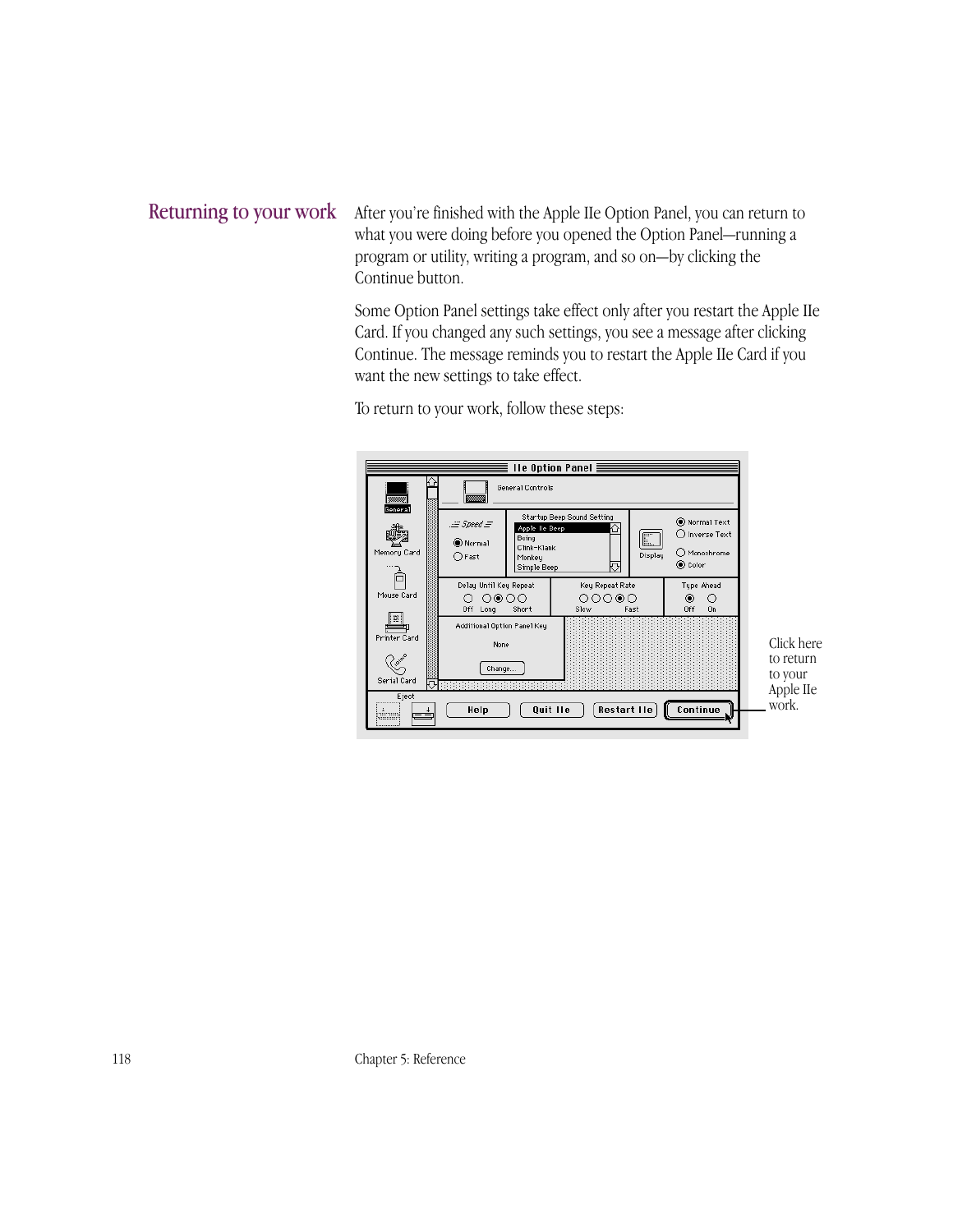## Returning to your work

After you're finished with the Apple IIe Option Panel, you can return to what you were doing before you opened the Option Panel—running a program or utility, writing a program, and so on—by clicking the Continue button.

Some Option Panel settings take effect only after you restart the Apple IIe Card. If you changed any such settings, you see a message after clicking Continue. The message reminds you to restart the Apple IIe Card if you want the new settings to take effect.

To return to your work, follow these steps:

Click here to return to your Apple IIe work.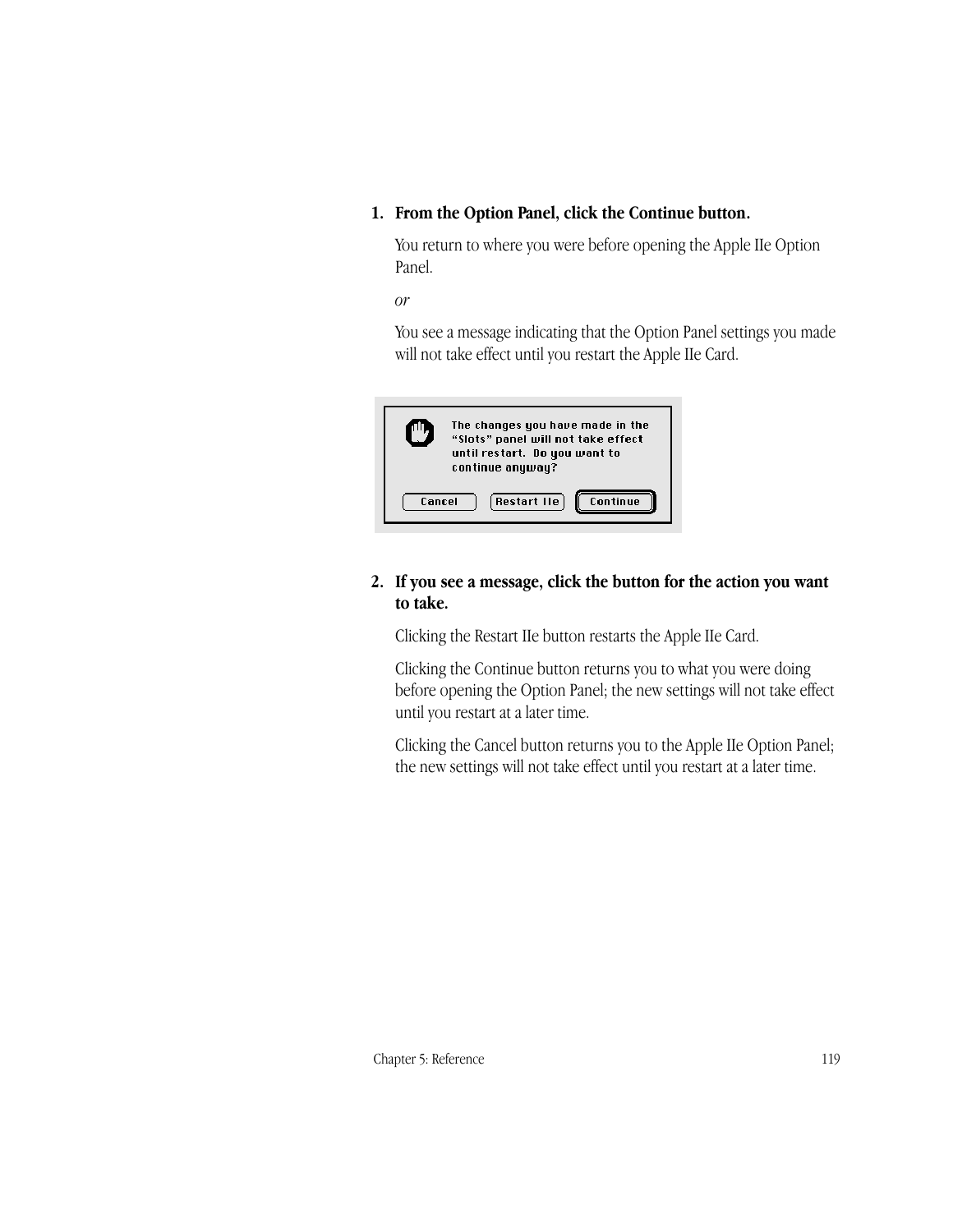1. **From the Option Panel, click the Continue button.**

   You return to where you were before opening the Apple IIe Option Panel.

   *or*

   You see a message indicating that the Option Panel settings you made will not take effect until you restart the Apple IIe Card.

   The changes you have made in the "Slots" panel will not take effect until restart. Do you want to continue anyway?

   Cancel | Restart IIe | Continue

2. **If you see a message, click the button for the action you want to take.**

   Clicking the Restart IIe button restarts the Apple IIe Card.

   Clicking the Continue button returns you to what you were doing before opening the Option Panel; the new settings will not take effect until you restart at a later time.

   Clicking the Cancel button returns you to the Apple IIe Option Panel; the new settings will not take effect until you restart at a later time.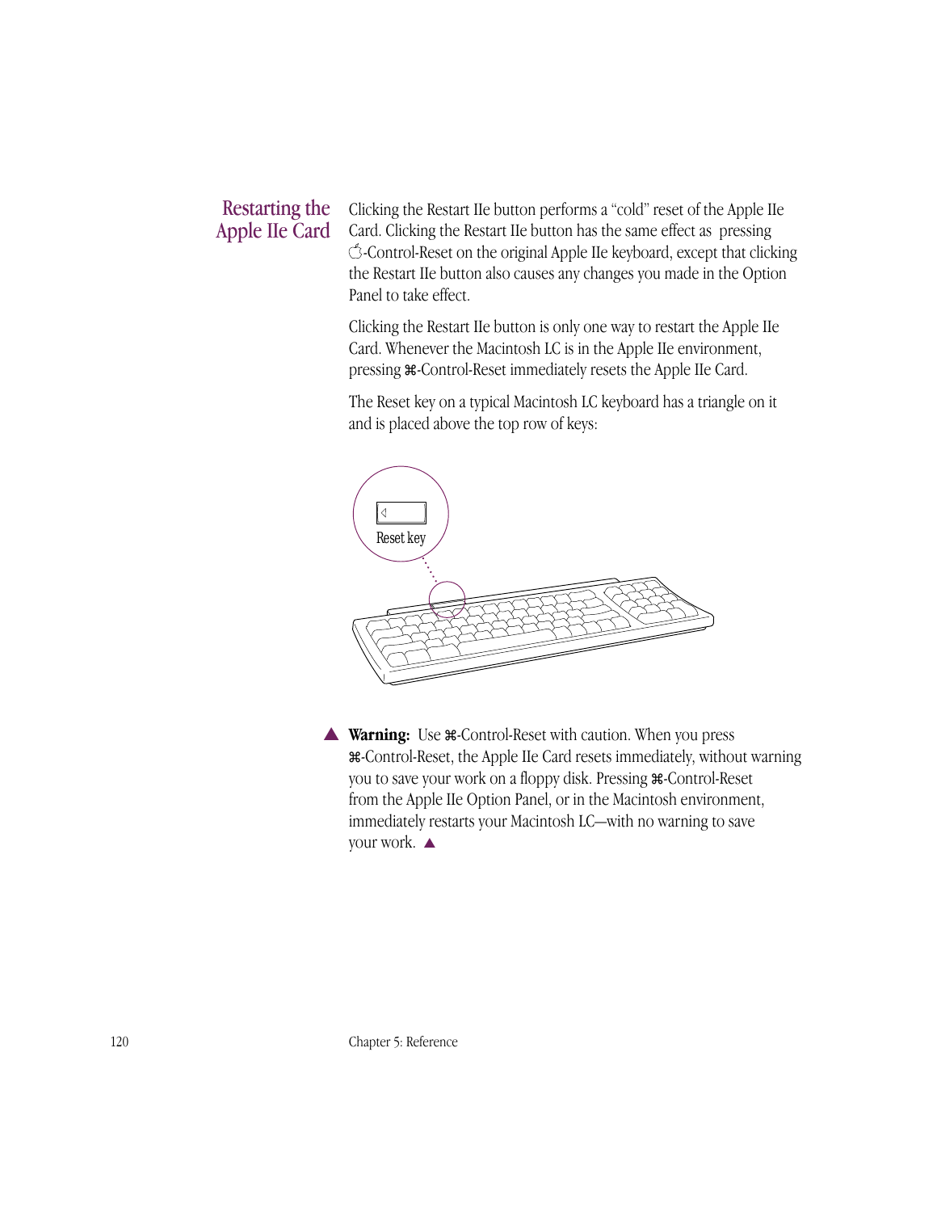## Restarting the Apple IIe Card

Clicking the Restart IIe button performs a “cold” reset of the Apple IIe Card. Clicking the Restart IIe button has the same effect as pressing -Control-Reset on the original Apple IIe keyboard, except that clicking the Restart IIe button also causes any changes you made in the Option Panel to take effect.

Clicking the Restart IIe button is only one way to restart the Apple IIe Card. Whenever the Macintosh LC is in the Apple IIe environment, pressing ⌘-Control-Reset immediately resets the Apple IIe Card.

The Reset key on a typical Macintosh LC keyboard has a triangle on it and is placed above the top row of keys:

Reset key

▲ **Warning:** Use ⌘-Control-Reset with caution. When you press ⌘-Control-Reset, the Apple IIe Card resets immediately, without warning you to save your work on a floppy disk. Pressing ⌘-Control-Reset from the Apple IIe Option Panel, or in the Macintosh environment, immediately restarts your Macintosh LC—with no warning to save your work. ▲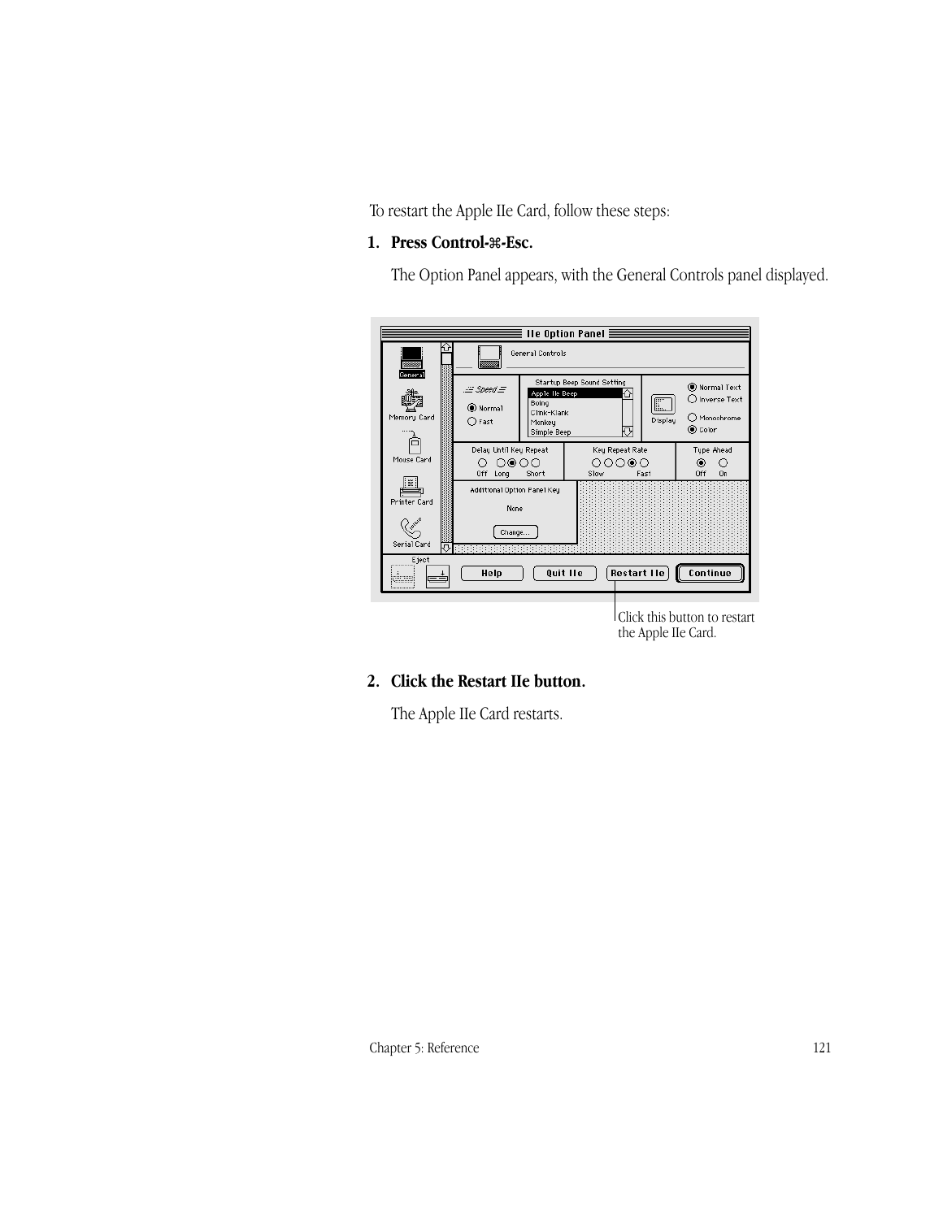To restart the Apple IIe Card, follow these steps:

1. **Press Control-⌘-Esc.**

   The Option Panel appears, with the General Controls panel displayed.

Click this button to restart the Apple IIe Card.

2. **Click the Restart IIe button.**

   The Apple IIe Card restarts.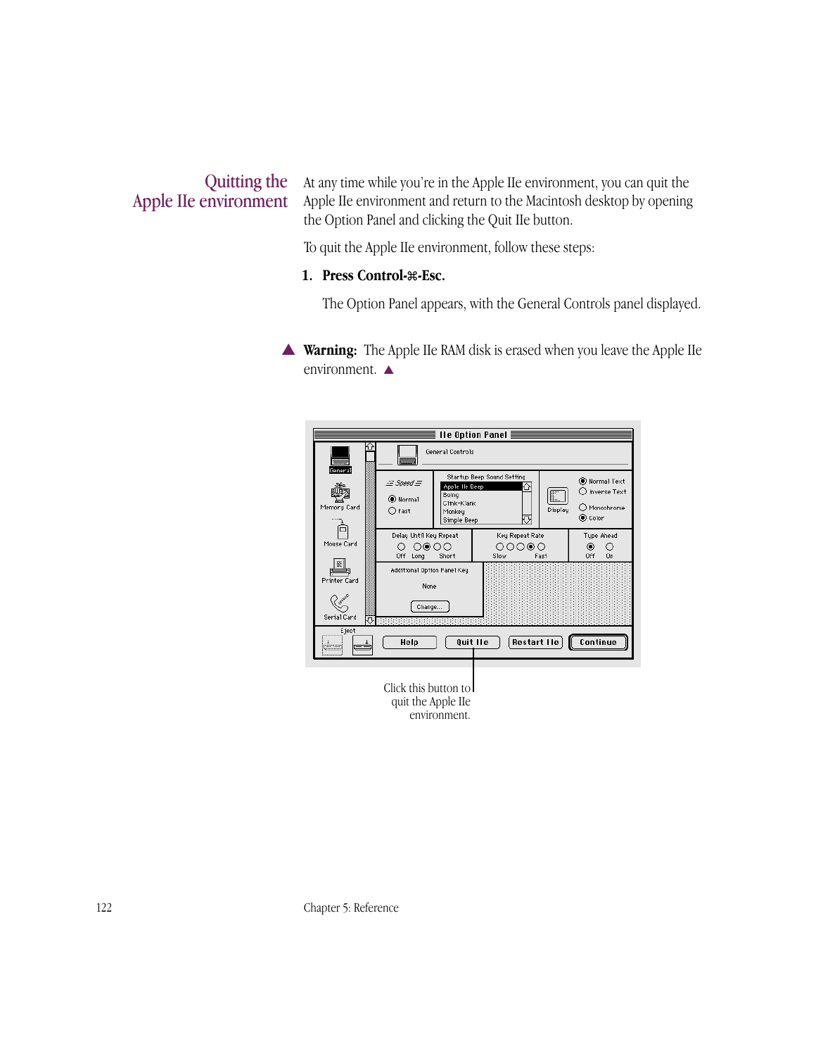## Quitting the Apple IIe environment

At any time while you're in the Apple IIe environment, you can quit the Apple IIe environment and return to the Macintosh desktop by opening the Option Panel and clicking the Quit IIe button.

To quit the Apple IIe environment, follow these steps:

1. **Press Control-⌘-Esc.**

   The Option Panel appears, with the General Controls panel displayed.

▲ **Warning:** The Apple IIe RAM disk is erased when you leave the Apple IIe environment. ▲

Click this button to quit the Apple IIe environment.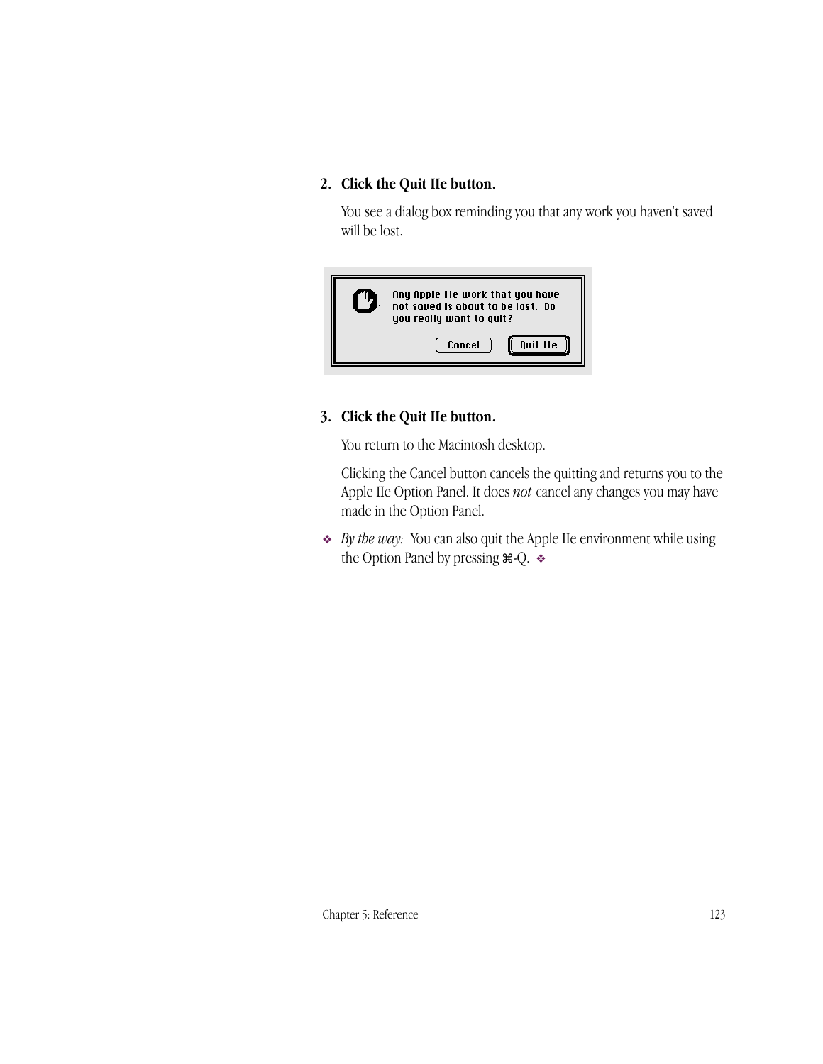2. **Click the Quit IIe button.**

   You see a dialog box reminding you that any work you haven't saved will be lost.

   Any Apple IIe work that you have not saved is about to be lost. Do you really want to quit?

   Cancel    Quit IIe

3. **Click the Quit IIe button.**

   You return to the Macintosh desktop.

   Clicking the Cancel button cancels the quitting and returns you to the Apple IIe Option Panel. It does *not* cancel any changes you may have made in the Option Panel.

❖ *By the way:* You can also quit the Apple IIe environment while using the Option Panel by pressing ⌘-Q. ❖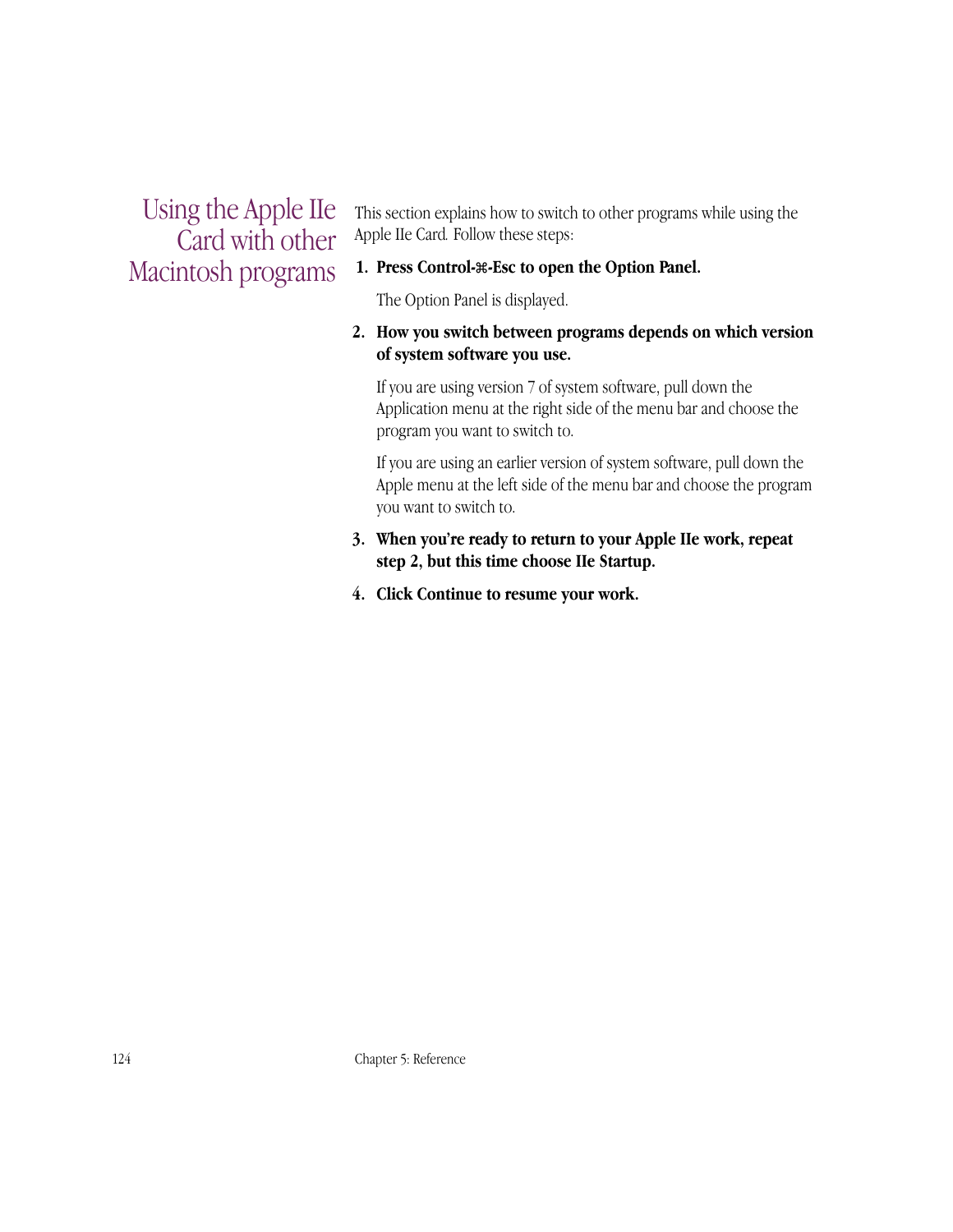## Using the Apple IIe Card with other Macintosh programs

This section explains how to switch to other programs while using the Apple IIe Card. Follow these steps:

1. **Press Control-⌘-Esc to open the Option Panel.**

   The Option Panel is displayed.

2. **How you switch between programs depends on which version of system software you use.**

   If you are using version 7 of system software, pull down the Application menu at the right side of the menu bar and choose the program you want to switch to.

   If you are using an earlier version of system software, pull down the Apple menu at the left side of the menu bar and choose the program you want to switch to.

3. **When you're ready to return to your Apple IIe work, repeat step 2, but this time choose IIe Startup.**

4. **Click Continue to resume your work.**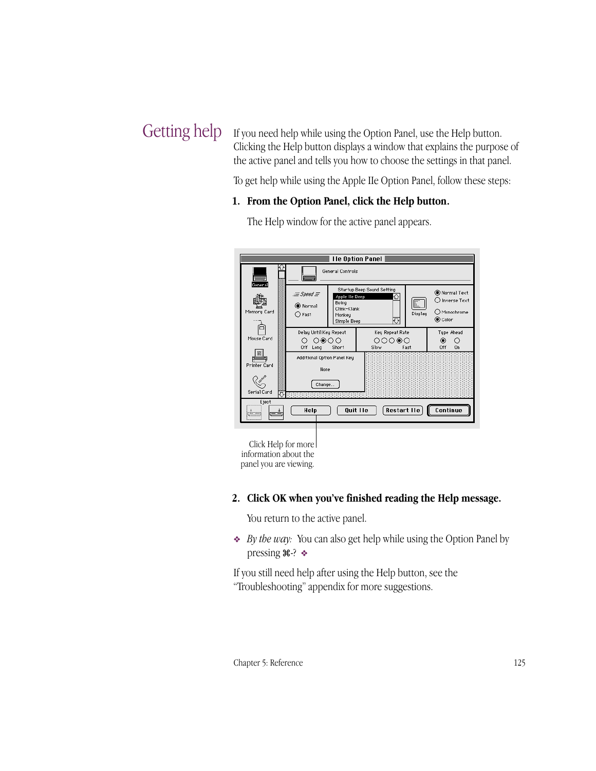## Getting help

If you need help while using the Option Panel, use the Help button. Clicking the Help button displays a window that explains the purpose of the active panel and tells you how to choose the settings in that panel.

To get help while using the Apple IIe Option Panel, follow these steps:

**1. From the Option Panel, click the Help button.**

The Help window for the active panel appears.

Click Help for more information about the panel you are viewing.

**2. Click OK when you've finished reading the Help message.**

You return to the active panel.

❖ *By the way:* You can also get help while using the Option Panel by pressing ⌘-? ❖

If you still need help after using the Help button, see the "Troubleshooting" appendix for more suggestions.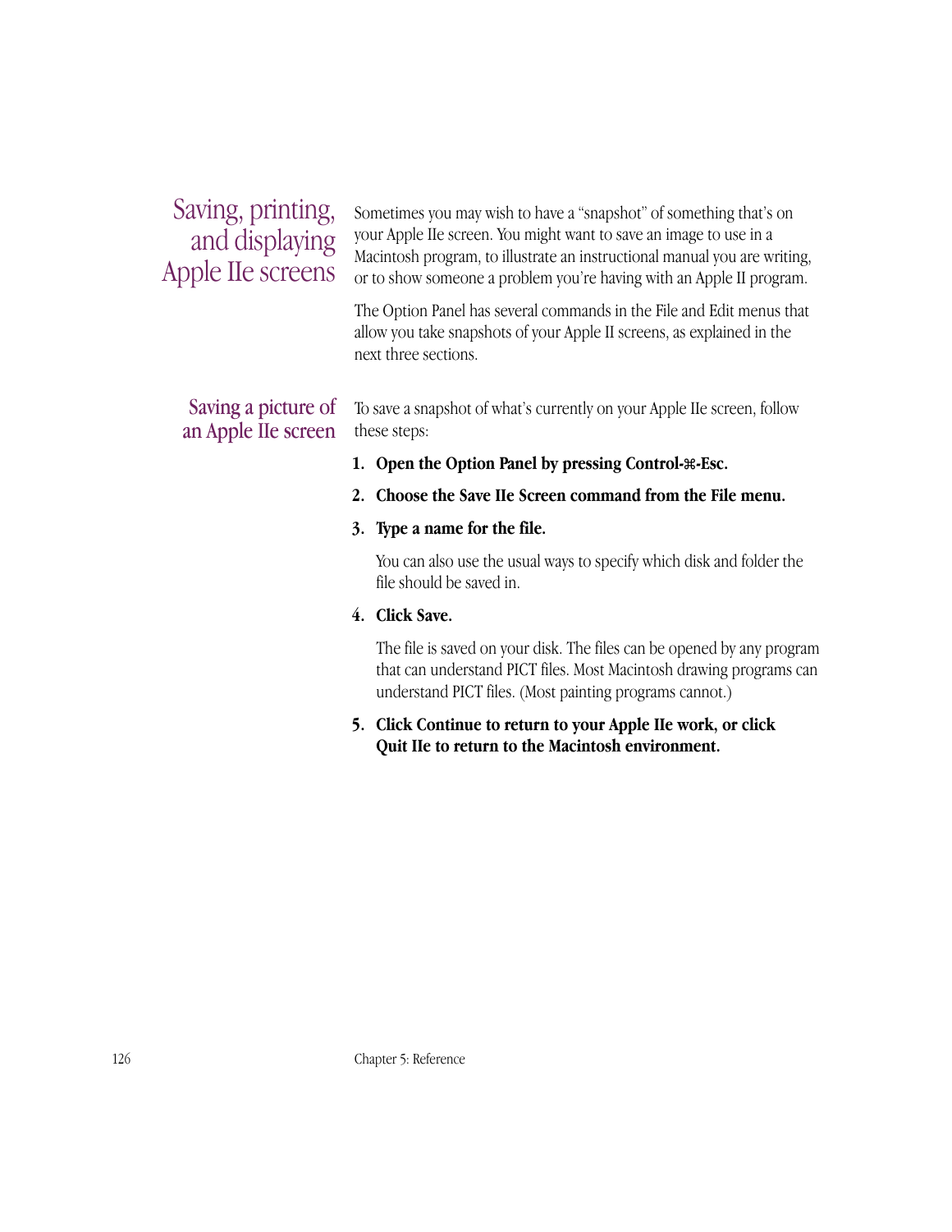## Saving, printing, and displaying Apple IIe screens

Sometimes you may wish to have a "snapshot" of something that's on your Apple IIe screen. You might want to save an image to use in a Macintosh program, to illustrate an instructional manual you are writing, or to show someone a problem you're having with an Apple II program.

The Option Panel has several commands in the File and Edit menus that allow you take snapshots of your Apple II screens, as explained in the next three sections.

### Saving a picture of an Apple IIe screen

To save a snapshot of what's currently on your Apple IIe screen, follow these steps:

1. **Open the Option Panel by pressing Control-⌘-Esc.**
2. **Choose the Save IIe Screen command from the File menu.**
3. **Type a name for the file.**

   You can also use the usual ways to specify which disk and folder the file should be saved in.

4. **Click Save.**

   The file is saved on your disk. The files can be opened by any program that can understand PICT files. Most Macintosh drawing programs can understand PICT files. (Most painting programs cannot.)

5. **Click Continue to return to your Apple IIe work, or click Quit IIe to return to the Macintosh environment.**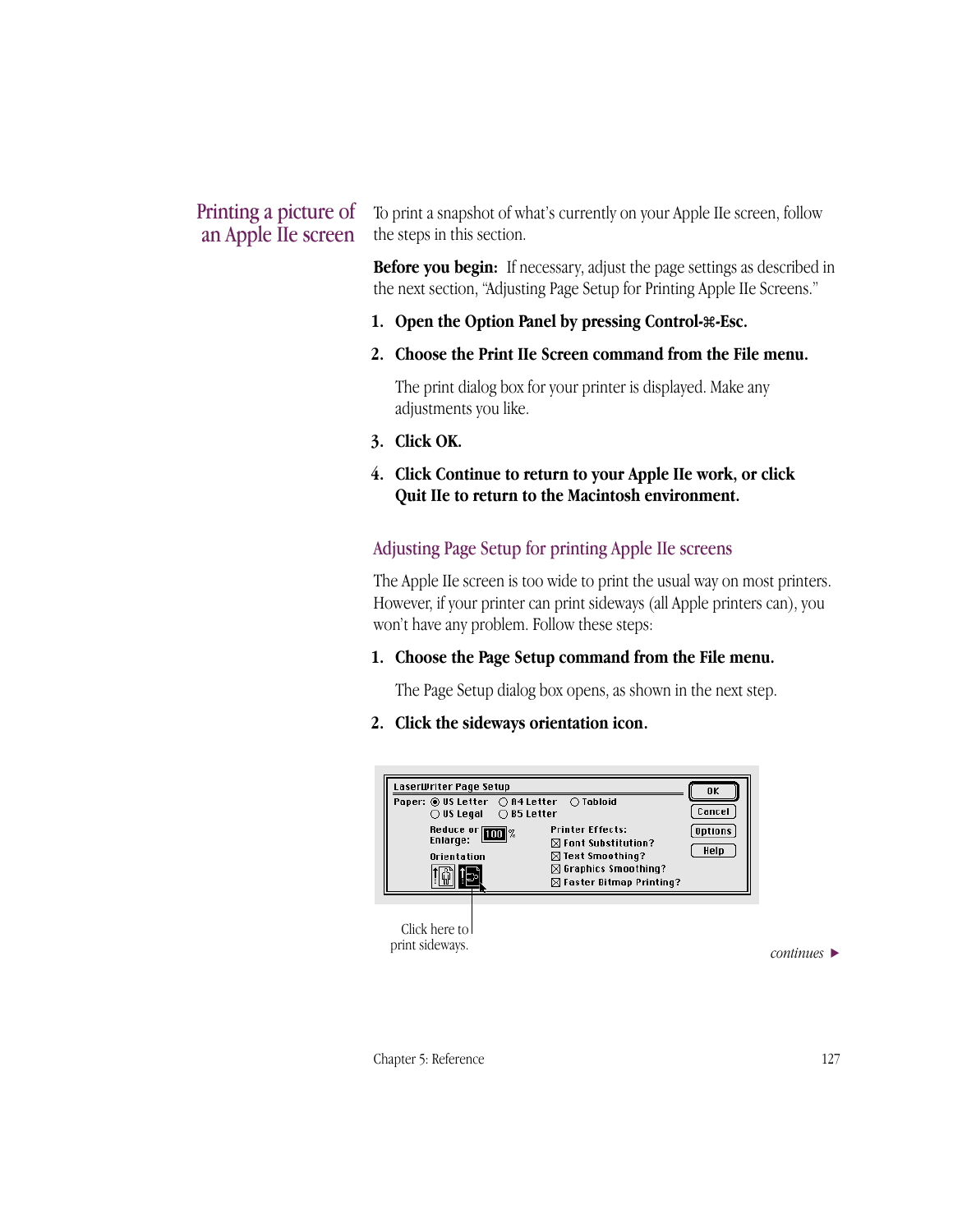## Printing a picture of an Apple IIe screen

To print a snapshot of what's currently on your Apple IIe screen, follow the steps in this section.

**Before you begin:** If necessary, adjust the page settings as described in the next section, "Adjusting Page Setup for Printing Apple IIe Screens."

1. **Open the Option Panel by pressing Control-⌘-Esc.**
2. **Choose the Print IIe Screen command from the File menu.**

   The print dialog box for your printer is displayed. Make any adjustments you like.
3. **Click OK.**
4. **Click Continue to return to your Apple IIe work, or click Quit IIe to return to the Macintosh environment.**

### Adjusting Page Setup for printing Apple IIe screens

The Apple IIe screen is too wide to print the usual way on most printers. However, if your printer can print sideways (all Apple printers can), you won't have any problem. Follow these steps:

1. **Choose the Page Setup command from the File menu.**

   The Page Setup dialog box opens, as shown in the next step.
2. **Click the sideways orientation icon.**

Click here to print sideways.

*continues* ▶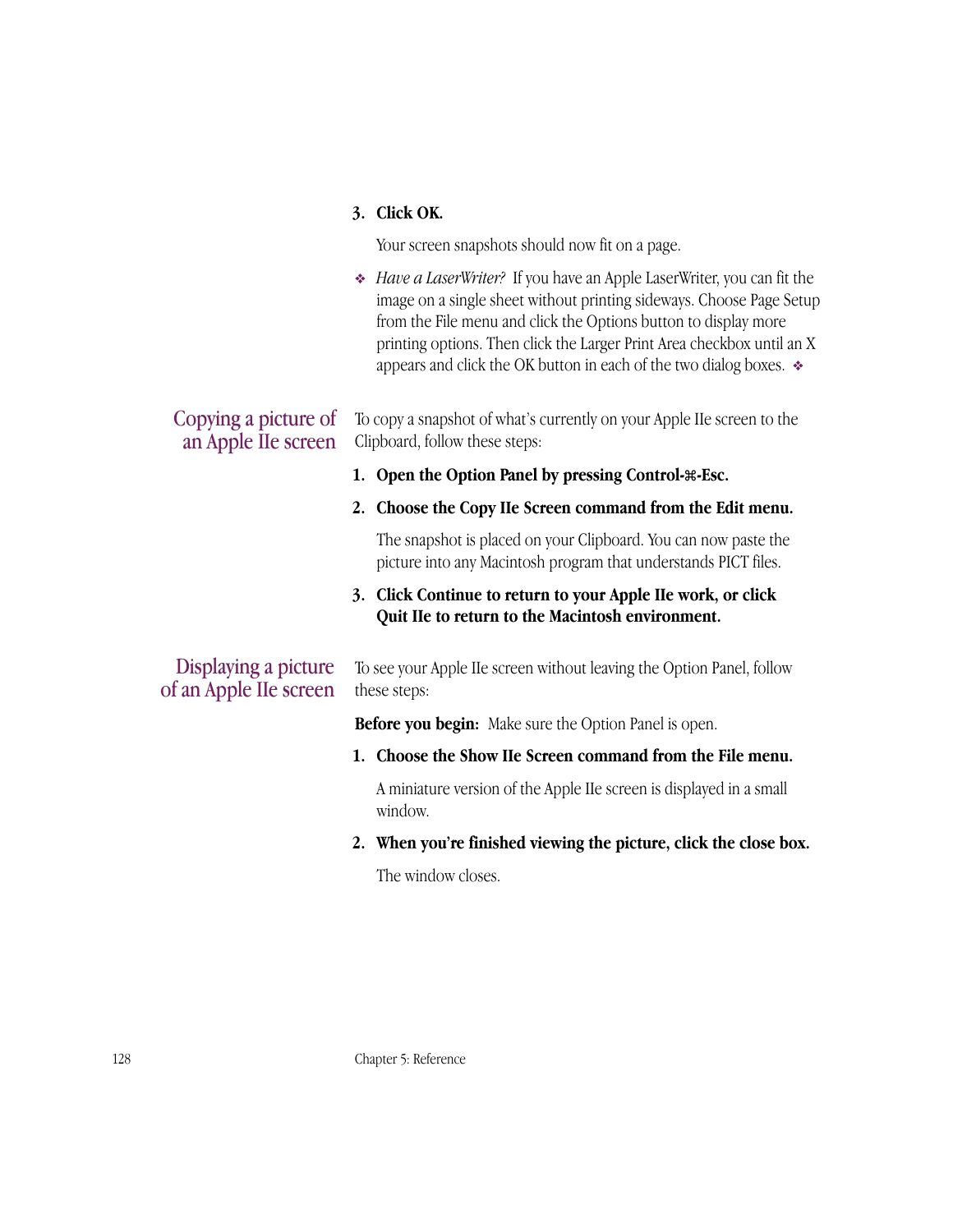3. **Click OK.**

   Your screen snapshots should now fit on a page.

   ❖ *Have a LaserWriter?* If you have an Apple LaserWriter, you can fit the image on a single sheet without printing sideways. Choose Page Setup from the File menu and click the Options button to display more printing options. Then click the Larger Print Area checkbox until an X appears and click the OK button in each of the two dialog boxes. ❖

## Copying a picture of an Apple IIe screen

To copy a snapshot of what's currently on your Apple IIe screen to the Clipboard, follow these steps:

1. **Open the Option Panel by pressing Control-⌘-Esc.**
2. **Choose the Copy IIe Screen command from the Edit menu.**

   The snapshot is placed on your Clipboard. You can now paste the picture into any Macintosh program that understands PICT files.

3. **Click Continue to return to your Apple IIe work, or click Quit IIe to return to the Macintosh environment.**

## Displaying a picture of an Apple IIe screen

To see your Apple IIe screen without leaving the Option Panel, follow these steps:

**Before you begin:** Make sure the Option Panel is open.

1. **Choose the Show IIe Screen command from the File menu.**

   A miniature version of the Apple IIe screen is displayed in a small window.

2. **When you're finished viewing the picture, click the close box.**

   The window closes.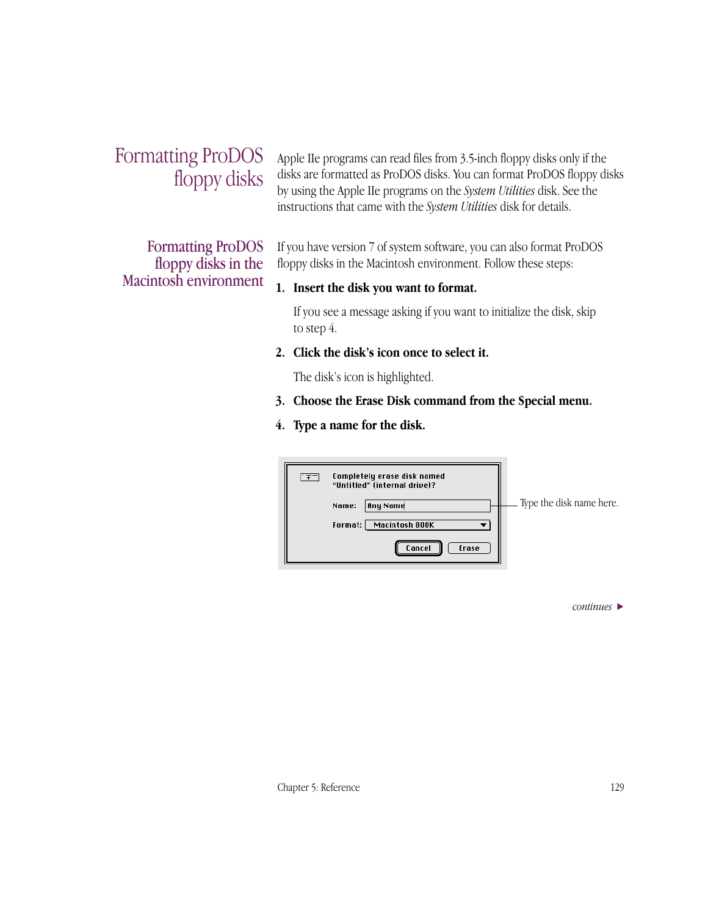## Formatting ProDOS floppy disks

Apple IIe programs can read files from 3.5-inch floppy disks only if the disks are formatted as ProDOS disks. You can format ProDOS floppy disks by using the Apple IIe programs on the *System Utilities* disk. See the instructions that came with the *System Utilities* disk for details.

### Formatting ProDOS floppy disks in the Macintosh environment

If you have version 7 of system software, you can also format ProDOS floppy disks in the Macintosh environment. Follow these steps:

1. **Insert the disk you want to format.**

   If you see a message asking if you want to initialize the disk, skip to step 4.

2. **Click the disk's icon once to select it.**

   The disk's icon is highlighted.

3. **Choose the Erase Disk command from the Special menu.**

4. **Type a name for the disk.**

```
Completely erase disk named
"Untitled" (internal drive)?

Name:   Any Name
Format: Macintosh 800K

        Cancel    Erase
```

Type the disk name here.

*continues* ▶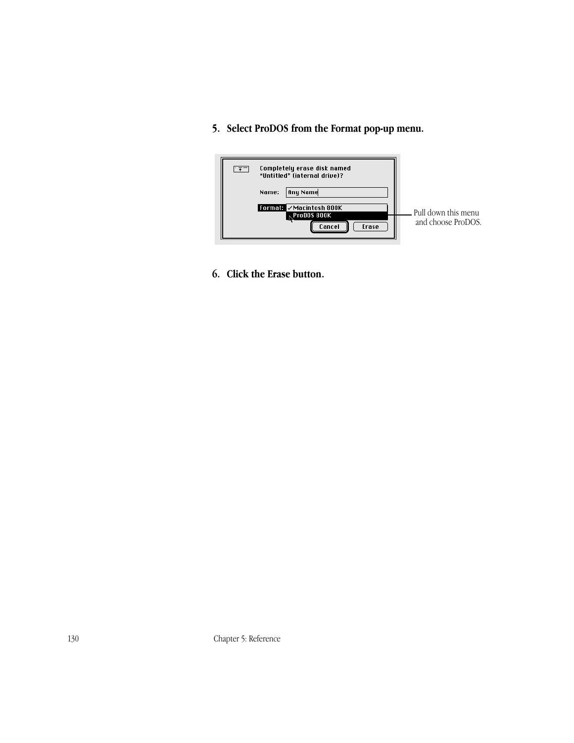**5. Select ProDOS from the Format pop-up menu.**

Pull down this menu and choose ProDOS.

**6. Click the Erase button.**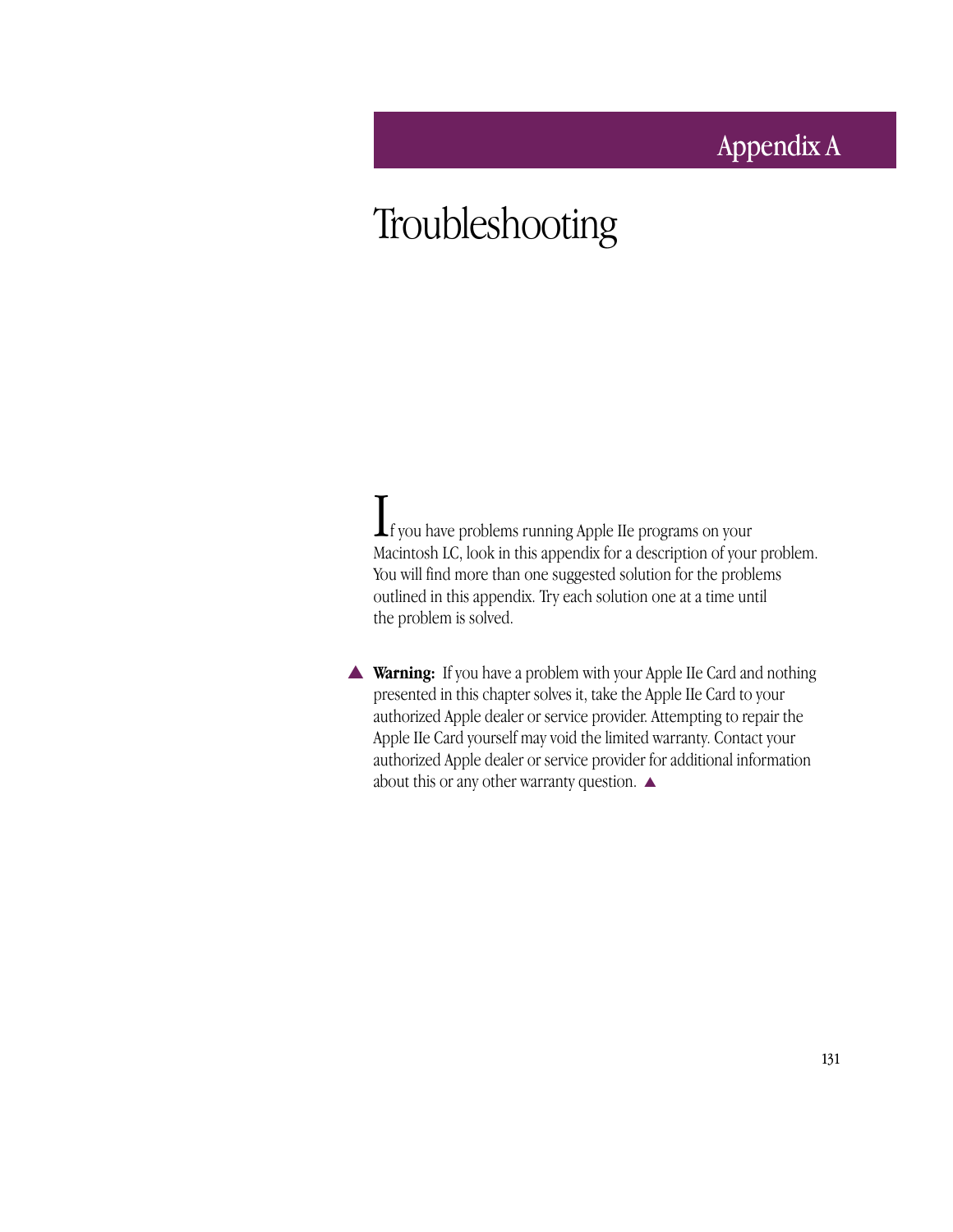# Appendix A

# Troubleshooting

If you have problems running Apple IIe programs on your Macintosh LC, look in this appendix for a description of your problem. You will find more than one suggested solution for the problems outlined in this appendix. Try each solution one at a time until the problem is solved.

▲ **Warning:** If you have a problem with your Apple IIe Card and nothing presented in this chapter solves it, take the Apple IIe Card to your authorized Apple dealer or service provider. Attempting to repair the Apple IIe Card yourself may void the limited warranty. Contact your authorized Apple dealer or service provider for additional information about this or any other warranty question. ▲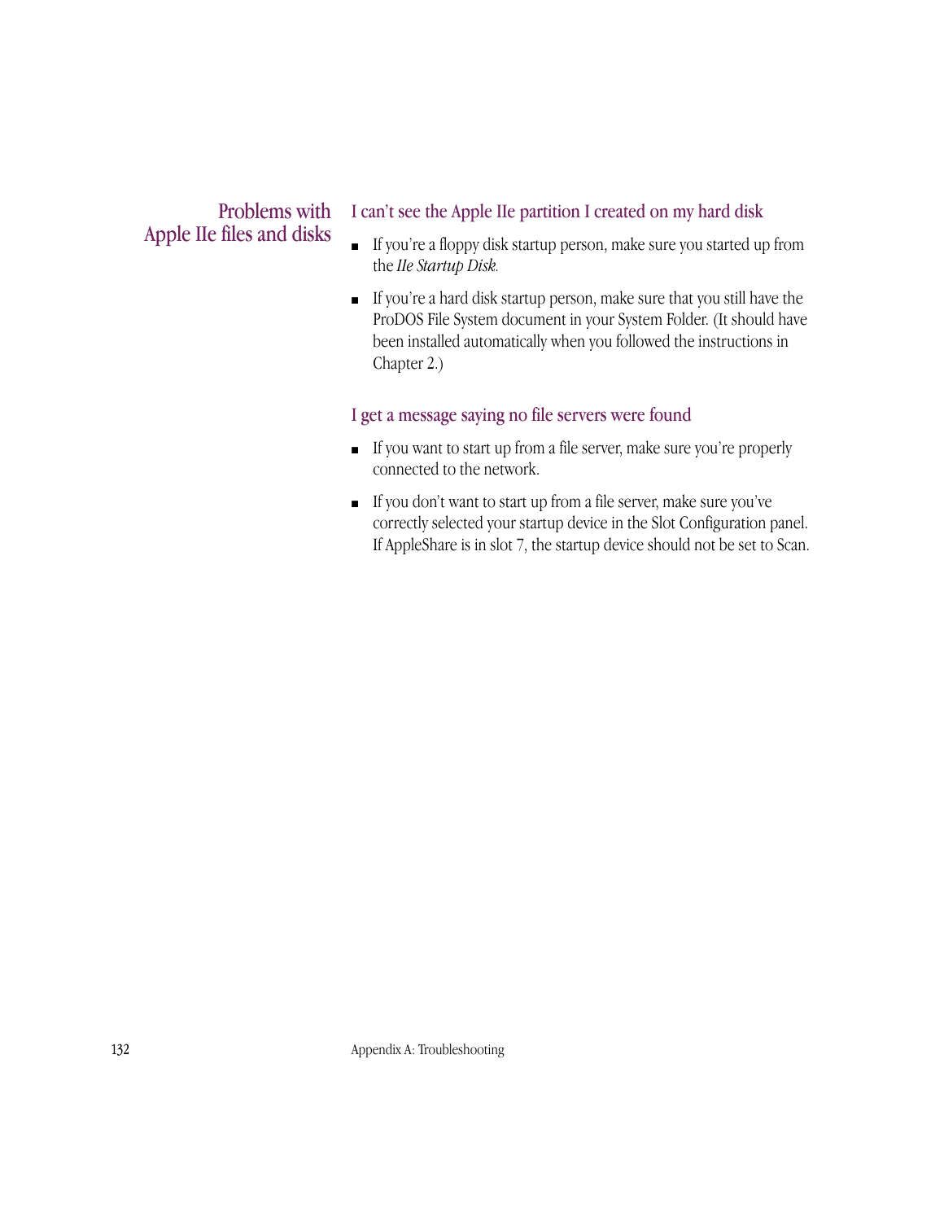## Problems with Apple IIe files and disks

### I can't see the Apple IIe partition I created on my hard disk

- If you're a floppy disk startup person, make sure you started up from the *IIe Startup Disk*.
- If you're a hard disk startup person, make sure that you still have the ProDOS File System document in your System Folder. (It should have been installed automatically when you followed the instructions in Chapter 2.)

### I get a message saying no file servers were found

- If you want to start up from a file server, make sure you're properly connected to the network.
- If you don't want to start up from a file server, make sure you've correctly selected your startup device in the Slot Configuration panel. If AppleShare is in slot 7, the startup device should not be set to Scan.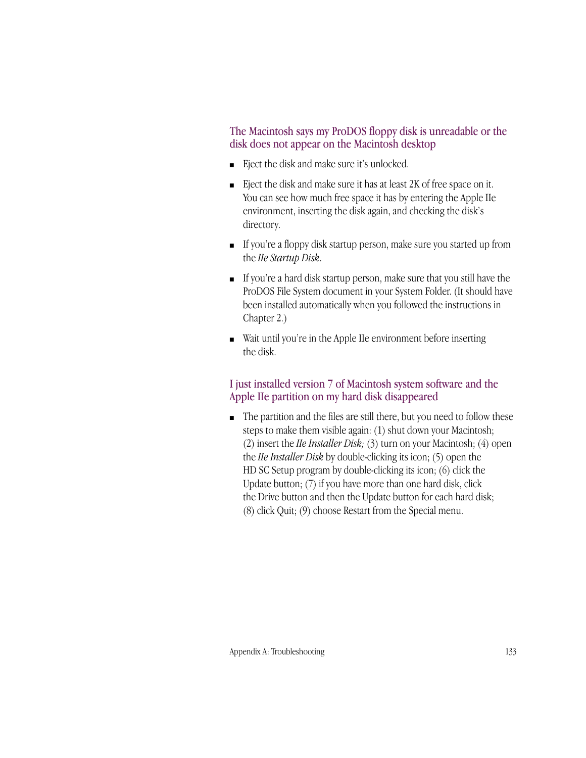### The Macintosh says my ProDOS floppy disk is unreadable or the disk does not appear on the Macintosh desktop

- Eject the disk and make sure it's unlocked.
- Eject the disk and make sure it has at least 2K of free space on it. You can see how much free space it has by entering the Apple IIe environment, inserting the disk again, and checking the disk's directory.
- If you're a floppy disk startup person, make sure you started up from the *IIe Startup Disk*.
- If you're a hard disk startup person, make sure that you still have the ProDOS File System document in your System Folder. (It should have been installed automatically when you followed the instructions in Chapter 2.)
- Wait until you're in the Apple IIe environment before inserting the disk.

### I just installed version 7 of Macintosh system software and the Apple IIe partition on my hard disk disappeared

- The partition and the files are still there, but you need to follow these steps to make them visible again: (1) shut down your Macintosh; (2) insert the *IIe Installer Disk;* (3) turn on your Macintosh; (4) open the *IIe Installer Disk* by double-clicking its icon; (5) open the HD SC Setup program by double-clicking its icon; (6) click the Update button; (7) if you have more than one hard disk, click the Drive button and then the Update button for each hard disk; (8) click Quit; (9) choose Restart from the Special menu.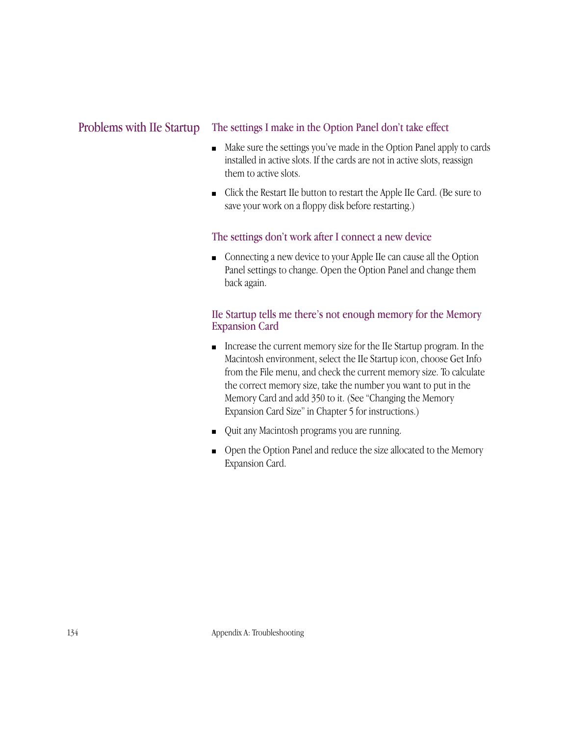## Problems with IIe Startup

### The settings I make in the Option Panel don't take effect

- Make sure the settings you've made in the Option Panel apply to cards installed in active slots. If the cards are not in active slots, reassign them to active slots.
- Click the Restart IIe button to restart the Apple IIe Card. (Be sure to save your work on a floppy disk before restarting.)

### The settings don't work after I connect a new device

- Connecting a new device to your Apple IIe can cause all the Option Panel settings to change. Open the Option Panel and change them back again.

### IIe Startup tells me there's not enough memory for the Memory Expansion Card

- Increase the current memory size for the IIe Startup program. In the Macintosh environment, select the IIe Startup icon, choose Get Info from the File menu, and check the current memory size. To calculate the correct memory size, take the number you want to put in the Memory Card and add 350 to it. (See "Changing the Memory Expansion Card Size" in Chapter 5 for instructions.)
- Quit any Macintosh programs you are running.
- Open the Option Panel and reduce the size allocated to the Memory Expansion Card.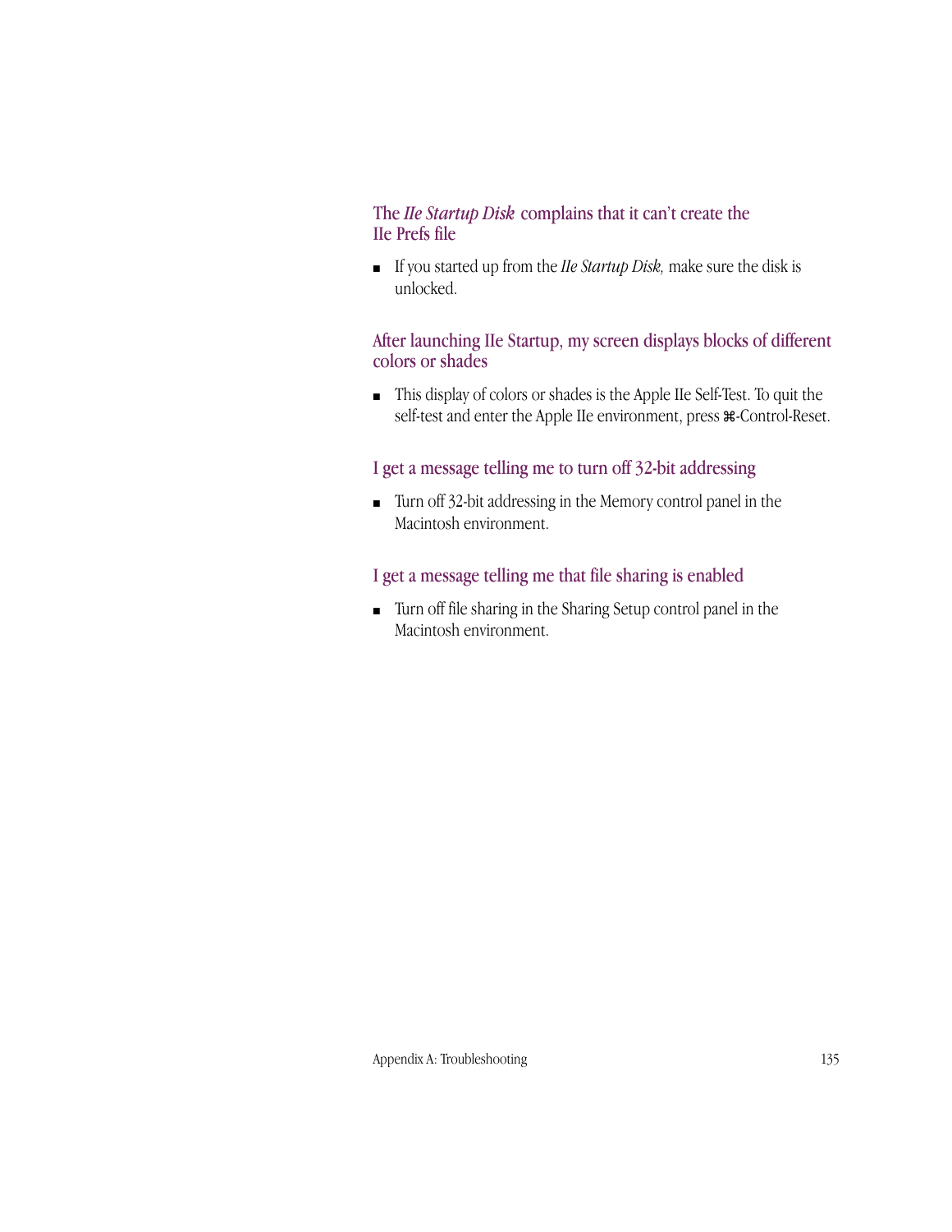### The *IIe Startup Disk* complains that it can't create the IIe Prefs file

- If you started up from the *IIe Startup Disk,* make sure the disk is unlocked.

### After launching IIe Startup, my screen displays blocks of different colors or shades

- This display of colors or shades is the Apple IIe Self-Test. To quit the self-test and enter the Apple IIe environment, press ⌘-Control-Reset.

### I get a message telling me to turn off 32-bit addressing

- Turn off 32-bit addressing in the Memory control panel in the Macintosh environment.

### I get a message telling me that file sharing is enabled

- Turn off file sharing in the Sharing Setup control panel in the Macintosh environment.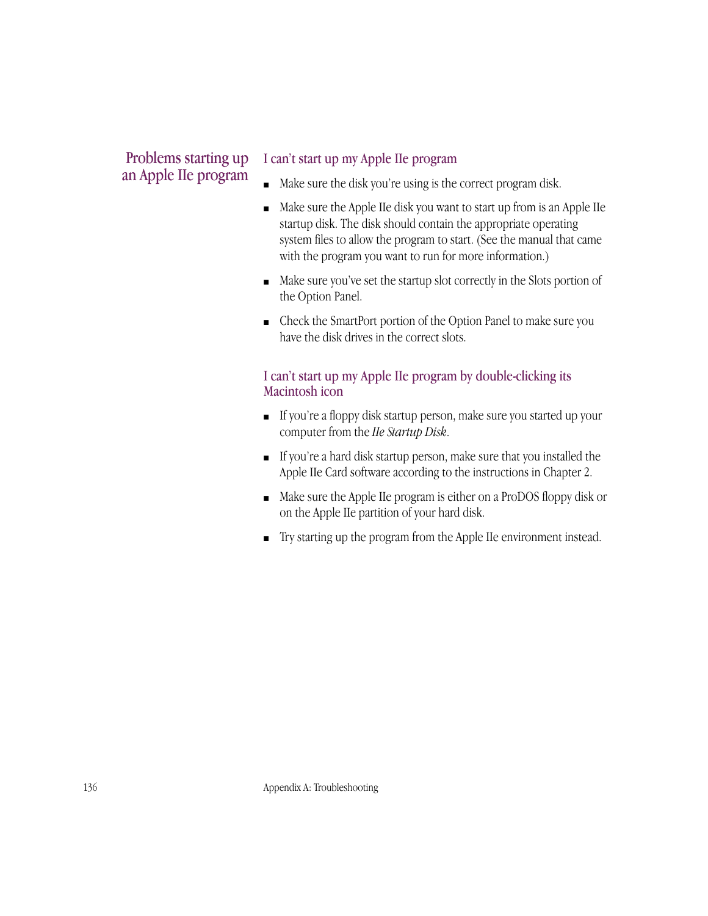## Problems starting up an Apple IIe program

### I can't start up my Apple IIe program

- Make sure the disk you're using is the correct program disk.
- Make sure the Apple IIe disk you want to start up from is an Apple IIe startup disk. The disk should contain the appropriate operating system files to allow the program to start. (See the manual that came with the program you want to run for more information.)
- Make sure you've set the startup slot correctly in the Slots portion of the Option Panel.
- Check the SmartPort portion of the Option Panel to make sure you have the disk drives in the correct slots.

### I can't start up my Apple IIe program by double-clicking its Macintosh icon

- If you're a floppy disk startup person, make sure you started up your computer from the *IIe Startup Disk*.
- If you're a hard disk startup person, make sure that you installed the Apple IIe Card software according to the instructions in Chapter 2.
- Make sure the Apple IIe program is either on a ProDOS floppy disk or on the Apple IIe partition of your hard disk.
- Try starting up the program from the Apple IIe environment instead.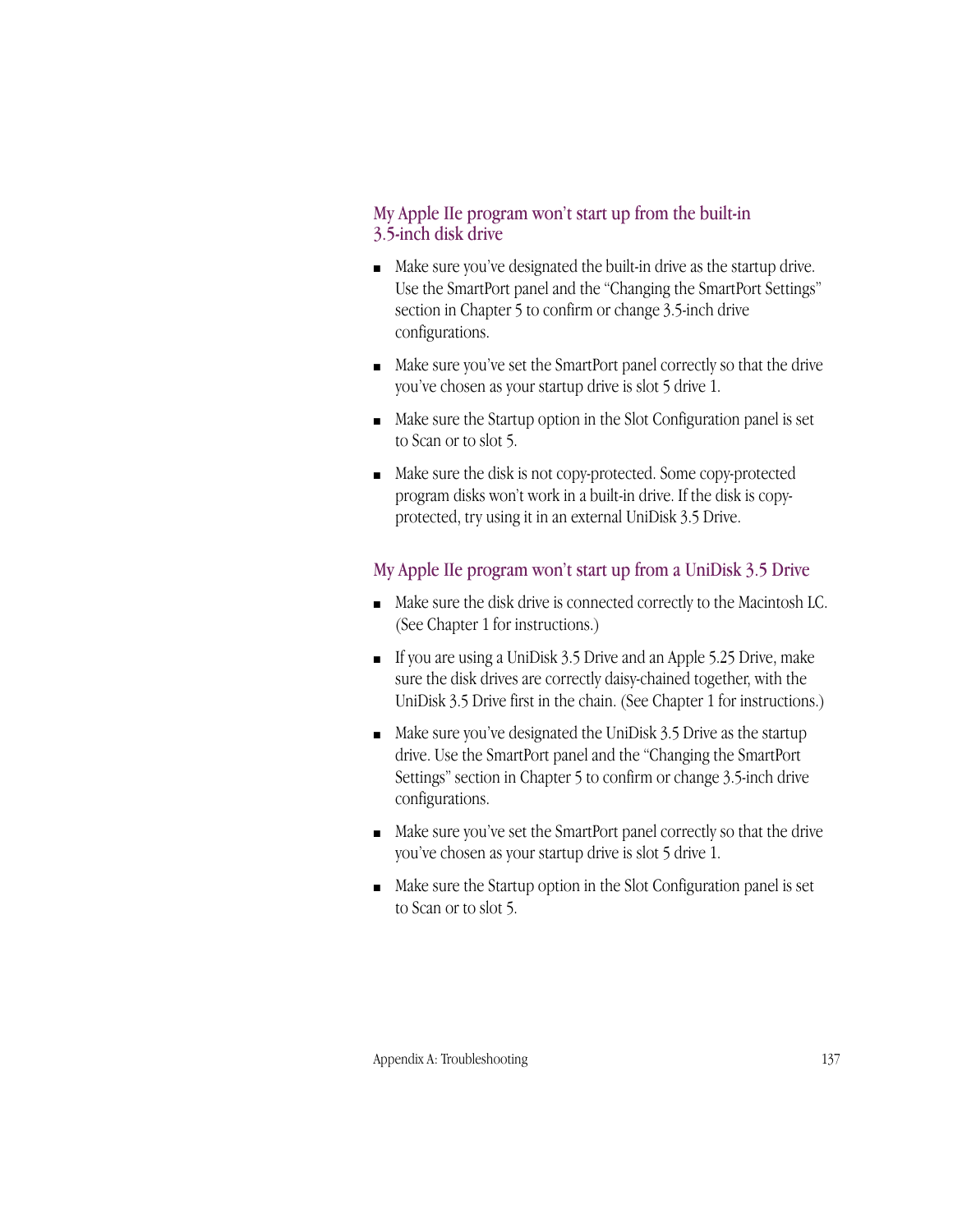## My Apple IIe program won't start up from the built-in 3.5-inch disk drive

- Make sure you've designated the built-in drive as the startup drive. Use the SmartPort panel and the "Changing the SmartPort Settings" section in Chapter 5 to confirm or change 3.5-inch drive configurations.
- Make sure you've set the SmartPort panel correctly so that the drive you've chosen as your startup drive is slot 5 drive 1.
- Make sure the Startup option in the Slot Configuration panel is set to Scan or to slot 5.
- Make sure the disk is not copy-protected. Some copy-protected program disks won't work in a built-in drive. If the disk is copy-protected, try using it in an external UniDisk 3.5 Drive.

## My Apple IIe program won't start up from a UniDisk 3.5 Drive

- Make sure the disk drive is connected correctly to the Macintosh LC. (See Chapter 1 for instructions.)
- If you are using a UniDisk 3.5 Drive and an Apple 5.25 Drive, make sure the disk drives are correctly daisy-chained together, with the UniDisk 3.5 Drive first in the chain. (See Chapter 1 for instructions.)
- Make sure you've designated the UniDisk 3.5 Drive as the startup drive. Use the SmartPort panel and the "Changing the SmartPort Settings" section in Chapter 5 to confirm or change 3.5-inch drive configurations.
- Make sure you've set the SmartPort panel correctly so that the drive you've chosen as your startup drive is slot 5 drive 1.
- Make sure the Startup option in the Slot Configuration panel is set to Scan or to slot 5.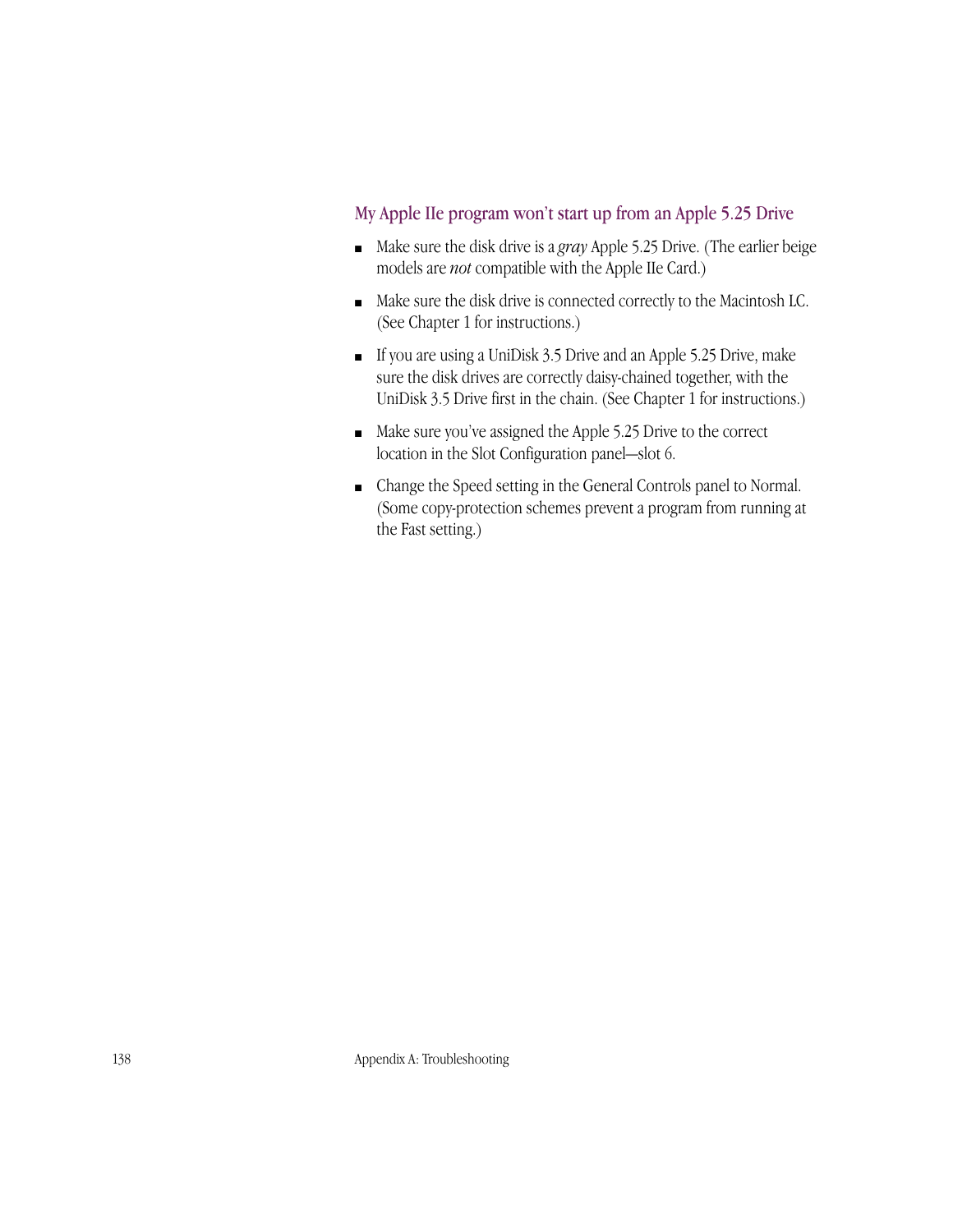## My Apple IIe program won't start up from an Apple 5.25 Drive

- Make sure the disk drive is a *gray* Apple 5.25 Drive. (The earlier beige models are *not* compatible with the Apple IIe Card.)
- Make sure the disk drive is connected correctly to the Macintosh LC. (See Chapter 1 for instructions.)
- If you are using a UniDisk 3.5 Drive and an Apple 5.25 Drive, make sure the disk drives are correctly daisy-chained together, with the UniDisk 3.5 Drive first in the chain. (See Chapter 1 for instructions.)
- Make sure you've assigned the Apple 5.25 Drive to the correct location in the Slot Configuration panel—slot 6.
- Change the Speed setting in the General Controls panel to Normal. (Some copy-protection schemes prevent a program from running at the Fast setting.)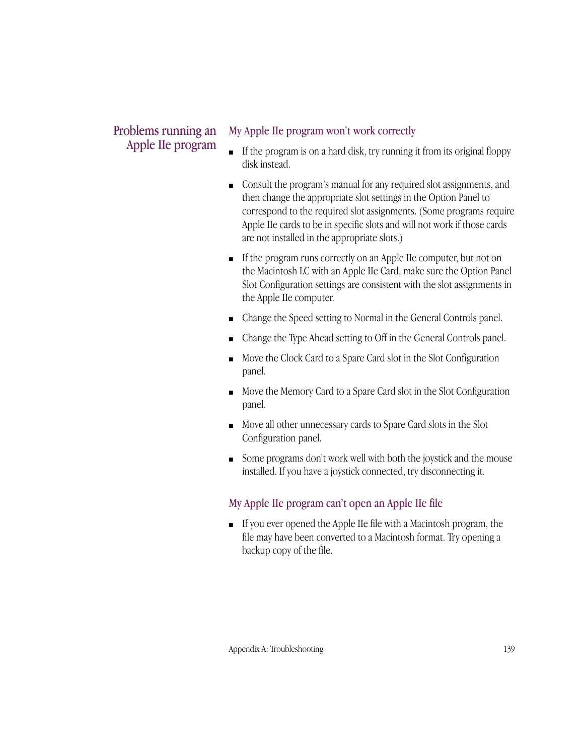## Problems running an Apple IIe program

### My Apple IIe program won't work correctly

- If the program is on a hard disk, try running it from its original floppy disk instead.
- Consult the program's manual for any required slot assignments, and then change the appropriate slot settings in the Option Panel to correspond to the required slot assignments. (Some programs require Apple IIe cards to be in specific slots and will not work if those cards are not installed in the appropriate slots.)
- If the program runs correctly on an Apple IIe computer, but not on the Macintosh LC with an Apple IIe Card, make sure the Option Panel Slot Configuration settings are consistent with the slot assignments in the Apple IIe computer.
- Change the Speed setting to Normal in the General Controls panel.
- Change the Type Ahead setting to Off in the General Controls panel.
- Move the Clock Card to a Spare Card slot in the Slot Configuration panel.
- Move the Memory Card to a Spare Card slot in the Slot Configuration panel.
- Move all other unnecessary cards to Spare Card slots in the Slot Configuration panel.
- Some programs don't work well with both the joystick and the mouse installed. If you have a joystick connected, try disconnecting it.

### My Apple IIe program can't open an Apple IIe file

- If you ever opened the Apple IIe file with a Macintosh program, the file may have been converted to a Macintosh format. Try opening a backup copy of the file.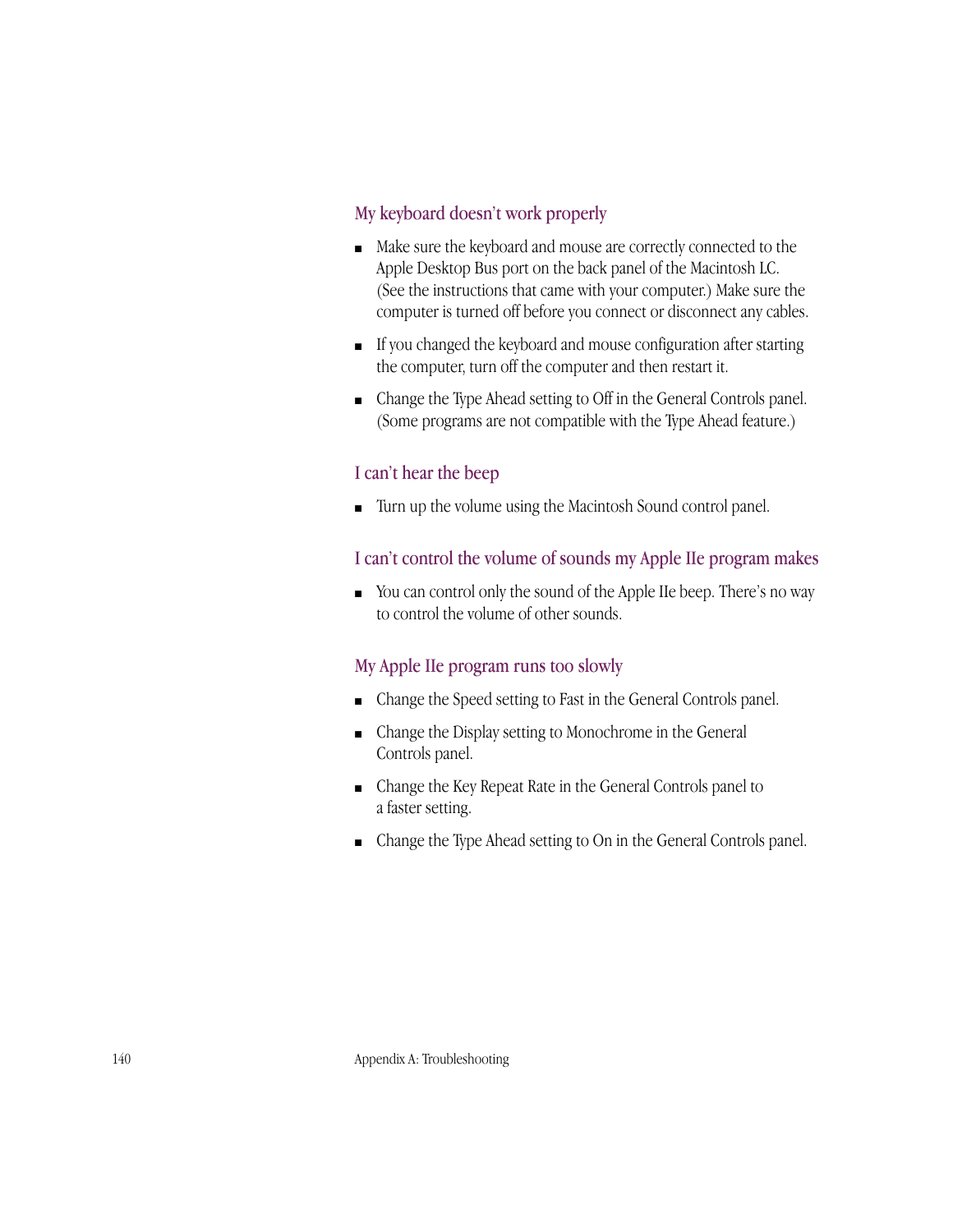### My keyboard doesn't work properly

- Make sure the keyboard and mouse are correctly connected to the Apple Desktop Bus port on the back panel of the Macintosh LC. (See the instructions that came with your computer.) Make sure the computer is turned off before you connect or disconnect any cables.
- If you changed the keyboard and mouse configuration after starting the computer, turn off the computer and then restart it.
- Change the Type Ahead setting to Off in the General Controls panel. (Some programs are not compatible with the Type Ahead feature.)

### I can't hear the beep

- Turn up the volume using the Macintosh Sound control panel.

### I can't control the volume of sounds my Apple IIe program makes

- You can control only the sound of the Apple IIe beep. There's no way to control the volume of other sounds.

### My Apple IIe program runs too slowly

- Change the Speed setting to Fast in the General Controls panel.
- Change the Display setting to Monochrome in the General Controls panel.
- Change the Key Repeat Rate in the General Controls panel to a faster setting.
- Change the Type Ahead setting to On in the General Controls panel.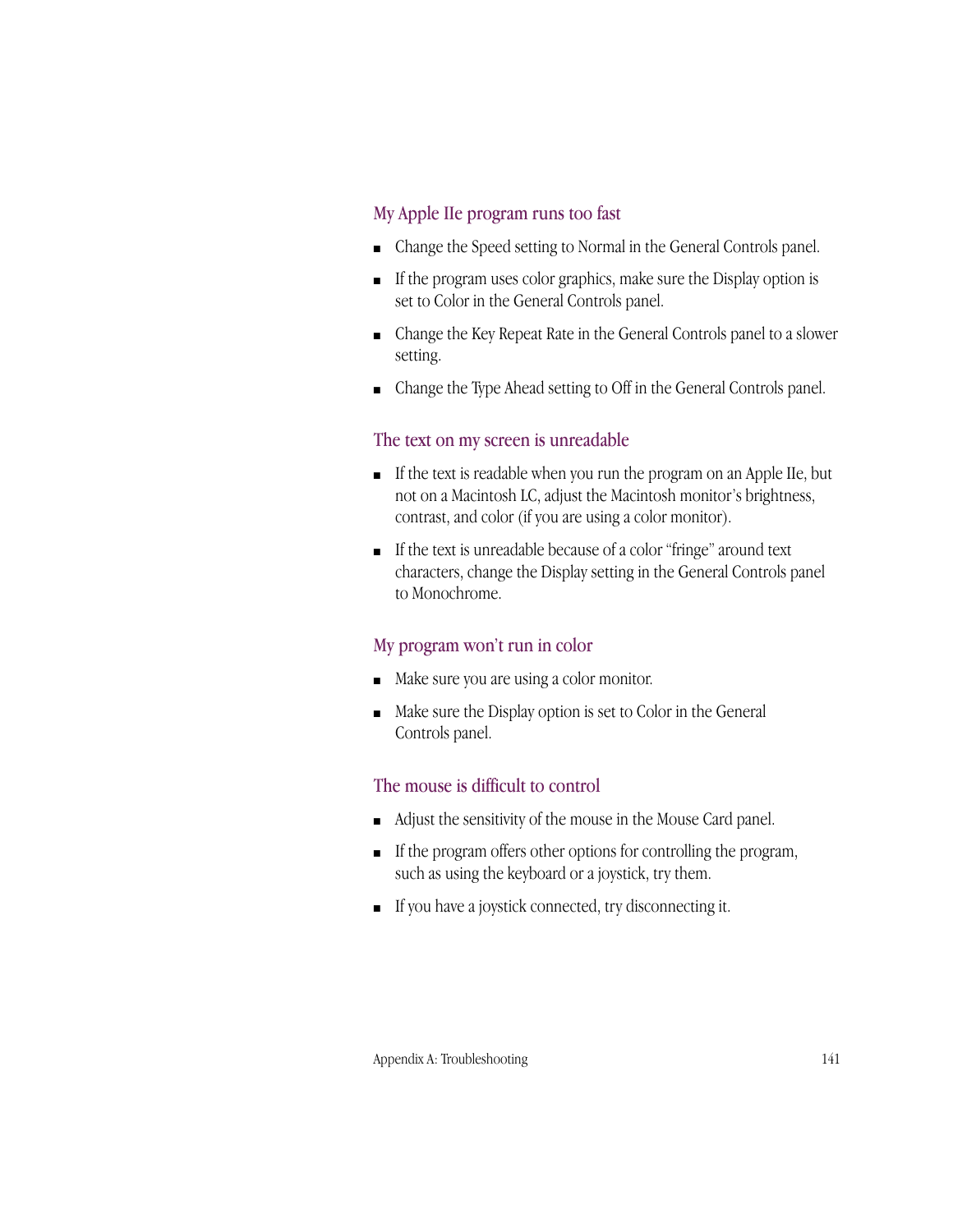### My Apple IIe program runs too fast

- Change the Speed setting to Normal in the General Controls panel.
- If the program uses color graphics, make sure the Display option is set to Color in the General Controls panel.
- Change the Key Repeat Rate in the General Controls panel to a slower setting.
- Change the Type Ahead setting to Off in the General Controls panel.

### The text on my screen is unreadable

- If the text is readable when you run the program on an Apple IIe, but not on a Macintosh LC, adjust the Macintosh monitor's brightness, contrast, and color (if you are using a color monitor).
- If the text is unreadable because of a color "fringe" around text characters, change the Display setting in the General Controls panel to Monochrome.

### My program won't run in color

- Make sure you are using a color monitor.
- Make sure the Display option is set to Color in the General Controls panel.

### The mouse is difficult to control

- Adjust the sensitivity of the mouse in the Mouse Card panel.
- If the program offers other options for controlling the program, such as using the keyboard or a joystick, try them.
- If you have a joystick connected, try disconnecting it.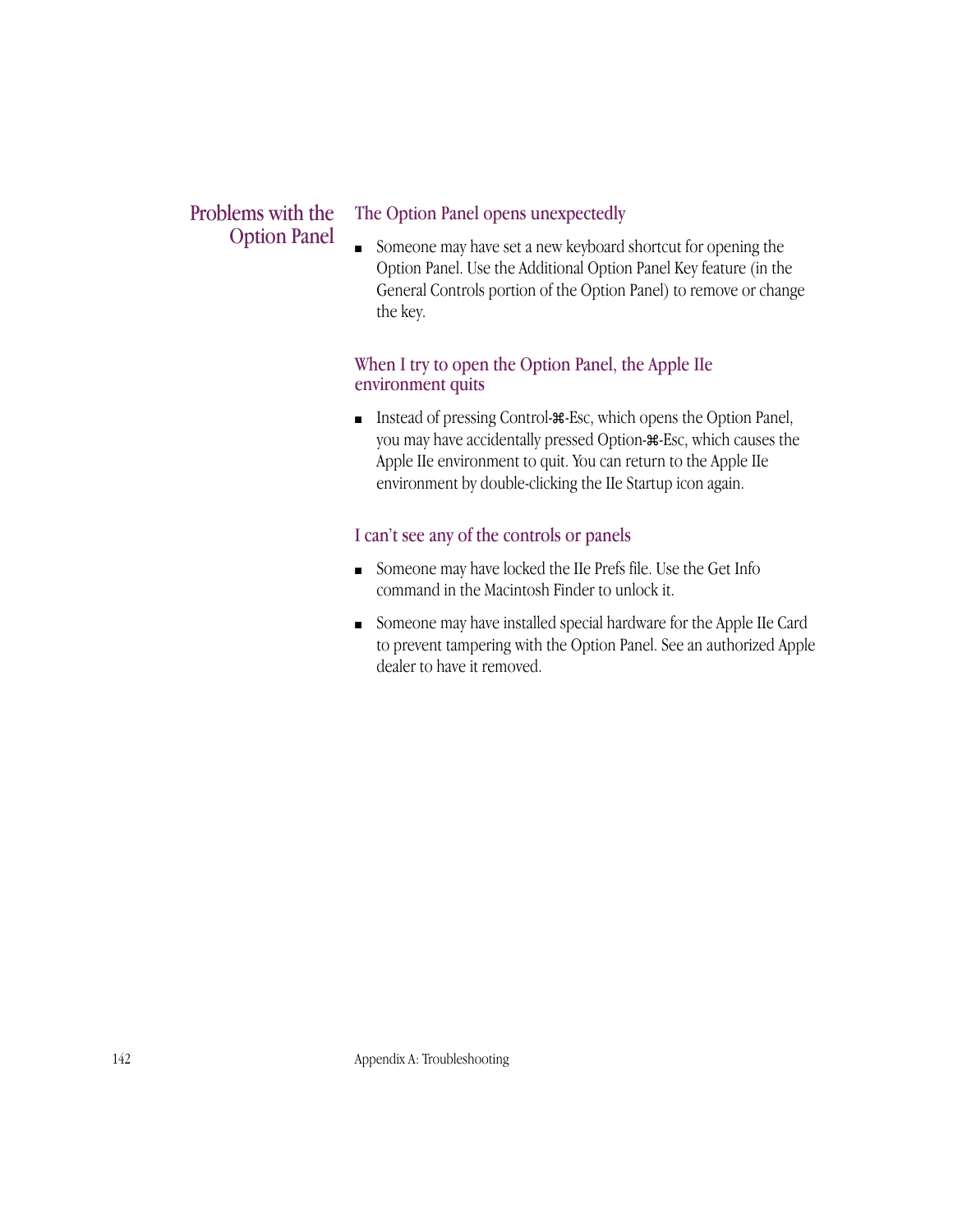## Problems with the Option Panel

### The Option Panel opens unexpectedly

- Someone may have set a new keyboard shortcut for opening the Option Panel. Use the Additional Option Panel Key feature (in the General Controls portion of the Option Panel) to remove or change the key.

### When I try to open the Option Panel, the Apple IIe environment quits

- Instead of pressing Control-⌘-Esc, which opens the Option Panel, you may have accidentally pressed Option-⌘-Esc, which causes the Apple IIe environment to quit. You can return to the Apple IIe environment by double-clicking the IIe Startup icon again.

### I can't see any of the controls or panels

- Someone may have locked the IIe Prefs file. Use the Get Info command in the Macintosh Finder to unlock it.
- Someone may have installed special hardware for the Apple IIe Card to prevent tampering with the Option Panel. See an authorized Apple dealer to have it removed.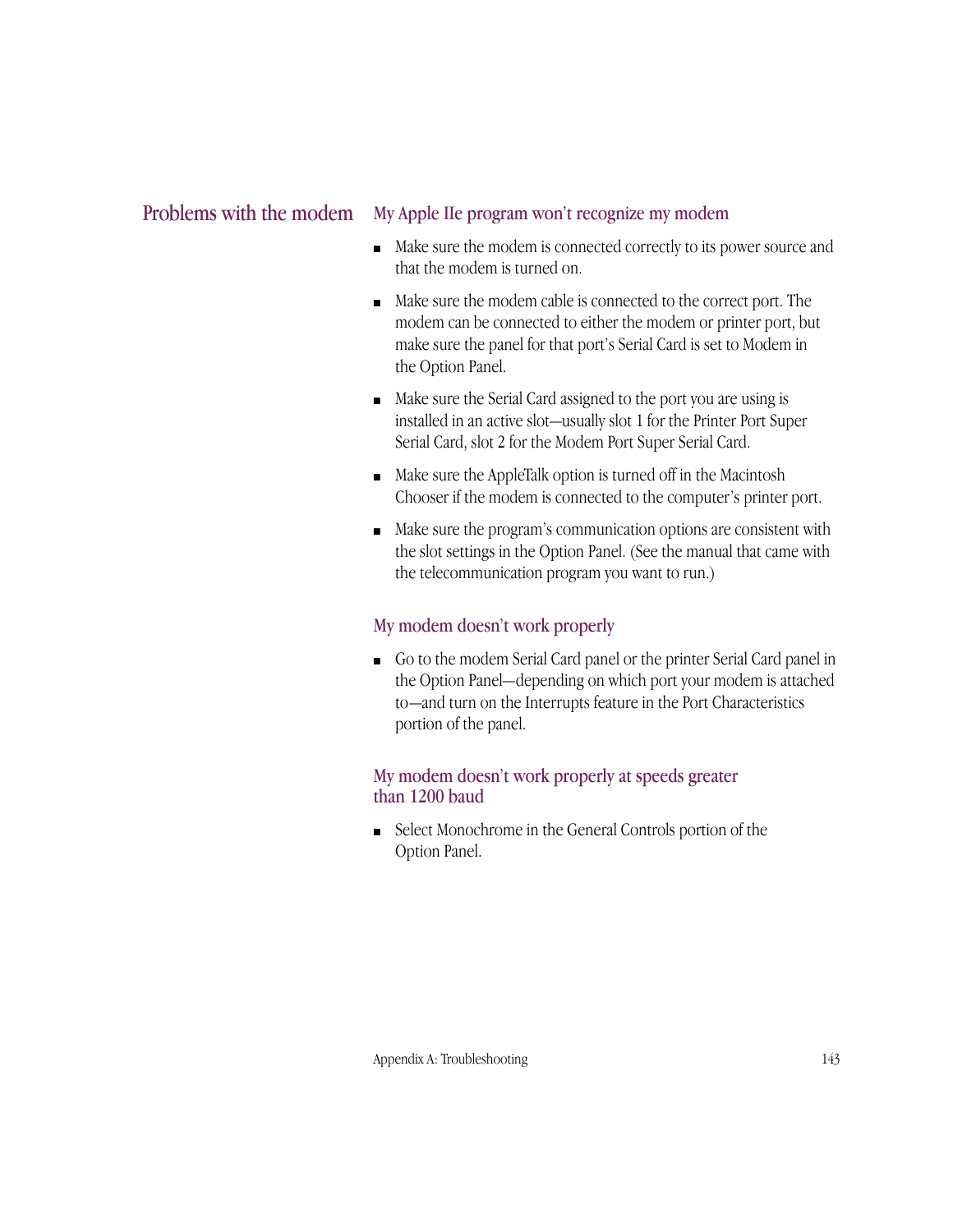## Problems with the modem

### My Apple IIe program won't recognize my modem

- Make sure the modem is connected correctly to its power source and that the modem is turned on.
- Make sure the modem cable is connected to the correct port. The modem can be connected to either the modem or printer port, but make sure the panel for that port's Serial Card is set to Modem in the Option Panel.
- Make sure the Serial Card assigned to the port you are using is installed in an active slot—usually slot 1 for the Printer Port Super Serial Card, slot 2 for the Modem Port Super Serial Card.
- Make sure the AppleTalk option is turned off in the Macintosh Chooser if the modem is connected to the computer's printer port.
- Make sure the program's communication options are consistent with the slot settings in the Option Panel. (See the manual that came with the telecommunication program you want to run.)

### My modem doesn't work properly

- Go to the modem Serial Card panel or the printer Serial Card panel in the Option Panel—depending on which port your modem is attached to—and turn on the Interrupts feature in the Port Characteristics portion of the panel.

### My modem doesn't work properly at speeds greater than 1200 baud

- Select Monochrome in the General Controls portion of the Option Panel.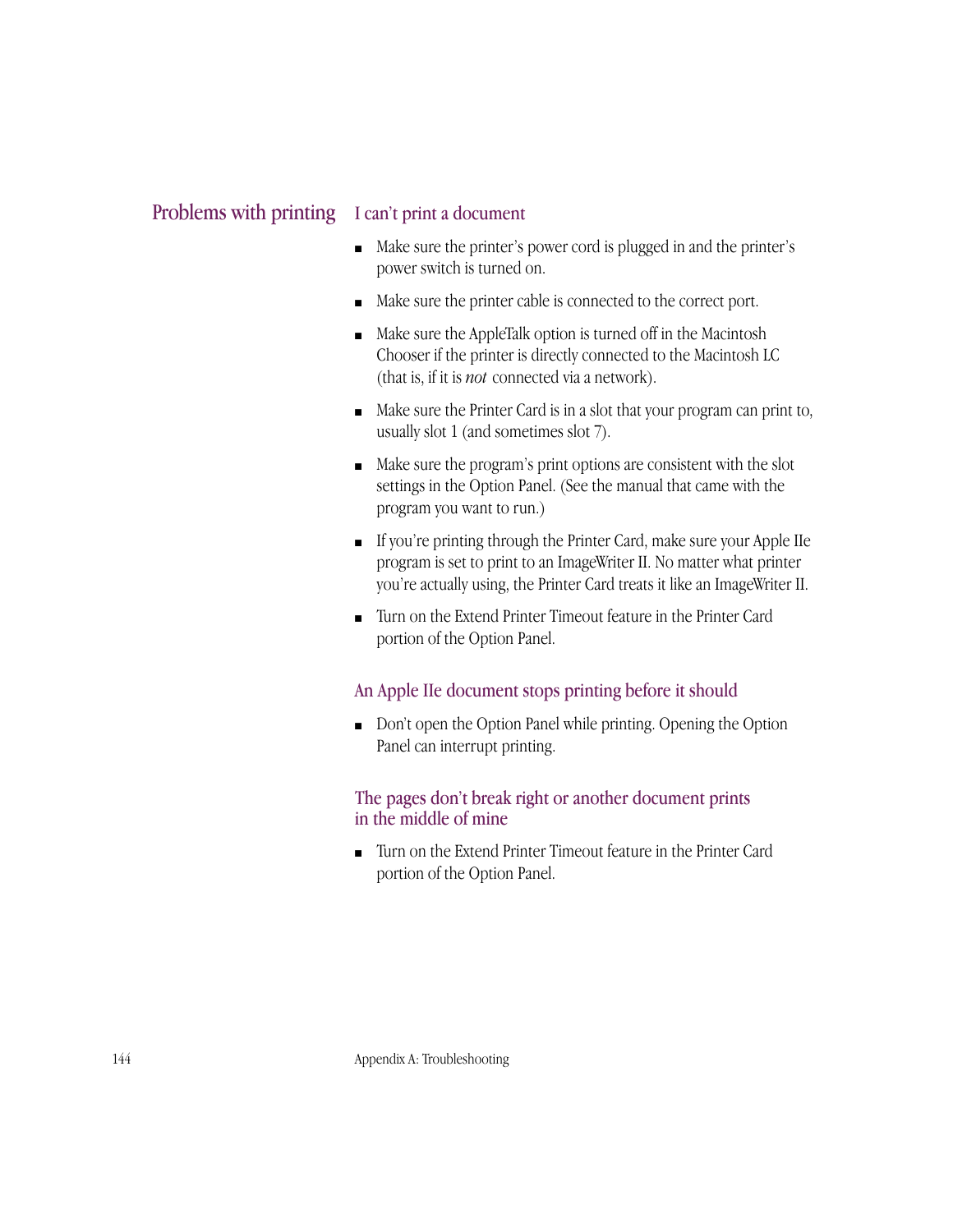## Problems with printing

### I can't print a document

- Make sure the printer's power cord is plugged in and the printer's power switch is turned on.
- Make sure the printer cable is connected to the correct port.
- Make sure the AppleTalk option is turned off in the Macintosh Chooser if the printer is directly connected to the Macintosh LC (that is, if it is *not* connected via a network).
- Make sure the Printer Card is in a slot that your program can print to, usually slot 1 (and sometimes slot 7).
- Make sure the program's print options are consistent with the slot settings in the Option Panel. (See the manual that came with the program you want to run.)
- If you're printing through the Printer Card, make sure your Apple IIe program is set to print to an ImageWriter II. No matter what printer you're actually using, the Printer Card treats it like an ImageWriter II.
- Turn on the Extend Printer Timeout feature in the Printer Card portion of the Option Panel.

### An Apple IIe document stops printing before it should

- Don't open the Option Panel while printing. Opening the Option Panel can interrupt printing.

### The pages don't break right or another document prints in the middle of mine

- Turn on the Extend Printer Timeout feature in the Printer Card portion of the Option Panel.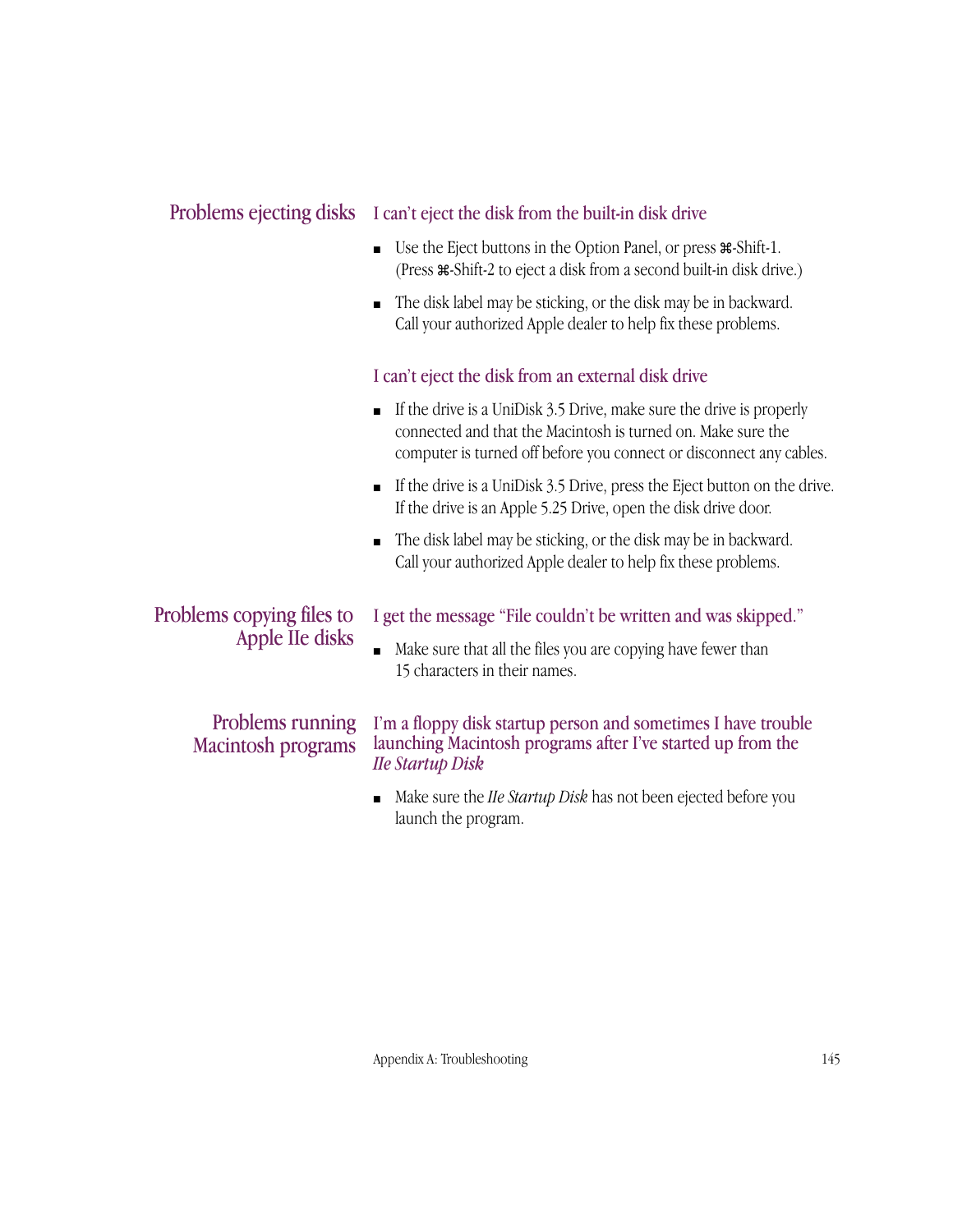## Problems ejecting disks

### I can't eject the disk from the built-in disk drive

- Use the Eject buttons in the Option Panel, or press ⌘-Shift-1. (Press ⌘-Shift-2 to eject a disk from a second built-in disk drive.)
- The disk label may be sticking, or the disk may be in backward. Call your authorized Apple dealer to help fix these problems.

### I can't eject the disk from an external disk drive

- If the drive is a UniDisk 3.5 Drive, make sure the drive is properly connected and that the Macintosh is turned on. Make sure the computer is turned off before you connect or disconnect any cables.
- If the drive is a UniDisk 3.5 Drive, press the Eject button on the drive. If the drive is an Apple 5.25 Drive, open the disk drive door.
- The disk label may be sticking, or the disk may be in backward. Call your authorized Apple dealer to help fix these problems.

## Problems copying files to Apple IIe disks

### I get the message "File couldn't be written and was skipped."

- Make sure that all the files you are copying have fewer than 15 characters in their names.

## Problems running Macintosh programs

### I'm a floppy disk startup person and sometimes I have trouble launching Macintosh programs after I've started up from the *IIe Startup Disk*

- Make sure the *IIe Startup Disk* has not been ejected before you launch the program.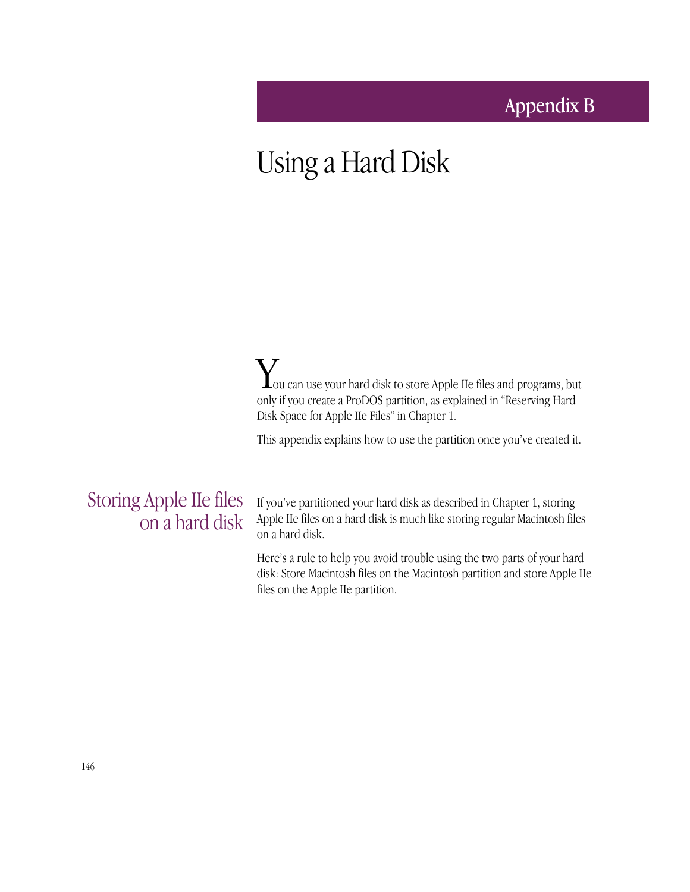# Appendix B

# Using a Hard Disk

You can use your hard disk to store Apple IIe files and programs, but only if you create a ProDOS partition, as explained in "Reserving Hard Disk Space for Apple IIe Files" in Chapter 1.

This appendix explains how to use the partition once you've created it.

## Storing Apple IIe files on a hard disk

If you've partitioned your hard disk as described in Chapter 1, storing Apple IIe files on a hard disk is much like storing regular Macintosh files on a hard disk.

Here's a rule to help you avoid trouble using the two parts of your hard disk: Store Macintosh files on the Macintosh partition and store Apple IIe files on the Apple IIe partition.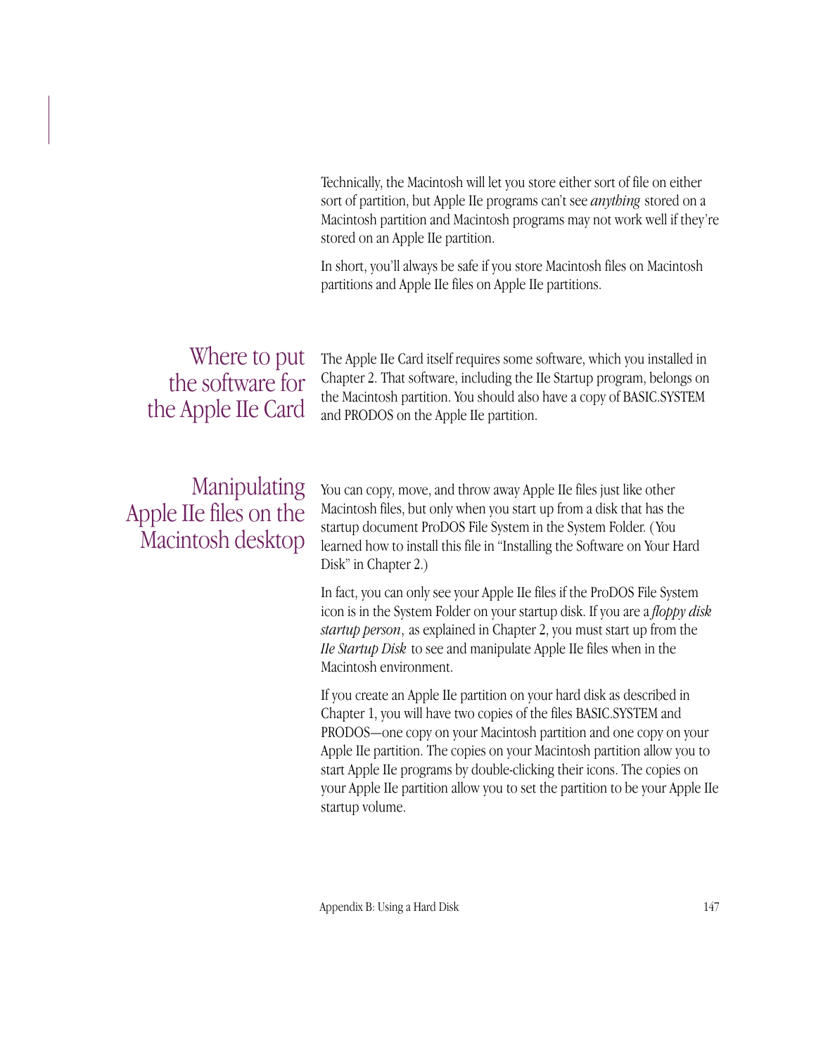Technically, the Macintosh will let you store either sort of file on either sort of partition, but Apple IIe programs can't see *anything* stored on a Macintosh partition and Macintosh programs may not work well if they're stored on an Apple IIe partition.

In short, you'll always be safe if you store Macintosh files on Macintosh partitions and Apple IIe files on Apple IIe partitions.

## Where to put the software for the Apple IIe Card

The Apple IIe Card itself requires some software, which you installed in Chapter 2. That software, including the IIe Startup program, belongs on the Macintosh partition. You should also have a copy of BASIC.SYSTEM and PRODOS on the Apple IIe partition.

## Manipulating Apple IIe files on the Macintosh desktop

You can copy, move, and throw away Apple IIe files just like other Macintosh files, but only when you start up from a disk that has the startup document ProDOS File System in the System Folder. (You learned how to install this file in "Installing the Software on Your Hard Disk" in Chapter 2.)

In fact, you can only see your Apple IIe files if the ProDOS File System icon is in the System Folder on your startup disk. If you are a *floppy disk startup person*, as explained in Chapter 2, you must start up from the *IIe Startup Disk* to see and manipulate Apple IIe files when in the Macintosh environment.

If you create an Apple IIe partition on your hard disk as described in Chapter 1, you will have two copies of the files BASIC.SYSTEM and PRODOS—one copy on your Macintosh partition and one copy on your Apple IIe partition. The copies on your Macintosh partition allow you to start Apple IIe programs by double-clicking their icons. The copies on your Apple IIe partition allow you to set the partition to be your Apple IIe startup volume.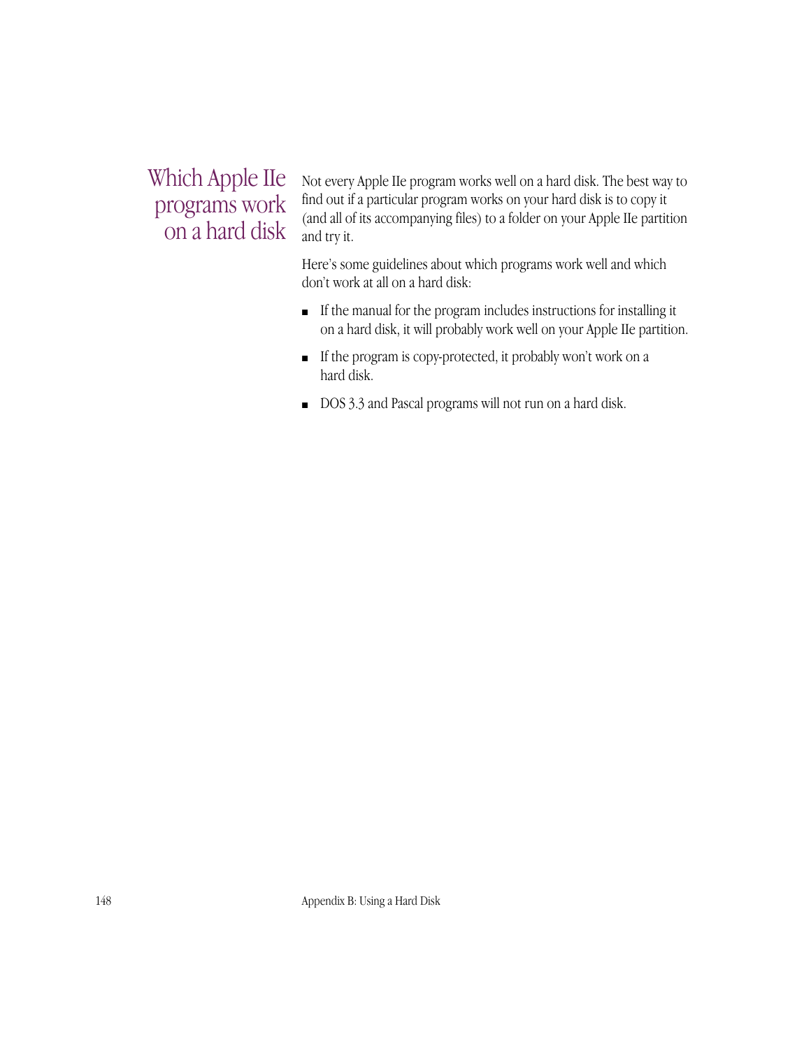## Which Apple IIe programs work on a hard disk

Not every Apple IIe program works well on a hard disk. The best way to find out if a particular program works on your hard disk is to copy it (and all of its accompanying files) to a folder on your Apple IIe partition and try it.

Here's some guidelines about which programs work well and which don't work at all on a hard disk:

- If the manual for the program includes instructions for installing it on a hard disk, it will probably work well on your Apple IIe partition.
- If the program is copy-protected, it probably won't work on a hard disk.
- DOS 3.3 and Pascal programs will not run on a hard disk.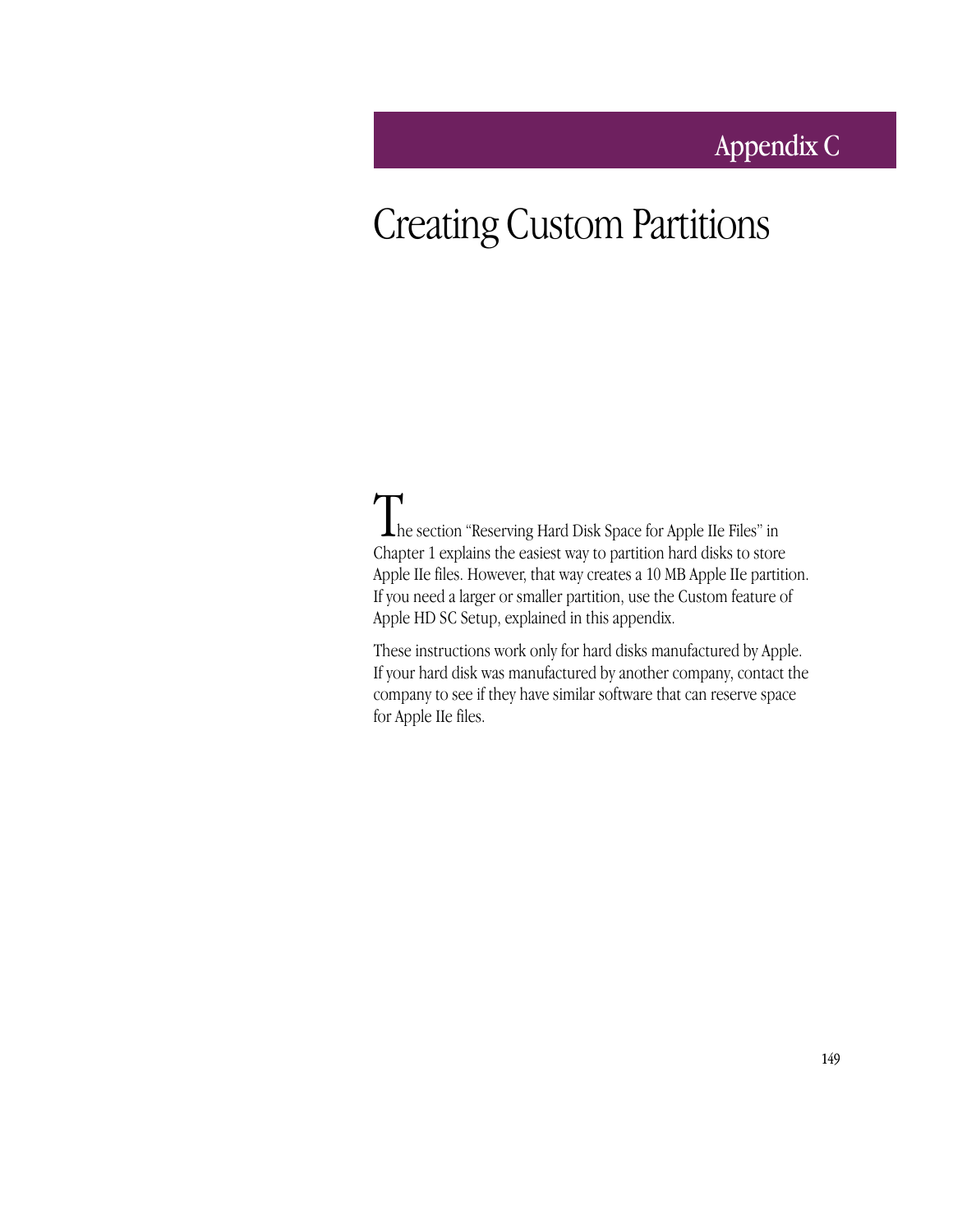# Appendix C

# Creating Custom Partitions

The section “Reserving Hard Disk Space for Apple IIe Files” in Chapter 1 explains the easiest way to partition hard disks to store Apple IIe files. However, that way creates a 10 MB Apple IIe partition. If you need a larger or smaller partition, use the Custom feature of Apple HD SC Setup, explained in this appendix.

These instructions work only for hard disks manufactured by Apple. If your hard disk was manufactured by another company, contact the company to see if they have similar software that can reserve space for Apple IIe files.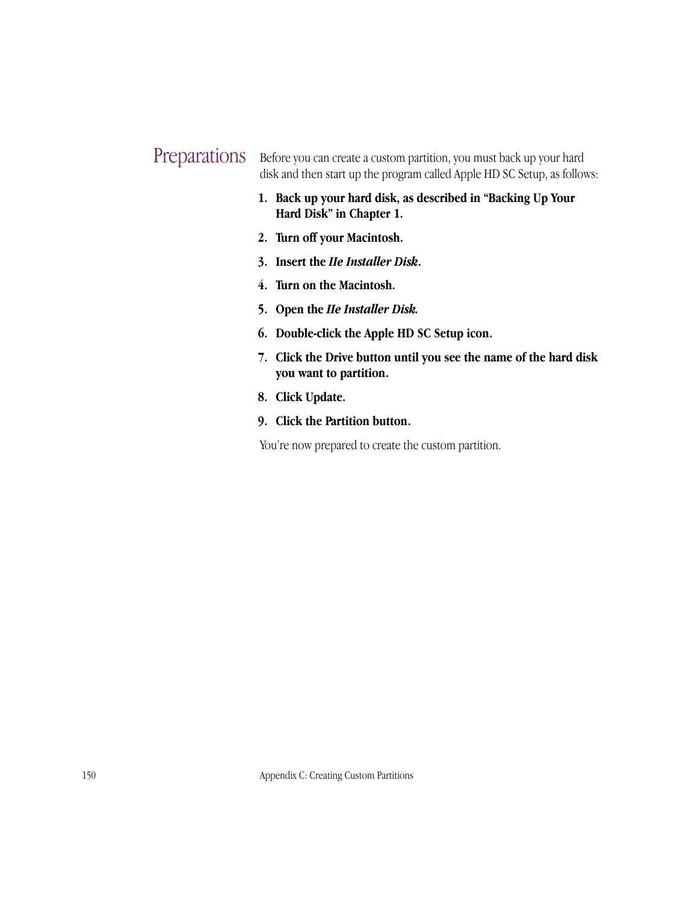## Preparations

Before you can create a custom partition, you must back up your hard disk and then start up the program called Apple HD SC Setup, as follows:

1. **Back up your hard disk, as described in "Backing Up Your Hard Disk" in Chapter 1.**
2. **Turn off your Macintosh.**
3. **Insert the *IIe Installer Disk*.**
4. **Turn on the Macintosh.**
5. **Open the *IIe Installer Disk.***
6. **Double-click the Apple HD SC Setup icon.**
7. **Click the Drive button until you see the name of the hard disk you want to partition.**
8. **Click Update.**
9. **Click the Partition button.**

You're now prepared to create the custom partition.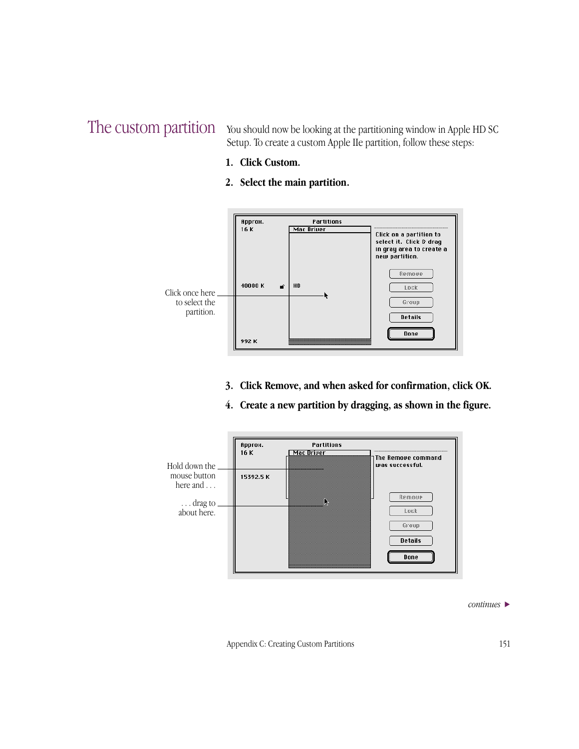## The custom partition

You should now be looking at the partitioning window in Apple HD SC Setup. To create a custom Apple IIe partition, follow these steps:

1. **Click Custom.**

2. **Select the main partition.**

Click once here to select the partition.

3. **Click Remove, and when asked for confirmation, click OK.**

4. **Create a new partition by dragging, as shown in the figure.**

Hold down the mouse button here and . . .

. . . drag to about here.

*continues* ▶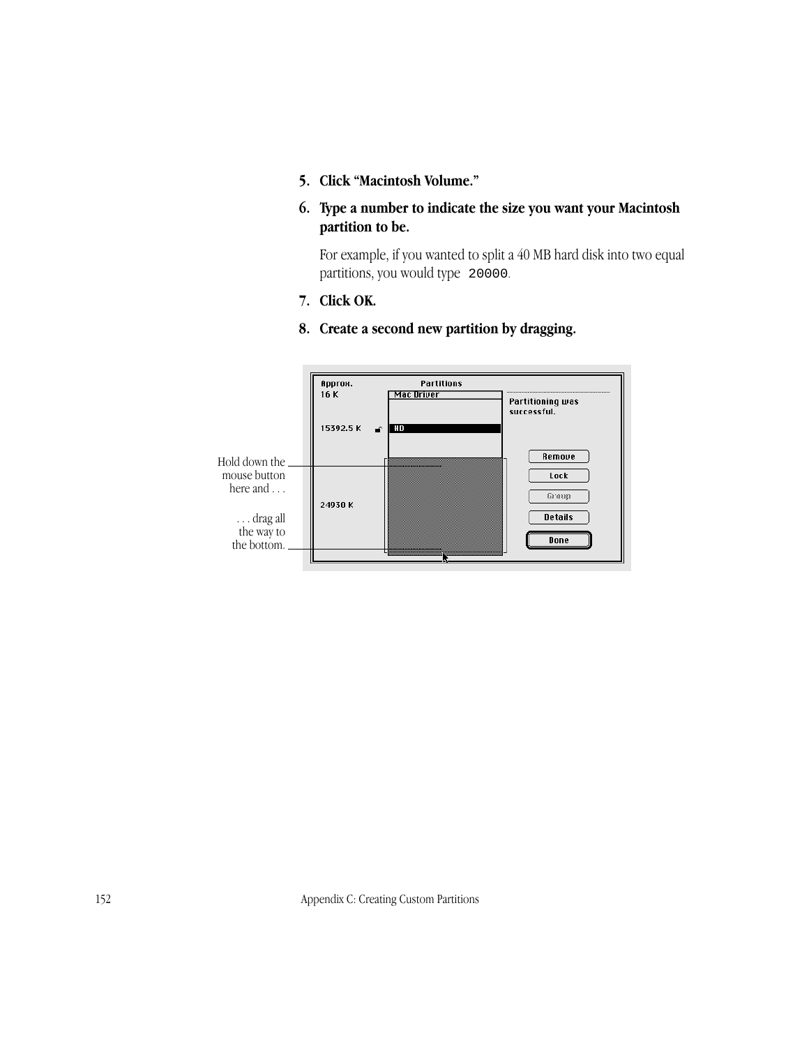5. **Click "Macintosh Volume."**

6. **Type a number to indicate the size you want your Macintosh partition to be.**

   For example, if you wanted to split a 40 MB hard disk into two equal partitions, you would type `20000`.

7. **Click OK.**

8. **Create a second new partition by dragging.**

Hold down the mouse button here and . . .

. . . drag all the way to the bottom.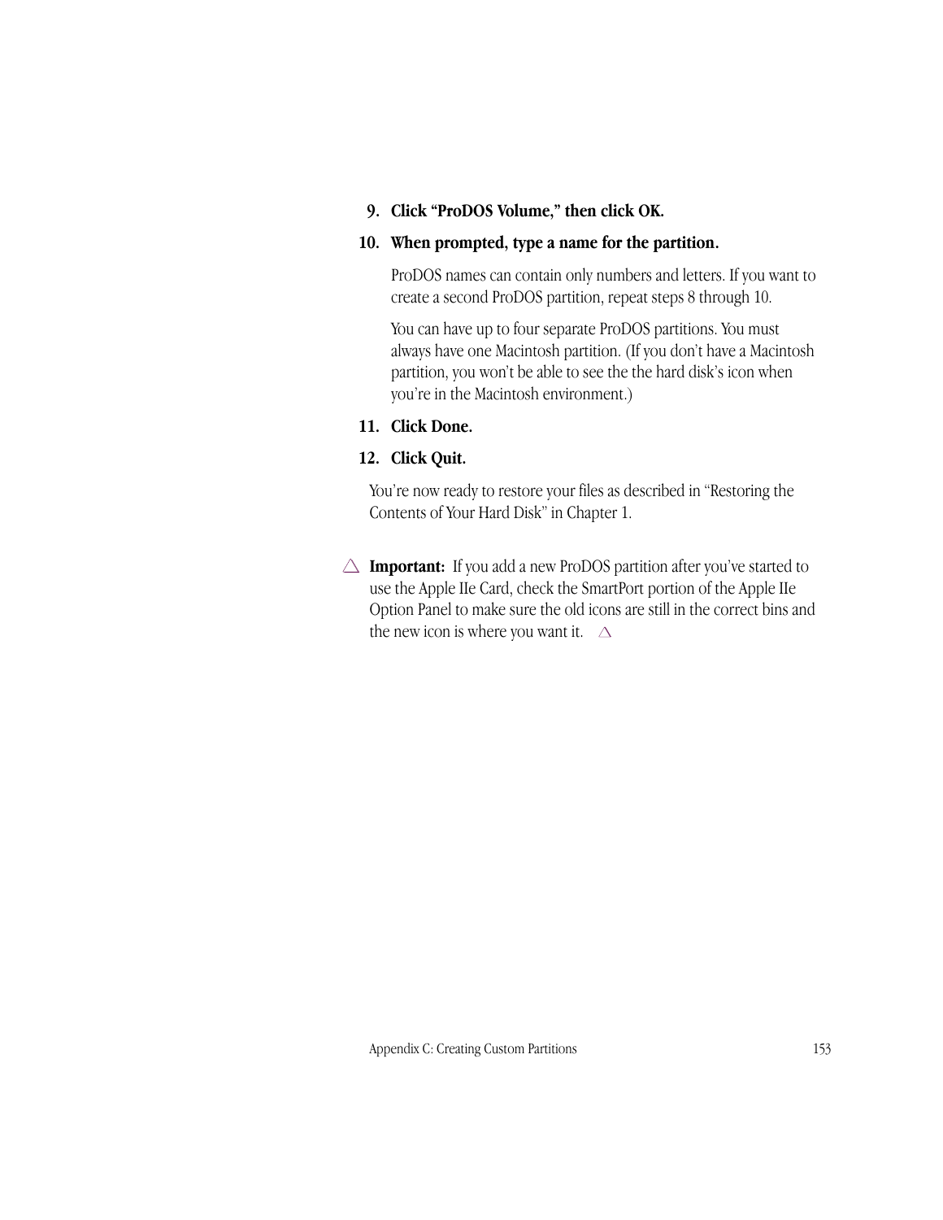9. **Click "ProDOS Volume," then click OK.**
10. **When prompted, type a name for the partition.**

    ProDOS names can contain only numbers and letters. If you want to create a second ProDOS partition, repeat steps 8 through 10.

    You can have up to four separate ProDOS partitions. You must always have one Macintosh partition. (If you don't have a Macintosh partition, you won't be able to see the the hard disk's icon when you're in the Macintosh environment.)

11. **Click Done.**
12. **Click Quit.**

You're now ready to restore your files as described in "Restoring the Contents of Your Hard Disk" in Chapter 1.

△ **Important:** If you add a new ProDOS partition after you've started to use the Apple IIe Card, check the SmartPort portion of the Apple IIe Option Panel to make sure the old icons are still in the correct bins and the new icon is where you want it. △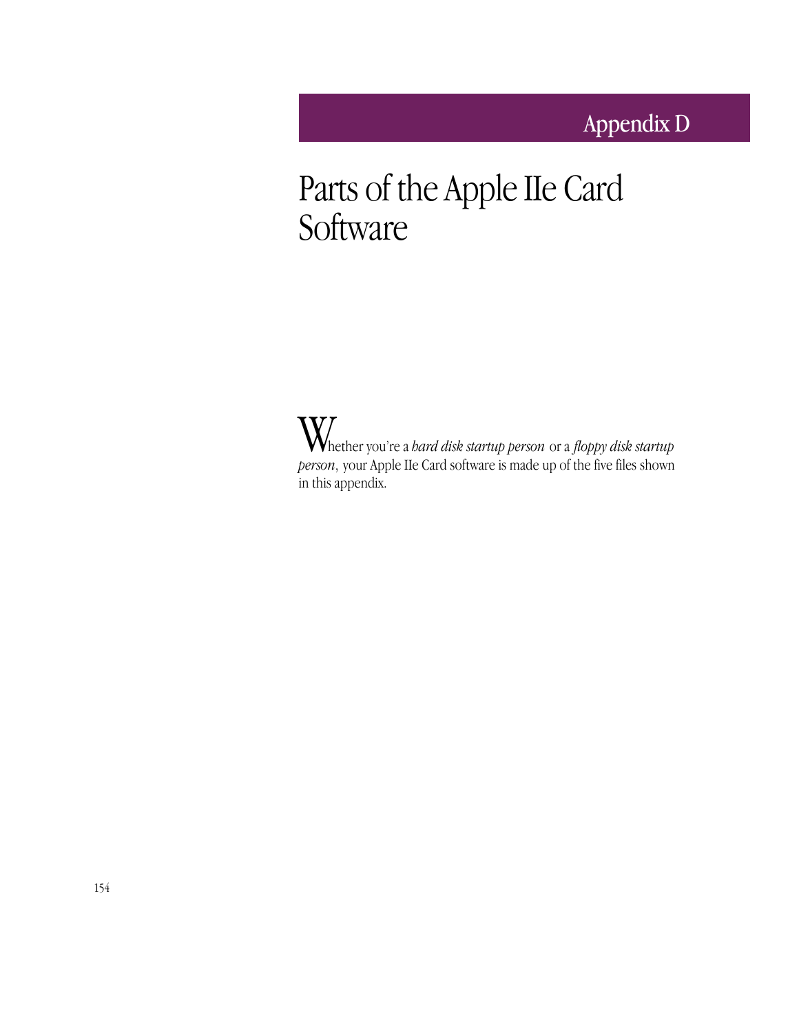Appendix D

# Parts of the Apple IIe Card Software

Whether you're a *hard disk startup person* or a *floppy disk startup person*, your Apple IIe Card software is made up of the five files shown in this appendix.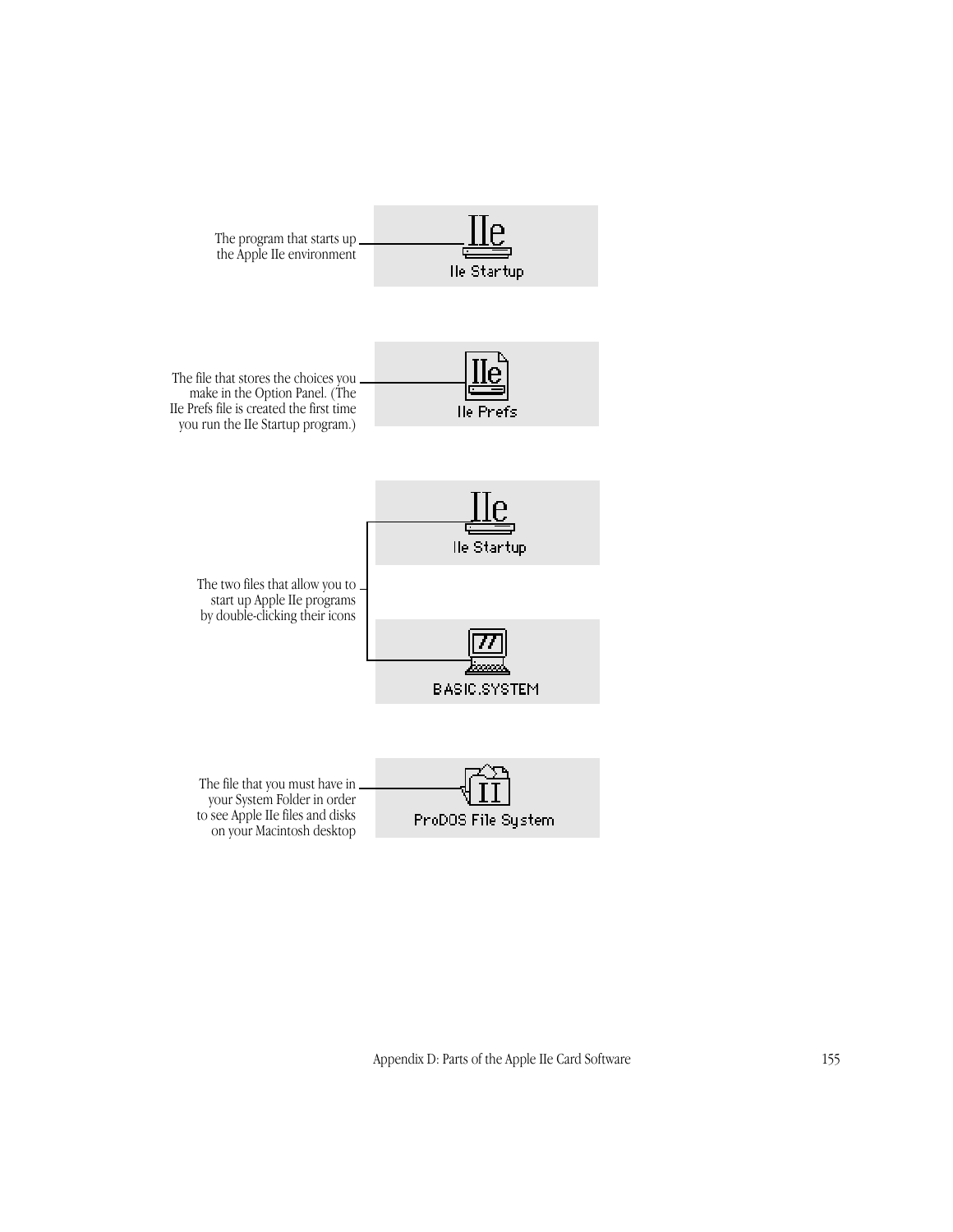The program that starts up the Apple IIe environment

IIe Startup

The file that stores the choices you make in the Option Panel. (The IIe Prefs file is created the first time you run the IIe Startup program.)

IIe Prefs

The two files that allow you to start up Apple IIe programs by double-clicking their icons

IIe Startup

BASIC.SYSTEM

The file that you must have in your System Folder in order to see Apple IIe files and disks on your Macintosh desktop

ProDOS File System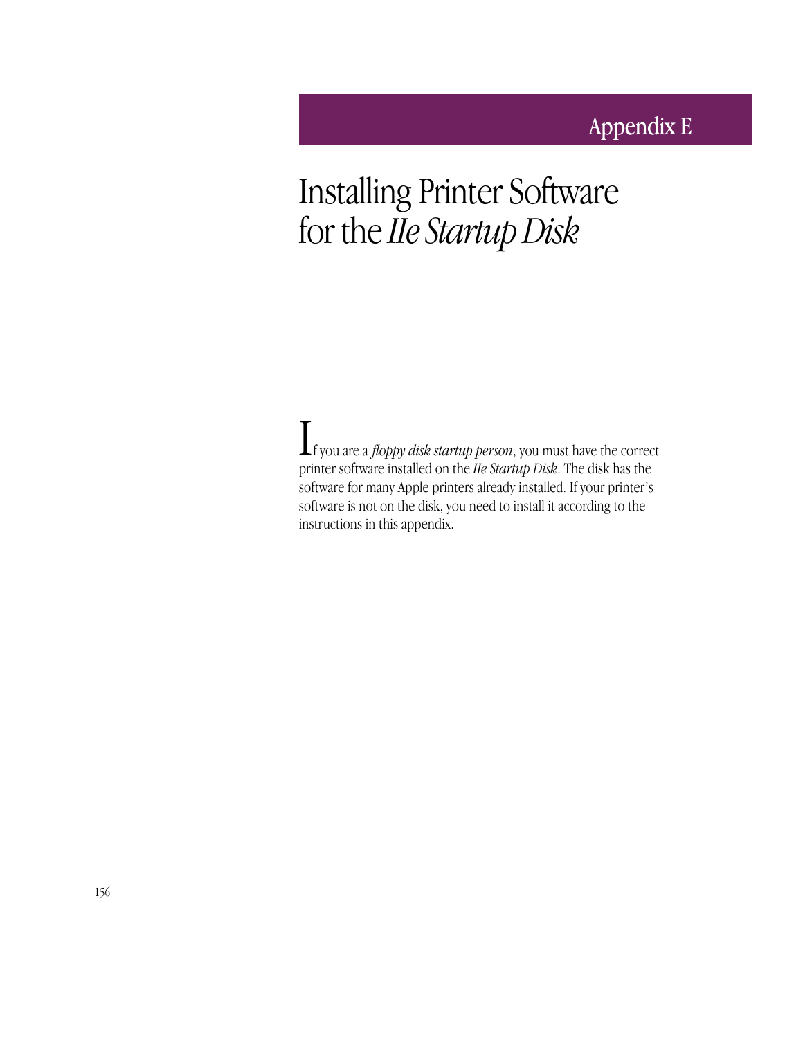# Appendix E

# Installing Printer Software for the *IIe Startup Disk*

If you are a *floppy disk startup person*, you must have the correct printer software installed on the *IIe Startup Disk*. The disk has the software for many Apple printers already installed. If your printer's software is not on the disk, you need to install it according to the instructions in this appendix.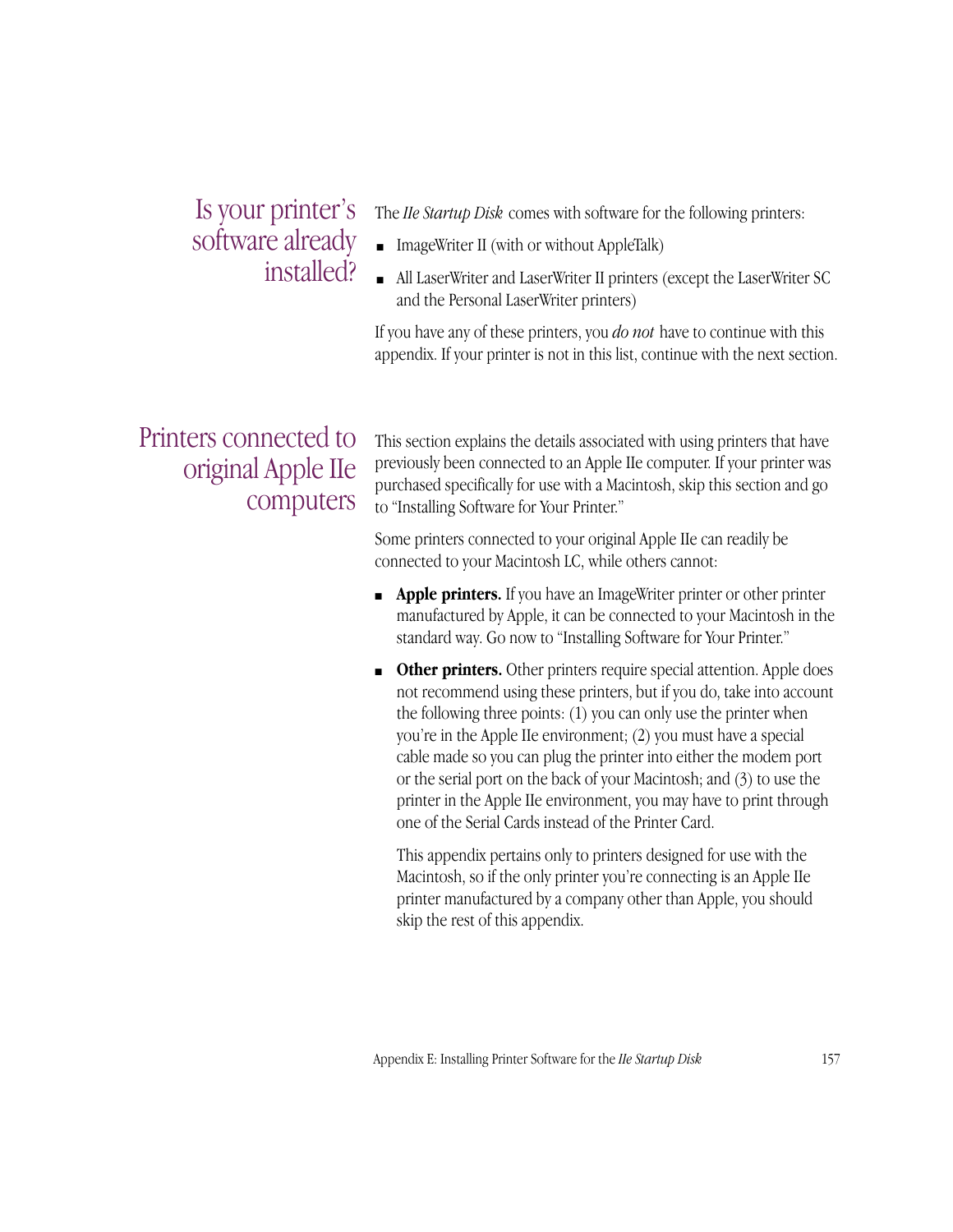## Is your printer's software already installed?

The *IIe Startup Disk* comes with software for the following printers:

- ImageWriter II (with or without AppleTalk)
- All LaserWriter and LaserWriter II printers (except the LaserWriter SC and the Personal LaserWriter printers)

If you have any of these printers, you *do not* have to continue with this appendix. If your printer is not in this list, continue with the next section.

## Printers connected to original Apple IIe computers

This section explains the details associated with using printers that have previously been connected to an Apple IIe computer. If your printer was purchased specifically for use with a Macintosh, skip this section and go to "Installing Software for Your Printer."

Some printers connected to your original Apple IIe can readily be connected to your Macintosh LC, while others cannot:

- **Apple printers.** If you have an ImageWriter printer or other printer manufactured by Apple, it can be connected to your Macintosh in the standard way. Go now to "Installing Software for Your Printer."
- **Other printers.** Other printers require special attention. Apple does not recommend using these printers, but if you do, take into account the following three points: (1) you can only use the printer when you're in the Apple IIe environment; (2) you must have a special cable made so you can plug the printer into either the modem port or the serial port on the back of your Macintosh; and (3) to use the printer in the Apple IIe environment, you may have to print through one of the Serial Cards instead of the Printer Card.

  This appendix pertains only to printers designed for use with the Macintosh, so if the only printer you're connecting is an Apple IIe printer manufactured by a company other than Apple, you should skip the rest of this appendix.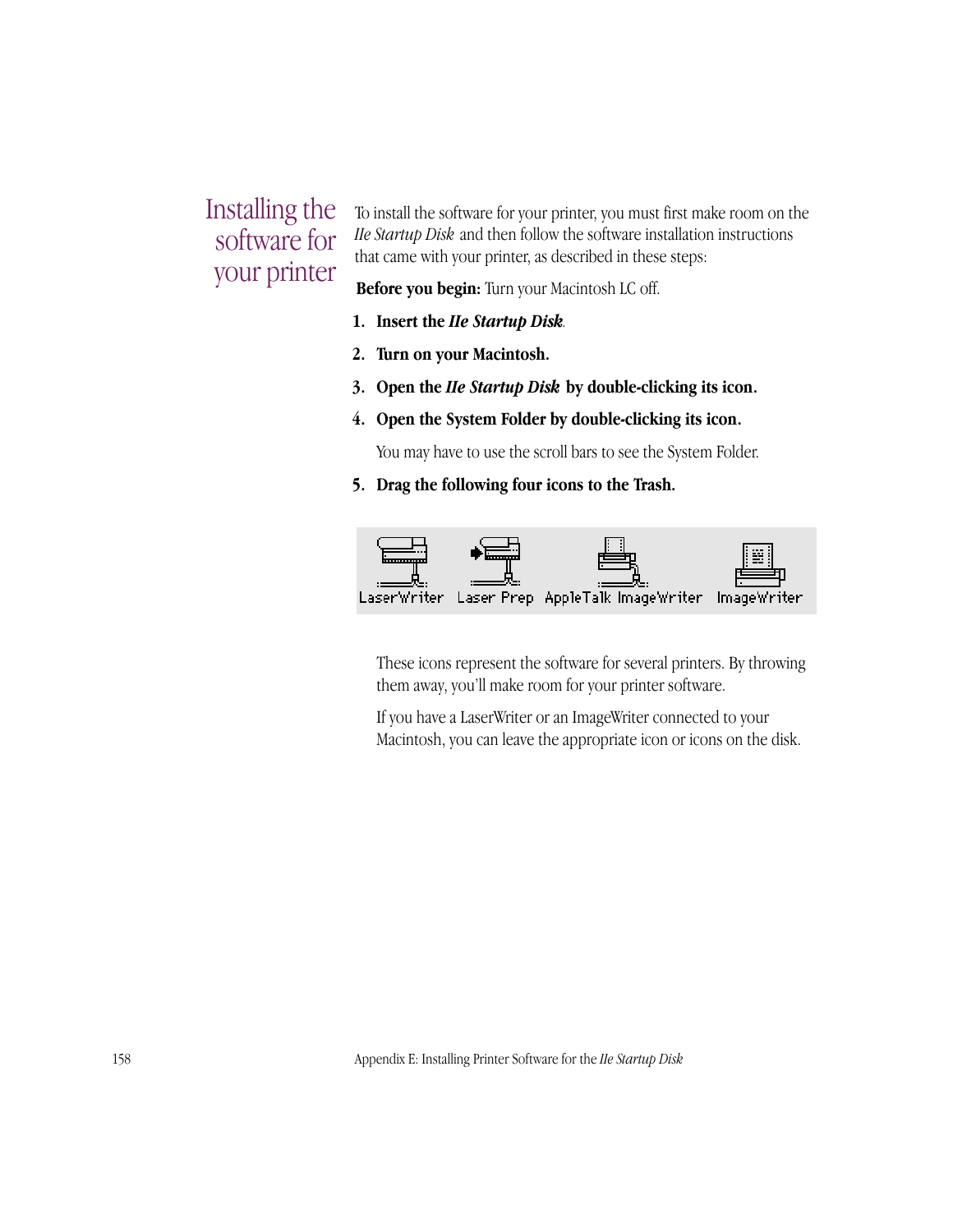## Installing the software for your printer

To install the software for your printer, you must first make room on the *IIe Startup Disk* and then follow the software installation instructions that came with your printer, as described in these steps:

**Before you begin:** Turn your Macintosh LC off.

1. **Insert the *IIe Startup Disk*.**
2. **Turn on your Macintosh.**
3. **Open the *IIe Startup Disk* by double-clicking its icon.**
4. **Open the System Folder by double-clicking its icon.**

   You may have to use the scroll bars to see the System Folder.

5. **Drag the following four icons to the Trash.**

   LaserWriter   Laser Prep   AppleTalk ImageWriter   ImageWriter

   These icons represent the software for several printers. By throwing them away, you'll make room for your printer software.

   If you have a LaserWriter or an ImageWriter connected to your Macintosh, you can leave the appropriate icon or icons on the disk.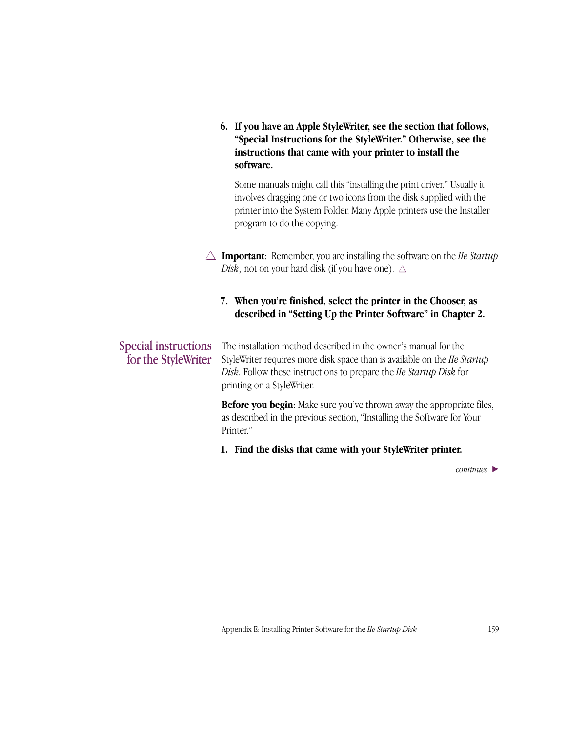6. **If you have an Apple StyleWriter, see the section that follows, "Special Instructions for the StyleWriter." Otherwise, see the instructions that came with your printer to install the software.**

   Some manuals might call this "installing the print driver." Usually it involves dragging one or two icons from the disk supplied with the printer into the System Folder. Many Apple printers use the Installer program to do the copying.

△ **Important**: Remember, you are installing the software on the *IIe Startup Disk*, not on your hard disk (if you have one). △

7. **When you're finished, select the printer in the Chooser, as described in "Setting Up the Printer Software" in Chapter 2.**

## Special instructions for the StyleWriter

The installation method described in the owner's manual for the StyleWriter requires more disk space than is available on the *IIe Startup Disk.* Follow these instructions to prepare the *IIe Startup Disk* for printing on a StyleWriter.

**Before you begin:** Make sure you've thrown away the appropriate files, as described in the previous section, "Installing the Software for Your Printer."

1. **Find the disks that came with your StyleWriter printer.**

*continues* ▶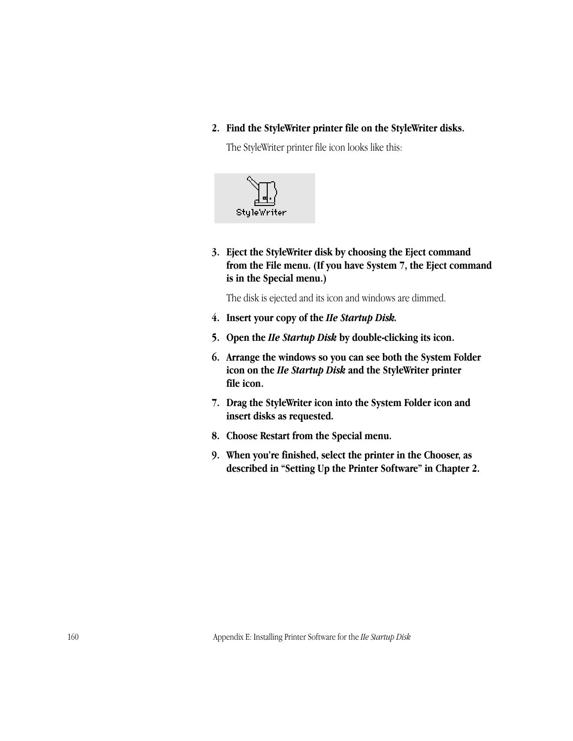2. **Find the StyleWriter printer file on the StyleWriter disks.**

   The StyleWriter printer file icon looks like this:

3. **Eject the StyleWriter disk by choosing the Eject command from the File menu. (If you have System 7, the Eject command is in the Special menu.)**

   The disk is ejected and its icon and windows are dimmed.

4. **Insert your copy of the *IIe Startup Disk.***

5. **Open the *IIe Startup Disk* by double-clicking its icon.**

6. **Arrange the windows so you can see both the System Folder icon on the *IIe Startup Disk* and the StyleWriter printer file icon.**

7. **Drag the StyleWriter icon into the System Folder icon and insert disks as requested.**

8. **Choose Restart from the Special menu.**

9. **When you're finished, select the printer in the Chooser, as described in "Setting Up the Printer Software" in Chapter 2.**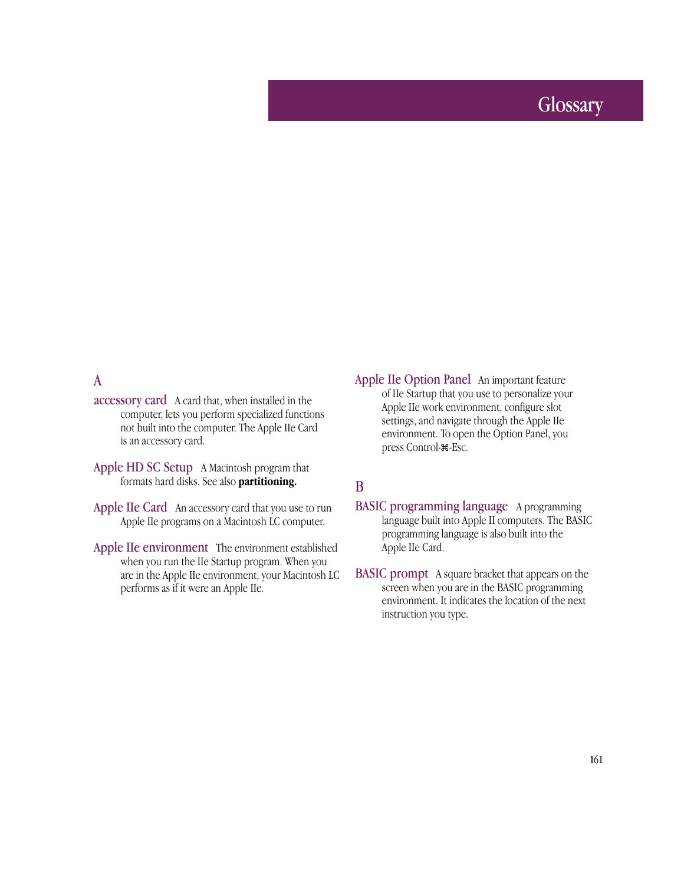# Glossary

## A

**accessory card** A card that, when installed in the computer, lets you perform specialized functions not built into the computer. The Apple IIe Card is an accessory card.

**Apple HD SC Setup** A Macintosh program that formats hard disks. See also **partitioning.**

**Apple IIe Card** An accessory card that you use to run Apple IIe programs on a Macintosh LC computer.

**Apple IIe environment** The environment established when you run the IIe Startup program. When you are in the Apple IIe environment, your Macintosh LC performs as if it were an Apple IIe.

**Apple IIe Option Panel** An important feature of IIe Startup that you use to personalize your Apple IIe work environment, configure slot settings, and navigate through the Apple IIe environment. To open the Option Panel, you press Control-⌘-Esc.

## B

**BASIC programming language** A programming language built into Apple II computers. The BASIC programming language is also built into the Apple IIe Card.

**BASIC prompt** A square bracket that appears on the screen when you are in the BASIC programming environment. It indicates the location of the next instruction you type.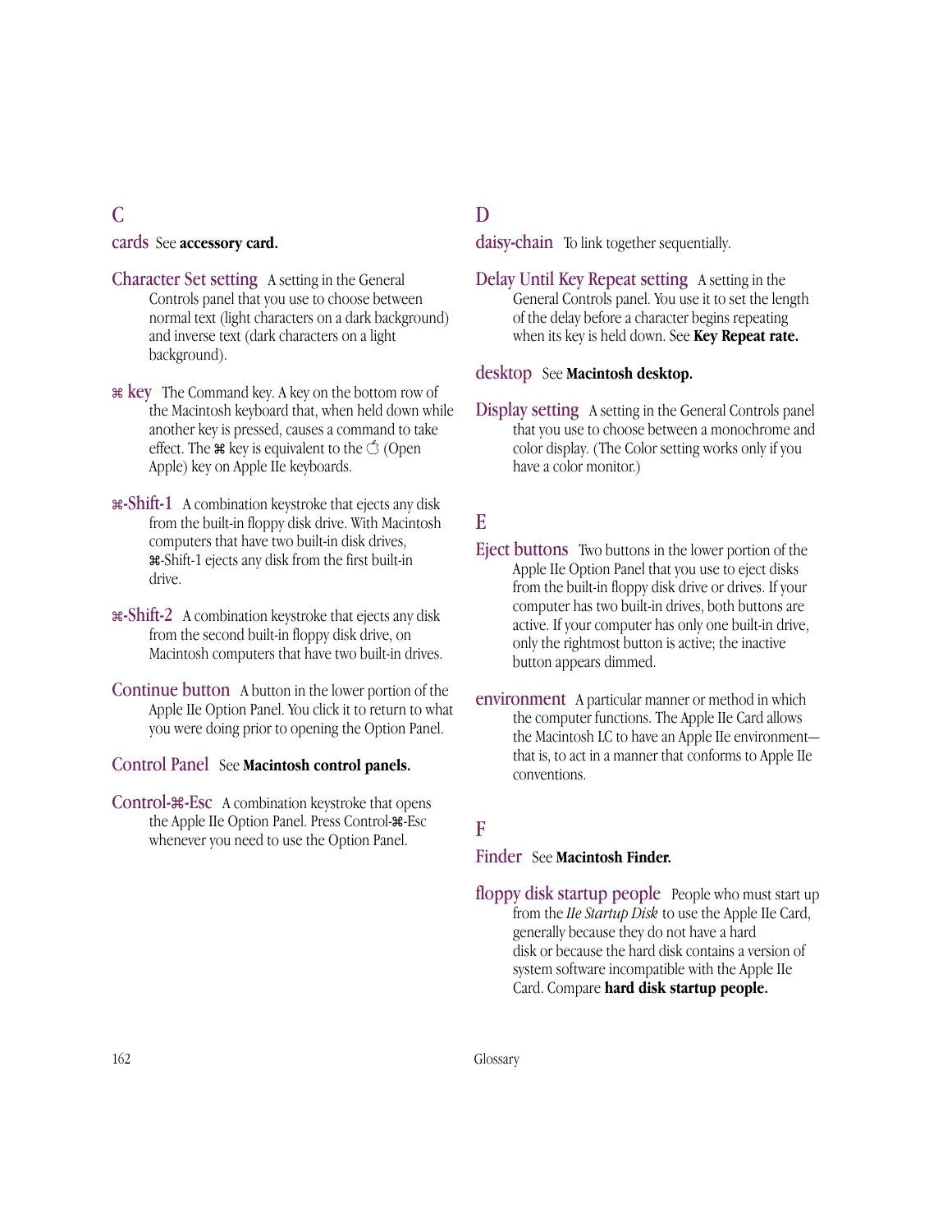## C

**cards** See **accessory card.**

**Character Set setting** A setting in the General Controls panel that you use to choose between normal text (light characters on a dark background) and inverse text (dark characters on a light background).

**⌘ key** The Command key. A key on the bottom row of the Macintosh keyboard that, when held down while another key is pressed, causes a command to take effect. The ⌘ key is equivalent to the  (Open Apple) key on Apple IIe keyboards.

**⌘-Shift-1** A combination keystroke that ejects any disk from the built-in floppy disk drive. With Macintosh computers that have two built-in disk drives, ⌘-Shift-1 ejects any disk from the first built-in drive.

**⌘-Shift-2** A combination keystroke that ejects any disk from the second built-in floppy disk drive, on Macintosh computers that have two built-in drives.

**Continue button** A button in the lower portion of the Apple IIe Option Panel. You click it to return to what you were doing prior to opening the Option Panel.

**Control Panel** See **Macintosh control panels.**

**Control-⌘-Esc** A combination keystroke that opens the Apple IIe Option Panel. Press Control-⌘-Esc whenever you need to use the Option Panel.

## D

**daisy-chain** To link together sequentially.

**Delay Until Key Repeat setting** A setting in the General Controls panel. You use it to set the length of the delay before a character begins repeating when its key is held down. See **Key Repeat rate.**

**desktop** See **Macintosh desktop.**

**Display setting** A setting in the General Controls panel that you use to choose between a monochrome and color display. (The Color setting works only if you have a color monitor.)

## E

**Eject buttons** Two buttons in the lower portion of the Apple IIe Option Panel that you use to eject disks from the built-in floppy disk drive or drives. If your computer has two built-in drives, both buttons are active. If your computer has only one built-in drive, only the rightmost button is active; the inactive button appears dimmed.

**environment** A particular manner or method in which the computer functions. The Apple IIe Card allows the Macintosh LC to have an Apple IIe environment—that is, to act in a manner that conforms to Apple IIe conventions.

## F

**Finder** See **Macintosh Finder.**

**floppy disk startup people** People who must start up from the *IIe Startup Disk* to use the Apple IIe Card, generally because they do not have a hard disk or because the hard disk contains a version of system software incompatible with the Apple IIe Card. Compare **hard disk startup people.**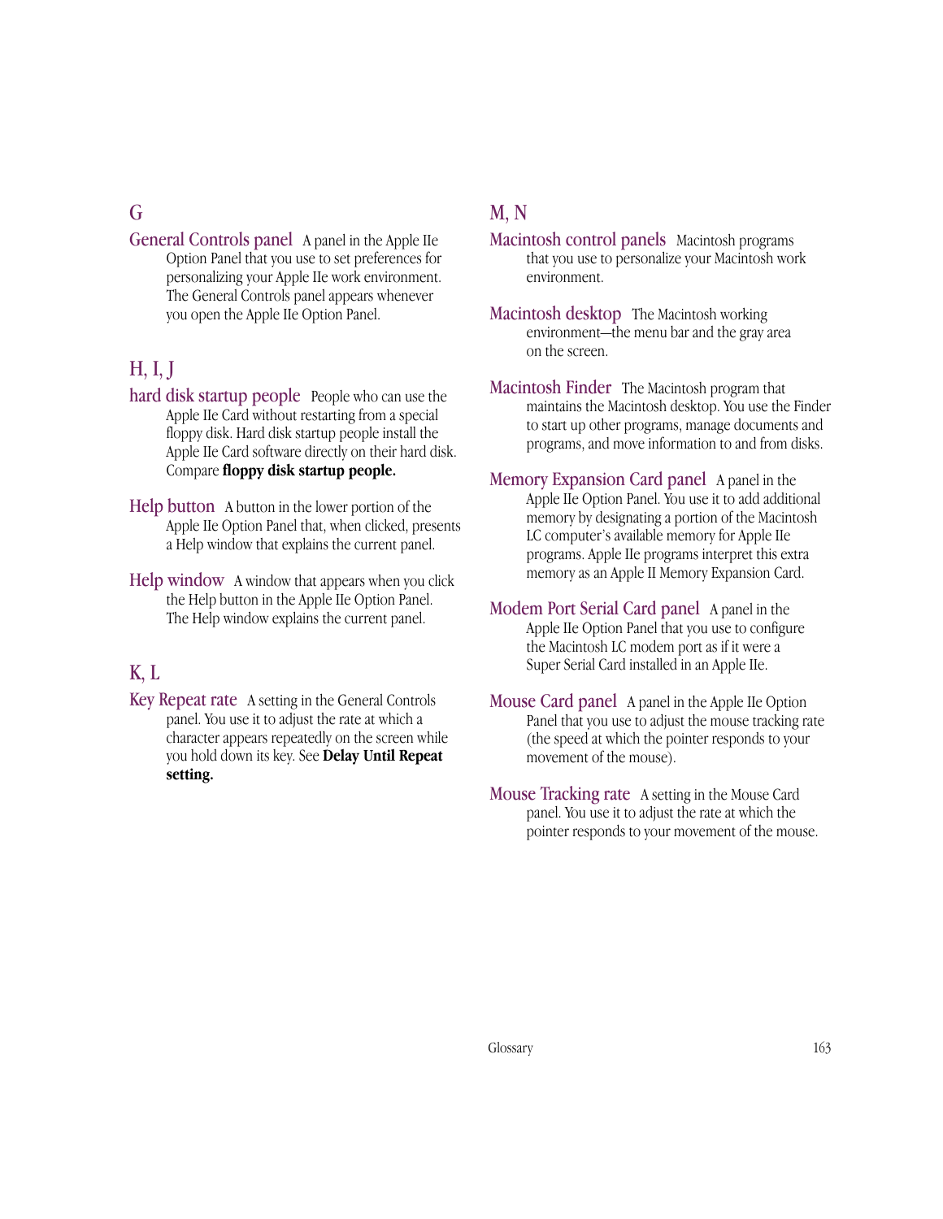## G

**General Controls panel** A panel in the Apple IIe Option Panel that you use to set preferences for personalizing your Apple IIe work environment. The General Controls panel appears whenever you open the Apple IIe Option Panel.

## H, I, J

**hard disk startup people** People who can use the Apple IIe Card without restarting from a special floppy disk. Hard disk startup people install the Apple IIe Card software directly on their hard disk. Compare **floppy disk startup people.**

**Help button** A button in the lower portion of the Apple IIe Option Panel that, when clicked, presents a Help window that explains the current panel.

**Help window** A window that appears when you click the Help button in the Apple IIe Option Panel. The Help window explains the current panel.

## K, L

**Key Repeat rate** A setting in the General Controls panel. You use it to adjust the rate at which a character appears repeatedly on the screen while you hold down its key. See **Delay Until Repeat setting.**

## M, N

**Macintosh control panels** Macintosh programs that you use to personalize your Macintosh work environment.

**Macintosh desktop** The Macintosh working environment—the menu bar and the gray area on the screen.

**Macintosh Finder** The Macintosh program that maintains the Macintosh desktop. You use the Finder to start up other programs, manage documents and programs, and move information to and from disks.

**Memory Expansion Card panel** A panel in the Apple IIe Option Panel. You use it to add additional memory by designating a portion of the Macintosh LC computer's available memory for Apple IIe programs. Apple IIe programs interpret this extra memory as an Apple II Memory Expansion Card.

**Modem Port Serial Card panel** A panel in the Apple IIe Option Panel that you use to configure the Macintosh LC modem port as if it were a Super Serial Card installed in an Apple IIe.

**Mouse Card panel** A panel in the Apple IIe Option Panel that you use to adjust the mouse tracking rate (the speed at which the pointer responds to your movement of the mouse).

**Mouse Tracking rate** A setting in the Mouse Card panel. You use it to adjust the rate at which the pointer responds to your movement of the mouse.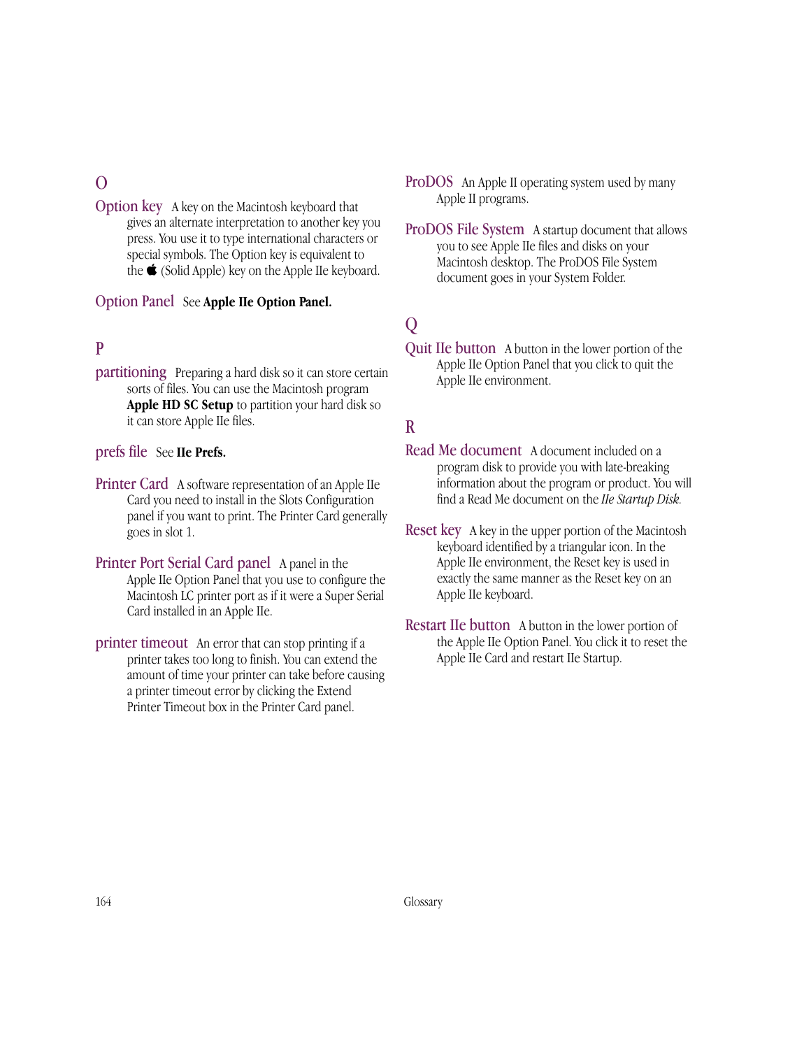## O

**Option key** A key on the Macintosh keyboard that gives an alternate interpretation to another key you press. You use it to type international characters or special symbols. The Option key is equivalent to the  (Solid Apple) key on the Apple IIe keyboard.

**Option Panel** See **Apple IIe Option Panel.**

## P

**partitioning** Preparing a hard disk so it can store certain sorts of files. You can use the Macintosh program **Apple HD SC Setup** to partition your hard disk so it can store Apple IIe files.

**prefs file** See **IIe Prefs.**

**Printer Card** A software representation of an Apple IIe Card you need to install in the Slots Configuration panel if you want to print. The Printer Card generally goes in slot 1.

**Printer Port Serial Card panel** A panel in the Apple IIe Option Panel that you use to configure the Macintosh LC printer port as if it were a Super Serial Card installed in an Apple IIe.

**printer timeout** An error that can stop printing if a printer takes too long to finish. You can extend the amount of time your printer can take before causing a printer timeout error by clicking the Extend Printer Timeout box in the Printer Card panel.

**ProDOS** An Apple II operating system used by many Apple II programs.

**ProDOS File System** A startup document that allows you to see Apple IIe files and disks on your Macintosh desktop. The ProDOS File System document goes in your System Folder.

## Q

**Quit IIe button** A button in the lower portion of the Apple IIe Option Panel that you click to quit the Apple IIe environment.

## R

**Read Me document** A document included on a program disk to provide you with late-breaking information about the program or product. You will find a Read Me document on the *IIe Startup Disk.*

**Reset key** A key in the upper portion of the Macintosh keyboard identified by a triangular icon. In the Apple IIe environment, the Reset key is used in exactly the same manner as the Reset key on an Apple IIe keyboard.

**Restart IIe button** A button in the lower portion of the Apple IIe Option Panel. You click it to reset the Apple IIe Card and restart IIe Startup.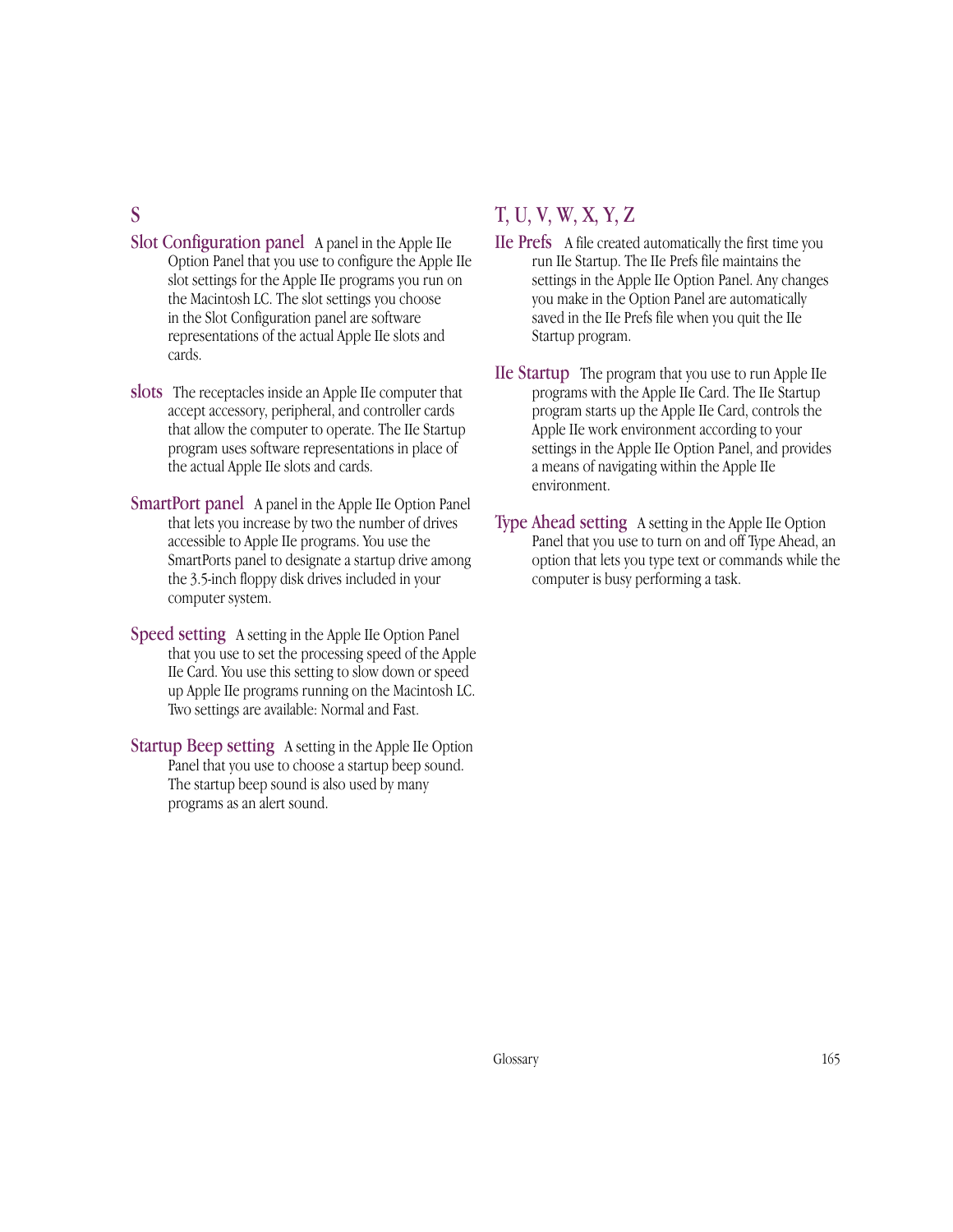## S

**Slot Configuration panel** A panel in the Apple IIe Option Panel that you use to configure the Apple IIe slot settings for the Apple IIe programs you run on the Macintosh LC. The slot settings you choose in the Slot Configuration panel are software representations of the actual Apple IIe slots and cards.

**slots** The receptacles inside an Apple IIe computer that accept accessory, peripheral, and controller cards that allow the computer to operate. The IIe Startup program uses software representations in place of the actual Apple IIe slots and cards.

**SmartPort panel** A panel in the Apple IIe Option Panel that lets you increase by two the number of drives accessible to Apple IIe programs. You use the SmartPorts panel to designate a startup drive among the 3.5-inch floppy disk drives included in your computer system.

**Speed setting** A setting in the Apple IIe Option Panel that you use to set the processing speed of the Apple IIe Card. You use this setting to slow down or speed up Apple IIe programs running on the Macintosh LC. Two settings are available: Normal and Fast.

**Startup Beep setting** A setting in the Apple IIe Option Panel that you use to choose a startup beep sound. The startup beep sound is also used by many programs as an alert sound.

## T, U, V, W, X, Y, Z

**IIe Prefs** A file created automatically the first time you run IIe Startup. The IIe Prefs file maintains the settings in the Apple IIe Option Panel. Any changes you make in the Option Panel are automatically saved in the IIe Prefs file when you quit the IIe Startup program.

**IIe Startup** The program that you use to run Apple IIe programs with the Apple IIe Card. The IIe Startup program starts up the Apple IIe Card, controls the Apple IIe work environment according to your settings in the Apple IIe Option Panel, and provides a means of navigating within the Apple IIe environment.

**Type Ahead setting** A setting in the Apple IIe Option Panel that you use to turn on and off Type Ahead, an option that lets you type text or commands while the computer is busy performing a task.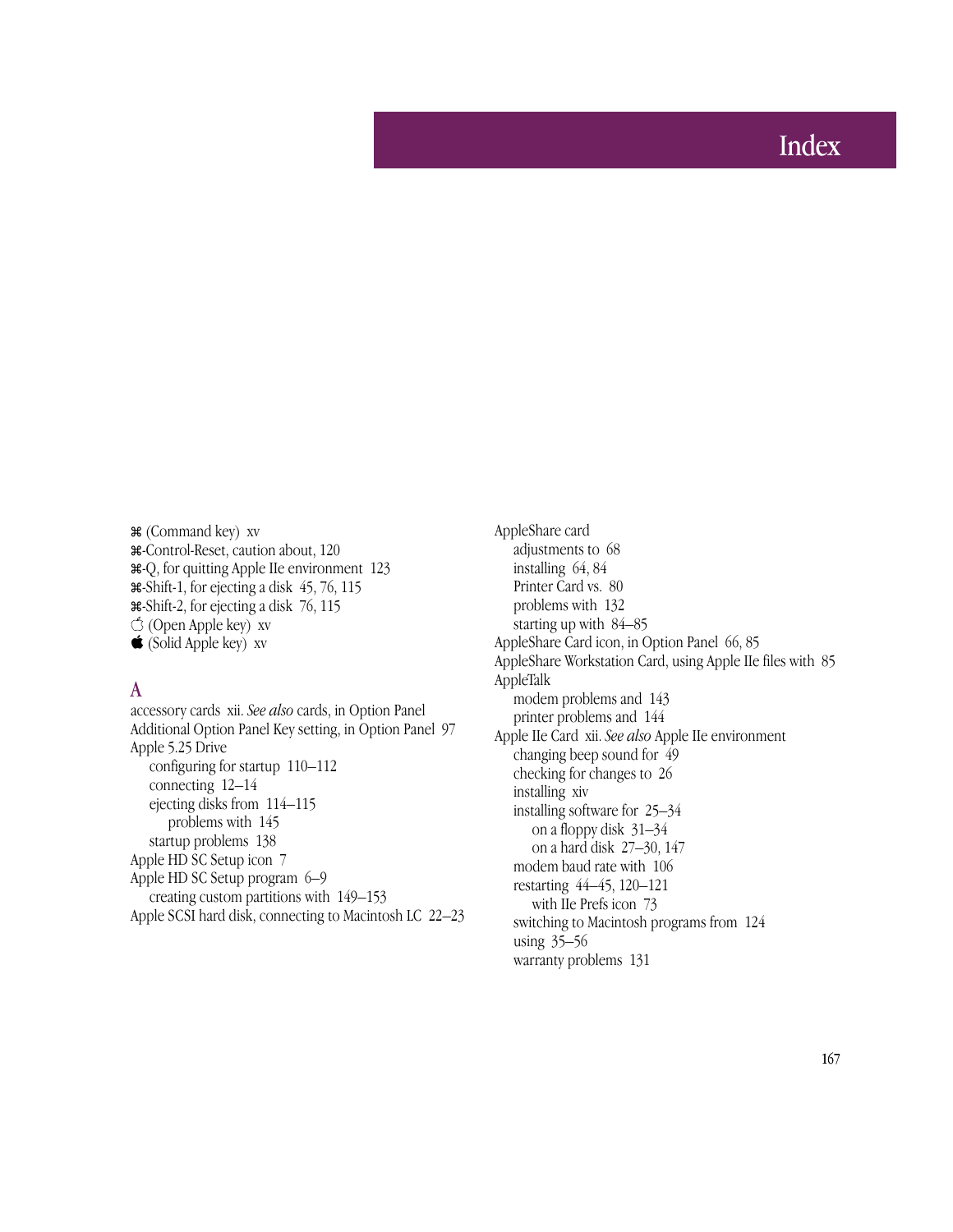# Index

⌘ (Command key) xv
⌘-Control-Reset, caution about, 120
⌘-Q, for quitting Apple IIe environment 123
⌘-Shift-1, for ejecting a disk 45, 76, 115
⌘-Shift-2, for ejecting a disk 76, 115
 (Open Apple key) xv
 (Solid Apple key) xv

## A

accessory cards xii. *See also* cards, in Option Panel
Additional Option Panel Key setting, in Option Panel 97
Apple 5.25 Drive
- configuring for startup 110–112
- connecting 12–14
- ejecting disks from 114–115
  - problems with 145
- startup problems 138

Apple HD SC Setup icon 7
Apple HD SC Setup program 6–9
- creating custom partitions with 149–153

Apple SCSI hard disk, connecting to Macintosh LC 22–23
AppleShare card
- adjustments to 68
- installing 64, 84
- Printer Card vs. 80
- problems with 132
- starting up with 84–85

AppleShare Card icon, in Option Panel 66, 85
AppleShare Workstation Card, using Apple IIe files with 85
AppleTalk
- modem problems and 143
- printer problems and 144

Apple IIe Card xii. *See also* Apple IIe environment
- changing beep sound for 49
- checking for changes to 26
- installing xiv
- installing software for 25–34
  - on a floppy disk 31–34
  - on a hard disk 27–30, 147
- modem baud rate with 106
- restarting 44–45, 120–121
  - with IIe Prefs icon 73
- switching to Macintosh programs from 124
- using 35–56
- warranty problems 131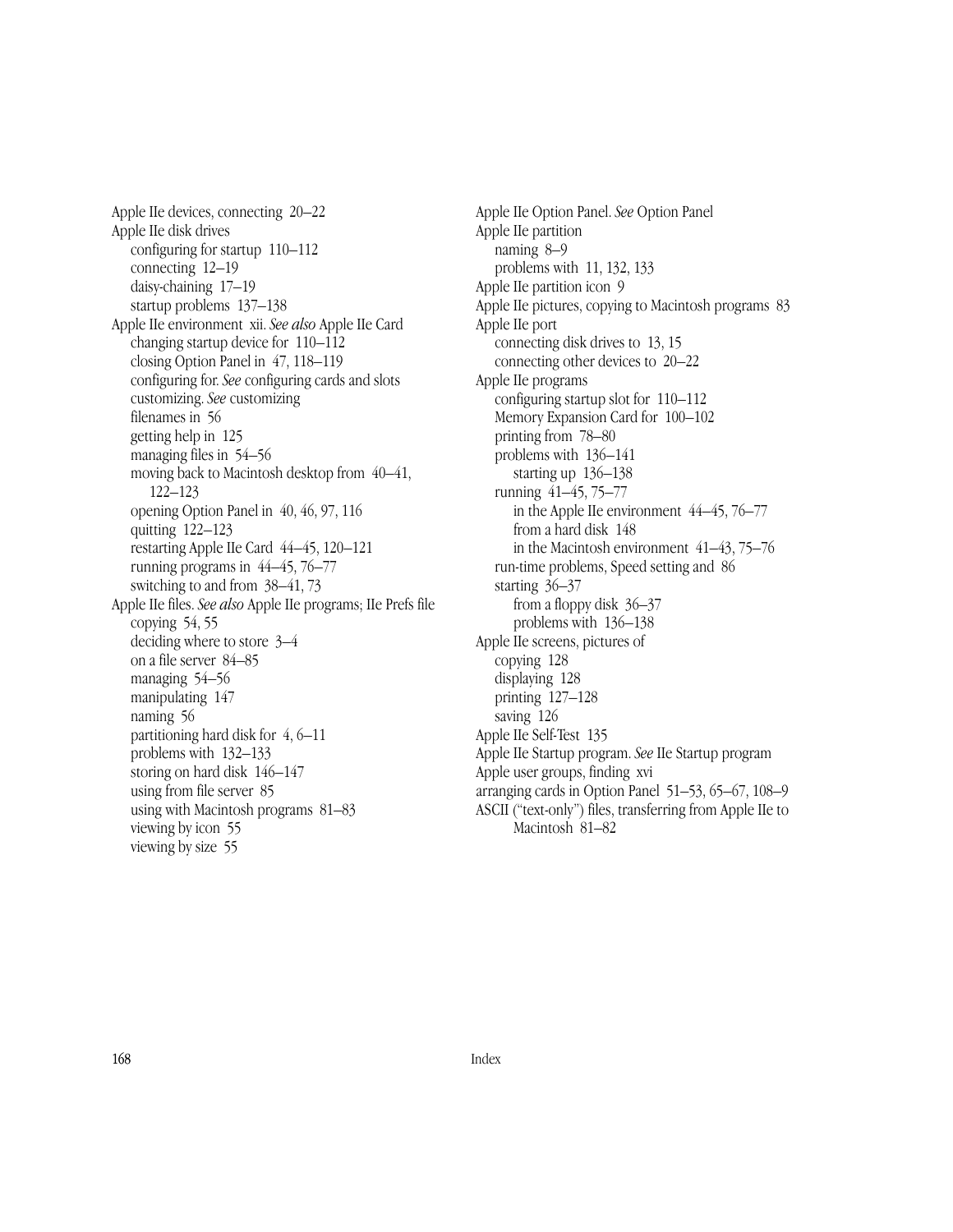Apple IIe devices, connecting 20–22
Apple IIe disk drives
  configuring for startup 110–112
  connecting 12–19
  daisy-chaining 17–19
  startup problems 137–138
Apple IIe environment xii. *See also* Apple IIe Card
  changing startup device for 110–112
  closing Option Panel in 47, 118–119
  configuring for. *See* configuring cards and slots
  customizing. *See* customizing
  filenames in 56
  getting help in 125
  managing files in 54–56
  moving back to Macintosh desktop from 40–41, 122–123
  opening Option Panel in 40, 46, 97, 116
  quitting 122–123
  restarting Apple IIe Card 44–45, 120–121
  running programs in 44–45, 76–77
  switching to and from 38–41, 73
Apple IIe files. *See also* Apple IIe programs; IIe Prefs file
  copying 54, 55
  deciding where to store 3–4
  on a file server 84–85
  managing 54–56
  manipulating 147
  naming 56
  partitioning hard disk for 4, 6–11
  problems with 132–133
  storing on hard disk 146–147
  using from file server 85
  using with Macintosh programs 81–83
  viewing by icon 55
  viewing by size 55

Apple IIe Option Panel. *See* Option Panel
Apple IIe partition
  naming 8–9
  problems with 11, 132, 133
Apple IIe partition icon 9
Apple IIe pictures, copying to Macintosh programs 83
Apple IIe port
  connecting disk drives to 13, 15
  connecting other devices to 20–22
Apple IIe programs
  configuring startup slot for 110–112
  Memory Expansion Card for 100–102
  printing from 78–80
  problems with 136–141
    starting up 136–138
  running 41–45, 75–77
    in the Apple IIe environment 44–45, 76–77
    from a hard disk 148
    in the Macintosh environment 41–43, 75–76
  run-time problems, Speed setting and 86
  starting 36–37
    from a floppy disk 36–37
    problems with 136–138
Apple IIe screens, pictures of
  copying 128
  displaying 128
  printing 127–128
  saving 126
Apple IIe Self-Test 135
Apple IIe Startup program. *See* IIe Startup program
Apple user groups, finding xvi
arranging cards in Option Panel 51–53, 65–67, 108–9
ASCII ("text-only") files, transferring from Apple IIe to Macintosh 81–82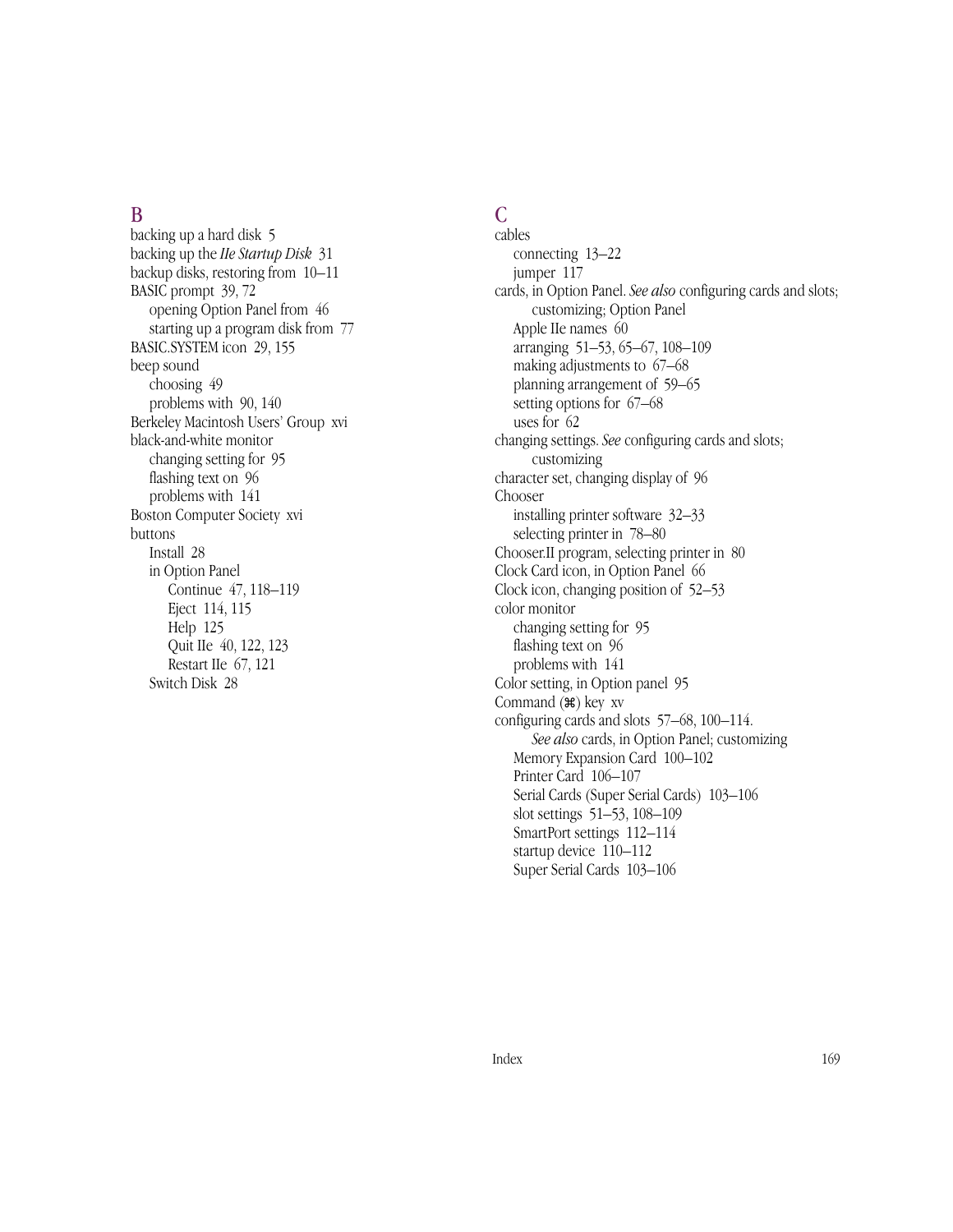## B

backing up a hard disk 5
backing up the *IIe Startup Disk* 31
backup disks, restoring from 10–11
BASIC prompt 39, 72
- opening Option Panel from 46
- starting up a program disk from 77

BASIC.SYSTEM icon 29, 155
beep sound
- choosing 49
- problems with 90, 140

Berkeley Macintosh Users' Group xvi
black-and-white monitor
- changing setting for 95
- flashing text on 96
- problems with 141

Boston Computer Society xvi
buttons
- Install 28
- in Option Panel
  - Continue 47, 118–119
  - Eject 114, 115
  - Help 125
  - Quit IIe 40, 122, 123
  - Restart IIe 67, 121
- Switch Disk 28

## C

cables
- connecting 13–22
- jumper 117

cards, in Option Panel. *See also* configuring cards and slots; customizing; Option Panel
- Apple IIe names 60
- arranging 51–53, 65–67, 108–109
- making adjustments to 67–68
- planning arrangement of 59–65
- setting options for 67–68
- uses for 62

changing settings. *See* configuring cards and slots; customizing
character set, changing display of 96
Chooser
- installing printer software 32–33
- selecting printer in 78–80

Chooser.II program, selecting printer in 80
Clock Card icon, in Option Panel 66
Clock icon, changing position of 52–53
color monitor
- changing setting for 95
- flashing text on 96
- problems with 141

Color setting, in Option panel 95
Command (⌘) key xv
configuring cards and slots 57–68, 100–114. *See also* cards, in Option Panel; customizing
- Memory Expansion Card 100–102
- Printer Card 106–107
- Serial Cards (Super Serial Cards) 103–106
- slot settings 51–53, 108–109
- SmartPort settings 112–114
- startup device 110–112
- Super Serial Cards 103–106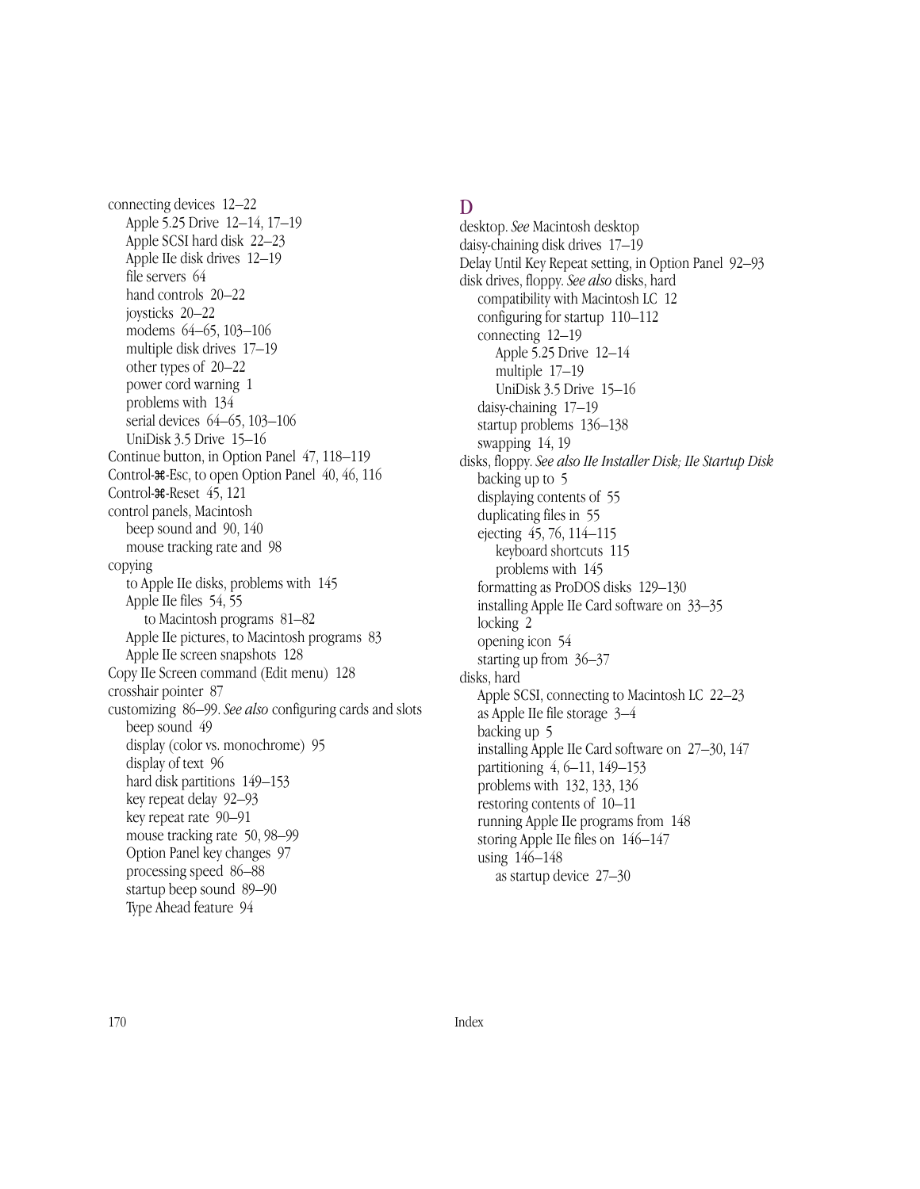connecting devices 12–22
- Apple 5.25 Drive 12–14, 17–19
- Apple SCSI hard disk 22–23
- Apple IIe disk drives 12–19
- file servers 64
- hand controls 20–22
- joysticks 20–22
- modems 64–65, 103–106
- multiple disk drives 17–19
- other types of 20–22
- power cord warning 1
- problems with 134
- serial devices 64–65, 103–106
- UniDisk 3.5 Drive 15–16

Continue button, in Option Panel 47, 118–119

Control-⌘-Esc, to open Option Panel 40, 46, 116

Control-⌘-Reset 45, 121

control panels, Macintosh
- beep sound and 90, 140
- mouse tracking rate and 98

copying
- to Apple IIe disks, problems with 145
- Apple IIe files 54, 55
  - to Macintosh programs 81–82
- Apple IIe pictures, to Macintosh programs 83
- Apple IIe screen snapshots 128

Copy IIe Screen command (Edit menu) 128

crosshair pointer 87

customizing 86–99. *See also* configuring cards and slots
- beep sound 49
- display (color vs. monochrome) 95
- display of text 96
- hard disk partitions 149–153
- key repeat delay 92–93
- key repeat rate 90–91
- mouse tracking rate 50, 98–99
- Option Panel key changes 97
- processing speed 86–88
- startup beep sound 89–90
- Type Ahead feature 94

## D

desktop. *See* Macintosh desktop

daisy-chaining disk drives 17–19

Delay Until Key Repeat setting, in Option Panel 92–93

disk drives, floppy. *See also* disks, hard
- compatibility with Macintosh LC 12
- configuring for startup 110–112
- connecting 12–19
  - Apple 5.25 Drive 12–14
  - multiple 17–19
  - UniDisk 3.5 Drive 15–16
- daisy-chaining 17–19
- startup problems 136–138
- swapping 14, 19

disks, floppy. *See also IIe Installer Disk; IIe Startup Disk*
- backing up to 5
- displaying contents of 55
- duplicating files in 55
- ejecting 45, 76, 114–115
  - keyboard shortcuts 115
  - problems with 145
- formatting as ProDOS disks 129–130
- installing Apple IIe Card software on 33–35
- locking 2
- opening icon 54
- starting up from 36–37

disks, hard
- Apple SCSI, connecting to Macintosh LC 22–23
- as Apple IIe file storage 3–4
- backing up 5
- installing Apple IIe Card software on 27–30, 147
- partitioning 4, 6–11, 149–153
- problems with 132, 133, 136
- restoring contents of 10–11
- running Apple IIe programs from 148
- storing Apple IIe files on 146–147
- using 146–148
  - as startup device 27–30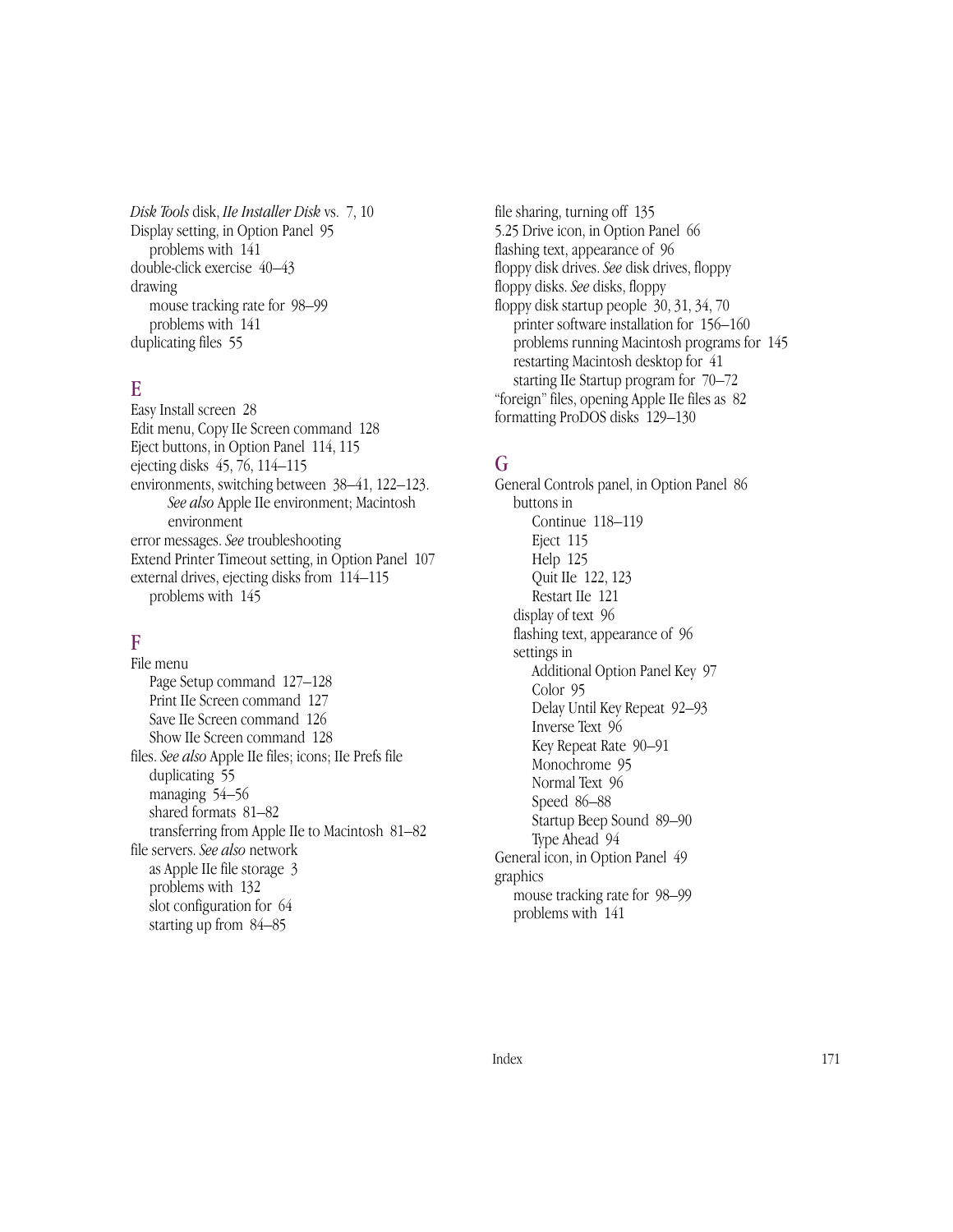*Disk Tools* disk, *IIe Installer Disk* vs. 7, 10
Display setting, in Option Panel 95
  problems with 141
double-click exercise 40–43
drawing
  mouse tracking rate for 98–99
  problems with 141
duplicating files 55

## E

Easy Install screen 28
Edit menu, Copy IIe Screen command 128
Eject buttons, in Option Panel 114, 115
ejecting disks 45, 76, 114–115
environments, switching between 38–41, 122–123. *See also* Apple IIe environment; Macintosh environment
error messages. *See* troubleshooting
Extend Printer Timeout setting, in Option Panel 107
external drives, ejecting disks from 114–115
  problems with 145

## F

File menu
  Page Setup command 127–128
  Print IIe Screen command 127
  Save IIe Screen command 126
  Show IIe Screen command 128
files. *See also* Apple IIe files; icons; IIe Prefs file
  duplicating 55
  managing 54–56
  shared formats 81–82
  transferring from Apple IIe to Macintosh 81–82
file servers. *See also* network
  as Apple IIe file storage 3
  problems with 132
  slot configuration for 64
  starting up from 84–85
file sharing, turning off 135
5.25 Drive icon, in Option Panel 66
flashing text, appearance of 96
floppy disk drives. *See* disk drives, floppy
floppy disks. *See* disks, floppy
floppy disk startup people 30, 31, 34, 70
  printer software installation for 156–160
  problems running Macintosh programs for 145
  restarting Macintosh desktop for 41
  starting IIe Startup program for 70–72
"foreign" files, opening Apple IIe files as 82
formatting ProDOS disks 129–130

## G

General Controls panel, in Option Panel 86
  buttons in
    Continue 118–119
    Eject 115
    Help 125
    Quit IIe 122, 123
    Restart IIe 121
  display of text 96
  flashing text, appearance of 96
  settings in
    Additional Option Panel Key 97
    Color 95
    Delay Until Key Repeat 92–93
    Inverse Text 96
    Key Repeat Rate 90–91
    Monochrome 95
    Normal Text 96
    Speed 86–88
    Startup Beep Sound 89–90
    Type Ahead 94
General icon, in Option Panel 49
graphics
  mouse tracking rate for 98–99
  problems with 141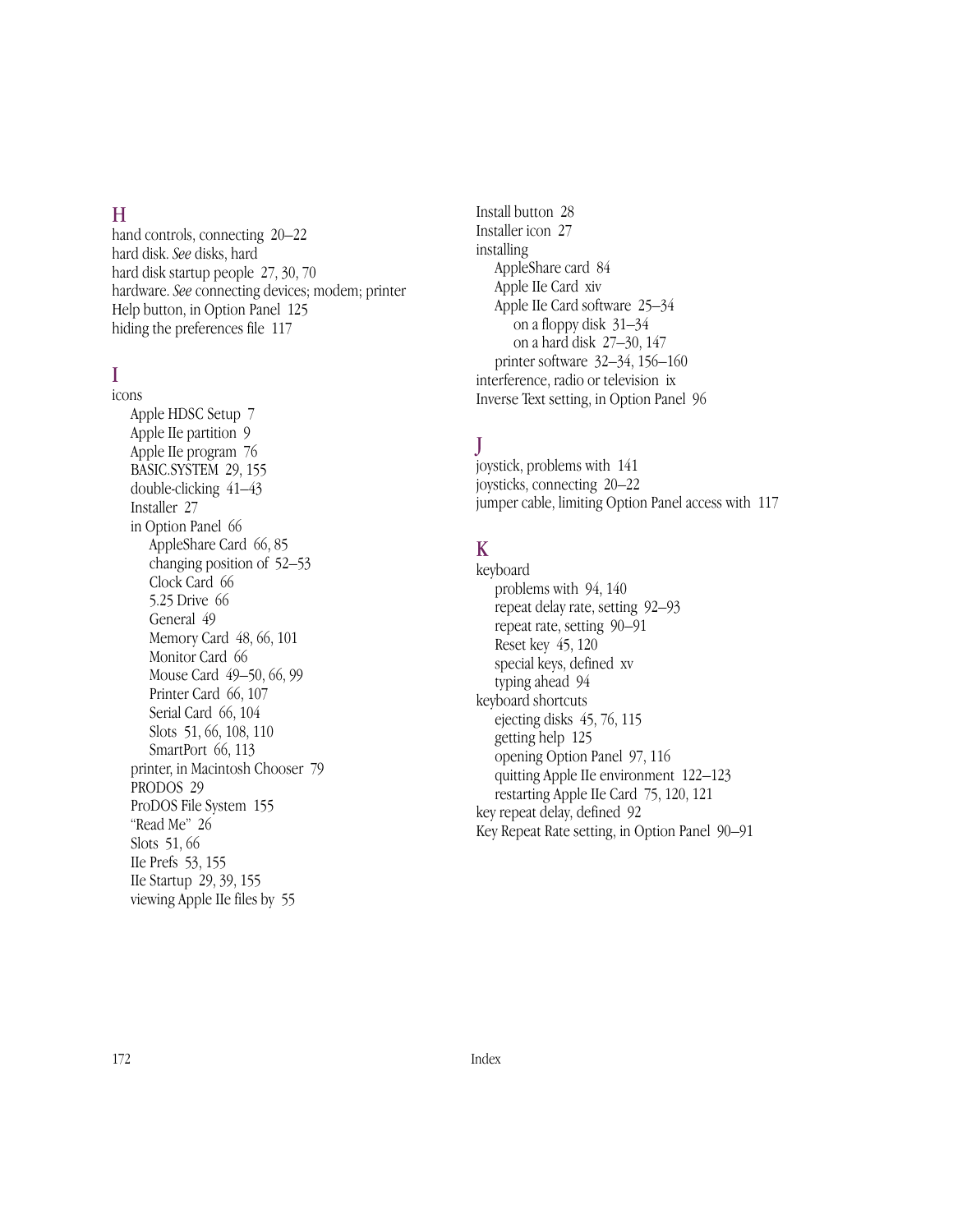## H

hand controls, connecting 20–22
hard disk. *See* disks, hard
hard disk startup people 27, 30, 70
hardware. *See* connecting devices; modem; printer
Help button, in Option Panel 125
hiding the preferences file 117

## I

icons
- Apple HDSC Setup 7
- Apple IIe partition 9
- Apple IIe program 76
- BASIC.SYSTEM 29, 155
- double-clicking 41–43
- Installer 27
- in Option Panel 66
  - AppleShare Card 66, 85
  - changing position of 52–53
  - Clock Card 66
  - 5.25 Drive 66
  - General 49
  - Memory Card 48, 66, 101
  - Monitor Card 66
  - Mouse Card 49–50, 66, 99
  - Printer Card 66, 107
  - Serial Card 66, 104
  - Slots 51, 66, 108, 110
  - SmartPort 66, 113
- printer, in Macintosh Chooser 79
- PRODOS 29
- ProDOS File System 155
- "Read Me" 26
- Slots 51, 66
- IIe Prefs 53, 155
- IIe Startup 29, 39, 155
- viewing Apple IIe files by 55

Install button 28
Installer icon 27
installing
- AppleShare card 84
- Apple IIe Card xiv
- Apple IIe Card software 25–34
  - on a floppy disk 31–34
  - on a hard disk 27–30, 147
- printer software 32–34, 156–160

interference, radio or television ix
Inverse Text setting, in Option Panel 96

## J

joystick, problems with 141
joysticks, connecting 20–22
jumper cable, limiting Option Panel access with 117

## K

keyboard
- problems with 94, 140
- repeat delay rate, setting 92–93
- repeat rate, setting 90–91
- Reset key 45, 120
- special keys, defined xv
- typing ahead 94

keyboard shortcuts
- ejecting disks 45, 76, 115
- getting help 125
- opening Option Panel 97, 116
- quitting Apple IIe environment 122–123
- restarting Apple IIe Card 75, 120, 121

key repeat delay, defined 92
Key Repeat Rate setting, in Option Panel 90–91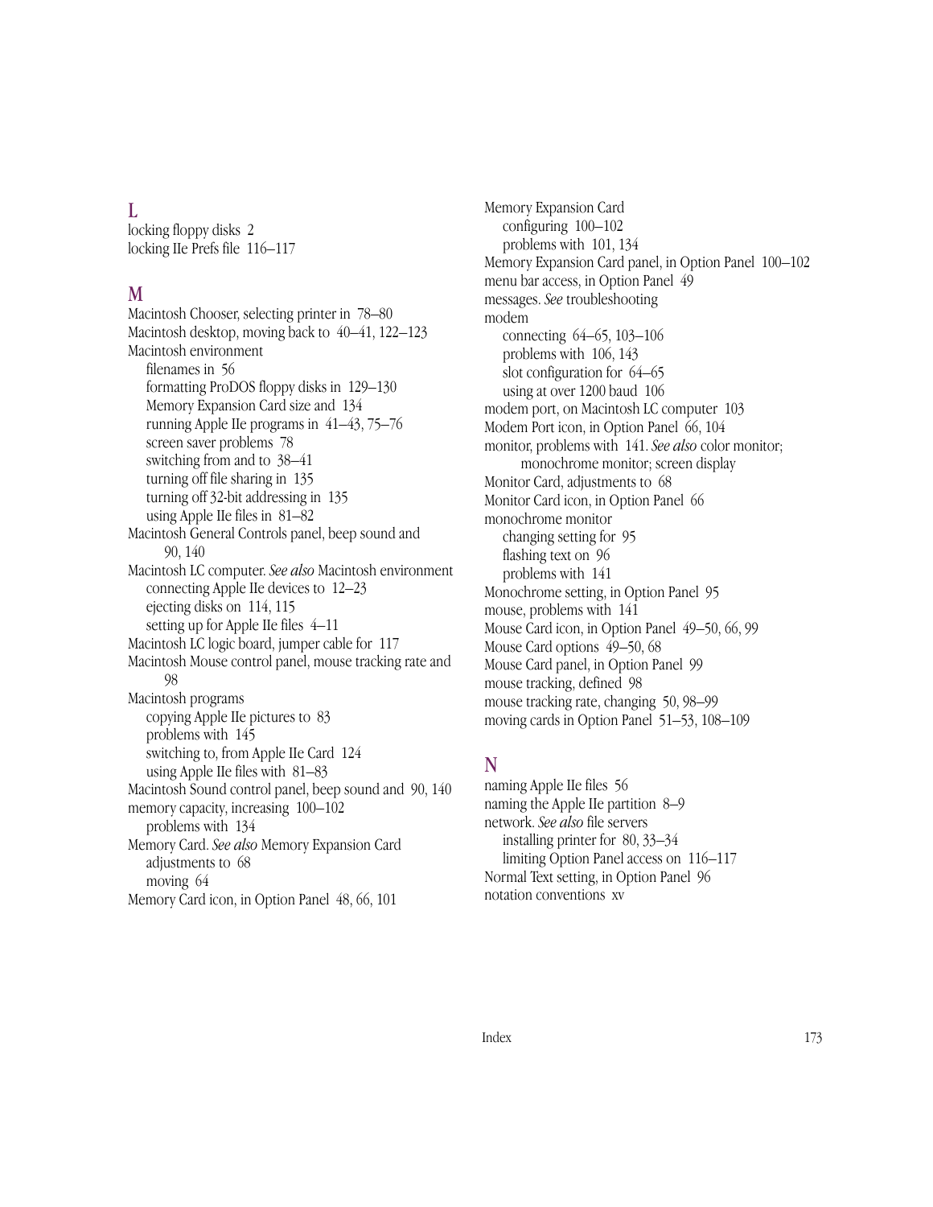## L

locking floppy disks 2
locking IIe Prefs file 116–117

## M

Macintosh Chooser, selecting printer in 78–80
Macintosh desktop, moving back to 40–41, 122–123
Macintosh environment
- filenames in 56
- formatting ProDOS floppy disks in 129–130
- Memory Expansion Card size and 134
- running Apple IIe programs in 41–43, 75–76
- screen saver problems 78
- switching from and to 38–41
- turning off file sharing in 135
- turning off 32-bit addressing in 135
- using Apple IIe files in 81–82

Macintosh General Controls panel, beep sound and 90, 140
Macintosh LC computer. *See also* Macintosh environment
- connecting Apple IIe devices to 12–23
- ejecting disks on 114, 115
- setting up for Apple IIe files 4–11

Macintosh LC logic board, jumper cable for 117
Macintosh Mouse control panel, mouse tracking rate and 98
Macintosh programs
- copying Apple IIe pictures to 83
- problems with 145
- switching to, from Apple IIe Card 124
- using Apple IIe files with 81–83

Macintosh Sound control panel, beep sound and 90, 140
memory capacity, increasing 100–102
- problems with 134

Memory Card. *See also* Memory Expansion Card
- adjustments to 68
- moving 64

Memory Card icon, in Option Panel 48, 66, 101
Memory Expansion Card
- configuring 100–102
- problems with 101, 134

Memory Expansion Card panel, in Option Panel 100–102
menu bar access, in Option Panel 49
messages. *See* troubleshooting
modem
- connecting 64–65, 103–106
- problems with 106, 143
- slot configuration for 64–65
- using at over 1200 baud 106

modem port, on Macintosh LC computer 103
Modem Port icon, in Option Panel 66, 104
monitor, problems with 141. *See also* color monitor; monochrome monitor; screen display
Monitor Card, adjustments to 68
Monitor Card icon, in Option Panel 66
monochrome monitor
- changing setting for 95
- flashing text on 96
- problems with 141

Monochrome setting, in Option Panel 95
mouse, problems with 141
Mouse Card icon, in Option Panel 49–50, 66, 99
Mouse Card options 49–50, 68
Mouse Card panel, in Option Panel 99
mouse tracking, defined 98
mouse tracking rate, changing 50, 98–99
moving cards in Option Panel 51–53, 108–109

## N

naming Apple IIe files 56
naming the Apple IIe partition 8–9
network. *See also* file servers
- installing printer for 80, 33–34
- limiting Option Panel access on 116–117

Normal Text setting, in Option Panel 96
notation conventions xv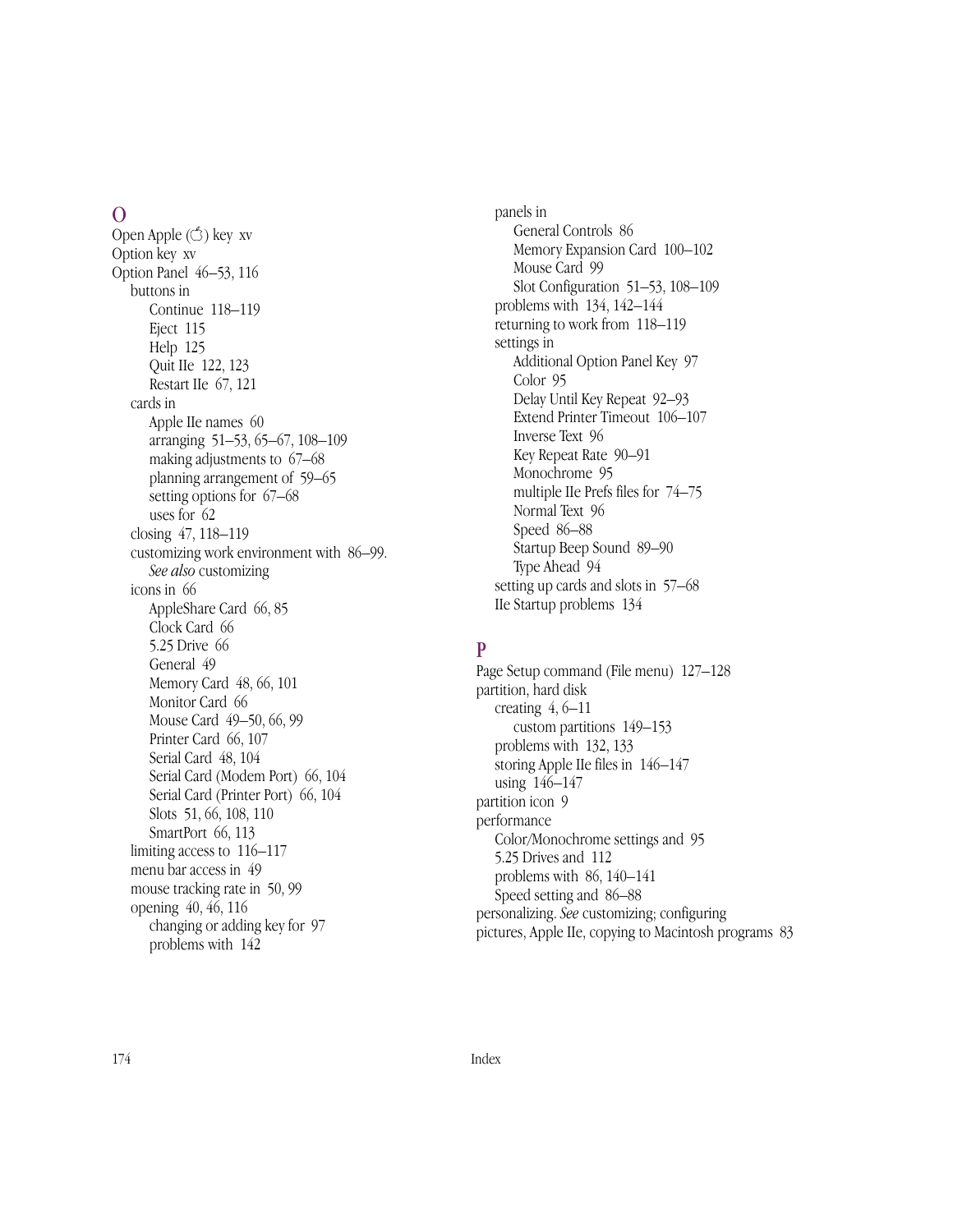## O

Open Apple (⌘) key xv
Option key xv
Option Panel 46–53, 116
- buttons in
  - Continue 118–119
  - Eject 115
  - Help 125
  - Quit IIe 122, 123
  - Restart IIe 67, 121
- cards in
  - Apple IIe names 60
  - arranging 51–53, 65–67, 108–109
  - making adjustments to 67–68
  - planning arrangement of 59–65
  - setting options for 67–68
  - uses for 62
- closing 47, 118–119
- customizing work environment with 86–99. *See also* customizing
- icons in 66
  - AppleShare Card 66, 85
  - Clock Card 66
  - 5.25 Drive 66
  - General 49
  - Memory Card 48, 66, 101
  - Monitor Card 66
  - Mouse Card 49–50, 66, 99
  - Printer Card 66, 107
  - Serial Card 48, 104
  - Serial Card (Modem Port) 66, 104
  - Serial Card (Printer Port) 66, 104
  - Slots 51, 66, 108, 110
  - SmartPort 66, 113
- limiting access to 116–117
- menu bar access in 49
- mouse tracking rate in 50, 99
- opening 40, 46, 116
  - changing or adding key for 97
  - problems with 142
- panels in
  - General Controls 86
  - Memory Expansion Card 100–102
  - Mouse Card 99
  - Slot Configuration 51–53, 108–109
- problems with 134, 142–144
- returning to work from 118–119
- settings in
  - Additional Option Panel Key 97
  - Color 95
  - Delay Until Key Repeat 92–93
  - Extend Printer Timeout 106–107
  - Inverse Text 96
  - Key Repeat Rate 90–91
  - Monochrome 95
  - multiple IIe Prefs files for 74–75
  - Normal Text 96
  - Speed 86–88
  - Startup Beep Sound 89–90
  - Type Ahead 94
- setting up cards and slots in 57–68
- IIe Startup problems 134

## P

Page Setup command (File menu) 127–128
partition, hard disk
- creating 4, 6–11
  - custom partitions 149–153
- problems with 132, 133
- storing Apple IIe files in 146–147
- using 146–147

partition icon 9
performance
- Color/Monochrome settings and 95
- 5.25 Drives and 112
- problems with 86, 140–141
- Speed setting and 86–88

personalizing. *See* customizing; configuring
pictures, Apple IIe, copying to Macintosh programs 83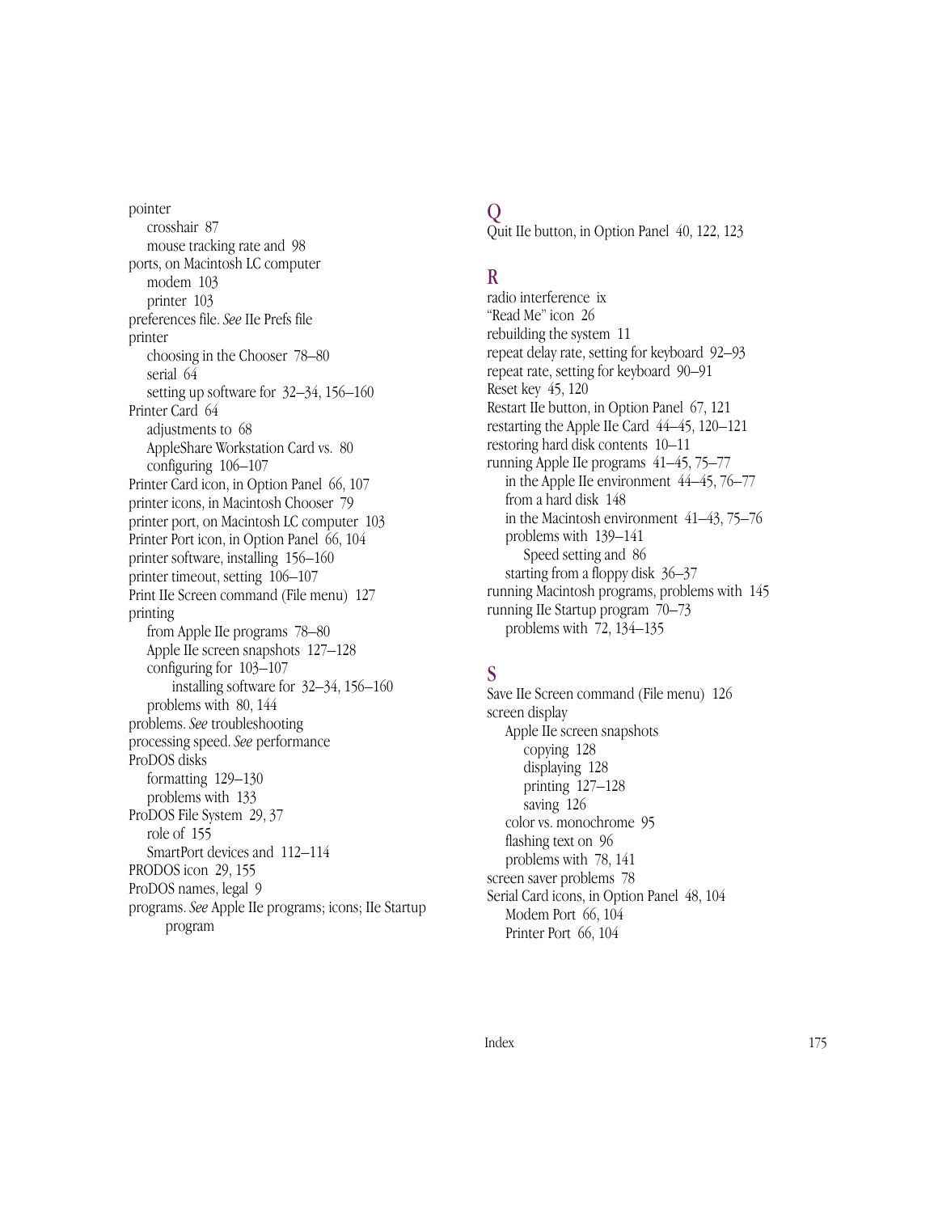pointer
  crosshair 87
  mouse tracking rate and 98
ports, on Macintosh LC computer
  modem 103
  printer 103
preferences file. *See* IIe Prefs file
printer
  choosing in the Chooser 78–80
  serial 64
  setting up software for 32–34, 156–160
Printer Card 64
  adjustments to 68
  AppleShare Workstation Card vs. 80
  configuring 106–107
Printer Card icon, in Option Panel 66, 107
printer icons, in Macintosh Chooser 79
printer port, on Macintosh LC computer 103
Printer Port icon, in Option Panel 66, 104
printer software, installing 156–160
printer timeout, setting 106–107
Print IIe Screen command (File menu) 127
printing
  from Apple IIe programs 78–80
  Apple IIe screen snapshots 127–128
  configuring for 103–107
    installing software for 32–34, 156–160
  problems with 80, 144
problems. *See* troubleshooting
processing speed. *See* performance
ProDOS disks
  formatting 129–130
  problems with 133
ProDOS File System 29, 37
  role of 155
  SmartPort devices and 112–114
PRODOS icon 29, 155
ProDOS names, legal 9
programs. *See* Apple IIe programs; icons; IIe Startup program

## Q

Quit IIe button, in Option Panel 40, 122, 123

## R

radio interference ix
"Read Me" icon 26
rebuilding the system 11
repeat delay rate, setting for keyboard 92–93
repeat rate, setting for keyboard 90–91
Reset key 45, 120
Restart IIe button, in Option Panel 67, 121
restarting the Apple IIe Card 44–45, 120–121
restoring hard disk contents 10–11
running Apple IIe programs 41–45, 75–77
  in the Apple IIe environment 44–45, 76–77
  from a hard disk 148
  in the Macintosh environment 41–43, 75–76
  problems with 139–141
    Speed setting and 86
  starting from a floppy disk 36–37
running Macintosh programs, problems with 145
running IIe Startup program 70–73
  problems with 72, 134–135

## S

Save IIe Screen command (File menu) 126
screen display
  Apple IIe screen snapshots
    copying 128
    displaying 128
    printing 127–128
    saving 126
  color vs. monochrome 95
  flashing text on 96
  problems with 78, 141
screen saver problems 78
Serial Card icons, in Option Panel 48, 104
  Modem Port 66, 104
  Printer Port 66, 104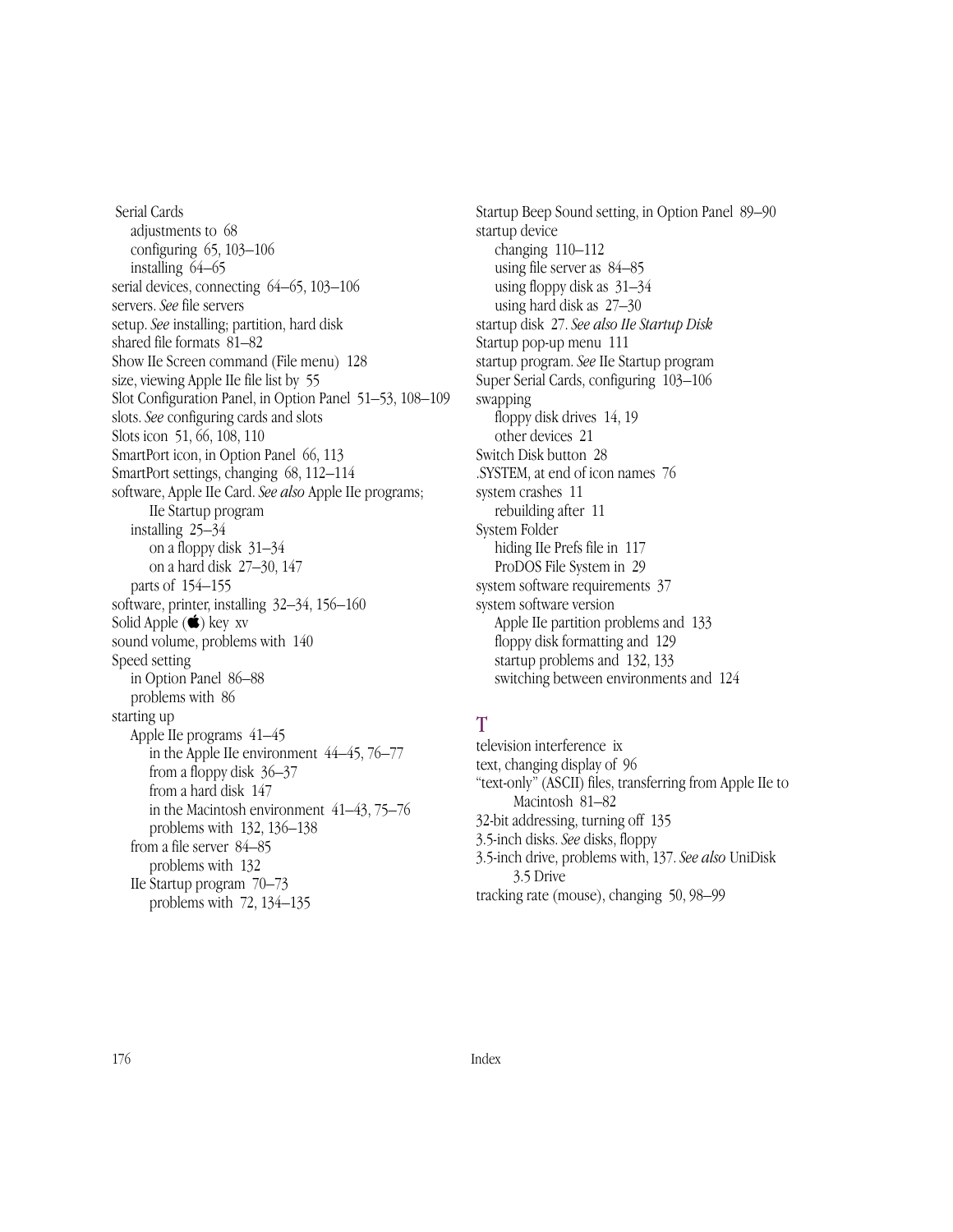Serial Cards
- adjustments to 68
- configuring 65, 103–106
- installing 64–65

serial devices, connecting 64–65, 103–106
servers. *See* file servers
setup. *See* installing; partition, hard disk
shared file formats 81–82
Show IIe Screen command (File menu) 128
size, viewing Apple IIe file list by 55
Slot Configuration Panel, in Option Panel 51–53, 108–109
slots. *See* configuring cards and slots
Slots icon 51, 66, 108, 110
SmartPort icon, in Option Panel 66, 113
SmartPort settings, changing 68, 112–114
software, Apple IIe Card. *See also* Apple IIe programs; IIe Startup program
- installing 25–34
  - on a floppy disk 31–34
  - on a hard disk 27–30, 147
- parts of 154–155

software, printer, installing 32–34, 156–160
Solid Apple () key xv
sound volume, problems with 140
Speed setting
- in Option Panel 86–88
- problems with 86

starting up
- Apple IIe programs 41–45
  - in the Apple IIe environment 44–45, 76–77
  - from a floppy disk 36–37
  - from a hard disk 147
  - in the Macintosh environment 41–43, 75–76
  - problems with 132, 136–138
- from a file server 84–85
  - problems with 132
- IIe Startup program 70–73
  - problems with 72, 134–135

Startup Beep Sound setting, in Option Panel 89–90
startup device
- changing 110–112
- using file server as 84–85
- using floppy disk as 31–34
- using hard disk as 27–30

startup disk 27. *See also IIe Startup Disk*
Startup pop-up menu 111
startup program. *See* IIe Startup program
Super Serial Cards, configuring 103–106
swapping
- floppy disk drives 14, 19
- other devices 21

Switch Disk button 28
.SYSTEM, at end of icon names 76
system crashes 11
- rebuilding after 11

System Folder
- hiding IIe Prefs file in 117
- ProDOS File System in 29

system software requirements 37
system software version
- Apple IIe partition problems and 133
- floppy disk formatting and 129
- startup problems and 132, 133
- switching between environments and 124

## T

television interference ix
text, changing display of 96
"text-only" (ASCII) files, transferring from Apple IIe to Macintosh 81–82
32-bit addressing, turning off 135
3.5-inch disks. *See* disks, floppy
3.5-inch drive, problems with, 137. *See also* UniDisk 3.5 Drive
tracking rate (mouse), changing 50, 98–99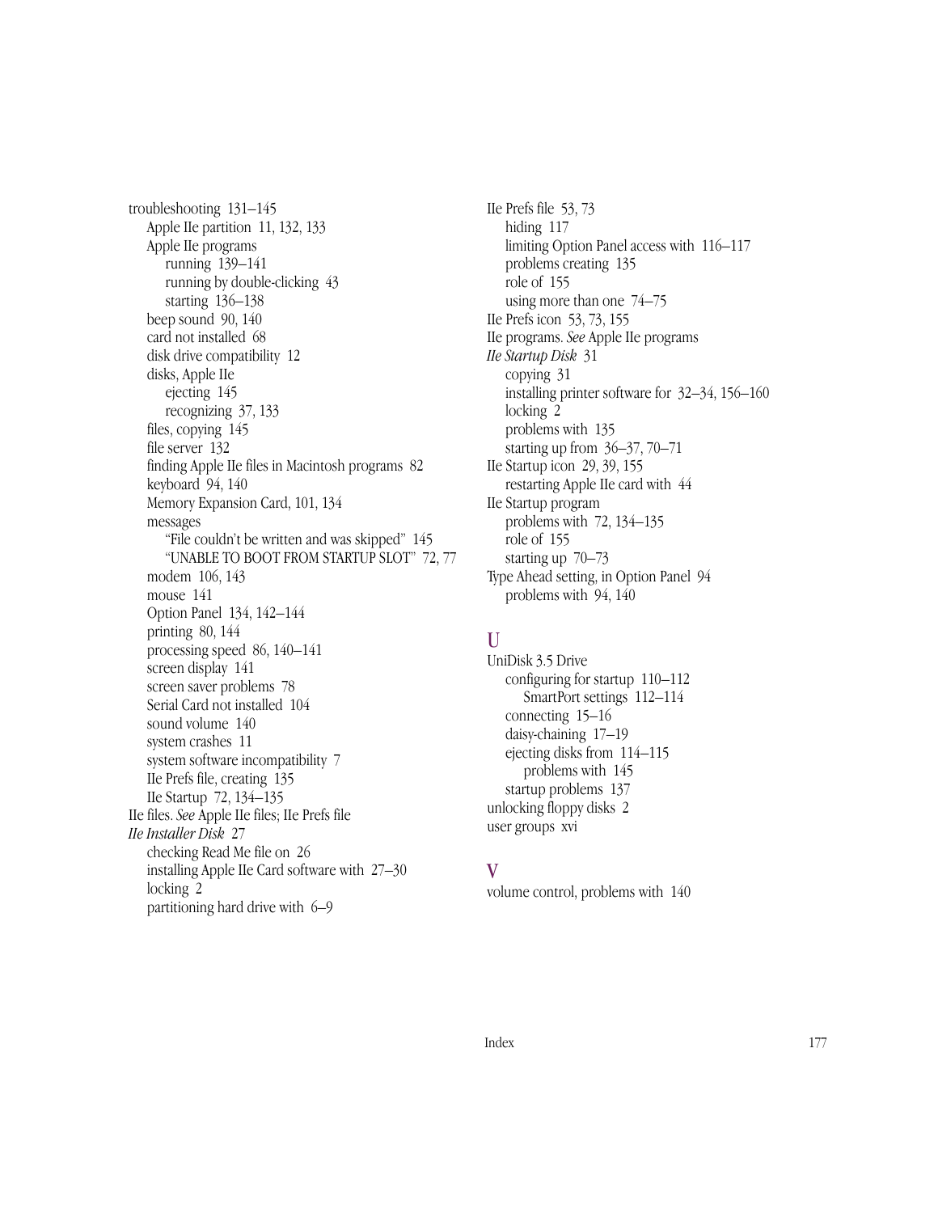troubleshooting 131–145
- Apple IIe partition 11, 132, 133
- Apple IIe programs
  - running 139–141
  - running by double-clicking 43
  - starting 136–138
- beep sound 90, 140
- card not installed 68
- disk drive compatibility 12
- disks, Apple IIe
  - ejecting 145
  - recognizing 37, 133
- files, copying 145
- file server 132
- finding Apple IIe files in Macintosh programs 82
- keyboard 94, 140
- Memory Expansion Card, 101, 134
- messages
  - "File couldn't be written and was skipped" 145
  - "UNABLE TO BOOT FROM STARTUP SLOT" 72, 77
- modem 106, 143
- mouse 141
- Option Panel 134, 142–144
- printing 80, 144
- processing speed 86, 140–141
- screen display 141
- screen saver problems 78
- Serial Card not installed 104
- sound volume 140
- system crashes 11
- system software incompatibility 7
- IIe Prefs file, creating 135
- IIe Startup 72, 134–135

IIe files. *See* Apple IIe files; IIe Prefs file

*IIe Installer Disk* 27
- checking Read Me file on 26
- installing Apple IIe Card software with 27–30
- locking 2
- partitioning hard drive with 6–9

IIe Prefs file 53, 73
- hiding 117
- limiting Option Panel access with 116–117
- problems creating 135
- role of 155
- using more than one 74–75

IIe Prefs icon 53, 73, 155

IIe programs. *See* Apple IIe programs

*IIe Startup Disk* 31
- copying 31
- installing printer software for 32–34, 156–160
- locking 2
- problems with 135
- starting up from 36–37, 70–71

IIe Startup icon 29, 39, 155
- restarting Apple IIe card with 44

IIe Startup program
- problems with 72, 134–135
- role of 155
- starting up 70–73

Type Ahead setting, in Option Panel 94
- problems with 94, 140

## U

UniDisk 3.5 Drive
- configuring for startup 110–112
  - SmartPort settings 112–114
- connecting 15–16
- daisy-chaining 17–19
- ejecting disks from 114–115
  - problems with 145
- startup problems 137

unlocking floppy disks 2

user groups xvi

## V

volume control, problems with 140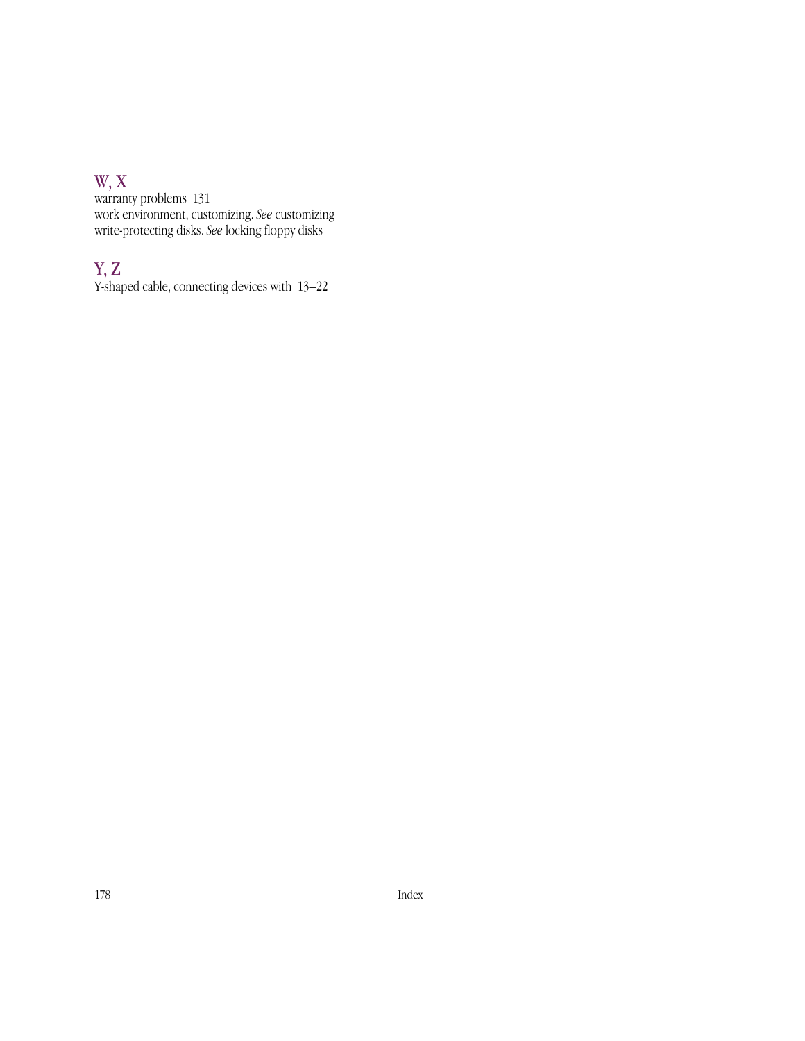## W, X

warranty problems 131
work environment, customizing. *See* customizing
write-protecting disks. *See* locking floppy disks

## Y, Z

Y-shaped cable, connecting devices with 13–22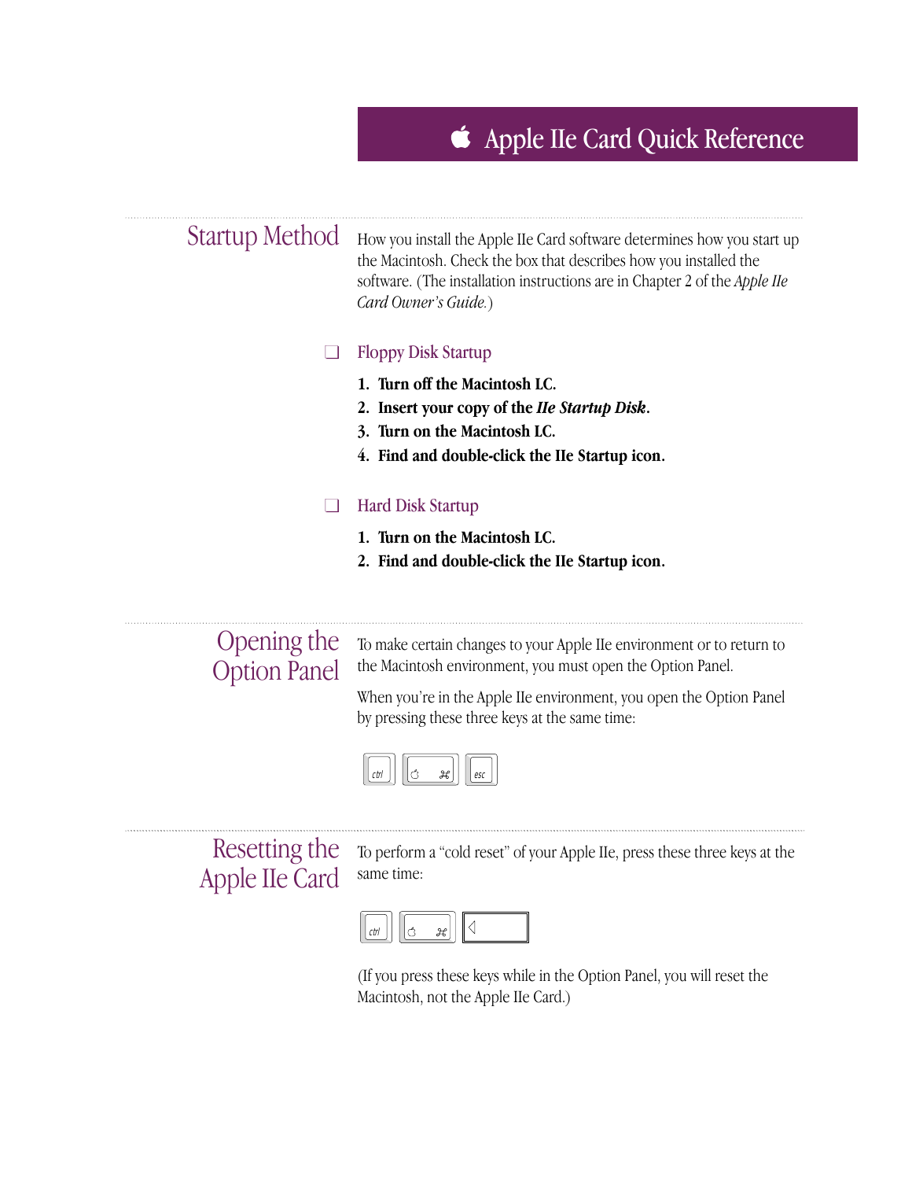# Apple IIe Card Quick Reference

## Startup Method

How you install the Apple IIe Card software determines how you start up the Macintosh. Check the box that describes how you installed the software. (The installation instructions are in Chapter 2 of the *Apple IIe Card Owner's Guide.*)

❑ Floppy Disk Startup

1. **Turn off the Macintosh LC.**
2. **Insert your copy of the *IIe Startup Disk*.**
3. **Turn on the Macintosh LC.**
4. **Find and double-click the IIe Startup icon.**

❑ Hard Disk Startup

1. **Turn on the Macintosh LC.**
2. **Find and double-click the IIe Startup icon.**

## Opening the Option Panel

To make certain changes to your Apple IIe environment or to return to the Macintosh environment, you must open the Option Panel.

When you're in the Apple IIe environment, you open the Option Panel by pressing these three keys at the same time:

ctrl + ⌘ + esc

## Resetting the Apple IIe Card

To perform a "cold reset" of your Apple IIe, press these three keys at the same time:

ctrl + ⌘ + ◁

(If you press these keys while in the Option Panel, you will reset the Macintosh, not the Apple IIe Card.)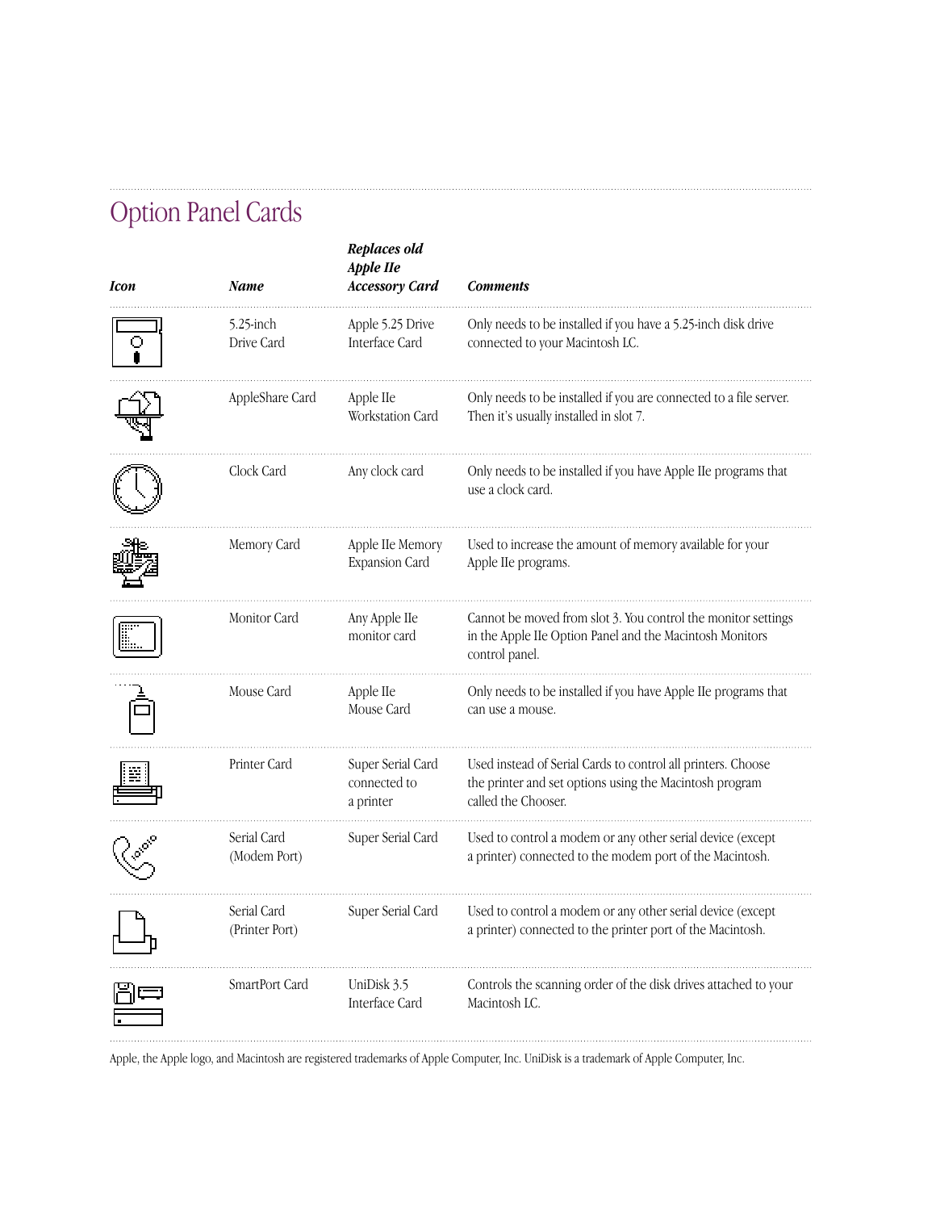# Option Panel Cards

| *Icon* | *Name* | *Replaces old Apple IIe Accessory Card* | *Comments* |
|---|---|---|---|
| | 5.25-inch Drive Card | Apple 5.25 Drive Interface Card | Only needs to be installed if you have a 5.25-inch disk drive connected to your Macintosh LC. |
| | AppleShare Card | Apple IIe Workstation Card | Only needs to be installed if you are connected to a file server. Then it's usually installed in slot 7. |
| | Clock Card | Any clock card | Only needs to be installed if you have Apple IIe programs that use a clock card. |
| | Memory Card | Apple IIe Memory Expansion Card | Used to increase the amount of memory available for your Apple IIe programs. |
| | Monitor Card | Any Apple IIe monitor card | Cannot be moved from slot 3. You control the monitor settings in the Apple IIe Option Panel and the Macintosh Monitors control panel. |
| | Mouse Card | Apple IIe Mouse Card | Only needs to be installed if you have Apple IIe programs that can use a mouse. |
| | Printer Card | Super Serial Card connected to a printer | Used instead of Serial Cards to control all printers. Choose the printer and set options using the Macintosh program called the Chooser. |
| | Serial Card (Modem Port) | Super Serial Card | Used to control a modem or any other serial device (except a printer) connected to the modem port of the Macintosh. |
| | Serial Card (Printer Port) | Super Serial Card | Used to control a modem or any other serial device (except a printer) connected to the printer port of the Macintosh. |
| | SmartPort Card | UniDisk 3.5 Interface Card | Controls the scanning order of the disk drives attached to your Macintosh LC. |

Apple, the Apple logo, and Macintosh are registered trademarks of Apple Computer, Inc. UniDisk is a trademark of Apple Computer, Inc.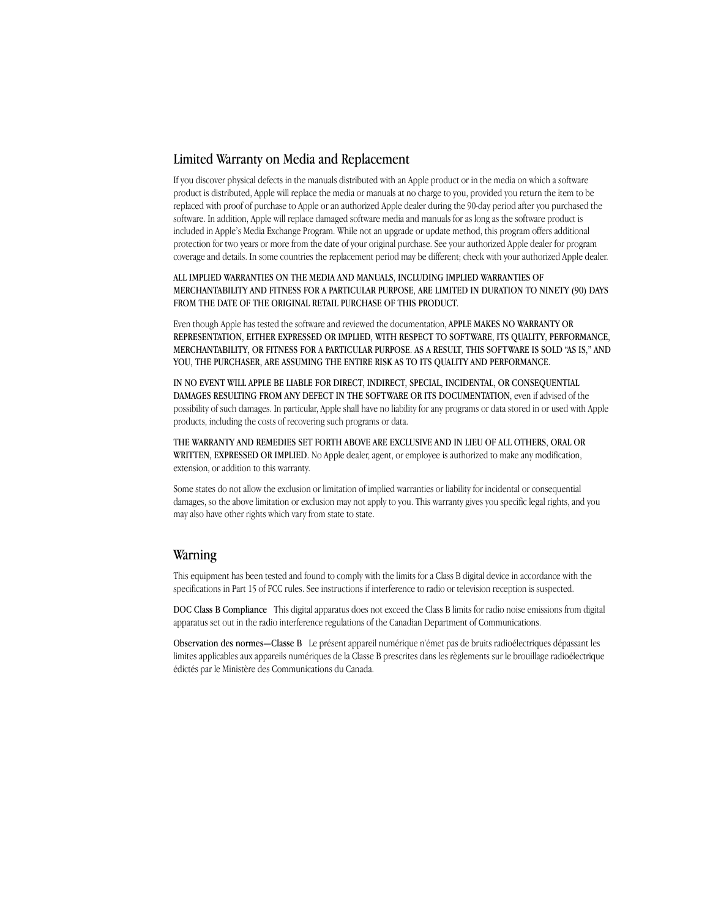## Limited Warranty on Media and Replacement

If you discover physical defects in the manuals distributed with an Apple product or in the media on which a software product is distributed, Apple will replace the media or manuals at no charge to you, provided you return the item to be replaced with proof of purchase to Apple or an authorized Apple dealer during the 90-day period after you purchased the software. In addition, Apple will replace damaged software media and manuals for as long as the software product is included in Apple's Media Exchange Program. While not an upgrade or update method, this program offers additional protection for two years or more from the date of your original purchase. See your authorized Apple dealer for program coverage and details. In some countries the replacement period may be different; check with your authorized Apple dealer.

ALL IMPLIED WARRANTIES ON THE MEDIA AND MANUALS, INCLUDING IMPLIED WARRANTIES OF MERCHANTABILITY AND FITNESS FOR A PARTICULAR PURPOSE, ARE LIMITED IN DURATION TO NINETY (90) DAYS FROM THE DATE OF THE ORIGINAL RETAIL PURCHASE OF THIS PRODUCT.

Even though Apple has tested the software and reviewed the documentation, APPLE MAKES NO WARRANTY OR REPRESENTATION, EITHER EXPRESSED OR IMPLIED, WITH RESPECT TO SOFTWARE, ITS QUALITY, PERFORMANCE, MERCHANTABILITY, OR FITNESS FOR A PARTICULAR PURPOSE. AS A RESULT, THIS SOFTWARE IS SOLD "AS IS," AND YOU, THE PURCHASER, ARE ASSUMING THE ENTIRE RISK AS TO ITS QUALITY AND PERFORMANCE.

IN NO EVENT WILL APPLE BE LIABLE FOR DIRECT, INDIRECT, SPECIAL, INCIDENTAL, OR CONSEQUENTIAL DAMAGES RESULTING FROM ANY DEFECT IN THE SOFTWARE OR ITS DOCUMENTATION, even if advised of the possibility of such damages. In particular, Apple shall have no liability for any programs or data stored in or used with Apple products, including the costs of recovering such programs or data.

THE WARRANTY AND REMEDIES SET FORTH ABOVE ARE EXCLUSIVE AND IN LIEU OF ALL OTHERS, ORAL OR WRITTEN, EXPRESSED OR IMPLIED. No Apple dealer, agent, or employee is authorized to make any modification, extension, or addition to this warranty.

Some states do not allow the exclusion or limitation of implied warranties or liability for incidental or consequential damages, so the above limitation or exclusion may not apply to you. This warranty gives you specific legal rights, and you may also have other rights which vary from state to state.

## Warning

This equipment has been tested and found to comply with the limits for a Class B digital device in accordance with the specifications in Part 15 of FCC rules. See instructions if interference to radio or television reception is suspected.

**DOC Class B Compliance** This digital apparatus does not exceed the Class B limits for radio noise emissions from digital apparatus set out in the radio interference regulations of the Canadian Department of Communications.

**Observation des normes—Classe B** Le présent appareil numérique n'émet pas de bruits radioélectriques dépassant les limites applicables aux appareils numériques de la Classe B prescrites dans les règlements sur le brouillage radioélectrique édictés par le Ministère des Communications du Canada.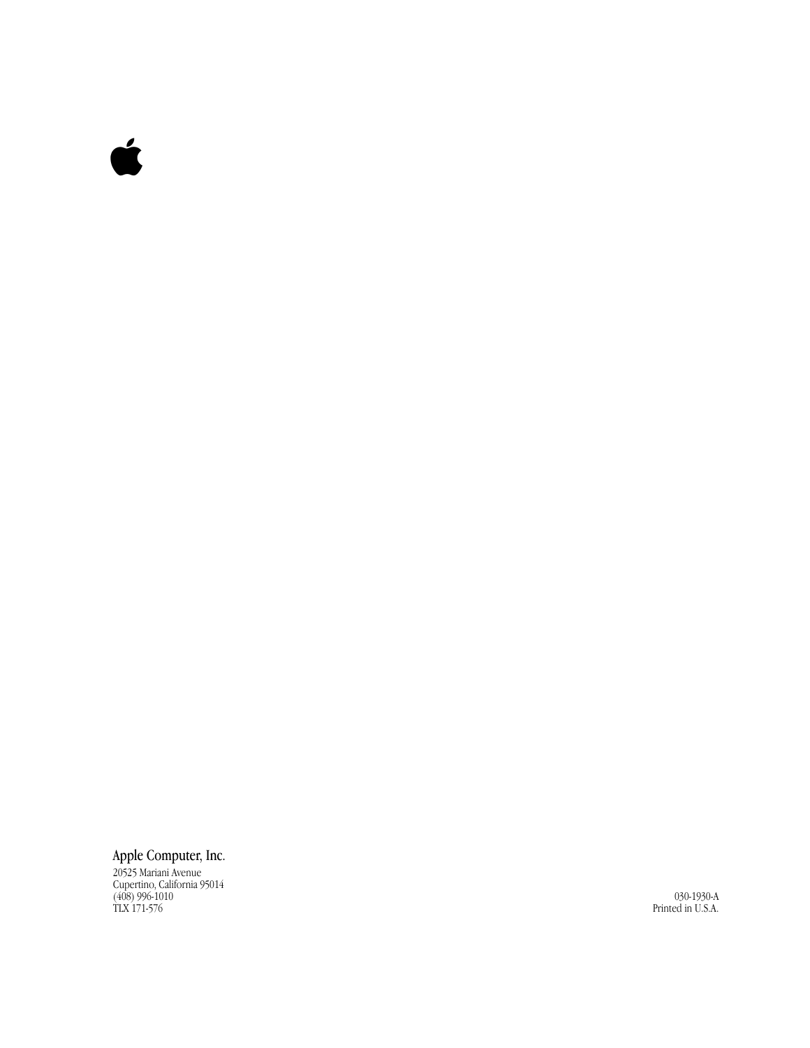Apple Computer, Inc.

20525 Mariani Avenue
Cupertino, California 95014
(408) 996-1010
TLX 171-576

030-1930-A
Printed in U.S.A.